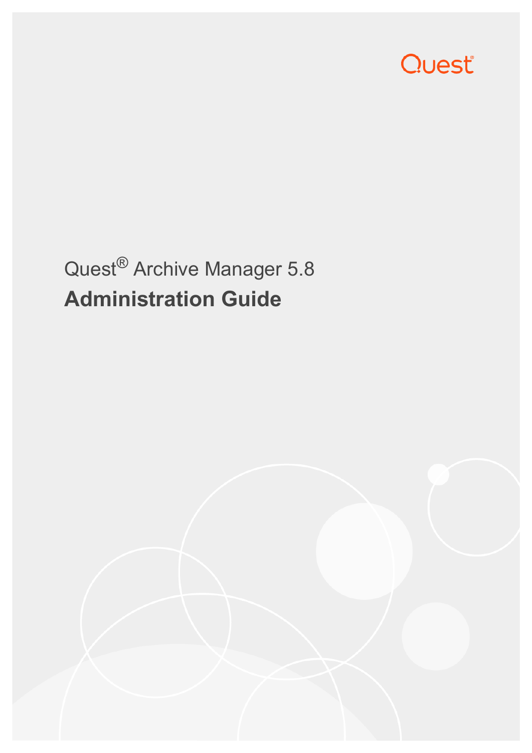Quest

# Quest® Archive Manager 5.8

## Administration Guide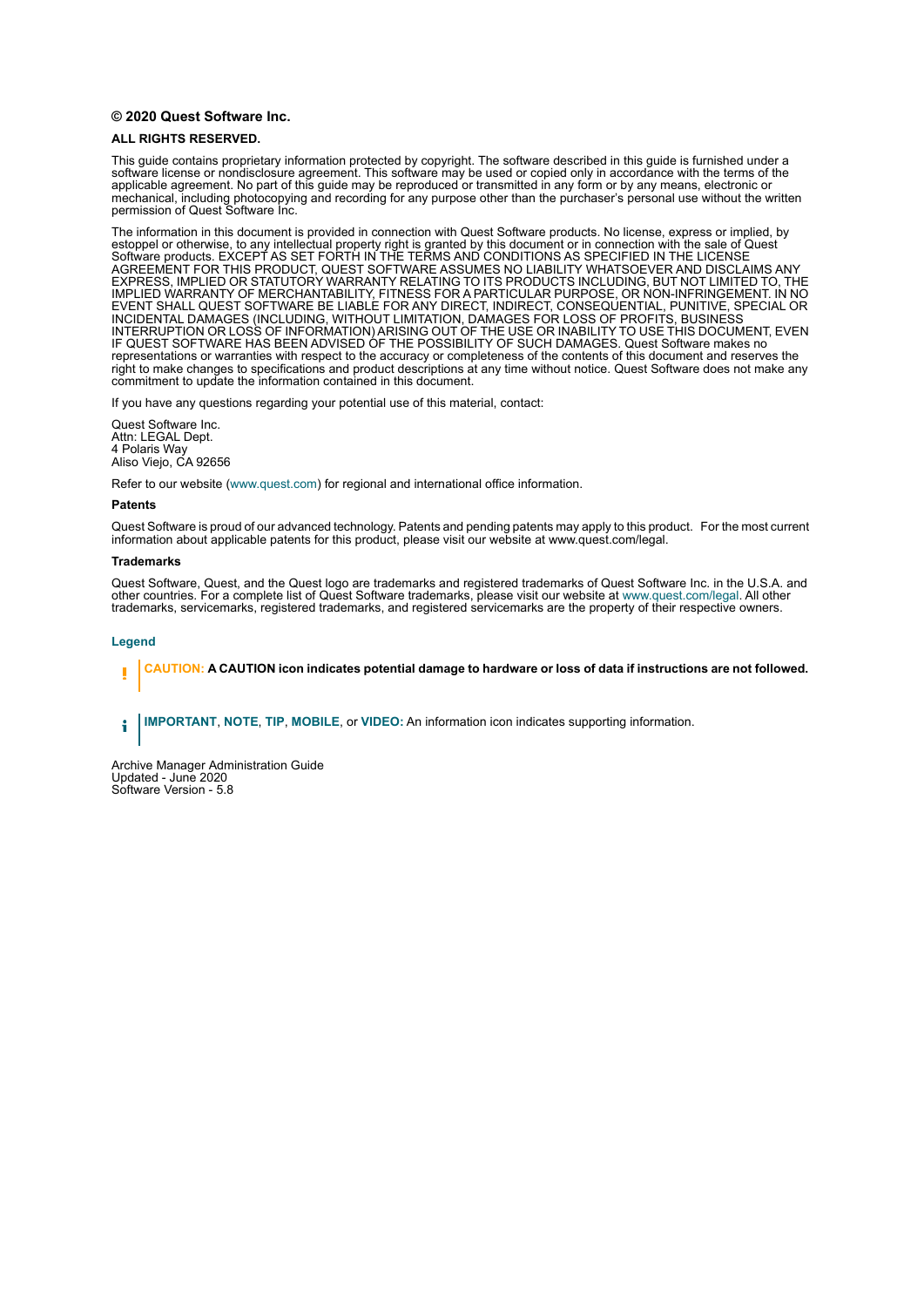**© 2020 Quest Software Inc.**

**ALL RIGHTS RESERVED.**

This guide contains proprietary information protected by copyright. The software described in this guide is furnished under a software license or nondisclosure agreement. This software may be used or copied only in accordance with the terms of the applicable agreement. No part of this guide may be reproduced or transmitted in any form or by any means, electronic or mechanical, including photocopying and recording for any purpose other than the purchaser's personal use without the written permission of Quest Software Inc.

The information in this document is provided in connection with Quest Software products. No license, express or implied, by estoppel or otherwise, to any intellectual property right is granted by this document or in connection with the sale of Quest Software products. EXCEPT AS SET FORTH IN THE TERMS AND CONDITIONS AS SPECIFIED IN THE LICENSE AGREEMENT FOR THIS PRODUCT, QUEST SOFTWARE ASSUMES NO LIABILITY WHATSOEVER AND DISCLAIMS ANY EXPRESS, IMPLIED OR STATUTORY WARRANTY RELATING TO ITS PRODUCTS INCLUDING, BUT NOT LIMITED TO, THE IMPLIED WARRANTY OF MERCHANTABILITY, FITNESS FOR A PARTICULAR PURPOSE, OR NON-INFRINGEMENT. IN NO EVENT SHALL QUEST SOFTWARE BE LIABLE FOR ANY DIRECT, INDIRECT, CONSEQUENTIAL, PUNITIVE, SPECIAL OR INCIDENTAL DAMAGES (INCLUDING, WITHOUT LIMITATION, DAMAGES FOR LOSS OF PROFITS, BUSINESS INTERRUPTION OR LOSS OF INFORMATION) ARISING OUT OF THE USE OR INABILITY TO USE THIS DOCUMENT, EVEN IF QUEST SOFTWARE HAS BEEN ADVISED OF THE POSSIBILITY OF SUCH DAMAGES. Quest Software makes no representations or warranties with respect to the accuracy or completeness of the contents of this document and reserves the right to make changes to specifications and product descriptions at any time without notice. Quest Software does not make any commitment to update the information contained in this document.

If you have any questions regarding your potential use of this material, contact:

Quest Software Inc.
Attn: LEGAL Dept.
4 Polaris Way
Aliso Viejo, CA 92656

Refer to our website (www.quest.com) for regional and international office information.

**Patents**

Quest Software is proud of our advanced technology. Patents and pending patents may apply to this product. For the most current information about applicable patents for this product, please visit our website at www.quest.com/legal.

**Trademarks**

Quest Software, Quest, and the Quest logo are trademarks and registered trademarks of Quest Software Inc. in the U.S.A. and other countries. For a complete list of Quest Software trademarks, please visit our website at www.quest.com/legal. All other trademarks, servicemarks, registered trademarks, and registered servicemarks are the property of their respective owners.

**Legend**

**CAUTION: A CAUTION icon indicates potential damage to hardware or loss of data if instructions are not followed.**

**IMPORTANT**, **NOTE**, **TIP**, **MOBILE**, or **VIDEO:** An information icon indicates supporting information.

Archive Manager Administration Guide
Updated - June 2020
Software Version - 5.8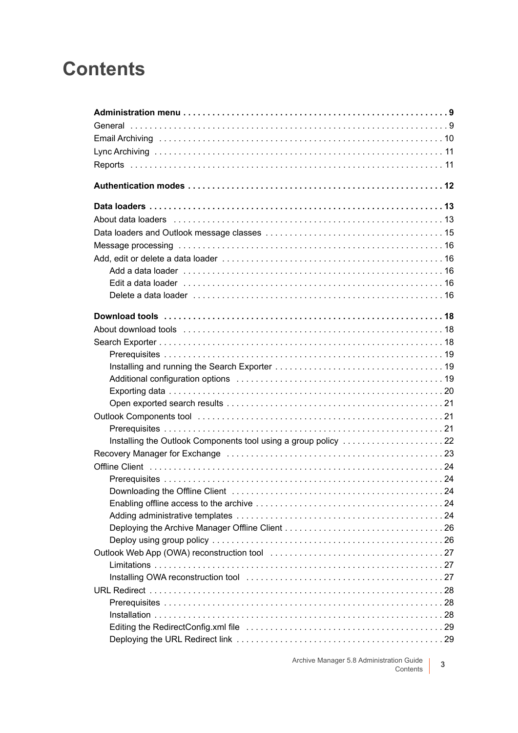# Contents

**Administration menu . . . . . . . . . . . . . . . . . . . . . . . . . . . . . . . . . . . . . . . . . . . . . . . . . . . 9**

General . . . . . . . . . . . . . . . . . . . . . . . . . . . . . . . . . . . . . . . . . . . . . . . . . . . . . . . . . . . . . . . . 9

Email Archiving . . . . . . . . . . . . . . . . . . . . . . . . . . . . . . . . . . . . . . . . . . . . . . . . . . . . . . . . . . . 10

Lync Archiving . . . . . . . . . . . . . . . . . . . . . . . . . . . . . . . . . . . . . . . . . . . . . . . . . . . . . . . . . . . 11

Reports . . . . . . . . . . . . . . . . . . . . . . . . . . . . . . . . . . . . . . . . . . . . . . . . . . . . . . . . . . . . . . . . 11

**Authentication modes . . . . . . . . . . . . . . . . . . . . . . . . . . . . . . . . . . . . . . . . . . . . . . . . . . . 12**

**Data loaders . . . . . . . . . . . . . . . . . . . . . . . . . . . . . . . . . . . . . . . . . . . . . . . . . . . . . . . . . . . 13**

About data loaders . . . . . . . . . . . . . . . . . . . . . . . . . . . . . . . . . . . . . . . . . . . . . . . . . . . . . . . . 13

Data loaders and Outlook message classes . . . . . . . . . . . . . . . . . . . . . . . . . . . . . . . . . . . . . 15

Message processing . . . . . . . . . . . . . . . . . . . . . . . . . . . . . . . . . . . . . . . . . . . . . . . . . . . . . . . 16

Add, edit or delete a data loader . . . . . . . . . . . . . . . . . . . . . . . . . . . . . . . . . . . . . . . . . . . . . . 16

- Add a data loader . . . . . . . . . . . . . . . . . . . . . . . . . . . . . . . . . . . . . . . . . . . . . . . . . . . . . 16
- Edit a data loader . . . . . . . . . . . . . . . . . . . . . . . . . . . . . . . . . . . . . . . . . . . . . . . . . . . . . 16
- Delete a data loader . . . . . . . . . . . . . . . . . . . . . . . . . . . . . . . . . . . . . . . . . . . . . . . . . . . 16

**Download tools . . . . . . . . . . . . . . . . . . . . . . . . . . . . . . . . . . . . . . . . . . . . . . . . . . . . . . . . . 18**

About download tools . . . . . . . . . . . . . . . . . . . . . . . . . . . . . . . . . . . . . . . . . . . . . . . . . . . . . . 18

Search Exporter . . . . . . . . . . . . . . . . . . . . . . . . . . . . . . . . . . . . . . . . . . . . . . . . . . . . . . . . . . 18

- Prerequisites . . . . . . . . . . . . . . . . . . . . . . . . . . . . . . . . . . . . . . . . . . . . . . . . . . . . . . . . . 19
- Installing and running the Search Exporter . . . . . . . . . . . . . . . . . . . . . . . . . . . . . . . . . . 19
- Additional configuration options . . . . . . . . . . . . . . . . . . . . . . . . . . . . . . . . . . . . . . . . . . 19
- Exporting data . . . . . . . . . . . . . . . . . . . . . . . . . . . . . . . . . . . . . . . . . . . . . . . . . . . . . . . . 20
- Open exported search results . . . . . . . . . . . . . . . . . . . . . . . . . . . . . . . . . . . . . . . . . . . . 21

Outlook Components tool . . . . . . . . . . . . . . . . . . . . . . . . . . . . . . . . . . . . . . . . . . . . . . . . . . . 21

- Prerequisites . . . . . . . . . . . . . . . . . . . . . . . . . . . . . . . . . . . . . . . . . . . . . . . . . . . . . . . . . 21
- Installing the Outlook Components tool using a group policy . . . . . . . . . . . . . . . . . . . . 22

Recovery Manager for Exchange . . . . . . . . . . . . . . . . . . . . . . . . . . . . . . . . . . . . . . . . . . . . . 23

Offline Client . . . . . . . . . . . . . . . . . . . . . . . . . . . . . . . . . . . . . . . . . . . . . . . . . . . . . . . . . . . . . 24

- Prerequisites . . . . . . . . . . . . . . . . . . . . . . . . . . . . . . . . . . . . . . . . . . . . . . . . . . . . . . . . . 24
- Downloading the Offline Client . . . . . . . . . . . . . . . . . . . . . . . . . . . . . . . . . . . . . . . . . . . 24
- Enabling offline access to the archive . . . . . . . . . . . . . . . . . . . . . . . . . . . . . . . . . . . . . 24
- Adding administrative templates . . . . . . . . . . . . . . . . . . . . . . . . . . . . . . . . . . . . . . . . . 24
- Deploying the Archive Manager Offline Client . . . . . . . . . . . . . . . . . . . . . . . . . . . . . . . 26
- Deploy using group policy . . . . . . . . . . . . . . . . . . . . . . . . . . . . . . . . . . . . . . . . . . . . . . 26

Outlook Web App (OWA) reconstruction tool . . . . . . . . . . . . . . . . . . . . . . . . . . . . . . . . . . . . 27

- Limitations . . . . . . . . . . . . . . . . . . . . . . . . . . . . . . . . . . . . . . . . . . . . . . . . . . . . . . . . . . 27
- Installing OWA reconstruction tool . . . . . . . . . . . . . . . . . . . . . . . . . . . . . . . . . . . . . . . . 27

URL Redirect . . . . . . . . . . . . . . . . . . . . . . . . . . . . . . . . . . . . . . . . . . . . . . . . . . . . . . . . . . . . 28

- Prerequisites . . . . . . . . . . . . . . . . . . . . . . . . . . . . . . . . . . . . . . . . . . . . . . . . . . . . . . . . . 28
- Installation . . . . . . . . . . . . . . . . . . . . . . . . . . . . . . . . . . . . . . . . . . . . . . . . . . . . . . . . . . 28
- Editing the RedirectConfig.xml file . . . . . . . . . . . . . . . . . . . . . . . . . . . . . . . . . . . . . . . . 29
- Deploying the URL Redirect link . . . . . . . . . . . . . . . . . . . . . . . . . . . . . . . . . . . . . . . . . . 29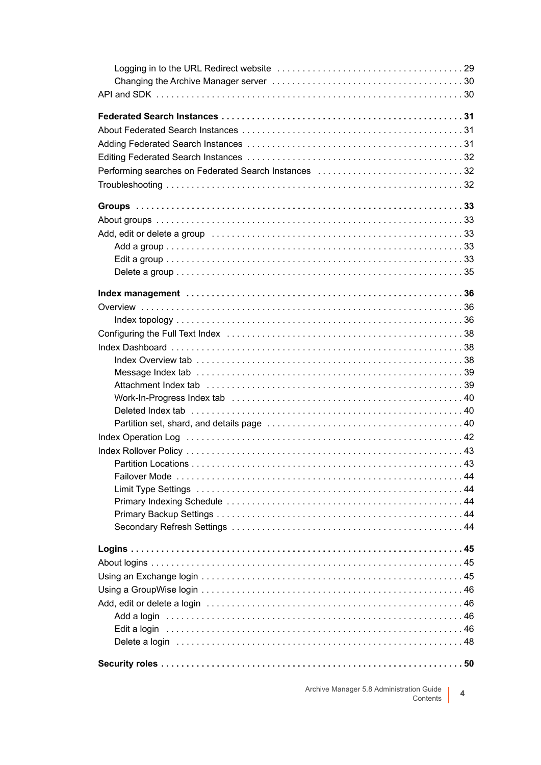- Logging in to the URL Redirect website . . . . . . . . . . . . . . . . . . . . . . . . . . . . . . . . . . . . 29
- Changing the Archive Manager server . . . . . . . . . . . . . . . . . . . . . . . . . . . . . . . . . . . . . 30

API and SDK . . . . . . . . . . . . . . . . . . . . . . . . . . . . . . . . . . . . . . . . . . . . . . . . . . . . . . . . . . . 30

**Federated Search Instances . . . . . . . . . . . . . . . . . . . . . . . . . . . . . . . . . . . . . . . . . . . . . . . 31**

About Federated Search Instances . . . . . . . . . . . . . . . . . . . . . . . . . . . . . . . . . . . . . . . . . . . 31

Adding Federated Search Instances . . . . . . . . . . . . . . . . . . . . . . . . . . . . . . . . . . . . . . . . . . 31

Editing Federated Search Instances . . . . . . . . . . . . . . . . . . . . . . . . . . . . . . . . . . . . . . . . . . 32

Performing searches on Federated Search Instances . . . . . . . . . . . . . . . . . . . . . . . . . . . . . 32

Troubleshooting . . . . . . . . . . . . . . . . . . . . . . . . . . . . . . . . . . . . . . . . . . . . . . . . . . . . . . . . . 32

**Groups . . . . . . . . . . . . . . . . . . . . . . . . . . . . . . . . . . . . . . . . . . . . . . . . . . . . . . . . . . . . . . . . 33**

About groups . . . . . . . . . . . . . . . . . . . . . . . . . . . . . . . . . . . . . . . . . . . . . . . . . . . . . . . . . . . 33

Add, edit or delete a group . . . . . . . . . . . . . . . . . . . . . . . . . . . . . . . . . . . . . . . . . . . . . . . . . 33

- Add a group . . . . . . . . . . . . . . . . . . . . . . . . . . . . . . . . . . . . . . . . . . . . . . . . . . . . . . . . . 33
- Edit a group . . . . . . . . . . . . . . . . . . . . . . . . . . . . . . . . . . . . . . . . . . . . . . . . . . . . . . . . . 33
- Delete a group . . . . . . . . . . . . . . . . . . . . . . . . . . . . . . . . . . . . . . . . . . . . . . . . . . . . . . . 35

**Index management . . . . . . . . . . . . . . . . . . . . . . . . . . . . . . . . . . . . . . . . . . . . . . . . . . . . . . 36**

Overview . . . . . . . . . . . . . . . . . . . . . . . . . . . . . . . . . . . . . . . . . . . . . . . . . . . . . . . . . . . . . . . 36

- Index topology . . . . . . . . . . . . . . . . . . . . . . . . . . . . . . . . . . . . . . . . . . . . . . . . . . . . . . . 36

Configuring the Full Text Index . . . . . . . . . . . . . . . . . . . . . . . . . . . . . . . . . . . . . . . . . . . . . . 38

Index Dashboard . . . . . . . . . . . . . . . . . . . . . . . . . . . . . . . . . . . . . . . . . . . . . . . . . . . . . . . . . 38

- Index Overview tab . . . . . . . . . . . . . . . . . . . . . . . . . . . . . . . . . . . . . . . . . . . . . . . . . . . . 38
- Message Index tab . . . . . . . . . . . . . . . . . . . . . . . . . . . . . . . . . . . . . . . . . . . . . . . . . . . . 39
- Attachment Index tab . . . . . . . . . . . . . . . . . . . . . . . . . . . . . . . . . . . . . . . . . . . . . . . . . . 39
- Work-In-Progress Index tab . . . . . . . . . . . . . . . . . . . . . . . . . . . . . . . . . . . . . . . . . . . . . 40
- Deleted Index tab . . . . . . . . . . . . . . . . . . . . . . . . . . . . . . . . . . . . . . . . . . . . . . . . . . . . . 40
- Partition set, shard, and details page . . . . . . . . . . . . . . . . . . . . . . . . . . . . . . . . . . . . . . 40

Index Operation Log . . . . . . . . . . . . . . . . . . . . . . . . . . . . . . . . . . . . . . . . . . . . . . . . . . . . . . 42

Index Rollover Policy . . . . . . . . . . . . . . . . . . . . . . . . . . . . . . . . . . . . . . . . . . . . . . . . . . . . . . 43

- Partition Locations . . . . . . . . . . . . . . . . . . . . . . . . . . . . . . . . . . . . . . . . . . . . . . . . . . . . . 43
- Failover Mode . . . . . . . . . . . . . . . . . . . . . . . . . . . . . . . . . . . . . . . . . . . . . . . . . . . . . . . . 44
- Limit Type Settings . . . . . . . . . . . . . . . . . . . . . . . . . . . . . . . . . . . . . . . . . . . . . . . . . . . . 44
- Primary Indexing Schedule . . . . . . . . . . . . . . . . . . . . . . . . . . . . . . . . . . . . . . . . . . . . . . 44
- Primary Backup Settings . . . . . . . . . . . . . . . . . . . . . . . . . . . . . . . . . . . . . . . . . . . . . . . . 44
- Secondary Refresh Settings . . . . . . . . . . . . . . . . . . . . . . . . . . . . . . . . . . . . . . . . . . . . . 44

**Logins . . . . . . . . . . . . . . . . . . . . . . . . . . . . . . . . . . . . . . . . . . . . . . . . . . . . . . . . . . . . . . . . . 45**

About logins . . . . . . . . . . . . . . . . . . . . . . . . . . . . . . . . . . . . . . . . . . . . . . . . . . . . . . . . . . . . 45

Using an Exchange login . . . . . . . . . . . . . . . . . . . . . . . . . . . . . . . . . . . . . . . . . . . . . . . . . . . 45

Using a GroupWise login . . . . . . . . . . . . . . . . . . . . . . . . . . . . . . . . . . . . . . . . . . . . . . . . . . . 46

Add, edit or delete a login . . . . . . . . . . . . . . . . . . . . . . . . . . . . . . . . . . . . . . . . . . . . . . . . . . 46

- Add a login . . . . . . . . . . . . . . . . . . . . . . . . . . . . . . . . . . . . . . . . . . . . . . . . . . . . . . . . . . 46
- Edit a login . . . . . . . . . . . . . . . . . . . . . . . . . . . . . . . . . . . . . . . . . . . . . . . . . . . . . . . . . . 46
- Delete a login . . . . . . . . . . . . . . . . . . . . . . . . . . . . . . . . . . . . . . . . . . . . . . . . . . . . . . . . 48

**Security roles . . . . . . . . . . . . . . . . . . . . . . . . . . . . . . . . . . . . . . . . . . . . . . . . . . . . . . . . . . . 50**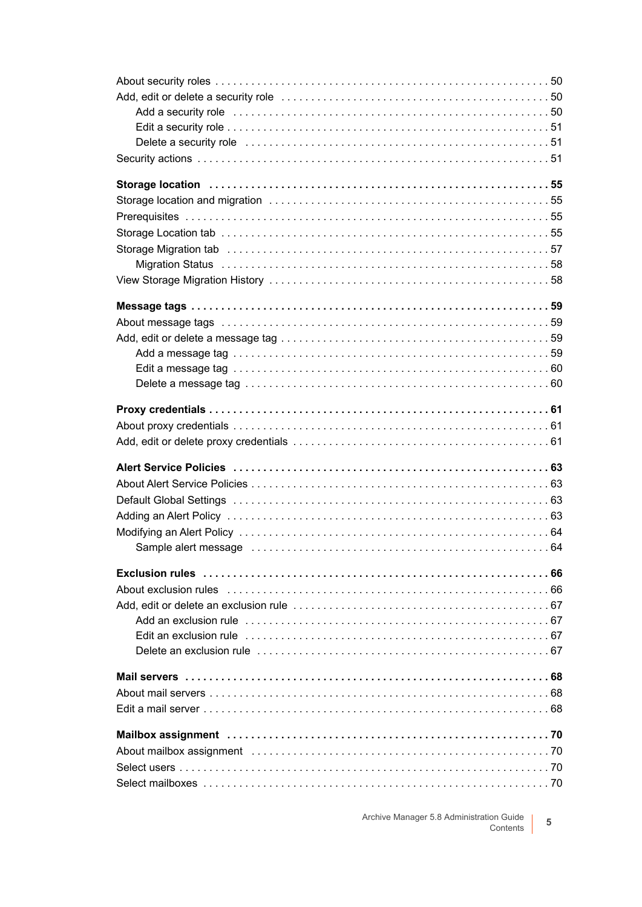About security roles . . . . . . . . . . . . . . . . . . . . . . . . . . . . . . . . . . . . . . . . . . . . . . . . . . . . . . . . 50

Add, edit or delete a security role . . . . . . . . . . . . . . . . . . . . . . . . . . . . . . . . . . . . . . . . . . . . 50

- Add a security role . . . . . . . . . . . . . . . . . . . . . . . . . . . . . . . . . . . . . . . . . . . . . . . . . . . . 50
- Edit a security role . . . . . . . . . . . . . . . . . . . . . . . . . . . . . . . . . . . . . . . . . . . . . . . . . . . . . 51
- Delete a security role . . . . . . . . . . . . . . . . . . . . . . . . . . . . . . . . . . . . . . . . . . . . . . . . . . 51

Security actions . . . . . . . . . . . . . . . . . . . . . . . . . . . . . . . . . . . . . . . . . . . . . . . . . . . . . . . . . . . 51

**Storage location . . . . . . . . . . . . . . . . . . . . . . . . . . . . . . . . . . . . . . . . . . . . . . . . . . . . . . . . . 55**

Storage location and migration . . . . . . . . . . . . . . . . . . . . . . . . . . . . . . . . . . . . . . . . . . . . . . . 55

Prerequisites . . . . . . . . . . . . . . . . . . . . . . . . . . . . . . . . . . . . . . . . . . . . . . . . . . . . . . . . . . . . . 55

Storage Location tab . . . . . . . . . . . . . . . . . . . . . . . . . . . . . . . . . . . . . . . . . . . . . . . . . . . . . . . 55

Storage Migration tab . . . . . . . . . . . . . . . . . . . . . . . . . . . . . . . . . . . . . . . . . . . . . . . . . . . . . . 57

- Migration Status . . . . . . . . . . . . . . . . . . . . . . . . . . . . . . . . . . . . . . . . . . . . . . . . . . . . . . . 58

View Storage Migration History . . . . . . . . . . . . . . . . . . . . . . . . . . . . . . . . . . . . . . . . . . . . . . . 58

**Message tags . . . . . . . . . . . . . . . . . . . . . . . . . . . . . . . . . . . . . . . . . . . . . . . . . . . . . . . . . . . . 59**

About message tags . . . . . . . . . . . . . . . . . . . . . . . . . . . . . . . . . . . . . . . . . . . . . . . . . . . . . . . 59

Add, edit or delete a message tag . . . . . . . . . . . . . . . . . . . . . . . . . . . . . . . . . . . . . . . . . . . . . 59

- Add a message tag . . . . . . . . . . . . . . . . . . . . . . . . . . . . . . . . . . . . . . . . . . . . . . . . . . . . . 59
- Edit a message tag . . . . . . . . . . . . . . . . . . . . . . . . . . . . . . . . . . . . . . . . . . . . . . . . . . . . . 60
- Delete a message tag . . . . . . . . . . . . . . . . . . . . . . . . . . . . . . . . . . . . . . . . . . . . . . . . . . . 60

**Proxy credentials . . . . . . . . . . . . . . . . . . . . . . . . . . . . . . . . . . . . . . . . . . . . . . . . . . . . . . . . . 61**

About proxy credentials . . . . . . . . . . . . . . . . . . . . . . . . . . . . . . . . . . . . . . . . . . . . . . . . . . . . 61

Add, edit or delete proxy credentials . . . . . . . . . . . . . . . . . . . . . . . . . . . . . . . . . . . . . . . . . . 61

**Alert Service Policies . . . . . . . . . . . . . . . . . . . . . . . . . . . . . . . . . . . . . . . . . . . . . . . . . . . . . . 63**

About Alert Service Policies . . . . . . . . . . . . . . . . . . . . . . . . . . . . . . . . . . . . . . . . . . . . . . . . . 63

Default Global Settings . . . . . . . . . . . . . . . . . . . . . . . . . . . . . . . . . . . . . . . . . . . . . . . . . . . . . 63

Adding an Alert Policy . . . . . . . . . . . . . . . . . . . . . . . . . . . . . . . . . . . . . . . . . . . . . . . . . . . . . . 63

Modifying an Alert Policy . . . . . . . . . . . . . . . . . . . . . . . . . . . . . . . . . . . . . . . . . . . . . . . . . . . 64

- Sample alert message . . . . . . . . . . . . . . . . . . . . . . . . . . . . . . . . . . . . . . . . . . . . . . . . . . 64

**Exclusion rules . . . . . . . . . . . . . . . . . . . . . . . . . . . . . . . . . . . . . . . . . . . . . . . . . . . . . . . . . . . 66**

About exclusion rules . . . . . . . . . . . . . . . . . . . . . . . . . . . . . . . . . . . . . . . . . . . . . . . . . . . . . . 66

Add, edit or delete an exclusion rule . . . . . . . . . . . . . . . . . . . . . . . . . . . . . . . . . . . . . . . . . . . 67

- Add an exclusion rule . . . . . . . . . . . . . . . . . . . . . . . . . . . . . . . . . . . . . . . . . . . . . . . . . . . 67
- Edit an exclusion rule . . . . . . . . . . . . . . . . . . . . . . . . . . . . . . . . . . . . . . . . . . . . . . . . . . . 67
- Delete an exclusion rule . . . . . . . . . . . . . . . . . . . . . . . . . . . . . . . . . . . . . . . . . . . . . . . . . 67

**Mail servers . . . . . . . . . . . . . . . . . . . . . . . . . . . . . . . . . . . . . . . . . . . . . . . . . . . . . . . . . . . . . 68**

About mail servers . . . . . . . . . . . . . . . . . . . . . . . . . . . . . . . . . . . . . . . . . . . . . . . . . . . . . . . . 68

Edit a mail server . . . . . . . . . . . . . . . . . . . . . . . . . . . . . . . . . . . . . . . . . . . . . . . . . . . . . . . . . 68

**Mailbox assignment . . . . . . . . . . . . . . . . . . . . . . . . . . . . . . . . . . . . . . . . . . . . . . . . . . . . . . . 70**

About mailbox assignment . . . . . . . . . . . . . . . . . . . . . . . . . . . . . . . . . . . . . . . . . . . . . . . . . . 70

Select users . . . . . . . . . . . . . . . . . . . . . . . . . . . . . . . . . . . . . . . . . . . . . . . . . . . . . . . . . . . . . 70

Select mailboxes . . . . . . . . . . . . . . . . . . . . . . . . . . . . . . . . . . . . . . . . . . . . . . . . . . . . . . . . . 70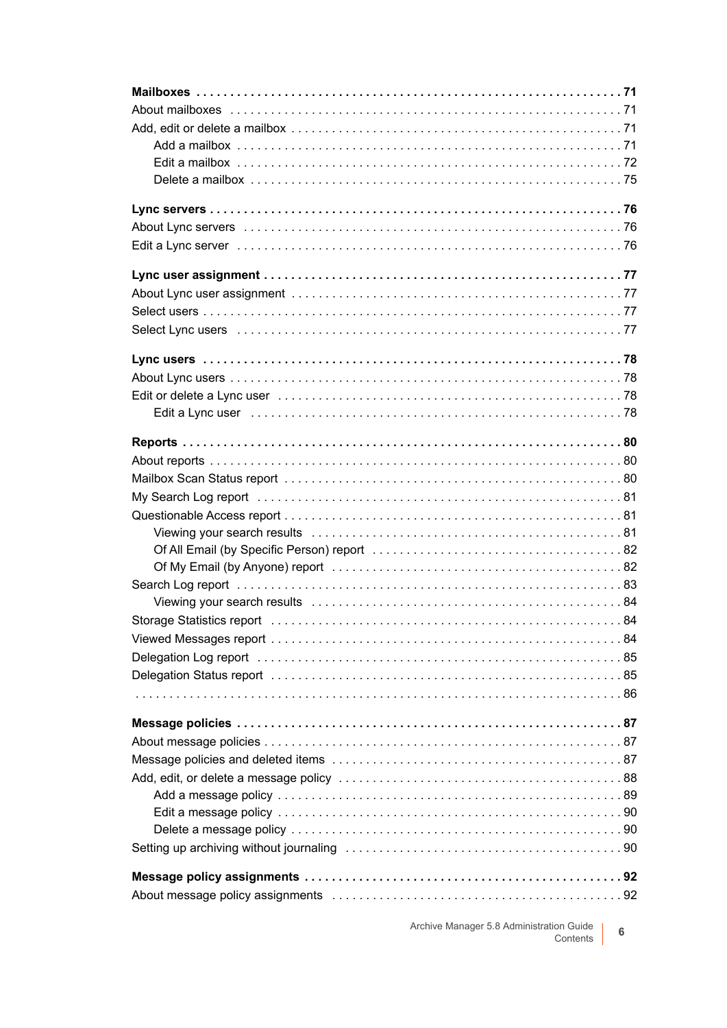**Mailboxes . . . . . . . . . . . . . . . . . . . . . . . . . . . . . . . . . . . . . . . . . . . . . . . . . . . . . . . . . . . . . . 71**

About mailboxes . . . . . . . . . . . . . . . . . . . . . . . . . . . . . . . . . . . . . . . . . . . . . . . . . . . . . . . . . . . 71

Add, edit or delete a mailbox . . . . . . . . . . . . . . . . . . . . . . . . . . . . . . . . . . . . . . . . . . . . . . . . . 71

- Add a mailbox . . . . . . . . . . . . . . . . . . . . . . . . . . . . . . . . . . . . . . . . . . . . . . . . . . . . . . . . . . 71
- Edit a mailbox . . . . . . . . . . . . . . . . . . . . . . . . . . . . . . . . . . . . . . . . . . . . . . . . . . . . . . . . . . 72
- Delete a mailbox . . . . . . . . . . . . . . . . . . . . . . . . . . . . . . . . . . . . . . . . . . . . . . . . . . . . . . . . 75

**Lync servers . . . . . . . . . . . . . . . . . . . . . . . . . . . . . . . . . . . . . . . . . . . . . . . . . . . . . . . . . . . . . 76**

About Lync servers . . . . . . . . . . . . . . . . . . . . . . . . . . . . . . . . . . . . . . . . . . . . . . . . . . . . . . . . . 76

Edit a Lync server . . . . . . . . . . . . . . . . . . . . . . . . . . . . . . . . . . . . . . . . . . . . . . . . . . . . . . . . . . 76

**Lync user assignment . . . . . . . . . . . . . . . . . . . . . . . . . . . . . . . . . . . . . . . . . . . . . . . . . . . . . 77**

About Lync user assignment . . . . . . . . . . . . . . . . . . . . . . . . . . . . . . . . . . . . . . . . . . . . . . . . . 77

Select users . . . . . . . . . . . . . . . . . . . . . . . . . . . . . . . . . . . . . . . . . . . . . . . . . . . . . . . . . . . . . . . 77

Select Lync users . . . . . . . . . . . . . . . . . . . . . . . . . . . . . . . . . . . . . . . . . . . . . . . . . . . . . . . . . . 77

**Lync users . . . . . . . . . . . . . . . . . . . . . . . . . . . . . . . . . . . . . . . . . . . . . . . . . . . . . . . . . . . . . . . 78**

About Lync users . . . . . . . . . . . . . . . . . . . . . . . . . . . . . . . . . . . . . . . . . . . . . . . . . . . . . . . . . . . 78

Edit or delete a Lync user . . . . . . . . . . . . . . . . . . . . . . . . . . . . . . . . . . . . . . . . . . . . . . . . . . . . 78

- Edit a Lync user . . . . . . . . . . . . . . . . . . . . . . . . . . . . . . . . . . . . . . . . . . . . . . . . . . . . . . . . . 78

**Reports . . . . . . . . . . . . . . . . . . . . . . . . . . . . . . . . . . . . . . . . . . . . . . . . . . . . . . . . . . . . . . . . . 80**

About reports . . . . . . . . . . . . . . . . . . . . . . . . . . . . . . . . . . . . . . . . . . . . . . . . . . . . . . . . . . . . . . 80

Mailbox Scan Status report . . . . . . . . . . . . . . . . . . . . . . . . . . . . . . . . . . . . . . . . . . . . . . . . . . 80

My Search Log report . . . . . . . . . . . . . . . . . . . . . . . . . . . . . . . . . . . . . . . . . . . . . . . . . . . . . . . 81

Questionable Access report . . . . . . . . . . . . . . . . . . . . . . . . . . . . . . . . . . . . . . . . . . . . . . . . . . 81

- Viewing your search results . . . . . . . . . . . . . . . . . . . . . . . . . . . . . . . . . . . . . . . . . . . . . . . 81
- Of All Email (by Specific Person) report . . . . . . . . . . . . . . . . . . . . . . . . . . . . . . . . . . . . . 82
- Of My Email (by Anyone) report . . . . . . . . . . . . . . . . . . . . . . . . . . . . . . . . . . . . . . . . . . . 82

Search Log report . . . . . . . . . . . . . . . . . . . . . . . . . . . . . . . . . . . . . . . . . . . . . . . . . . . . . . . . . . 83

- Viewing your search results . . . . . . . . . . . . . . . . . . . . . . . . . . . . . . . . . . . . . . . . . . . . . . . 84

Storage Statistics report . . . . . . . . . . . . . . . . . . . . . . . . . . . . . . . . . . . . . . . . . . . . . . . . . . . . 84

Viewed Messages report . . . . . . . . . . . . . . . . . . . . . . . . . . . . . . . . . . . . . . . . . . . . . . . . . . . . 84

Delegation Log report . . . . . . . . . . . . . . . . . . . . . . . . . . . . . . . . . . . . . . . . . . . . . . . . . . . . . . 85

Delegation Status report . . . . . . . . . . . . . . . . . . . . . . . . . . . . . . . . . . . . . . . . . . . . . . . . . . . . 85

. . . . . . . . . . . . . . . . . . . . . . . . . . . . . . . . . . . . . . . . . . . . . . . . . . . . . . . . . . . . . . . . . . . . . . . . 86

**Message policies . . . . . . . . . . . . . . . . . . . . . . . . . . . . . . . . . . . . . . . . . . . . . . . . . . . . . . . . . 87**

About message policies . . . . . . . . . . . . . . . . . . . . . . . . . . . . . . . . . . . . . . . . . . . . . . . . . . . . . 87

Message policies and deleted items . . . . . . . . . . . . . . . . . . . . . . . . . . . . . . . . . . . . . . . . . . . 87

Add, edit, or delete a message policy . . . . . . . . . . . . . . . . . . . . . . . . . . . . . . . . . . . . . . . . . . 88

- Add a message policy . . . . . . . . . . . . . . . . . . . . . . . . . . . . . . . . . . . . . . . . . . . . . . . . . . . . 89
- Edit a message policy . . . . . . . . . . . . . . . . . . . . . . . . . . . . . . . . . . . . . . . . . . . . . . . . . . . . 90
- Delete a message policy . . . . . . . . . . . . . . . . . . . . . . . . . . . . . . . . . . . . . . . . . . . . . . . . . . 90

Setting up archiving without journaling . . . . . . . . . . . . . . . . . . . . . . . . . . . . . . . . . . . . . . . . 90

**Message policy assignments . . . . . . . . . . . . . . . . . . . . . . . . . . . . . . . . . . . . . . . . . . . . . . . 92**

About message policy assignments . . . . . . . . . . . . . . . . . . . . . . . . . . . . . . . . . . . . . . . . . . . 92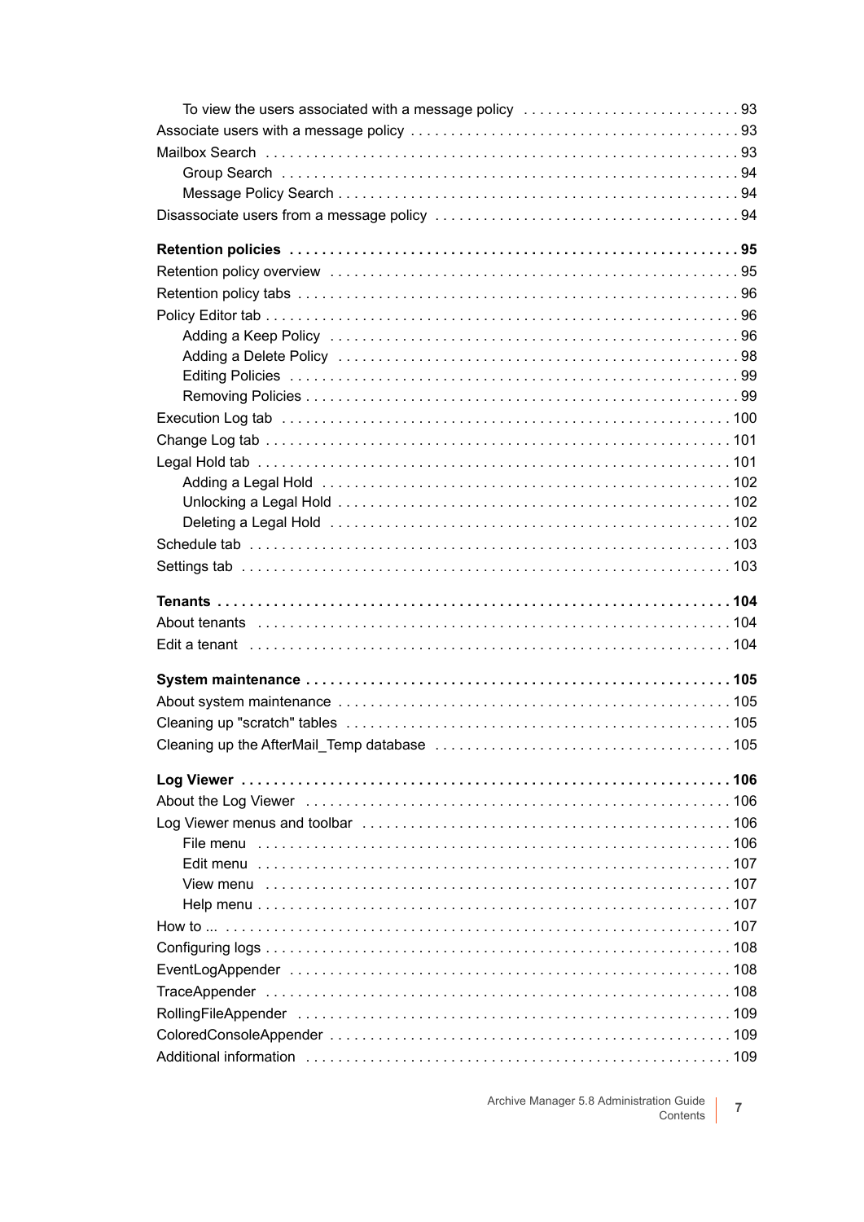To view the users associated with a message policy . . . . . . . . . . . . . . . . . . . . . . . . . . . 93
Associate users with a message policy . . . . . . . . . . . . . . . . . . . . . . . . . . . . . . . . . . . . . . . . 93
Mailbox Search . . . . . . . . . . . . . . . . . . . . . . . . . . . . . . . . . . . . . . . . . . . . . . . . . . . . . . . . . . . 93
Group Search . . . . . . . . . . . . . . . . . . . . . . . . . . . . . . . . . . . . . . . . . . . . . . . . . . . . . . . . . 94
Message Policy Search . . . . . . . . . . . . . . . . . . . . . . . . . . . . . . . . . . . . . . . . . . . . . . . . . . 94
Disassociate users from a message policy . . . . . . . . . . . . . . . . . . . . . . . . . . . . . . . . . . . . . 94

**Retention policies . . . . . . . . . . . . . . . . . . . . . . . . . . . . . . . . . . . . . . . . . . . . . . . . . . . . . . . . 95**
Retention policy overview . . . . . . . . . . . . . . . . . . . . . . . . . . . . . . . . . . . . . . . . . . . . . . . . . . . . 95
Retention policy tabs . . . . . . . . . . . . . . . . . . . . . . . . . . . . . . . . . . . . . . . . . . . . . . . . . . . . . . . 96
Policy Editor tab . . . . . . . . . . . . . . . . . . . . . . . . . . . . . . . . . . . . . . . . . . . . . . . . . . . . . . . . . . . 96
Adding a Keep Policy . . . . . . . . . . . . . . . . . . . . . . . . . . . . . . . . . . . . . . . . . . . . . . . . . . . 96
Adding a Delete Policy . . . . . . . . . . . . . . . . . . . . . . . . . . . . . . . . . . . . . . . . . . . . . . . . . . 98
Editing Policies . . . . . . . . . . . . . . . . . . . . . . . . . . . . . . . . . . . . . . . . . . . . . . . . . . . . . . . . 99
Removing Policies . . . . . . . . . . . . . . . . . . . . . . . . . . . . . . . . . . . . . . . . . . . . . . . . . . . . . . 99
Execution Log tab . . . . . . . . . . . . . . . . . . . . . . . . . . . . . . . . . . . . . . . . . . . . . . . . . . . . . . . . 100
Change Log tab . . . . . . . . . . . . . . . . . . . . . . . . . . . . . . . . . . . . . . . . . . . . . . . . . . . . . . . . . . 101
Legal Hold tab . . . . . . . . . . . . . . . . . . . . . . . . . . . . . . . . . . . . . . . . . . . . . . . . . . . . . . . . . . . 101
Adding a Legal Hold . . . . . . . . . . . . . . . . . . . . . . . . . . . . . . . . . . . . . . . . . . . . . . . . . . . 102
Unlocking a Legal Hold . . . . . . . . . . . . . . . . . . . . . . . . . . . . . . . . . . . . . . . . . . . . . . . . . 102
Deleting a Legal Hold . . . . . . . . . . . . . . . . . . . . . . . . . . . . . . . . . . . . . . . . . . . . . . . . . . 102
Schedule tab . . . . . . . . . . . . . . . . . . . . . . . . . . . . . . . . . . . . . . . . . . . . . . . . . . . . . . . . . . . . 103
Settings tab . . . . . . . . . . . . . . . . . . . . . . . . . . . . . . . . . . . . . . . . . . . . . . . . . . . . . . . . . . . . . 103

**Tenants . . . . . . . . . . . . . . . . . . . . . . . . . . . . . . . . . . . . . . . . . . . . . . . . . . . . . . . . . . . . . . . 104**
About tenants . . . . . . . . . . . . . . . . . . . . . . . . . . . . . . . . . . . . . . . . . . . . . . . . . . . . . . . . . . . 104
Edit a tenant . . . . . . . . . . . . . . . . . . . . . . . . . . . . . . . . . . . . . . . . . . . . . . . . . . . . . . . . . . . . 104

**System maintenance . . . . . . . . . . . . . . . . . . . . . . . . . . . . . . . . . . . . . . . . . . . . . . . . . . . . 105**
About system maintenance . . . . . . . . . . . . . . . . . . . . . . . . . . . . . . . . . . . . . . . . . . . . . . . . . 105
Cleaning up "scratch" tables . . . . . . . . . . . . . . . . . . . . . . . . . . . . . . . . . . . . . . . . . . . . . . . . 105
Cleaning up the AfterMail_Temp database . . . . . . . . . . . . . . . . . . . . . . . . . . . . . . . . . . . . . 105

**Log Viewer . . . . . . . . . . . . . . . . . . . . . . . . . . . . . . . . . . . . . . . . . . . . . . . . . . . . . . . . . . . . . 106**
About the Log Viewer . . . . . . . . . . . . . . . . . . . . . . . . . . . . . . . . . . . . . . . . . . . . . . . . . . . . . 106
Log Viewer menus and toolbar . . . . . . . . . . . . . . . . . . . . . . . . . . . . . . . . . . . . . . . . . . . . . . 106
File menu . . . . . . . . . . . . . . . . . . . . . . . . . . . . . . . . . . . . . . . . . . . . . . . . . . . . . . . . . . . . 106
Edit menu . . . . . . . . . . . . . . . . . . . . . . . . . . . . . . . . . . . . . . . . . . . . . . . . . . . . . . . . . . . . 107
View menu . . . . . . . . . . . . . . . . . . . . . . . . . . . . . . . . . . . . . . . . . . . . . . . . . . . . . . . . . . . 107
Help menu . . . . . . . . . . . . . . . . . . . . . . . . . . . . . . . . . . . . . . . . . . . . . . . . . . . . . . . . . . . 107
How to ... . . . . . . . . . . . . . . . . . . . . . . . . . . . . . . . . . . . . . . . . . . . . . . . . . . . . . . . . . . . . . . 107
Configuring logs . . . . . . . . . . . . . . . . . . . . . . . . . . . . . . . . . . . . . . . . . . . . . . . . . . . . . . . . . . 108
EventLogAppender . . . . . . . . . . . . . . . . . . . . . . . . . . . . . . . . . . . . . . . . . . . . . . . . . . . . . . . 108
TraceAppender . . . . . . . . . . . . . . . . . . . . . . . . . . . . . . . . . . . . . . . . . . . . . . . . . . . . . . . . . . 108
RollingFileAppender . . . . . . . . . . . . . . . . . . . . . . . . . . . . . . . . . . . . . . . . . . . . . . . . . . . . . . 109
ColoredConsoleAppender . . . . . . . . . . . . . . . . . . . . . . . . . . . . . . . . . . . . . . . . . . . . . . . . . . 109
Additional information . . . . . . . . . . . . . . . . . . . . . . . . . . . . . . . . . . . . . . . . . . . . . . . . . . . . . 109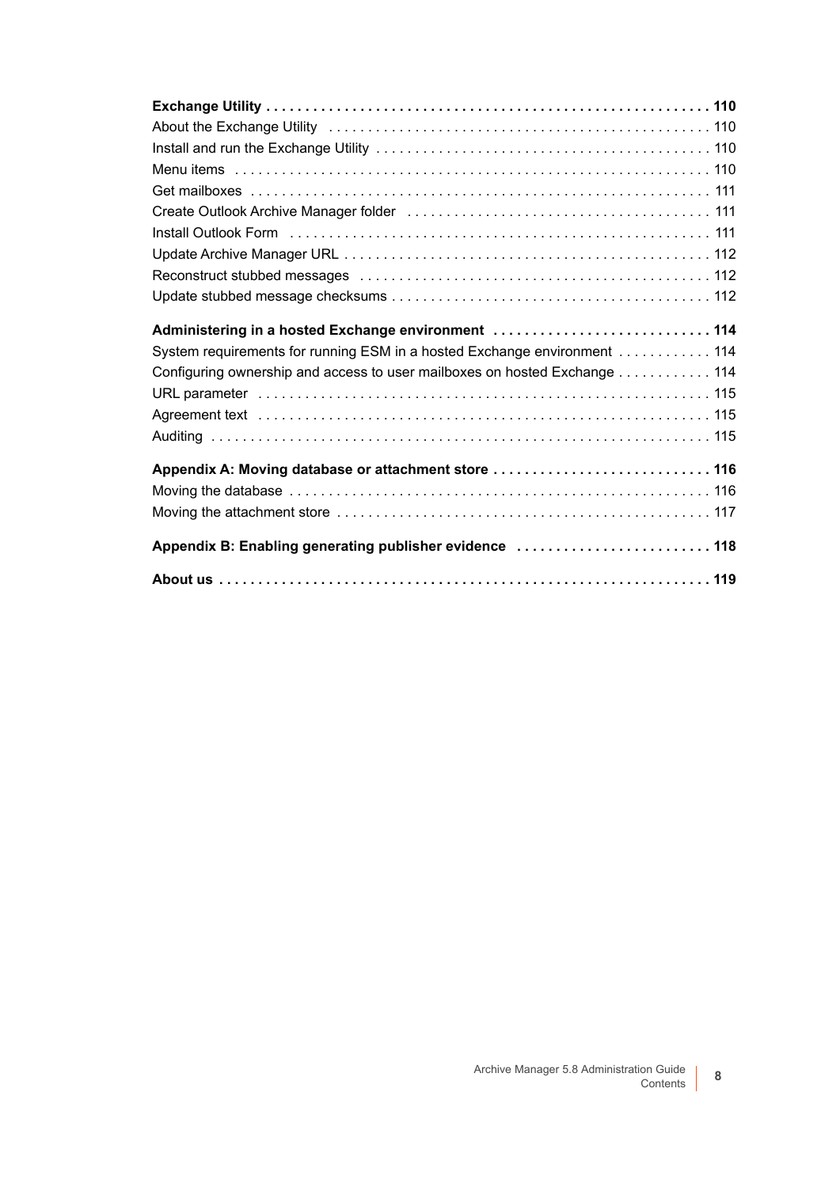**Exchange Utility . . . . . . . . . . . . . . . . . . . . . . . . . . . . . . . . . . . . . . . . . . . . . . . . . . . . . . . . 110**

About the Exchange Utility . . . . . . . . . . . . . . . . . . . . . . . . . . . . . . . . . . . . . . . . . . . . . . . . 110

Install and run the Exchange Utility . . . . . . . . . . . . . . . . . . . . . . . . . . . . . . . . . . . . . . . . . 110

Menu items . . . . . . . . . . . . . . . . . . . . . . . . . . . . . . . . . . . . . . . . . . . . . . . . . . . . . . . . . . . 110

Get mailboxes . . . . . . . . . . . . . . . . . . . . . . . . . . . . . . . . . . . . . . . . . . . . . . . . . . . . . . . . . 111

Create Outlook Archive Manager folder . . . . . . . . . . . . . . . . . . . . . . . . . . . . . . . . . . . . . . 111

Install Outlook Form . . . . . . . . . . . . . . . . . . . . . . . . . . . . . . . . . . . . . . . . . . . . . . . . . . . . . 111

Update Archive Manager URL . . . . . . . . . . . . . . . . . . . . . . . . . . . . . . . . . . . . . . . . . . . . . . 112

Reconstruct stubbed messages . . . . . . . . . . . . . . . . . . . . . . . . . . . . . . . . . . . . . . . . . . . . 112

Update stubbed message checksums . . . . . . . . . . . . . . . . . . . . . . . . . . . . . . . . . . . . . . . . 112

**Administering in a hosted Exchange environment . . . . . . . . . . . . . . . . . . . . . . . . . . . 114**

System requirements for running ESM in a hosted Exchange environment . . . . . . . . . . . . 114

Configuring ownership and access to user mailboxes on hosted Exchange . . . . . . . . . . . . 114

URL parameter . . . . . . . . . . . . . . . . . . . . . . . . . . . . . . . . . . . . . . . . . . . . . . . . . . . . . . . . . 115

Agreement text . . . . . . . . . . . . . . . . . . . . . . . . . . . . . . . . . . . . . . . . . . . . . . . . . . . . . . . . . 115

Auditing . . . . . . . . . . . . . . . . . . . . . . . . . . . . . . . . . . . . . . . . . . . . . . . . . . . . . . . . . . . . . . . 115

**Appendix A: Moving database or attachment store . . . . . . . . . . . . . . . . . . . . . . . . . . . 116**

Moving the database . . . . . . . . . . . . . . . . . . . . . . . . . . . . . . . . . . . . . . . . . . . . . . . . . . . . . 116

Moving the attachment store . . . . . . . . . . . . . . . . . . . . . . . . . . . . . . . . . . . . . . . . . . . . . . . 117

**Appendix B: Enabling generating publisher evidence . . . . . . . . . . . . . . . . . . . . . . . . . 118**

**About us . . . . . . . . . . . . . . . . . . . . . . . . . . . . . . . . . . . . . . . . . . . . . . . . . . . . . . . . . . . . . . 119**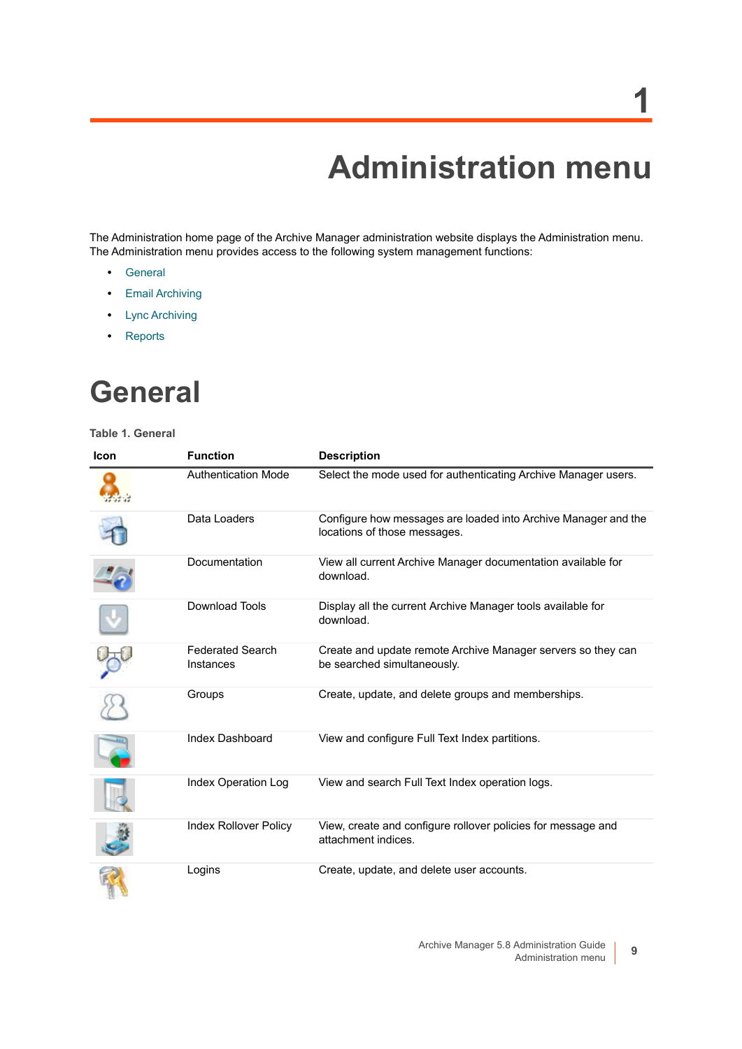# 1 Administration menu

The Administration home page of the Archive Manager administration website displays the Administration menu. The Administration menu provides access to the following system management functions:

- General
- Email Archiving
- Lync Archiving
- Reports

## General

**Table 1. General**

| Icon | Function | Description |
|---|---|---|
| | Authentication Mode | Select the mode used for authenticating Archive Manager users. |
| | Data Loaders | Configure how messages are loaded into Archive Manager and the locations of those messages. |
| | Documentation | View all current Archive Manager documentation available for download. |
| | Download Tools | Display all the current Archive Manager tools available for download. |
| | Federated Search Instances | Create and update remote Archive Manager servers so they can be searched simultaneously. |
| | Groups | Create, update, and delete groups and memberships. |
| | Index Dashboard | View and configure Full Text Index partitions. |
| | Index Operation Log | View and search Full Text Index operation logs. |
| | Index Rollover Policy | View, create and configure rollover policies for message and attachment indices. |
| | Logins | Create, update, and delete user accounts. |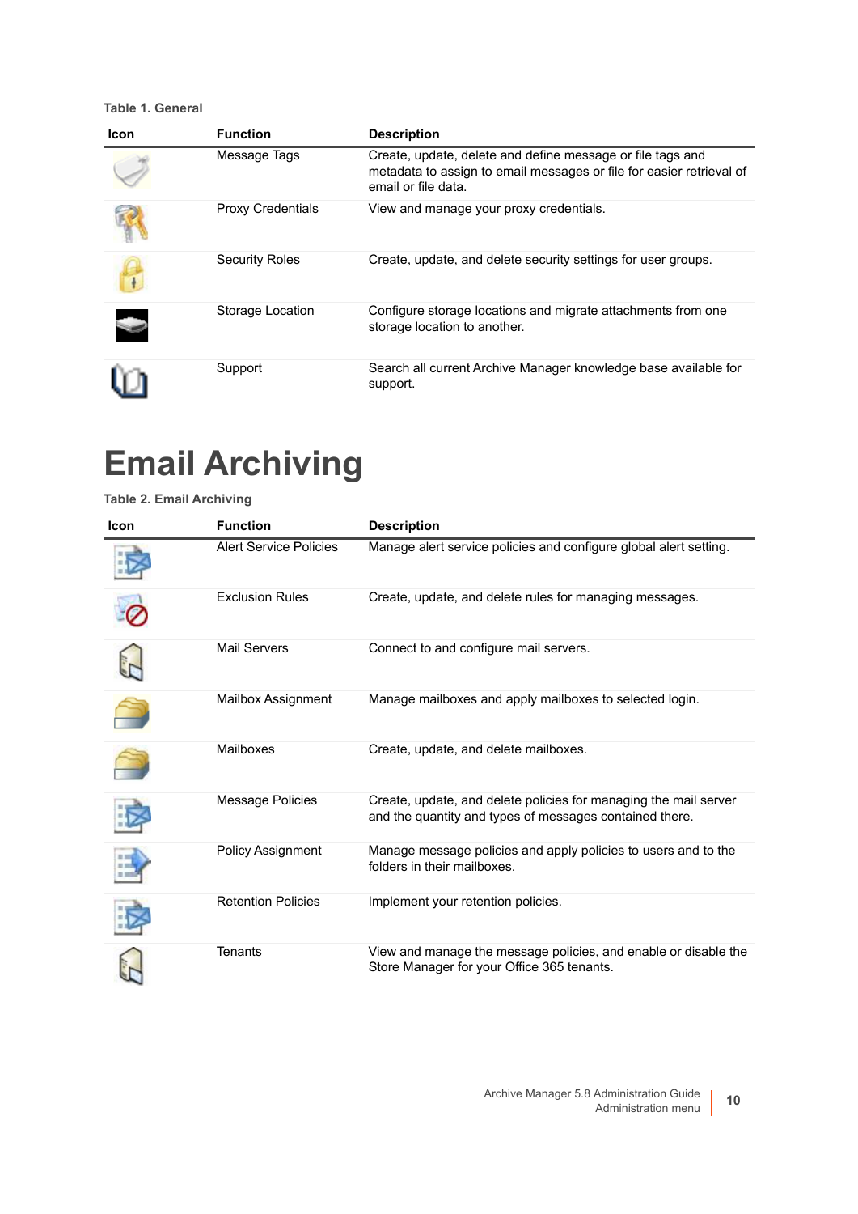Table 1. General

| Icon | Function | Description |
|---|---|---|
| | Message Tags | Create, update, delete and define message or file tags and metadata to assign to email messages or file for easier retrieval of email or file data. |
| | Proxy Credentials | View and manage your proxy credentials. |
| | Security Roles | Create, update, and delete security settings for user groups. |
| | Storage Location | Configure storage locations and migrate attachments from one storage location to another. |
| | Support | Search all current Archive Manager knowledge base available for support. |

# Email Archiving

Table 2. Email Archiving

| Icon | Function | Description |
|---|---|---|
| | Alert Service Policies | Manage alert service policies and configure global alert setting. |
| | Exclusion Rules | Create, update, and delete rules for managing messages. |
| | Mail Servers | Connect to and configure mail servers. |
| | Mailbox Assignment | Manage mailboxes and apply mailboxes to selected login. |
| | Mailboxes | Create, update, and delete mailboxes. |
| | Message Policies | Create, update, and delete policies for managing the mail server and the quantity and types of messages contained there. |
| | Policy Assignment | Manage message policies and apply policies to users and to the folders in their mailboxes. |
| | Retention Policies | Implement your retention policies. |
| | Tenants | View and manage the message policies, and enable or disable the Store Manager for your Office 365 tenants. |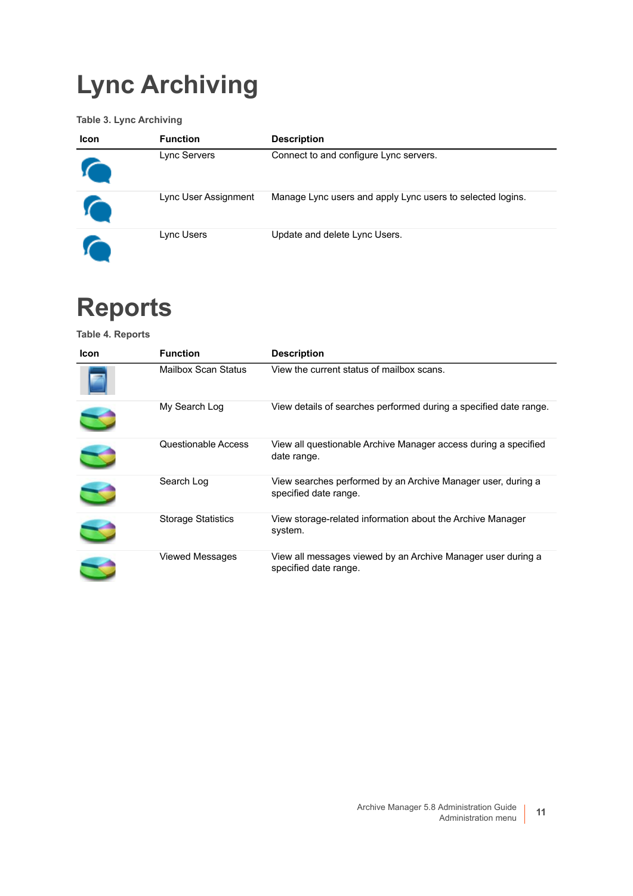# Lync Archiving

Table 3. Lync Archiving

| Icon | Function | Description |
|---|---|---|
| | Lync Servers | Connect to and configure Lync servers. |
| | Lync User Assignment | Manage Lync users and apply Lync users to selected logins. |
| | Lync Users | Update and delete Lync Users. |

# Reports

Table 4. Reports

| Icon | Function | Description |
|---|---|---|
| | Mailbox Scan Status | View the current status of mailbox scans. |
| | My Search Log | View details of searches performed during a specified date range. |
| | Questionable Access | View all questionable Archive Manager access during a specified date range. |
| | Search Log | View searches performed by an Archive Manager user, during a specified date range. |
| | Storage Statistics | View storage-related information about the Archive Manager system. |
| | Viewed Messages | View all messages viewed by an Archive Manager user during a specified date range. |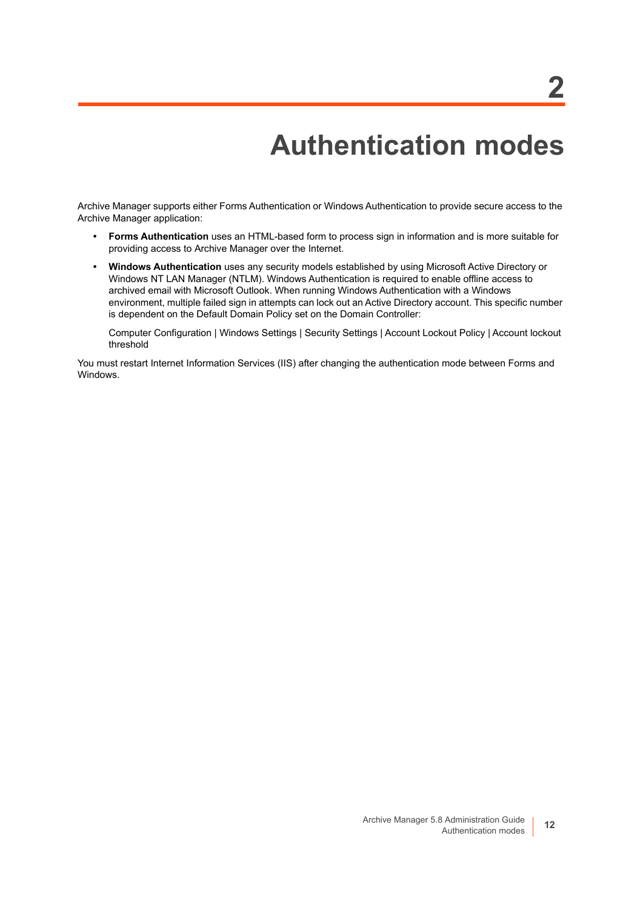# 2 Authentication modes

Archive Manager supports either Forms Authentication or Windows Authentication to provide secure access to the Archive Manager application:

- **Forms Authentication** uses an HTML-based form to process sign in information and is more suitable for providing access to Archive Manager over the Internet.
- **Windows Authentication** uses any security models established by using Microsoft Active Directory or Windows NT LAN Manager (NTLM). Windows Authentication is required to enable offline access to archived email with Microsoft Outlook. When running Windows Authentication with a Windows environment, multiple failed sign in attempts can lock out an Active Directory account. This specific number is dependent on the Default Domain Policy set on the Domain Controller:

  Computer Configuration | Windows Settings | Security Settings | Account Lockout Policy | Account lockout threshold

You must restart Internet Information Services (IIS) after changing the authentication mode between Forms and Windows.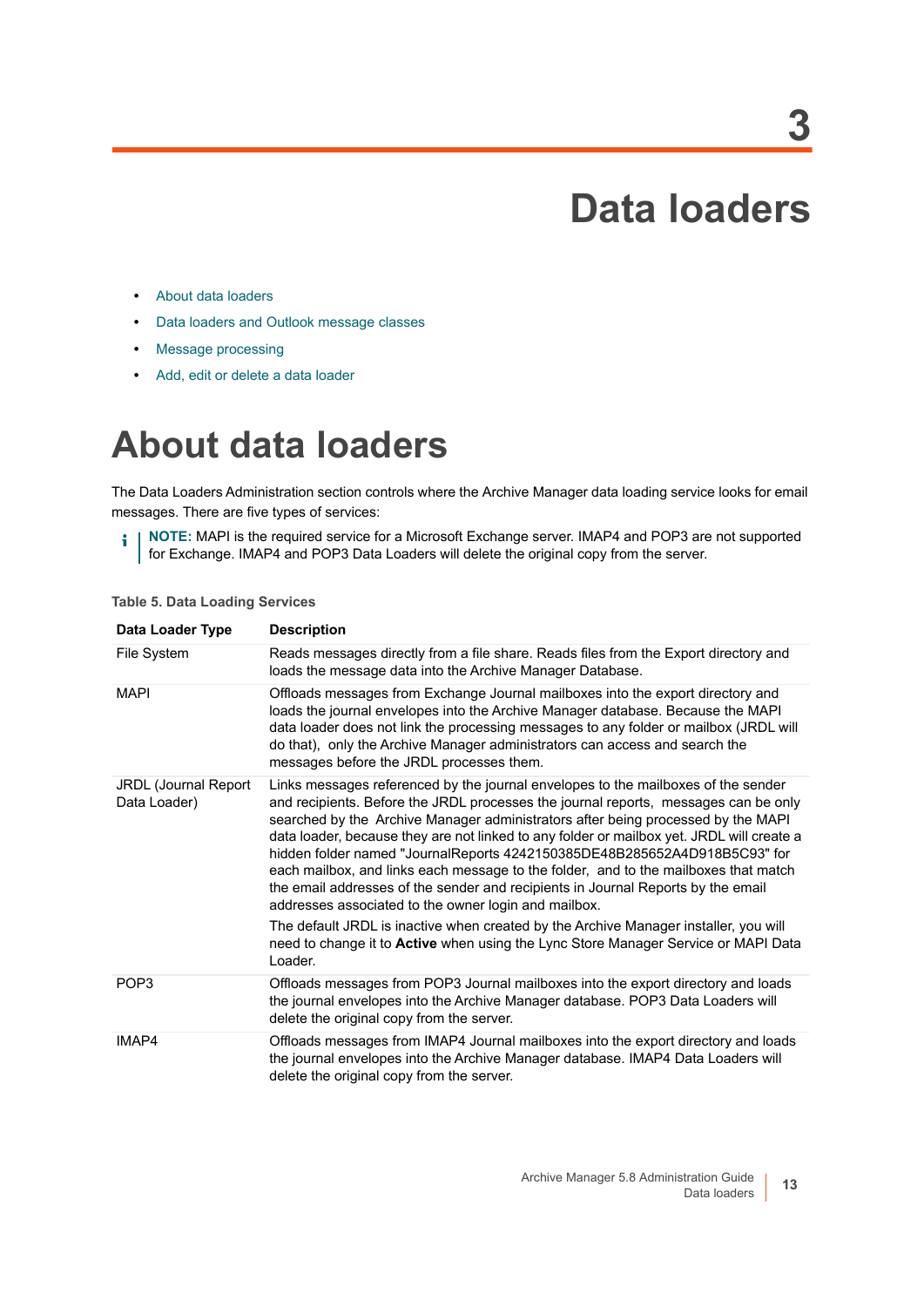# 3 Data loaders

- About data loaders
- Data loaders and Outlook message classes
- Message processing
- Add, edit or delete a data loader

## About data loaders

The Data Loaders Administration section controls where the Archive Manager data loading service looks for email messages. There are five types of services:

**NOTE:** MAPI is the required service for a Microsoft Exchange server. IMAP4 and POP3 are not supported for Exchange. IMAP4 and POP3 Data Loaders will delete the original copy from the server.

**Table 5. Data Loading Services**

| Data Loader Type | Description |
| --- | --- |
| File System | Reads messages directly from a file share. Reads files from the Export directory and loads the message data into the Archive Manager Database. |
| MAPI | Offloads messages from Exchange Journal mailboxes into the export directory and loads the journal envelopes into the Archive Manager database. Because the MAPI data loader does not link the processing messages to any folder or mailbox (JRDL will do that), only the Archive Manager administrators can access and search the messages before the JRDL processes them. |
| JRDL (Journal Report Data Loader) | Links messages referenced by the journal envelopes to the mailboxes of the sender and recipients. Before the JRDL processes the journal reports, messages can be only searched by the Archive Manager administrators after being processed by the MAPI data loader, because they are not linked to any folder or mailbox yet. JRDL will create a hidden folder named "JournalReports 4242150385DE48B285652A4D918B5C93" for each mailbox, and links each message to the folder, and to the mailboxes that match the email addresses of the sender and recipients in Journal Reports by the email addresses associated to the owner login and mailbox.<br><br>The default JRDL is inactive when created by the Archive Manager installer, you will need to change it to **Active** when using the Lync Store Manager Service or MAPI Data Loader. |
| POP3 | Offloads messages from POP3 Journal mailboxes into the export directory and loads the journal envelopes into the Archive Manager database. POP3 Data Loaders will delete the original copy from the server. |
| IMAP4 | Offloads messages from IMAP4 Journal mailboxes into the export directory and loads the journal envelopes into the Archive Manager database. IMAP4 Data Loaders will delete the original copy from the server. |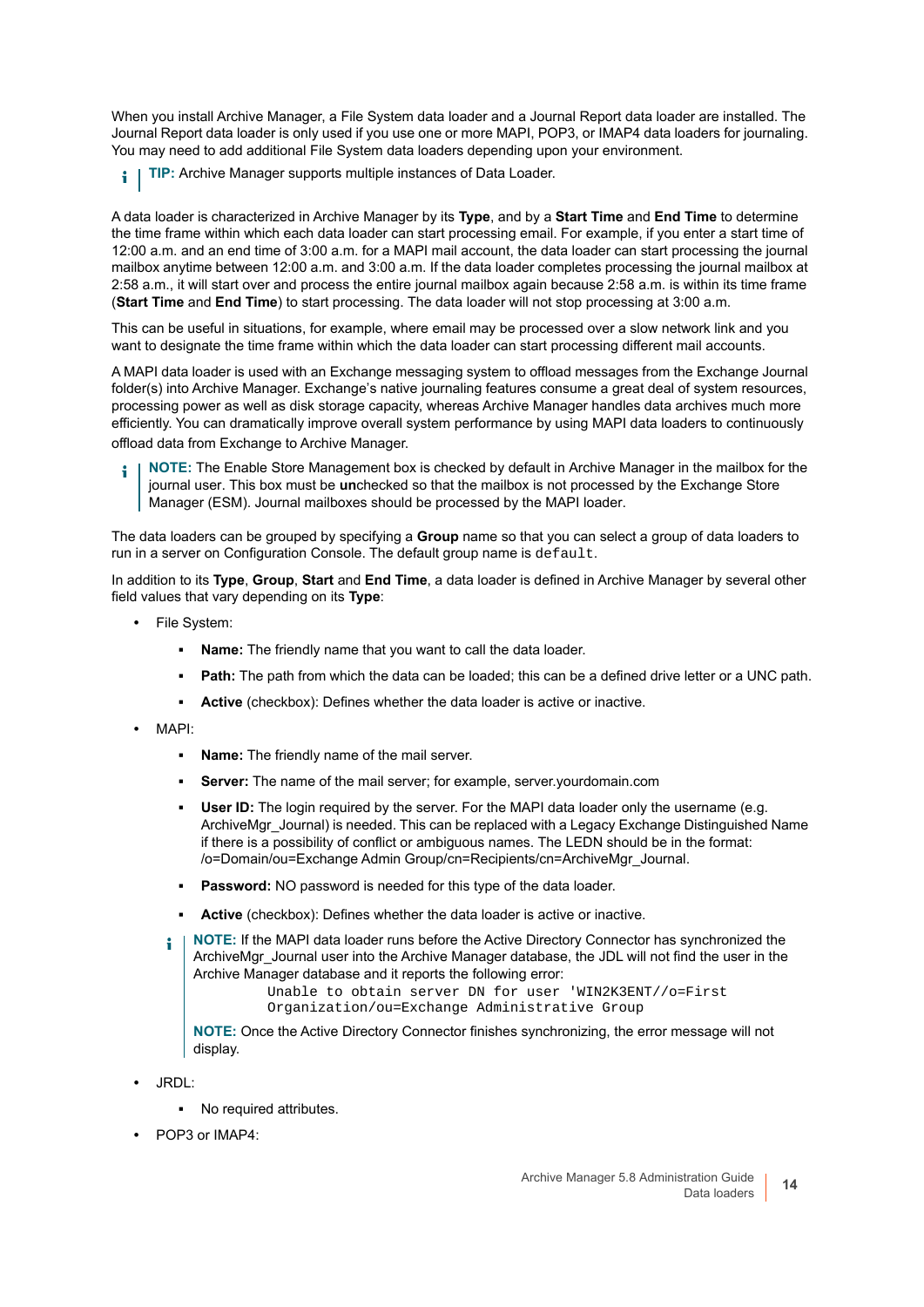When you install Archive Manager, a File System data loader and a Journal Report data loader are installed. The Journal Report data loader is only used if you use one or more MAPI, POP3, or IMAP4 data loaders for journaling. You may need to add additional File System data loaders depending upon your environment.

> **TIP:** Archive Manager supports multiple instances of Data Loader.

A data loader is characterized in Archive Manager by its **Type**, and by a **Start Time** and **End Time** to determine the time frame within which each data loader can start processing email. For example, if you enter a start time of 12:00 a.m. and an end time of 3:00 a.m. for a MAPI mail account, the data loader can start processing the journal mailbox anytime between 12:00 a.m. and 3:00 a.m. If the data loader completes processing the journal mailbox at 2:58 a.m., it will start over and process the entire journal mailbox again because 2:58 a.m. is within its time frame (**Start Time** and **End Time**) to start processing. The data loader will not stop processing at 3:00 a.m.

This can be useful in situations, for example, where email may be processed over a slow network link and you want to designate the time frame within which the data loader can start processing different mail accounts.

A MAPI data loader is used with an Exchange messaging system to offload messages from the Exchange Journal folder(s) into Archive Manager. Exchange's native journaling features consume a great deal of system resources, processing power as well as disk storage capacity, whereas Archive Manager handles data archives much more efficiently. You can dramatically improve overall system performance by using MAPI data loaders to continuously offload data from Exchange to Archive Manager.

> **NOTE:** The Enable Store Management box is checked by default in Archive Manager in the mailbox for the journal user. This box must be **un**checked so that the mailbox is not processed by the Exchange Store Manager (ESM). Journal mailboxes should be processed by the MAPI loader.

The data loaders can be grouped by specifying a **Group** name so that you can select a group of data loaders to run in a server on Configuration Console. The default group name is `default`.

In addition to its **Type**, **Group**, **Start** and **End Time**, a data loader is defined in Archive Manager by several other field values that vary depending on its **Type**:

- File System:
  - **Name:** The friendly name that you want to call the data loader.
  - **Path:** The path from which the data can be loaded; this can be a defined drive letter or a UNC path.
  - **Active** (checkbox): Defines whether the data loader is active or inactive.
- MAPI:
  - **Name:** The friendly name of the mail server.
  - **Server:** The name of the mail server; for example, server.yourdomain.com
  - **User ID:** The login required by the server. For the MAPI data loader only the username (e.g. ArchiveMgr_Journal) is needed. This can be replaced with a Legacy Exchange Distinguished Name if there is a possibility of conflict or ambiguous names. The LEDN should be in the format: /o=Domain/ou=Exchange Admin Group/cn=Recipients/cn=ArchiveMgr_Journal.
  - **Password:** NO password is needed for this type of the data loader.
  - **Active** (checkbox): Defines whether the data loader is active or inactive.

  > **NOTE:** If the MAPI data loader runs before the Active Directory Connector has synchronized the ArchiveMgr_Journal user into the Archive Manager database, the JDL will not find the user in the Archive Manager database and it reports the following error:
  >
  > ```
  > Unable to obtain server DN for user 'WIN2K3ENT//o=First
  > Organization/ou=Exchange Administrative Group
  > ```
  >
  > **NOTE:** Once the Active Directory Connector finishes synchronizing, the error message will not display.

- JRDL:
  - No required attributes.
- POP3 or IMAP4: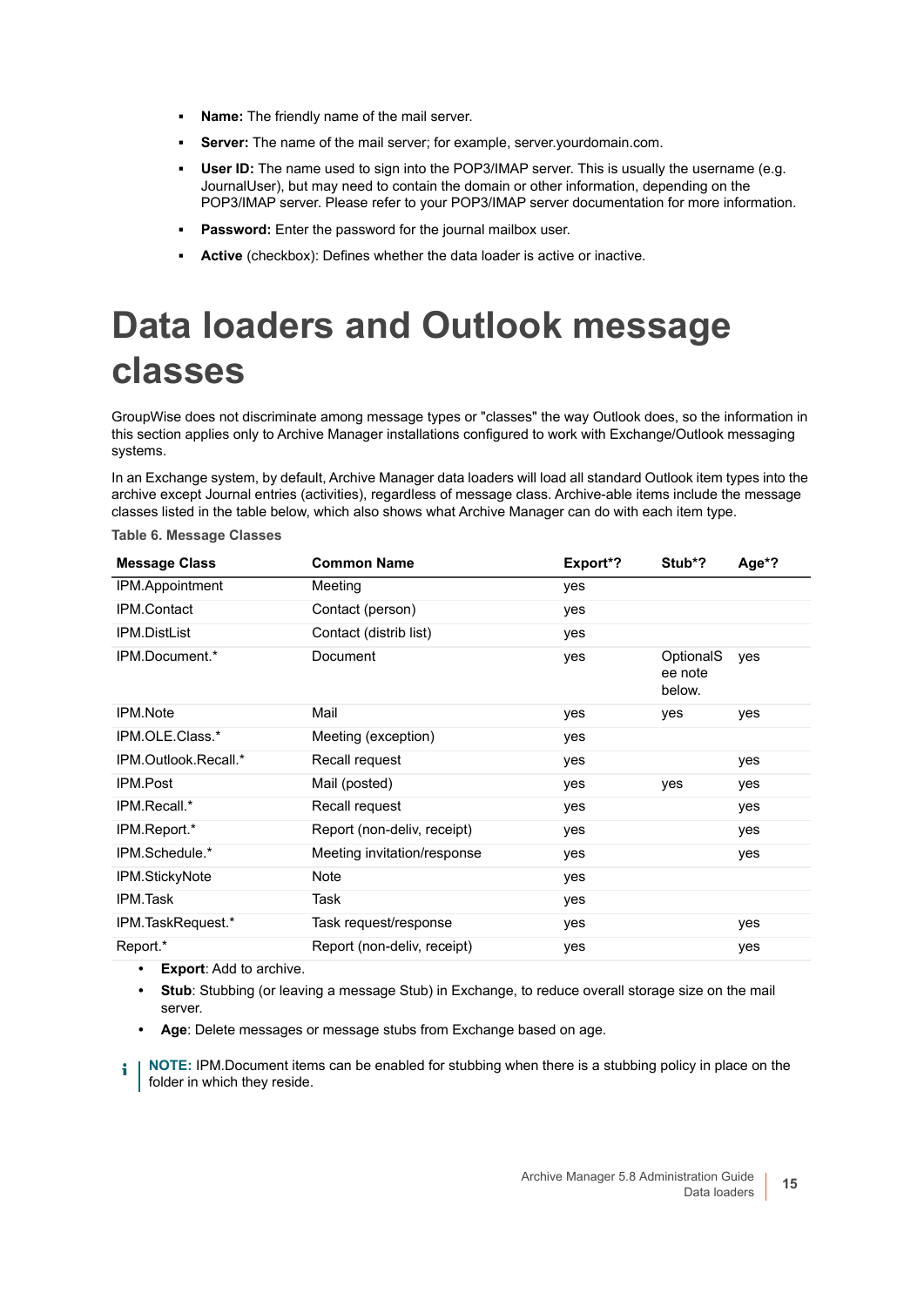- **Name:** The friendly name of the mail server.
- **Server:** The name of the mail server; for example, server.yourdomain.com.
- **User ID:** The name used to sign into the POP3/IMAP server. This is usually the username (e.g. JournalUser), but may need to contain the domain or other information, depending on the POP3/IMAP server. Please refer to your POP3/IMAP server documentation for more information.
- **Password:** Enter the password for the journal mailbox user.
- **Active** (checkbox): Defines whether the data loader is active or inactive.

# Data loaders and Outlook message classes

GroupWise does not discriminate among message types or "classes" the way Outlook does, so the information in this section applies only to Archive Manager installations configured to work with Exchange/Outlook messaging systems.

In an Exchange system, by default, Archive Manager data loaders will load all standard Outlook item types into the archive except Journal entries (activities), regardless of message class. Archive-able items include the message classes listed in the table below, which also shows what Archive Manager can do with each item type.

**Table 6. Message Classes**

| Message Class | Common Name | Export*? | Stub*? | Age*? |
|---|---|---|---|---|
| IPM.Appointment | Meeting | yes | | |
| IPM.Contact | Contact (person) | yes | | |
| IPM.DistList | Contact (distrib list) | yes | | |
| IPM.Document.* | Document | yes | OptionalSee note below. | yes |
| IPM.Note | Mail | yes | yes | yes |
| IPM.OLE.Class.* | Meeting (exception) | yes | | |
| IPM.Outlook.Recall.* | Recall request | yes | | yes |
| IPM.Post | Mail (posted) | yes | yes | yes |
| IPM.Recall.* | Recall request | yes | | yes |
| IPM.Report.* | Report (non-deliv, receipt) | yes | | yes |
| IPM.Schedule.* | Meeting invitation/response | yes | | yes |
| IPM.StickyNote | Note | yes | | |
| IPM.Task | Task | yes | | |
| IPM.TaskRequest.* | Task request/response | yes | | yes |
| Report.* | Report (non-deliv, receipt) | yes | | yes |

- **Export**: Add to archive.
- **Stub**: Stubbing (or leaving a message Stub) in Exchange, to reduce overall storage size on the mail server.
- **Age**: Delete messages or message stubs from Exchange based on age.

**NOTE:** IPM.Document items can be enabled for stubbing when there is a stubbing policy in place on the folder in which they reside.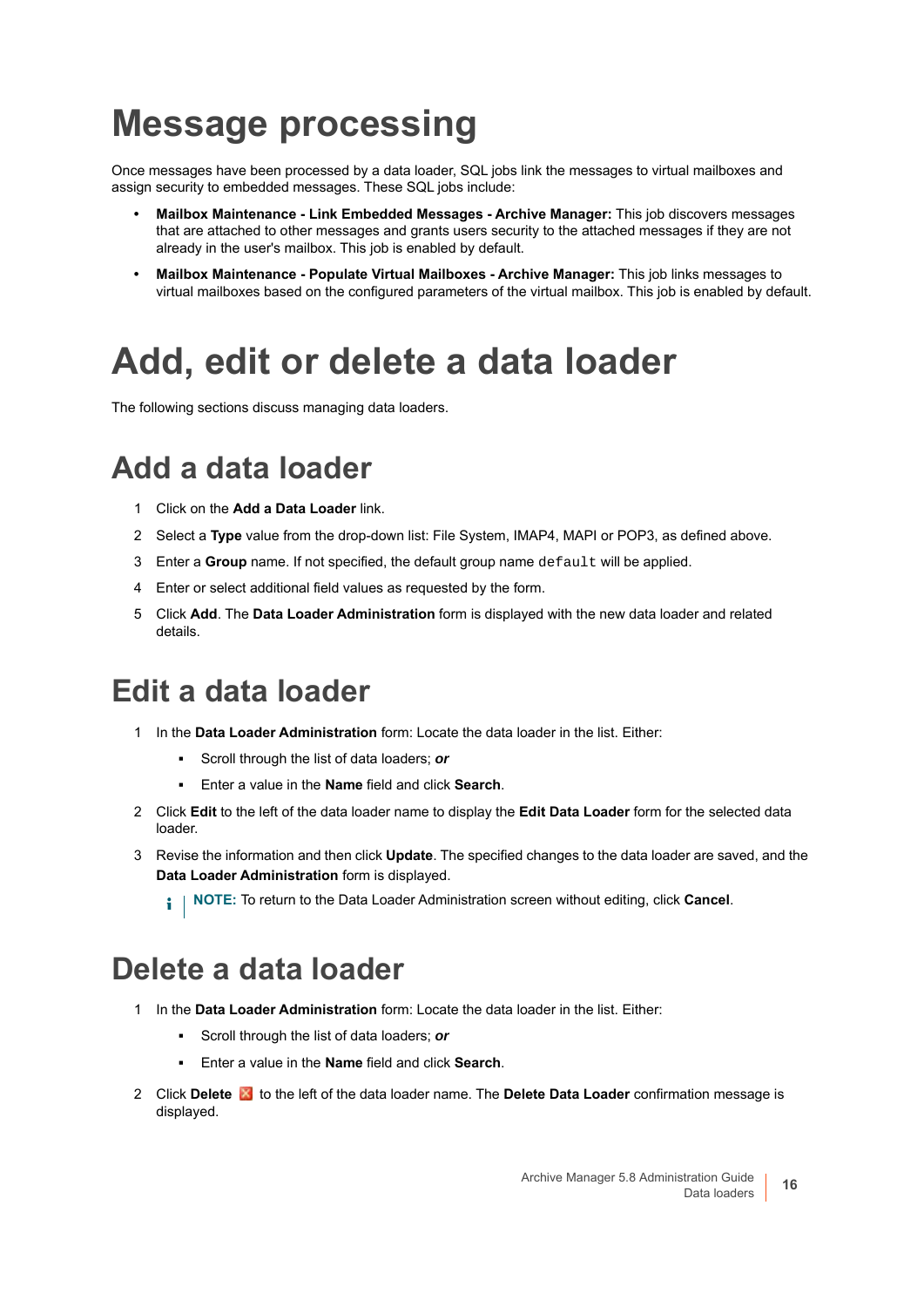# Message processing

Once messages have been processed by a data loader, SQL jobs link the messages to virtual mailboxes and assign security to embedded messages. These SQL jobs include:

- **Mailbox Maintenance - Link Embedded Messages - Archive Manager:** This job discovers messages that are attached to other messages and grants users security to the attached messages if they are not already in the user's mailbox. This job is enabled by default.
- **Mailbox Maintenance - Populate Virtual Mailboxes - Archive Manager:** This job links messages to virtual mailboxes based on the configured parameters of the virtual mailbox. This job is enabled by default.

# Add, edit or delete a data loader

The following sections discuss managing data loaders.

## Add a data loader

1. Click on the **Add a Data Loader** link.
2. Select a **Type** value from the drop-down list: File System, IMAP4, MAPI or POP3, as defined above.
3. Enter a **Group** name. If not specified, the default group name `default` will be applied.
4. Enter or select additional field values as requested by the form.
5. Click **Add**. The **Data Loader Administration** form is displayed with the new data loader and related details.

## Edit a data loader

1. In the **Data Loader Administration** form: Locate the data loader in the list. Either:
   - Scroll through the list of data loaders; ***or***
   - Enter a value in the **Name** field and click **Search**.
2. Click **Edit** to the left of the data loader name to display the **Edit Data Loader** form for the selected data loader.
3. Revise the information and then click **Update**. The specified changes to the data loader are saved, and the **Data Loader Administration** form is displayed.

   **NOTE:** To return to the Data Loader Administration screen without editing, click **Cancel**.

## Delete a data loader

1. In the **Data Loader Administration** form: Locate the data loader in the list. Either:
   - Scroll through the list of data loaders; ***or***
   - Enter a value in the **Name** field and click **Search**.
2. Click **Delete** to the left of the data loader name. The **Delete Data Loader** confirmation message is displayed.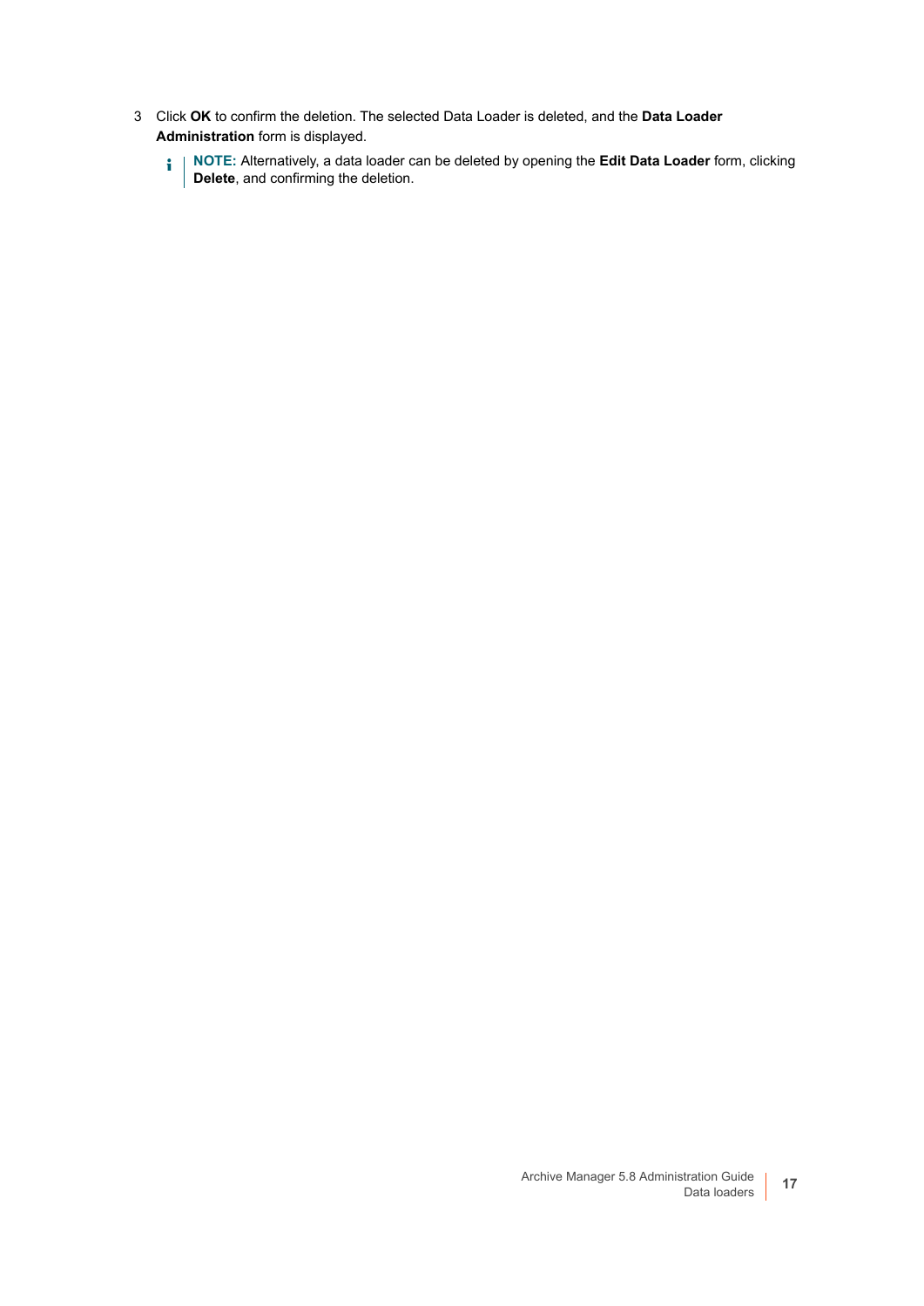3. Click **OK** to confirm the deletion. The selected Data Loader is deleted, and the **Data Loader Administration** form is displayed.

   > **NOTE:** Alternatively, a data loader can be deleted by opening the **Edit Data Loader** form, clicking **Delete**, and confirming the deletion.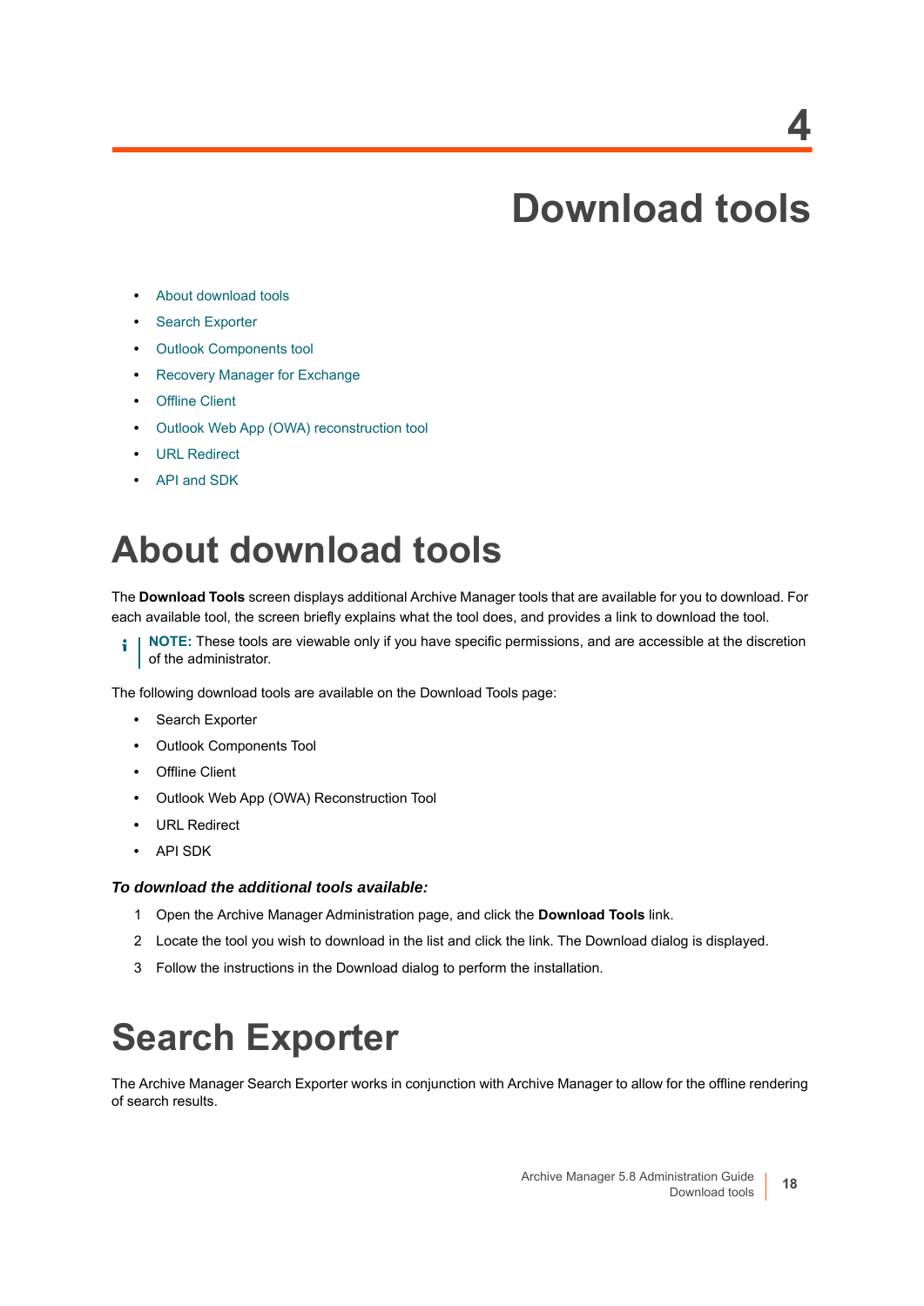# 4 Download tools

- About download tools
- Search Exporter
- Outlook Components tool
- Recovery Manager for Exchange
- Offline Client
- Outlook Web App (OWA) reconstruction tool
- URL Redirect
- API and SDK

# About download tools

The **Download Tools** screen displays additional Archive Manager tools that are available for you to download. For each available tool, the screen briefly explains what the tool does, and provides a link to download the tool.

> **NOTE:** These tools are viewable only if you have specific permissions, and are accessible at the discretion of the administrator.

The following download tools are available on the Download Tools page:

- Search Exporter
- Outlook Components Tool
- Offline Client
- Outlook Web App (OWA) Reconstruction Tool
- URL Redirect
- API SDK

***To download the additional tools available:***

1. Open the Archive Manager Administration page, and click the **Download Tools** link.
2. Locate the tool you wish to download in the list and click the link. The Download dialog is displayed.
3. Follow the instructions in the Download dialog to perform the installation.

# Search Exporter

The Archive Manager Search Exporter works in conjunction with Archive Manager to allow for the offline rendering of search results.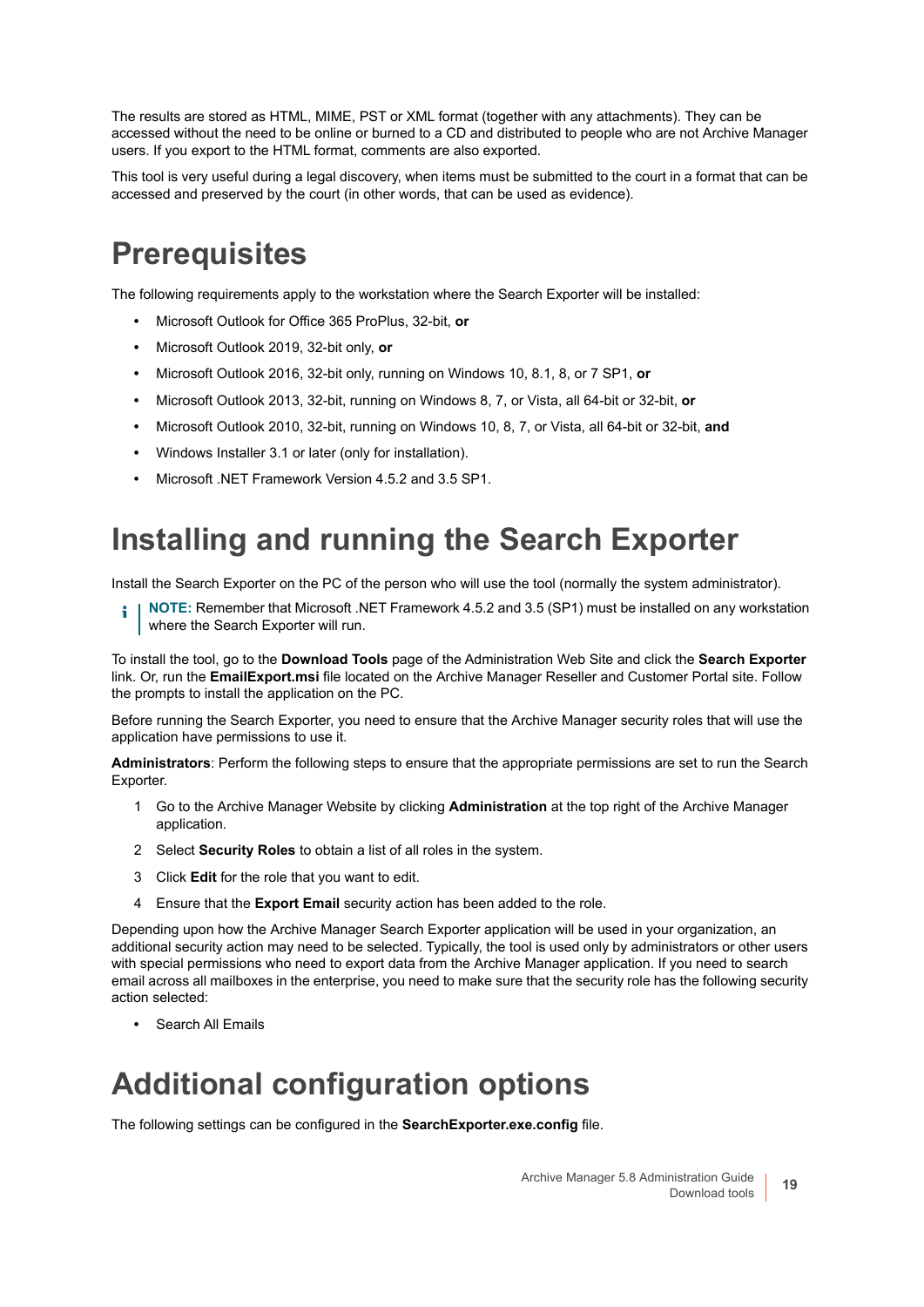The results are stored as HTML, MIME, PST or XML format (together with any attachments). They can be accessed without the need to be online or burned to a CD and distributed to people who are not Archive Manager users. If you export to the HTML format, comments are also exported.

This tool is very useful during a legal discovery, when items must be submitted to the court in a format that can be accessed and preserved by the court (in other words, that can be used as evidence).

# Prerequisites

The following requirements apply to the workstation where the Search Exporter will be installed:

- Microsoft Outlook for Office 365 ProPlus, 32-bit, **or**
- Microsoft Outlook 2019, 32-bit only, **or**
- Microsoft Outlook 2016, 32-bit only, running on Windows 10, 8.1, 8, or 7 SP1, **or**
- Microsoft Outlook 2013, 32-bit, running on Windows 8, 7, or Vista, all 64-bit or 32-bit, **or**
- Microsoft Outlook 2010, 32-bit, running on Windows 10, 8, 7, or Vista, all 64-bit or 32-bit, **and**
- Windows Installer 3.1 or later (only for installation).
- Microsoft .NET Framework Version 4.5.2 and 3.5 SP1.

# Installing and running the Search Exporter

Install the Search Exporter on the PC of the person who will use the tool (normally the system administrator).

> **NOTE:** Remember that Microsoft .NET Framework 4.5.2 and 3.5 (SP1) must be installed on any workstation where the Search Exporter will run.

To install the tool, go to the **Download Tools** page of the Administration Web Site and click the **Search Exporter** link. Or, run the **EmailExport.msi** file located on the Archive Manager Reseller and Customer Portal site. Follow the prompts to install the application on the PC.

Before running the Search Exporter, you need to ensure that the Archive Manager security roles that will use the application have permissions to use it.

**Administrators**: Perform the following steps to ensure that the appropriate permissions are set to run the Search Exporter.

1. Go to the Archive Manager Website by clicking **Administration** at the top right of the Archive Manager application.
2. Select **Security Roles** to obtain a list of all roles in the system.
3. Click **Edit** for the role that you want to edit.
4. Ensure that the **Export Email** security action has been added to the role.

Depending upon how the Archive Manager Search Exporter application will be used in your organization, an additional security action may need to be selected. Typically, the tool is used only by administrators or other users with special permissions who need to export data from the Archive Manager application. If you need to search email across all mailboxes in the enterprise, you need to make sure that the security role has the following security action selected:

- Search All Emails

# Additional configuration options

The following settings can be configured in the **SearchExporter.exe.config** file.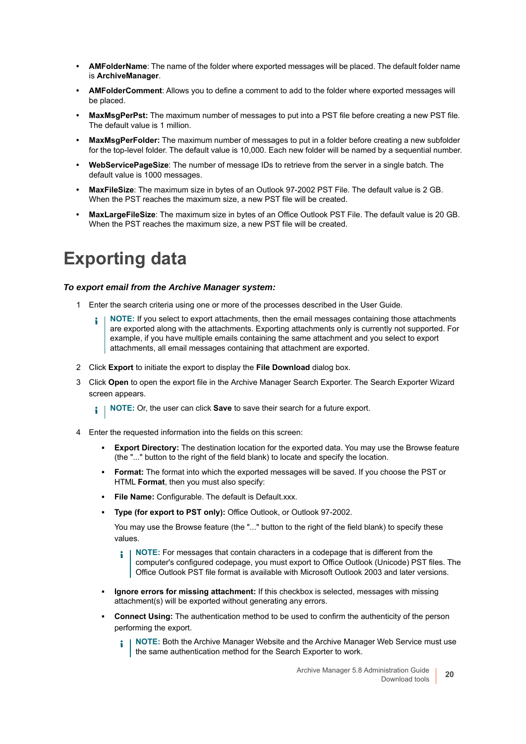- **AMFolderName**: The name of the folder where exported messages will be placed. The default folder name is **ArchiveManager**.
- **AMFolderComment**: Allows you to define a comment to add to the folder where exported messages will be placed.
- **MaxMsgPerPst:** The maximum number of messages to put into a PST file before creating a new PST file. The default value is 1 million.
- **MaxMsgPerFolder:** The maximum number of messages to put in a folder before creating a new subfolder for the top-level folder. The default value is 10,000. Each new folder will be named by a sequential number.
- **WebServicePageSize**: The number of message IDs to retrieve from the server in a single batch. The default value is 1000 messages.
- **MaxFileSize**: The maximum size in bytes of an Outlook 97-2002 PST File. The default value is 2 GB. When the PST reaches the maximum size, a new PST file will be created.
- **MaxLargeFileSize**: The maximum size in bytes of an Office Outlook PST File. The default value is 20 GB. When the PST reaches the maximum size, a new PST file will be created.

# Exporting data

***To export email from the Archive Manager system:***

1. Enter the search criteria using one or more of the processes described in the User Guide.

   > **NOTE:** If you select to export attachments, then the email messages containing those attachments are exported along with the attachments. Exporting attachments only is currently not supported. For example, if you have multiple emails containing the same attachment and you select to export attachments, all email messages containing that attachment are exported.

2. Click **Export** to initiate the export to display the **File Download** dialog box.
3. Click **Open** to open the export file in the Archive Manager Search Exporter. The Search Exporter Wizard screen appears.

   > **NOTE:** Or, the user can click **Save** to save their search for a future export.

4. Enter the requested information into the fields on this screen:
   - **Export Directory:** The destination location for the exported data. You may use the Browse feature (the "..." button to the right of the field blank) to locate and specify the location.
   - **Format:** The format into which the exported messages will be saved. If you choose the PST or HTML **Format**, then you must also specify:
   - **File Name:** Configurable. The default is Default.xxx.
   - **Type (for export to PST only):** Office Outlook, or Outlook 97-2002.

     You may use the Browse feature (the "..." button to the right of the field blank) to specify these values.

     > **NOTE:** For messages that contain characters in a codepage that is different from the computer's configured codepage, you must export to Office Outlook (Unicode) PST files. The Office Outlook PST file format is available with Microsoft Outlook 2003 and later versions.

   - **Ignore errors for missing attachment:** If this checkbox is selected, messages with missing attachment(s) will be exported without generating any errors.
   - **Connect Using:** The authentication method to be used to confirm the authenticity of the person performing the export.

     > **NOTE:** Both the Archive Manager Website and the Archive Manager Web Service must use the same authentication method for the Search Exporter to work.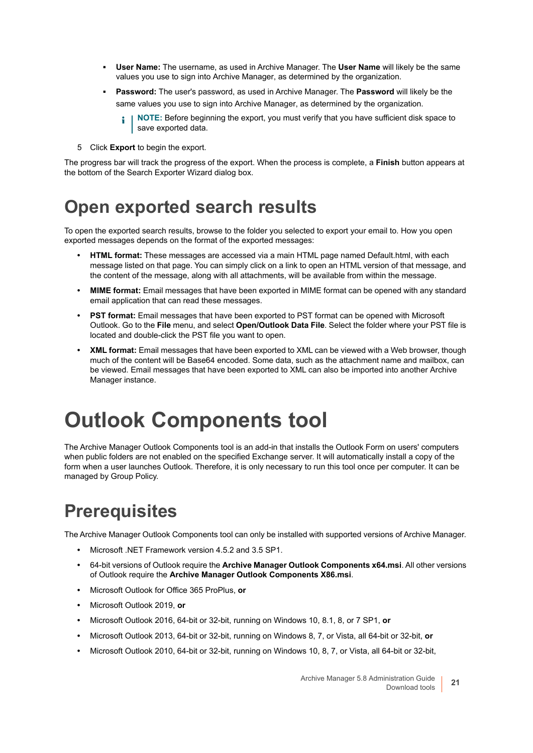- **User Name:** The username, as used in Archive Manager. The **User Name** will likely be the same values you use to sign into Archive Manager, as determined by the organization.
- **Password:** The user's password, as used in Archive Manager. The **Password** will likely be the same values you use to sign into Archive Manager, as determined by the organization.

  **NOTE:** Before beginning the export, you must verify that you have sufficient disk space to save exported data.

5 Click **Export** to begin the export.

The progress bar will track the progress of the export. When the process is complete, a **Finish** button appears at the bottom of the Search Exporter Wizard dialog box.

## Open exported search results

To open the exported search results, browse to the folder you selected to export your email to. How you open exported messages depends on the format of the exported messages:

- **HTML format:** These messages are accessed via a main HTML page named Default.html, with each message listed on that page. You can simply click on a link to open an HTML version of that message, and the content of the message, along with all attachments, will be available from within the message.
- **MIME format:** Email messages that have been exported in MIME format can be opened with any standard email application that can read these messages.
- **PST format:** Email messages that have been exported to PST format can be opened with Microsoft Outlook. Go to the **File** menu, and select **Open/Outlook Data File**. Select the folder where your PST file is located and double-click the PST file you want to open.
- **XML format:** Email messages that have been exported to XML can be viewed with a Web browser, though much of the content will be Base64 encoded. Some data, such as the attachment name and mailbox, can be viewed. Email messages that have been exported to XML can also be imported into another Archive Manager instance.

# Outlook Components tool

The Archive Manager Outlook Components tool is an add-in that installs the Outlook Form on users' computers when public folders are not enabled on the specified Exchange server. It will automatically install a copy of the form when a user launches Outlook. Therefore, it is only necessary to run this tool once per computer. It can be managed by Group Policy.

## Prerequisites

The Archive Manager Outlook Components tool can only be installed with supported versions of Archive Manager.

- Microsoft .NET Framework version 4.5.2 and 3.5 SP1.
- 64-bit versions of Outlook require the **Archive Manager Outlook Components x64.msi**. All other versions of Outlook require the **Archive Manager Outlook Components X86.msi**.
- Microsoft Outlook for Office 365 ProPlus, **or**
- Microsoft Outlook 2019, **or**
- Microsoft Outlook 2016, 64-bit or 32-bit, running on Windows 10, 8.1, 8, or 7 SP1, **or**
- Microsoft Outlook 2013, 64-bit or 32-bit, running on Windows 8, 7, or Vista, all 64-bit or 32-bit, **or**
- Microsoft Outlook 2010, 64-bit or 32-bit, running on Windows 10, 8, 7, or Vista, all 64-bit or 32-bit,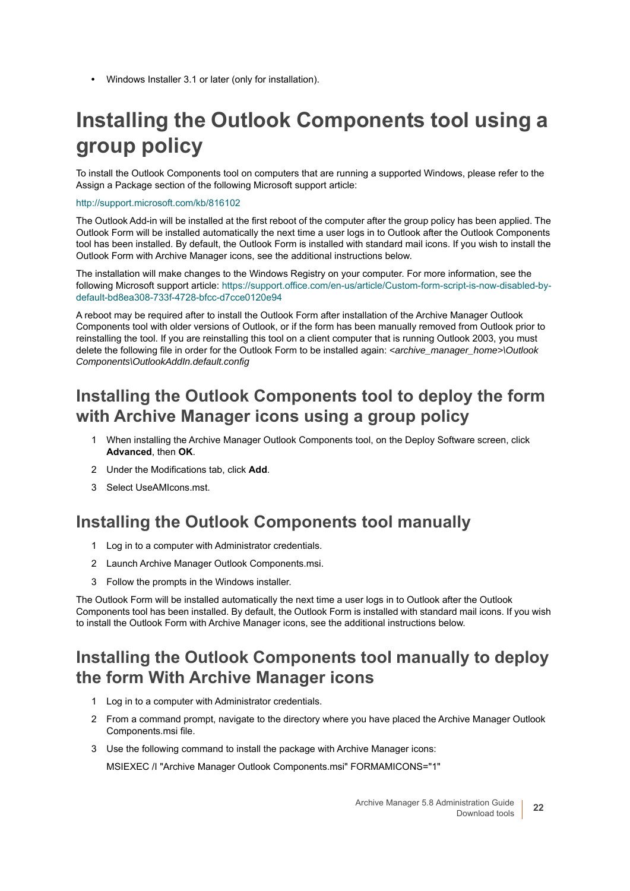- Windows Installer 3.1 or later (only for installation).

# Installing the Outlook Components tool using a group policy

To install the Outlook Components tool on computers that are running a supported Windows, please refer to the Assign a Package section of the following Microsoft support article:

http://support.microsoft.com/kb/816102

The Outlook Add-in will be installed at the first reboot of the computer after the group policy has been applied. The Outlook Form will be installed automatically the next time a user logs in to Outlook after the Outlook Components tool has been installed. By default, the Outlook Form is installed with standard mail icons. If you wish to install the Outlook Form with Archive Manager icons, see the additional instructions below.

The installation will make changes to the Windows Registry on your computer. For more information, see the following Microsoft support article: https://support.office.com/en-us/article/Custom-form-script-is-now-disabled-by-default-bd8ea308-733f-4728-bfcc-d7cce0120e94

A reboot may be required after to install the Outlook Form after installation of the Archive Manager Outlook Components tool with older versions of Outlook, or if the form has been manually removed from Outlook prior to reinstalling the tool. If you are reinstalling this tool on a client computer that is running Outlook 2003, you must delete the following file in order for the Outlook Form to be installed again: *<archive_manager_home>\Outlook Components\OutlookAddIn.default.config*

## Installing the Outlook Components tool to deploy the form with Archive Manager icons using a group policy

1. When installing the Archive Manager Outlook Components tool, on the Deploy Software screen, click **Advanced**, then **OK**.
2. Under the Modifications tab, click **Add**.
3. Select UseAMIcons.mst.

## Installing the Outlook Components tool manually

1. Log in to a computer with Administrator credentials.
2. Launch Archive Manager Outlook Components.msi.
3. Follow the prompts in the Windows installer.

The Outlook Form will be installed automatically the next time a user logs in to Outlook after the Outlook Components tool has been installed. By default, the Outlook Form is installed with standard mail icons. If you wish to install the Outlook Form with Archive Manager icons, see the additional instructions below.

## Installing the Outlook Components tool manually to deploy the form With Archive Manager icons

1. Log in to a computer with Administrator credentials.
2. From a command prompt, navigate to the directory where you have placed the Archive Manager Outlook Components.msi file.
3. Use the following command to install the package with Archive Manager icons:

   MSIEXEC /I "Archive Manager Outlook Components.msi" FORMAMICONS="1"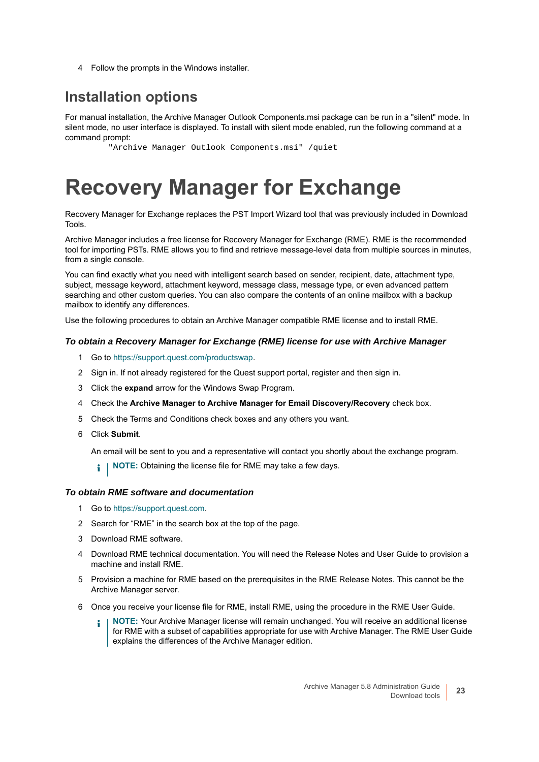4 Follow the prompts in the Windows installer.

## Installation options

For manual installation, the Archive Manager Outlook Components.msi package can be run in a "silent" mode. In silent mode, no user interface is displayed. To install with silent mode enabled, run the following command at a command prompt:

```
"Archive Manager Outlook Components.msi" /quiet
```

# Recovery Manager for Exchange

Recovery Manager for Exchange replaces the PST Import Wizard tool that was previously included in Download Tools.

Archive Manager includes a free license for Recovery Manager for Exchange (RME). RME is the recommended tool for importing PSTs. RME allows you to find and retrieve message-level data from multiple sources in minutes, from a single console.

You can find exactly what you need with intelligent search based on sender, recipient, date, attachment type, subject, message keyword, attachment keyword, message class, message type, or even advanced pattern searching and other custom queries. You can also compare the contents of an online mailbox with a backup mailbox to identify any differences.

Use the following procedures to obtain an Archive Manager compatible RME license and to install RME.

#### *To obtain a Recovery Manager for Exchange (RME) license for use with Archive Manager*

1. Go to https://support.quest.com/productswap.
2. Sign in. If not already registered for the Quest support portal, register and then sign in.
3. Click the **expand** arrow for the Windows Swap Program.
4. Check the **Archive Manager to Archive Manager for Email Discovery/Recovery** check box.
5. Check the Terms and Conditions check boxes and any others you want.
6. Click **Submit**.

   An email will be sent to you and a representative will contact you shortly about the exchange program.

   **NOTE:** Obtaining the license file for RME may take a few days.

#### *To obtain RME software and documentation*

1. Go to https://support.quest.com.
2. Search for “RME” in the search box at the top of the page.
3. Download RME software.
4. Download RME technical documentation. You will need the Release Notes and User Guide to provision a machine and install RME.
5. Provision a machine for RME based on the prerequisites in the RME Release Notes. This cannot be the Archive Manager server.
6. Once you receive your license file for RME, install RME, using the procedure in the RME User Guide.

   **NOTE:** Your Archive Manager license will remain unchanged. You will receive an additional license for RME with a subset of capabilities appropriate for use with Archive Manager. The RME User Guide explains the differences of the Archive Manager edition.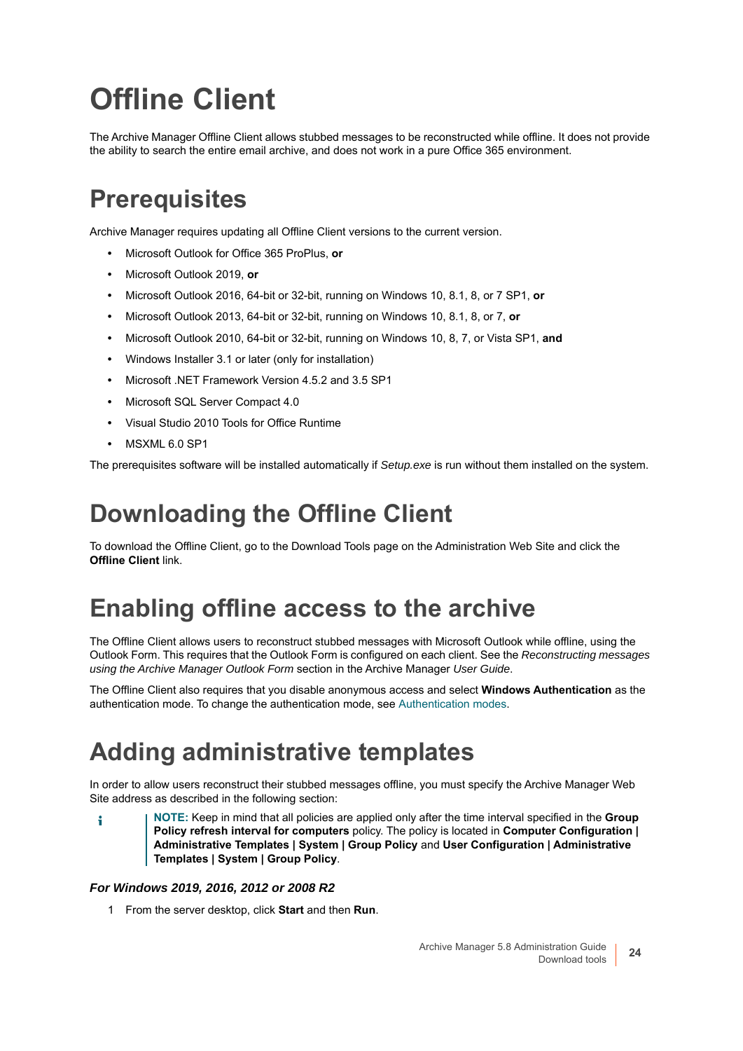# Offline Client

The Archive Manager Offline Client allows stubbed messages to be reconstructed while offline. It does not provide the ability to search the entire email archive, and does not work in a pure Office 365 environment.

# Prerequisites

Archive Manager requires updating all Offline Client versions to the current version.

- Microsoft Outlook for Office 365 ProPlus, **or**
- Microsoft Outlook 2019, **or**
- Microsoft Outlook 2016, 64-bit or 32-bit, running on Windows 10, 8.1, 8, or 7 SP1, **or**
- Microsoft Outlook 2013, 64-bit or 32-bit, running on Windows 10, 8.1, 8, or 7, **or**
- Microsoft Outlook 2010, 64-bit or 32-bit, running on Windows 10, 8, 7, or Vista SP1, **and**
- Windows Installer 3.1 or later (only for installation)
- Microsoft .NET Framework Version 4.5.2 and 3.5 SP1
- Microsoft SQL Server Compact 4.0
- Visual Studio 2010 Tools for Office Runtime
- MSXML 6.0 SP1

The prerequisites software will be installed automatically if *Setup.exe* is run without them installed on the system.

# Downloading the Offline Client

To download the Offline Client, go to the Download Tools page on the Administration Web Site and click the **Offline Client** link.

# Enabling offline access to the archive

The Offline Client allows users to reconstruct stubbed messages with Microsoft Outlook while offline, using the Outlook Form. This requires that the Outlook Form is configured on each client. See the *Reconstructing messages using the Archive Manager Outlook Form* section in the Archive Manager *User Guide*.

The Offline Client also requires that you disable anonymous access and select **Windows Authentication** as the authentication mode. To change the authentication mode, see Authentication modes.

# Adding administrative templates

In order to allow users reconstruct their stubbed messages offline, you must specify the Archive Manager Web Site address as described in the following section:

> **NOTE:** Keep in mind that all policies are applied only after the time interval specified in the **Group Policy refresh interval for computers** policy. The policy is located in **Computer Configuration | Administrative Templates | System | Group Policy** and **User Configuration | Administrative Templates | System | Group Policy**.

***For Windows 2019, 2016, 2012 or 2008 R2***

1. From the server desktop, click **Start** and then **Run**.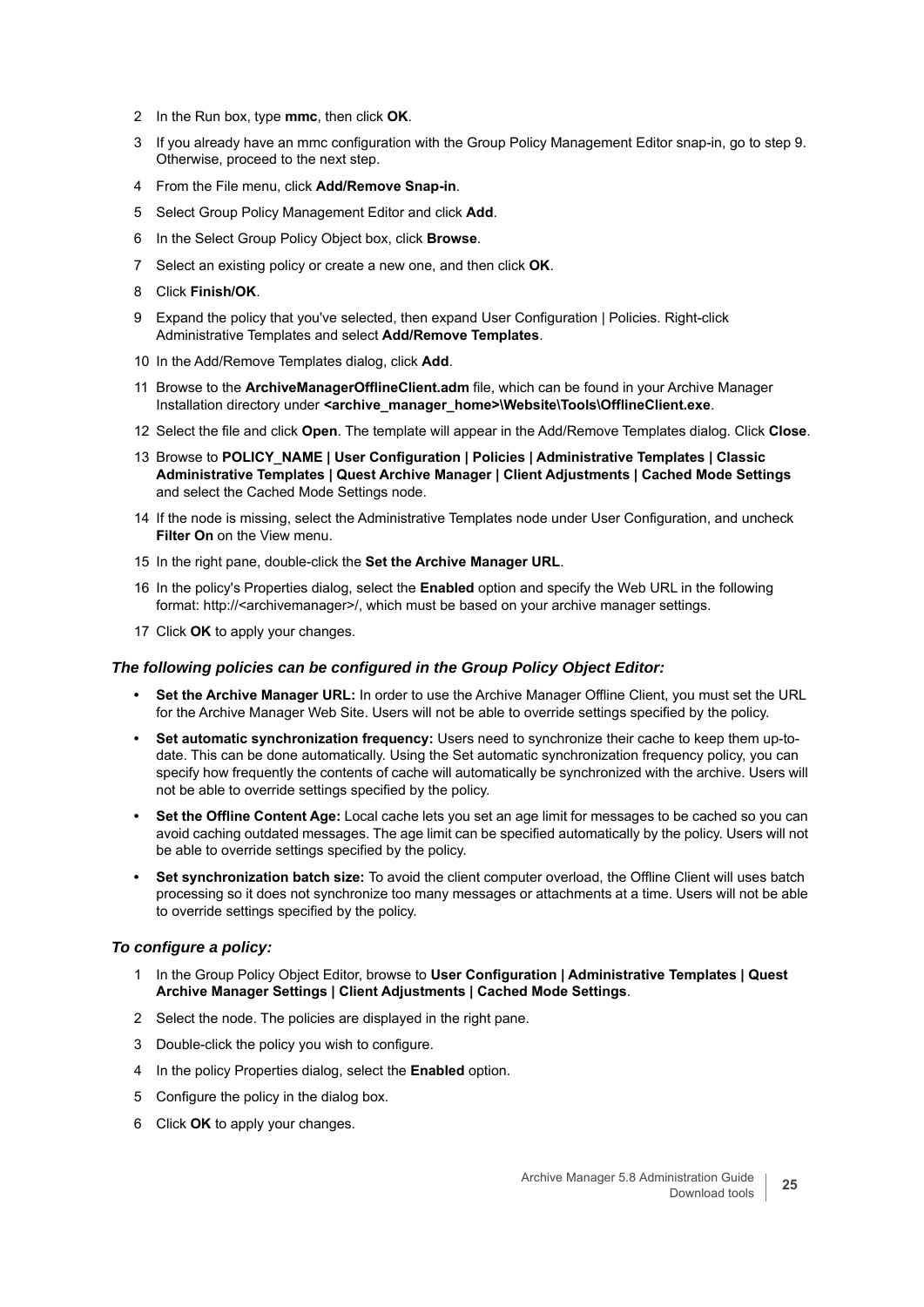2. In the Run box, type **mmc**, then click **OK**.
3. If you already have an mmc configuration with the Group Policy Management Editor snap-in, go to step 9. Otherwise, proceed to the next step.
4. From the File menu, click **Add/Remove Snap-in**.
5. Select Group Policy Management Editor and click **Add**.
6. In the Select Group Policy Object box, click **Browse**.
7. Select an existing policy or create a new one, and then click **OK**.
8. Click **Finish/OK**.
9. Expand the policy that you've selected, then expand User Configuration | Policies. Right-click Administrative Templates and select **Add/Remove Templates**.
10. In the Add/Remove Templates dialog, click **Add**.
11. Browse to the **ArchiveManagerOfflineClient.adm** file, which can be found in your Archive Manager Installation directory under **<archive_manager_home>\Website\Tools\OfflineClient.exe**.
12. Select the file and click **Open**. The template will appear in the Add/Remove Templates dialog. Click **Close**.
13. Browse to **POLICY_NAME | User Configuration | Policies | Administrative Templates | Classic Administrative Templates | Quest Archive Manager | Client Adjustments | Cached Mode Settings** and select the Cached Mode Settings node.
14. If the node is missing, select the Administrative Templates node under User Configuration, and uncheck **Filter On** on the View menu.
15. In the right pane, double-click the **Set the Archive Manager URL**.
16. In the policy's Properties dialog, select the **Enabled** option and specify the Web URL in the following format: http://<archivemanager>/, which must be based on your archive manager settings.
17. Click **OK** to apply your changes.

***The following policies can be configured in the Group Policy Object Editor:***

- **Set the Archive Manager URL:** In order to use the Archive Manager Offline Client, you must set the URL for the Archive Manager Web Site. Users will not be able to override settings specified by the policy.
- **Set automatic synchronization frequency:** Users need to synchronize their cache to keep them up-to-date. This can be done automatically. Using the Set automatic synchronization frequency policy, you can specify how frequently the contents of cache will automatically be synchronized with the archive. Users will not be able to override settings specified by the policy.
- **Set the Offline Content Age:** Local cache lets you set an age limit for messages to be cached so you can avoid caching outdated messages. The age limit can be specified automatically by the policy. Users will not be able to override settings specified by the policy.
- **Set synchronization batch size:** To avoid the client computer overload, the Offline Client will uses batch processing so it does not synchronize too many messages or attachments at a time. Users will not be able to override settings specified by the policy.

***To configure a policy:***

1. In the Group Policy Object Editor, browse to **User Configuration | Administrative Templates | Quest Archive Manager Settings | Client Adjustments | Cached Mode Settings**.
2. Select the node. The policies are displayed in the right pane.
3. Double-click the policy you wish to configure.
4. In the policy Properties dialog, select the **Enabled** option.
5. Configure the policy in the dialog box.
6. Click **OK** to apply your changes.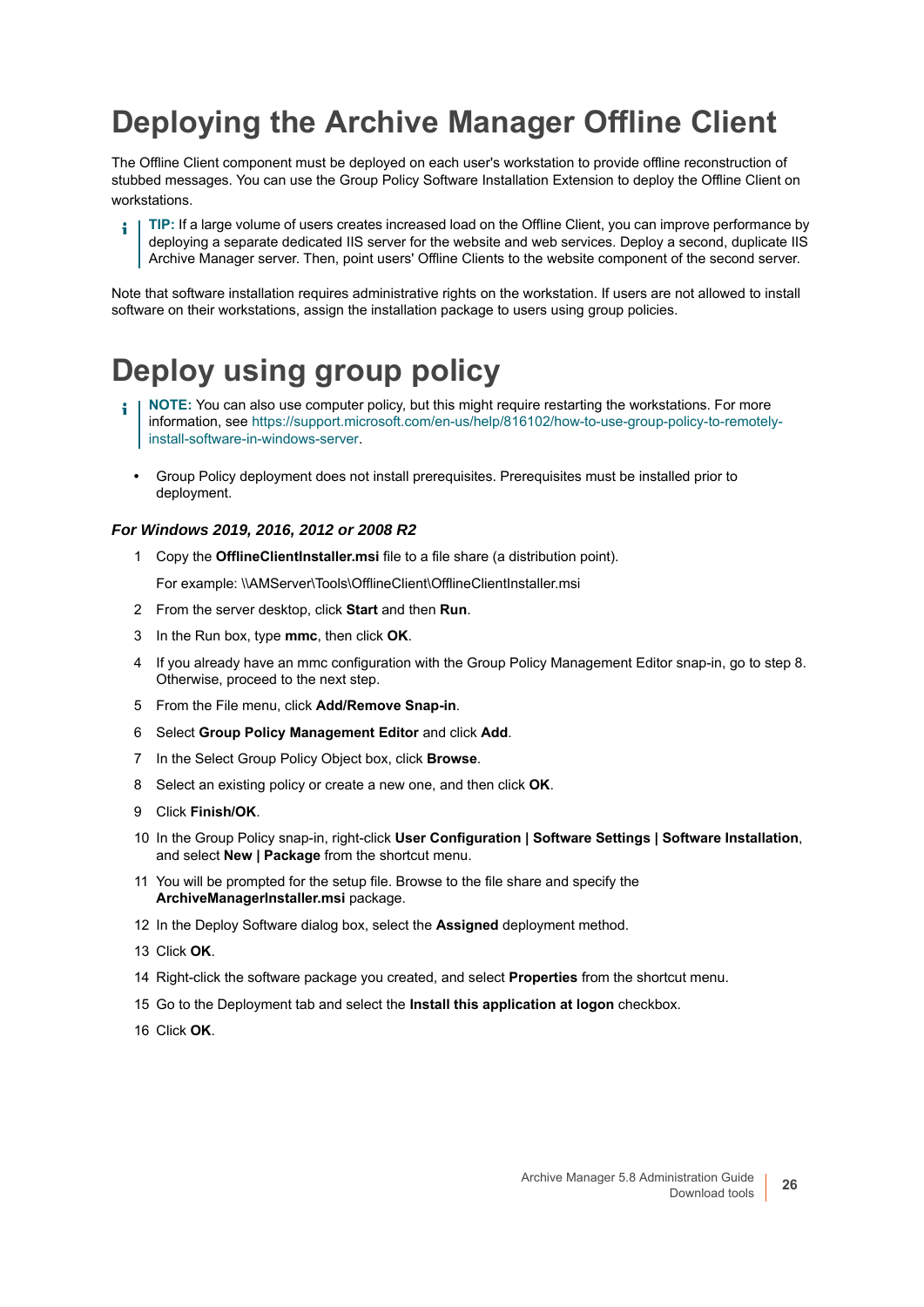# Deploying the Archive Manager Offline Client

The Offline Client component must be deployed on each user's workstation to provide offline reconstruction of stubbed messages. You can use the Group Policy Software Installation Extension to deploy the Offline Client on workstations.

> **TIP:** If a large volume of users creates increased load on the Offline Client, you can improve performance by deploying a separate dedicated IIS server for the website and web services. Deploy a second, duplicate IIS Archive Manager server. Then, point users' Offline Clients to the website component of the second server.

Note that software installation requires administrative rights on the workstation. If users are not allowed to install software on their workstations, assign the installation package to users using group policies.

# Deploy using group policy

> **NOTE:** You can also use computer policy, but this might require restarting the workstations. For more information, see https://support.microsoft.com/en-us/help/816102/how-to-use-group-policy-to-remotely-install-software-in-windows-server.

- Group Policy deployment does not install prerequisites. Prerequisites must be installed prior to deployment.

### *For Windows 2019, 2016, 2012 or 2008 R2*

1. Copy the **OfflineClientInstaller.msi** file to a file share (a distribution point).

   For example: \\AMServer\Tools\OfflineClient\OfflineClientInstaller.msi

2. From the server desktop, click **Start** and then **Run**.
3. In the Run box, type **mmc**, then click **OK**.
4. If you already have an mmc configuration with the Group Policy Management Editor snap-in, go to step 8. Otherwise, proceed to the next step.
5. From the File menu, click **Add/Remove Snap-in**.
6. Select **Group Policy Management Editor** and click **Add**.
7. In the Select Group Policy Object box, click **Browse**.
8. Select an existing policy or create a new one, and then click **OK**.
9. Click **Finish/OK**.
10. In the Group Policy snap-in, right-click **User Configuration | Software Settings | Software Installation**, and select **New | Package** from the shortcut menu.
11. You will be prompted for the setup file. Browse to the file share and specify the **ArchiveManagerInstaller.msi** package.
12. In the Deploy Software dialog box, select the **Assigned** deployment method.
13. Click **OK**.
14. Right-click the software package you created, and select **Properties** from the shortcut menu.
15. Go to the Deployment tab and select the **Install this application at logon** checkbox.
16. Click **OK**.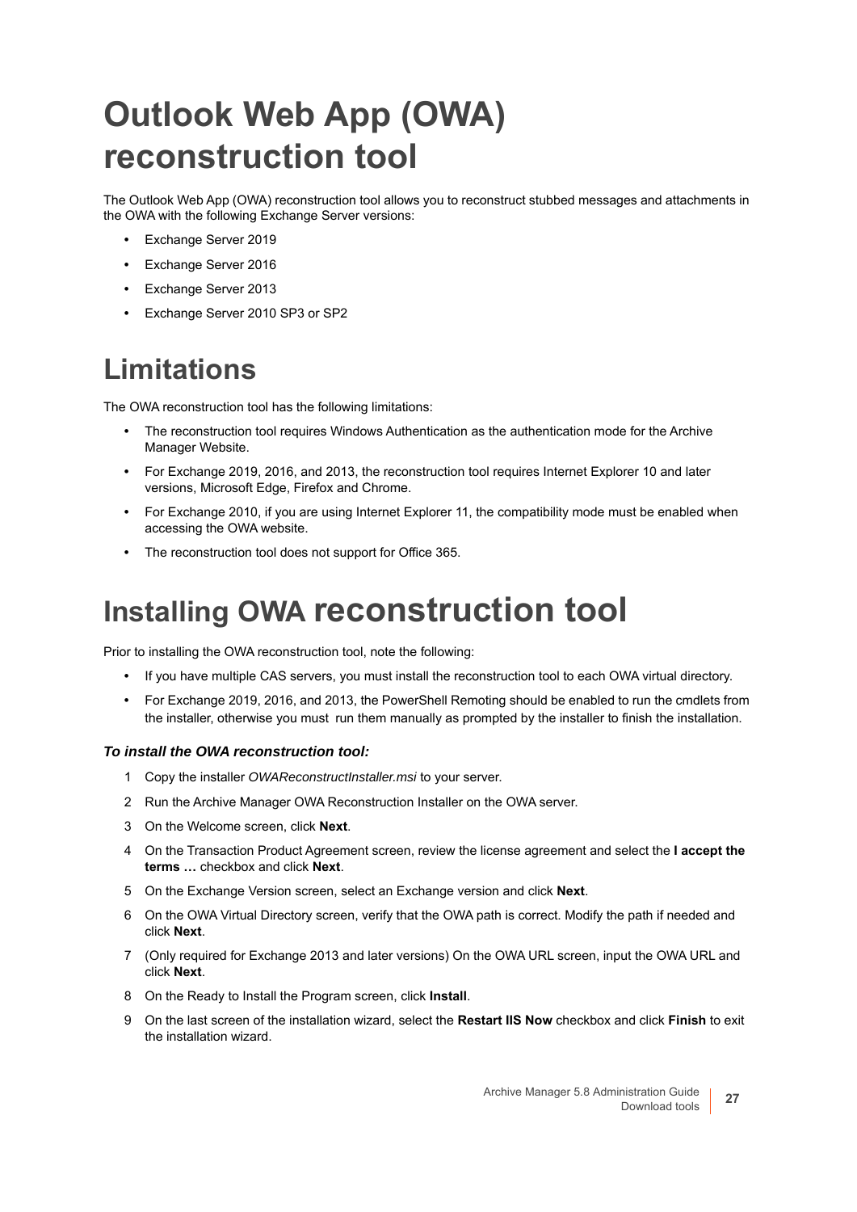# Outlook Web App (OWA) reconstruction tool

The Outlook Web App (OWA) reconstruction tool allows you to reconstruct stubbed messages and attachments in the OWA with the following Exchange Server versions:

- Exchange Server 2019
- Exchange Server 2016
- Exchange Server 2013
- Exchange Server 2010 SP3 or SP2

## Limitations

The OWA reconstruction tool has the following limitations:

- The reconstruction tool requires Windows Authentication as the authentication mode for the Archive Manager Website.
- For Exchange 2019, 2016, and 2013, the reconstruction tool requires Internet Explorer 10 and later versions, Microsoft Edge, Firefox and Chrome.
- For Exchange 2010, if you are using Internet Explorer 11, the compatibility mode must be enabled when accessing the OWA website.
- The reconstruction tool does not support for Office 365.

## Installing OWA reconstruction tool

Prior to installing the OWA reconstruction tool, note the following:

- If you have multiple CAS servers, you must install the reconstruction tool to each OWA virtual directory.
- For Exchange 2019, 2016, and 2013, the PowerShell Remoting should be enabled to run the cmdlets from the installer, otherwise you must run them manually as prompted by the installer to finish the installation.

#### *To install the OWA reconstruction tool:*

1. Copy the installer *OWAReconstructInstaller.msi* to your server.
2. Run the Archive Manager OWA Reconstruction Installer on the OWA server.
3. On the Welcome screen, click **Next**.
4. On the Transaction Product Agreement screen, review the license agreement and select the **I accept the terms …** checkbox and click **Next**.
5. On the Exchange Version screen, select an Exchange version and click **Next**.
6. On the OWA Virtual Directory screen, verify that the OWA path is correct. Modify the path if needed and click **Next**.
7. (Only required for Exchange 2013 and later versions) On the OWA URL screen, input the OWA URL and click **Next**.
8. On the Ready to Install the Program screen, click **Install**.
9. On the last screen of the installation wizard, select the **Restart IIS Now** checkbox and click **Finish** to exit the installation wizard.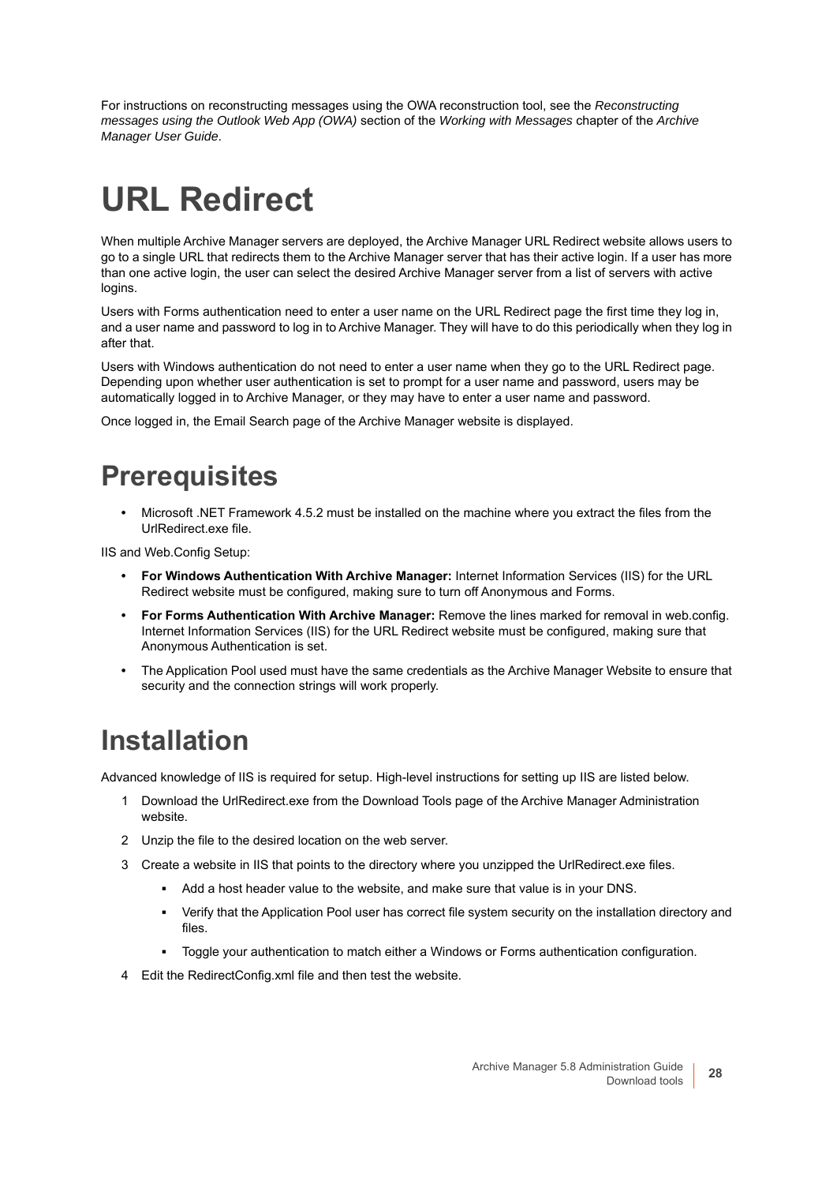For instructions on reconstructing messages using the OWA reconstruction tool, see the *Reconstructing messages using the Outlook Web App (OWA)* section of the *Working with Messages* chapter of the *Archive Manager User Guide*.

# URL Redirect

When multiple Archive Manager servers are deployed, the Archive Manager URL Redirect website allows users to go to a single URL that redirects them to the Archive Manager server that has their active login. If a user has more than one active login, the user can select the desired Archive Manager server from a list of servers with active logins.

Users with Forms authentication need to enter a user name on the URL Redirect page the first time they log in, and a user name and password to log in to Archive Manager. They will have to do this periodically when they log in after that.

Users with Windows authentication do not need to enter a user name when they go to the URL Redirect page. Depending upon whether user authentication is set to prompt for a user name and password, users may be automatically logged in to Archive Manager, or they may have to enter a user name and password.

Once logged in, the Email Search page of the Archive Manager website is displayed.

## Prerequisites

- Microsoft .NET Framework 4.5.2 must be installed on the machine where you extract the files from the UrlRedirect.exe file.

IIS and Web.Config Setup:

- **For Windows Authentication With Archive Manager:** Internet Information Services (IIS) for the URL Redirect website must be configured, making sure to turn off Anonymous and Forms.
- **For Forms Authentication With Archive Manager:** Remove the lines marked for removal in web.config. Internet Information Services (IIS) for the URL Redirect website must be configured, making sure that Anonymous Authentication is set.
- The Application Pool used must have the same credentials as the Archive Manager Website to ensure that security and the connection strings will work properly.

## Installation

Advanced knowledge of IIS is required for setup. High-level instructions for setting up IIS are listed below.

1. Download the UrlRedirect.exe from the Download Tools page of the Archive Manager Administration website.
2. Unzip the file to the desired location on the web server.
3. Create a website in IIS that points to the directory where you unzipped the UrlRedirect.exe files.
   - Add a host header value to the website, and make sure that value is in your DNS.
   - Verify that the Application Pool user has correct file system security on the installation directory and files.
   - Toggle your authentication to match either a Windows or Forms authentication configuration.
4. Edit the RedirectConfig.xml file and then test the website.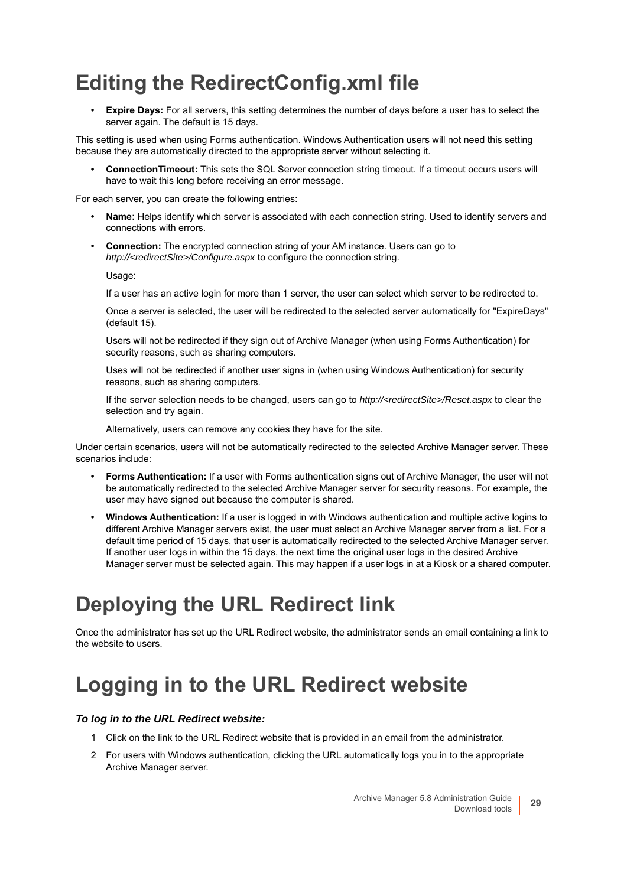# Editing the RedirectConfig.xml file

- **Expire Days:** For all servers, this setting determines the number of days before a user has to select the server again. The default is 15 days.

This setting is used when using Forms authentication. Windows Authentication users will not need this setting because they are automatically directed to the appropriate server without selecting it.

- **ConnectionTimeout:** This sets the SQL Server connection string timeout. If a timeout occurs users will have to wait this long before receiving an error message.

For each server, you can create the following entries:

- **Name:** Helps identify which server is associated with each connection string. Used to identify servers and connections with errors.
- **Connection:** The encrypted connection string of your AM instance. Users can go to *http://<redirectSite>/Configure.aspx* to configure the connection string.

  Usage:

  If a user has an active login for more than 1 server, the user can select which server to be redirected to.

  Once a server is selected, the user will be redirected to the selected server automatically for "ExpireDays" (default 15).

  Users will not be redirected if they sign out of Archive Manager (when using Forms Authentication) for security reasons, such as sharing computers.

  Uses will not be redirected if another user signs in (when using Windows Authentication) for security reasons, such as sharing computers.

  If the server selection needs to be changed, users can go to *http://<redirectSite>/Reset.aspx* to clear the selection and try again.

  Alternatively, users can remove any cookies they have for the site.

Under certain scenarios, users will not be automatically redirected to the selected Archive Manager server. These scenarios include:

- **Forms Authentication:** If a user with Forms authentication signs out of Archive Manager, the user will not be automatically redirected to the selected Archive Manager server for security reasons. For example, the user may have signed out because the computer is shared.
- **Windows Authentication:** If a user is logged in with Windows authentication and multiple active logins to different Archive Manager servers exist, the user must select an Archive Manager server from a list. For a default time period of 15 days, that user is automatically redirected to the selected Archive Manager server. If another user logs in within the 15 days, the next time the original user logs in the desired Archive Manager server must be selected again. This may happen if a user logs in at a Kiosk or a shared computer.

# Deploying the URL Redirect link

Once the administrator has set up the URL Redirect website, the administrator sends an email containing a link to the website to users.

# Logging in to the URL Redirect website

***To log in to the URL Redirect website:***

1. Click on the link to the URL Redirect website that is provided in an email from the administrator.
2. For users with Windows authentication, clicking the URL automatically logs you in to the appropriate Archive Manager server.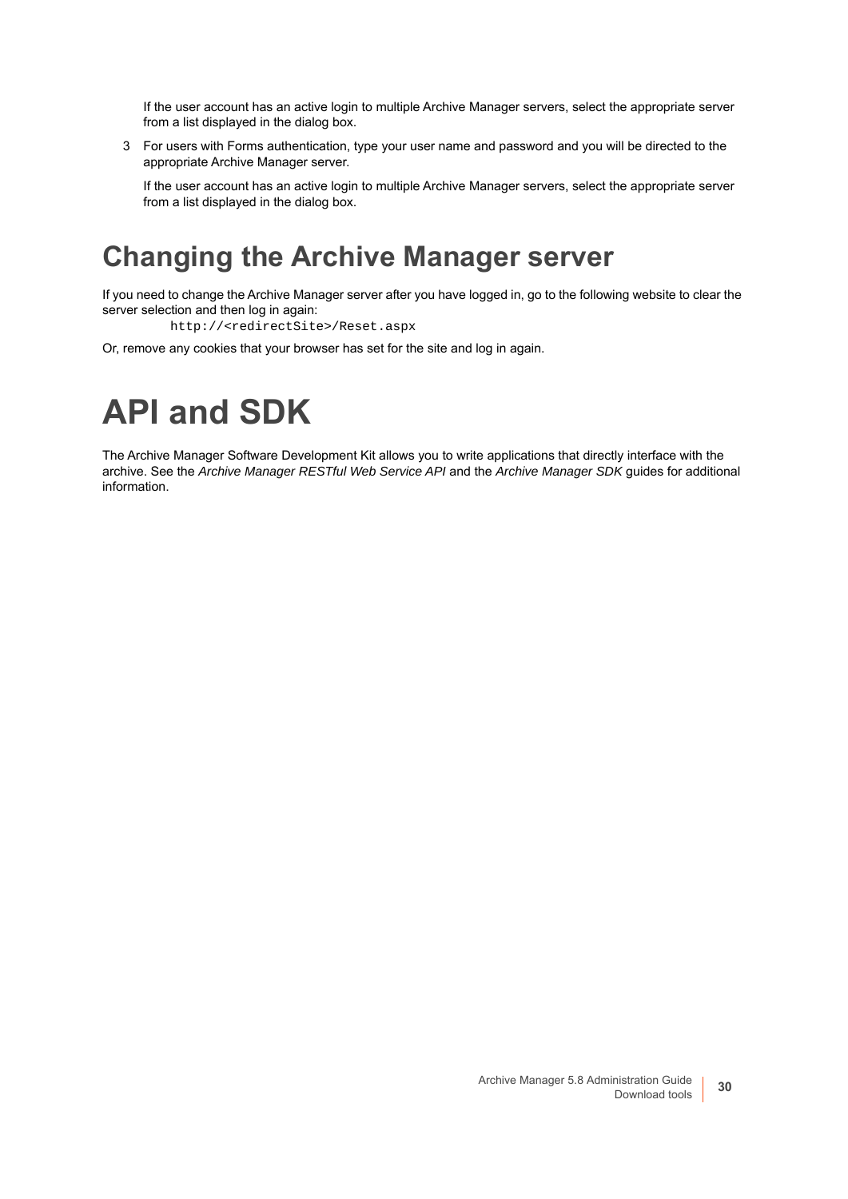If the user account has an active login to multiple Archive Manager servers, select the appropriate server from a list displayed in the dialog box.

3 For users with Forms authentication, type your user name and password and you will be directed to the appropriate Archive Manager server.

   If the user account has an active login to multiple Archive Manager servers, select the appropriate server from a list displayed in the dialog box.

## Changing the Archive Manager server

If you need to change the Archive Manager server after you have logged in, go to the following website to clear the server selection and then log in again:

```
http://<redirectSite>/Reset.aspx
```

Or, remove any cookies that your browser has set for the site and log in again.

# API and SDK

The Archive Manager Software Development Kit allows you to write applications that directly interface with the archive. See the *Archive Manager RESTful Web Service API* and the *Archive Manager SDK* guides for additional information.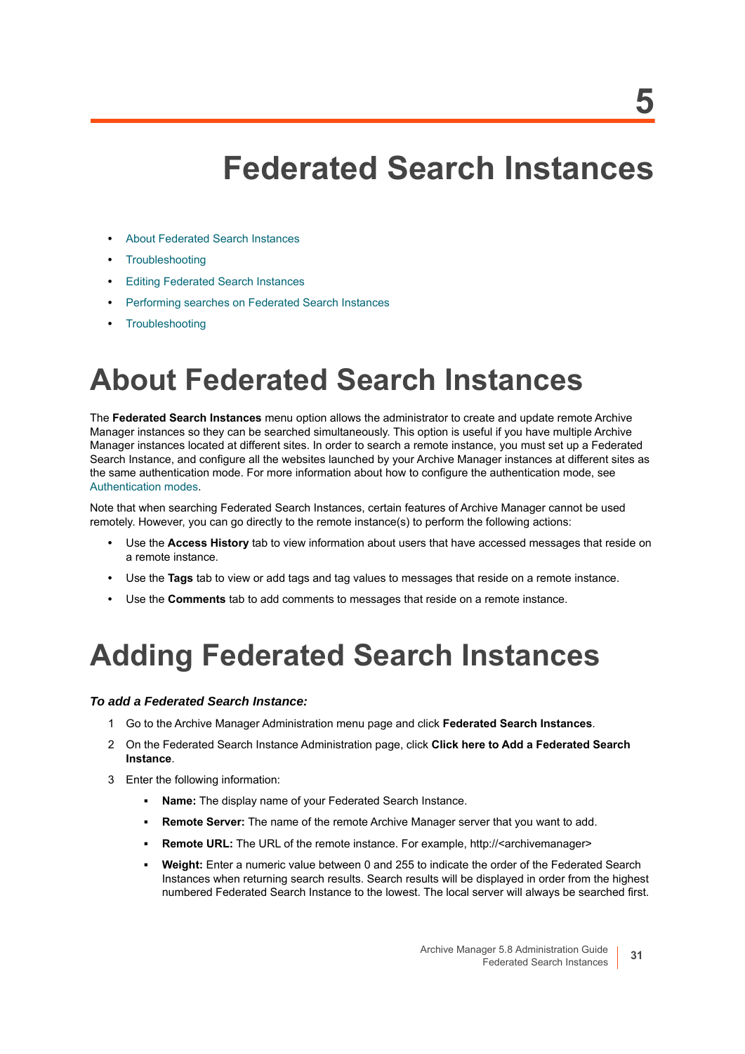5

# Federated Search Instances

- About Federated Search Instances
- Troubleshooting
- Editing Federated Search Instances
- Performing searches on Federated Search Instances
- Troubleshooting

# About Federated Search Instances

The **Federated Search Instances** menu option allows the administrator to create and update remote Archive Manager instances so they can be searched simultaneously. This option is useful if you have multiple Archive Manager instances located at different sites. In order to search a remote instance, you must set up a Federated Search Instance, and configure all the websites launched by your Archive Manager instances at different sites as the same authentication mode. For more information about how to configure the authentication mode, see Authentication modes.

Note that when searching Federated Search Instances, certain features of Archive Manager cannot be used remotely. However, you can go directly to the remote instance(s) to perform the following actions:

- Use the **Access History** tab to view information about users that have accessed messages that reside on a remote instance.
- Use the **Tags** tab to view or add tags and tag values to messages that reside on a remote instance.
- Use the **Comments** tab to add comments to messages that reside on a remote instance.

# Adding Federated Search Instances

***To add a Federated Search Instance:***

1. Go to the Archive Manager Administration menu page and click **Federated Search Instances**.
2. On the Federated Search Instance Administration page, click **Click here to Add a Federated Search Instance**.
3. Enter the following information:
   - **Name:** The display name of your Federated Search Instance.
   - **Remote Server:** The name of the remote Archive Manager server that you want to add.
   - **Remote URL:** The URL of the remote instance. For example, http://<archivemanager>
   - **Weight:** Enter a numeric value between 0 and 255 to indicate the order of the Federated Search Instances when returning search results. Search results will be displayed in order from the highest numbered Federated Search Instance to the lowest. The local server will always be searched first.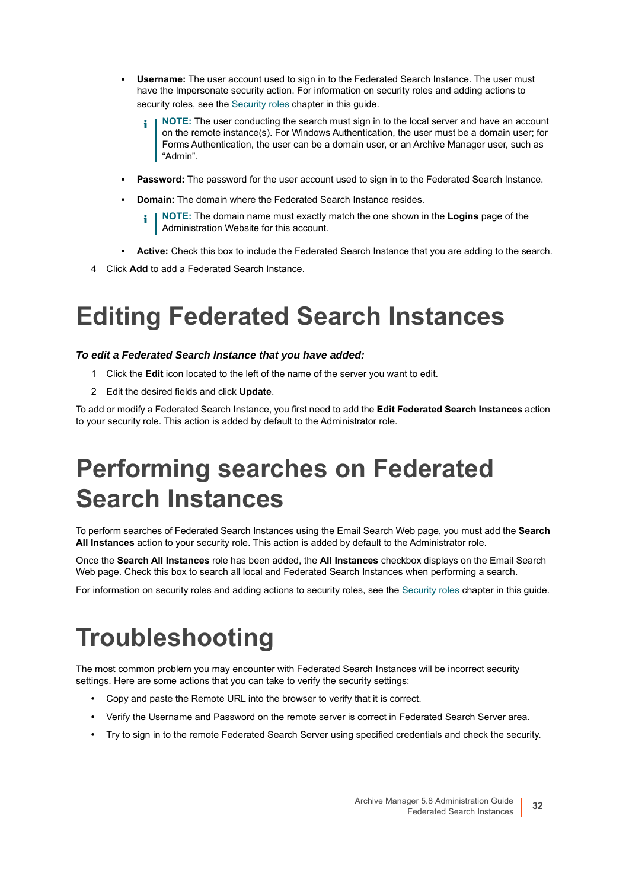- **Username:** The user account used to sign in to the Federated Search Instance. The user must have the Impersonate security action. For information on security roles and adding actions to security roles, see the Security roles chapter in this guide.

  > **NOTE:** The user conducting the search must sign in to the local server and have an account on the remote instance(s). For Windows Authentication, the user must be a domain user; for Forms Authentication, the user can be a domain user, or an Archive Manager user, such as "Admin".

- **Password:** The password for the user account used to sign in to the Federated Search Instance.
- **Domain:** The domain where the Federated Search Instance resides.

  > **NOTE:** The domain name must exactly match the one shown in the **Logins** page of the Administration Website for this account.

- **Active:** Check this box to include the Federated Search Instance that you are adding to the search.

4 Click **Add** to add a Federated Search Instance.

# Editing Federated Search Instances

***To edit a Federated Search Instance that you have added:***

1 Click the **Edit** icon located to the left of the name of the server you want to edit.

2 Edit the desired fields and click **Update**.

To add or modify a Federated Search Instance, you first need to add the **Edit Federated Search Instances** action to your security role. This action is added by default to the Administrator role.

# Performing searches on Federated Search Instances

To perform searches of Federated Search Instances using the Email Search Web page, you must add the **Search All Instances** action to your security role. This action is added by default to the Administrator role.

Once the **Search All Instances** role has been added, the **All Instances** checkbox displays on the Email Search Web page. Check this box to search all local and Federated Search Instances when performing a search.

For information on security roles and adding actions to security roles, see the Security roles chapter in this guide.

# Troubleshooting

The most common problem you may encounter with Federated Search Instances will be incorrect security settings. Here are some actions that you can take to verify the security settings:

- Copy and paste the Remote URL into the browser to verify that it is correct.
- Verify the Username and Password on the remote server is correct in Federated Search Server area.
- Try to sign in to the remote Federated Search Server using specified credentials and check the security.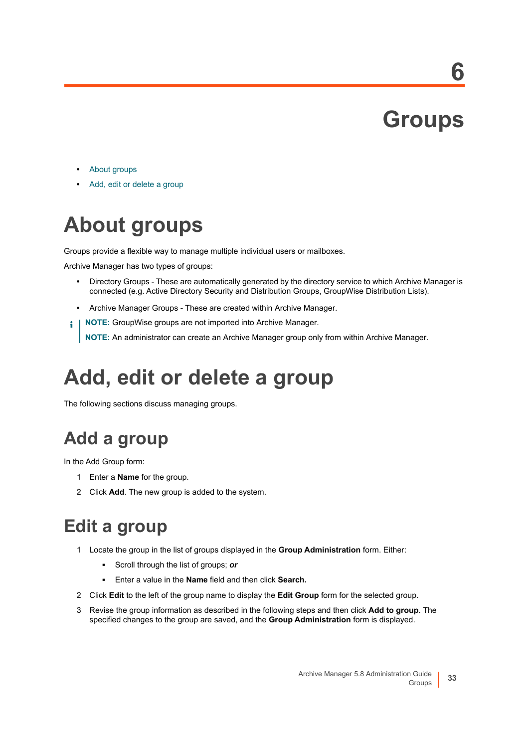# 6 Groups

- About groups
- Add, edit or delete a group

## About groups

Groups provide a flexible way to manage multiple individual users or mailboxes.

Archive Manager has two types of groups:

- Directory Groups - These are automatically generated by the directory service to which Archive Manager is connected (e.g. Active Directory Security and Distribution Groups, GroupWise Distribution Lists).
- Archive Manager Groups - These are created within Archive Manager.

**NOTE:** GroupWise groups are not imported into Archive Manager.

**NOTE:** An administrator can create an Archive Manager group only from within Archive Manager.

## Add, edit or delete a group

The following sections discuss managing groups.

### Add a group

In the Add Group form:

1. Enter a **Name** for the group.
2. Click **Add**. The new group is added to the system.

### Edit a group

1. Locate the group in the list of groups displayed in the **Group Administration** form. Either:
   - Scroll through the list of groups; ***or***
   - Enter a value in the **Name** field and then click **Search.**
2. Click **Edit** to the left of the group name to display the **Edit Group** form for the selected group.
3. Revise the group information as described in the following steps and then click **Add to group**. The specified changes to the group are saved, and the **Group Administration** form is displayed.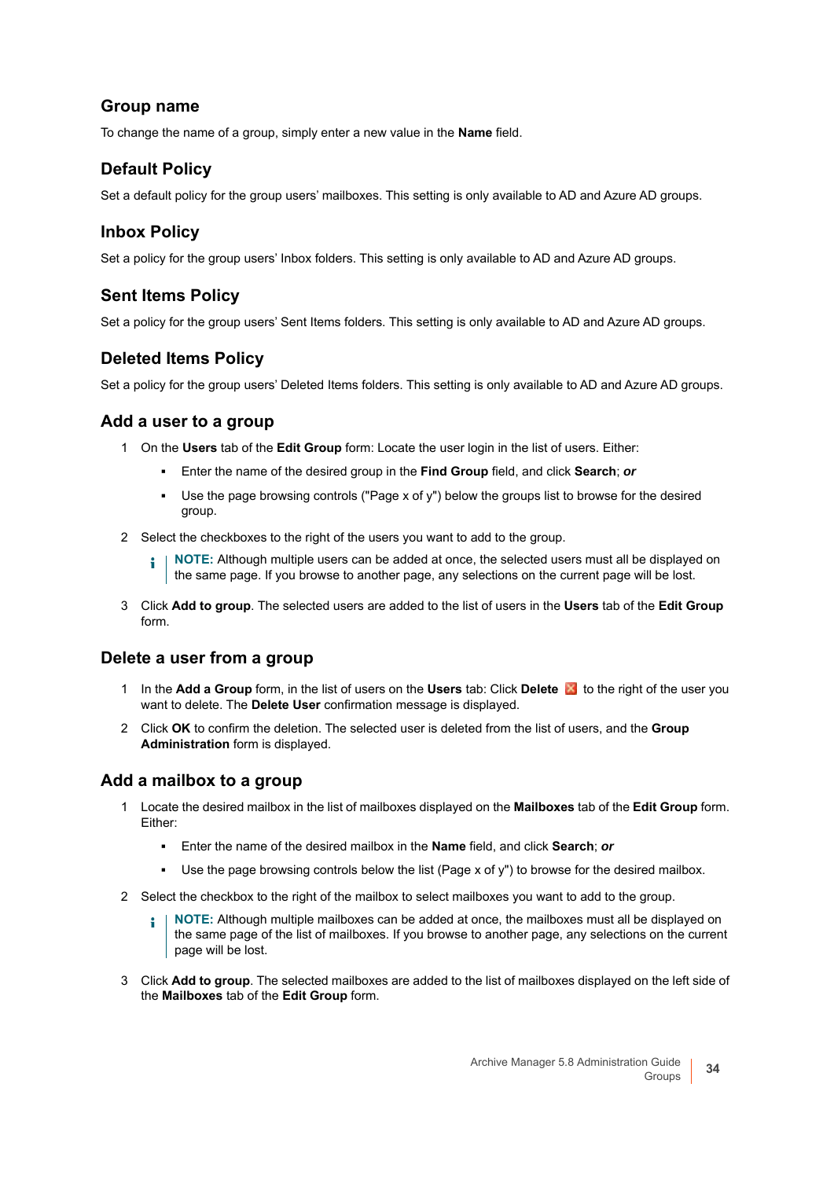## Group name

To change the name of a group, simply enter a new value in the **Name** field.

## Default Policy

Set a default policy for the group users' mailboxes. This setting is only available to AD and Azure AD groups.

## Inbox Policy

Set a policy for the group users' Inbox folders. This setting is only available to AD and Azure AD groups.

## Sent Items Policy

Set a policy for the group users' Sent Items folders. This setting is only available to AD and Azure AD groups.

## Deleted Items Policy

Set a policy for the group users' Deleted Items folders. This setting is only available to AD and Azure AD groups.

## Add a user to a group

1. On the **Users** tab of the **Edit Group** form: Locate the user login in the list of users. Either:
   - Enter the name of the desired group in the **Find Group** field, and click **Search**; ***or***
   - Use the page browsing controls ("Page x of y") below the groups list to browse for the desired group.
2. Select the checkboxes to the right of the users you want to add to the group.

   **NOTE:** Although multiple users can be added at once, the selected users must all be displayed on the same page. If you browse to another page, any selections on the current page will be lost.

3. Click **Add to group**. The selected users are added to the list of users in the **Users** tab of the **Edit Group** form.

## Delete a user from a group

1. In the **Add a Group** form, in the list of users on the **Users** tab: Click **Delete** to the right of the user you want to delete. The **Delete User** confirmation message is displayed.
2. Click **OK** to confirm the deletion. The selected user is deleted from the list of users, and the **Group Administration** form is displayed.

## Add a mailbox to a group

1. Locate the desired mailbox in the list of mailboxes displayed on the **Mailboxes** tab of the **Edit Group** form. Either:
   - Enter the name of the desired mailbox in the **Name** field, and click **Search**; ***or***
   - Use the page browsing controls below the list (Page x of y") to browse for the desired mailbox.
2. Select the checkbox to the right of the mailbox to select mailboxes you want to add to the group.

   **NOTE:** Although multiple mailboxes can be added at once, the mailboxes must all be displayed on the same page of the list of mailboxes. If you browse to another page, any selections on the current page will be lost.

3. Click **Add to group**. The selected mailboxes are added to the list of mailboxes displayed on the left side of the **Mailboxes** tab of the **Edit Group** form.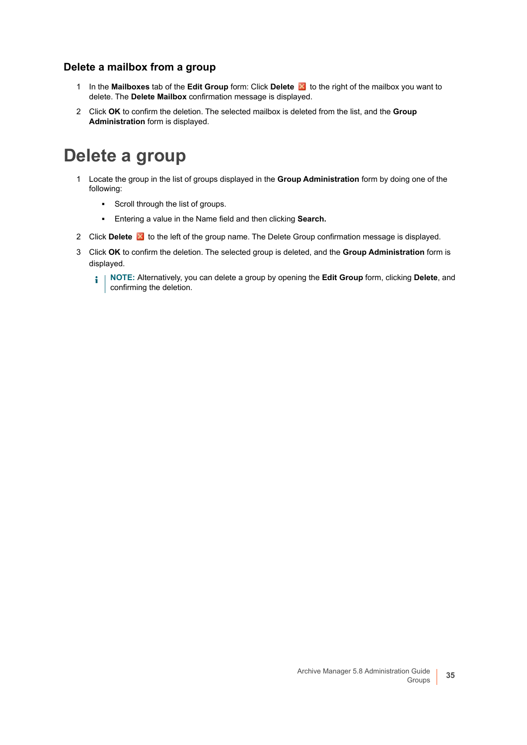### Delete a mailbox from a group

1. In the **Mailboxes** tab of the **Edit Group** form: Click **Delete** to the right of the mailbox you want to delete. The **Delete Mailbox** confirmation message is displayed.
2. Click **OK** to confirm the deletion. The selected mailbox is deleted from the list, and the **Group Administration** form is displayed.

# Delete a group

1. Locate the group in the list of groups displayed in the **Group Administration** form by doing one of the following:
   - Scroll through the list of groups.
   - Entering a value in the Name field and then clicking **Search.**
2. Click **Delete** to the left of the group name. The Delete Group confirmation message is displayed.
3. Click **OK** to confirm the deletion. The selected group is deleted, and the **Group Administration** form is displayed.

   **NOTE:** Alternatively, you can delete a group by opening the **Edit Group** form, clicking **Delete**, and confirming the deletion.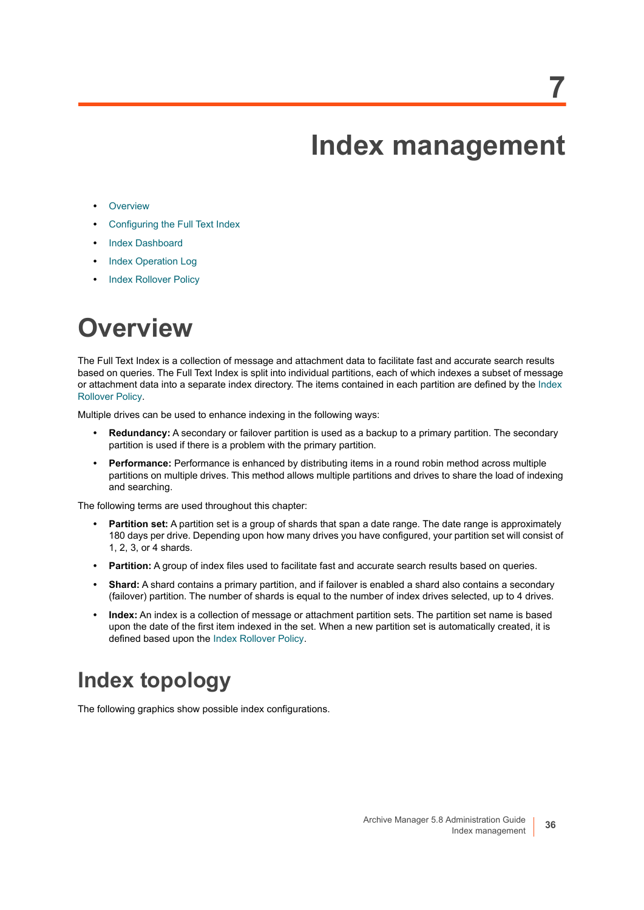# 7 Index management

- Overview
- Configuring the Full Text Index
- Index Dashboard
- Index Operation Log
- Index Rollover Policy

# Overview

The Full Text Index is a collection of message and attachment data to facilitate fast and accurate search results based on queries. The Full Text Index is split into individual partitions, each of which indexes a subset of message or attachment data into a separate index directory. The items contained in each partition are defined by the Index Rollover Policy.

Multiple drives can be used to enhance indexing in the following ways:

- **Redundancy:** A secondary or failover partition is used as a backup to a primary partition. The secondary partition is used if there is a problem with the primary partition.
- **Performance:** Performance is enhanced by distributing items in a round robin method across multiple partitions on multiple drives. This method allows multiple partitions and drives to share the load of indexing and searching.

The following terms are used throughout this chapter:

- **Partition set:** A partition set is a group of shards that span a date range. The date range is approximately 180 days per drive. Depending upon how many drives you have configured, your partition set will consist of 1, 2, 3, or 4 shards.
- **Partition:** A group of index files used to facilitate fast and accurate search results based on queries.
- **Shard:** A shard contains a primary partition, and if failover is enabled a shard also contains a secondary (failover) partition. The number of shards is equal to the number of index drives selected, up to 4 drives.
- **Index:** An index is a collection of message or attachment partition sets. The partition set name is based upon the date of the first item indexed in the set. When a new partition set is automatically created, it is defined based upon the Index Rollover Policy.

## Index topology

The following graphics show possible index configurations.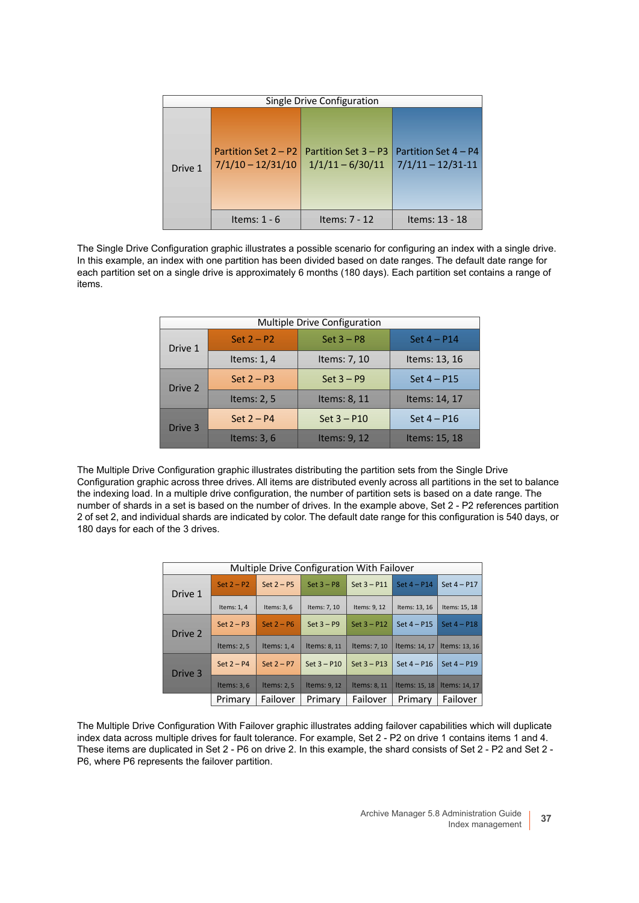| Single Drive Configuration | | | |
|---|---|---|---|
| Drive 1 | Partition Set 2 – P2 7/1/10 – 12/31/10 | Partition Set 3 – P3 1/1/11 – 6/30/11 | Partition Set 4 – P4 7/1/11 – 12/31-11 |
| | Items: 1 - 6 | Items: 7 - 12 | Items: 13 - 18 |

The Single Drive Configuration graphic illustrates a possible scenario for configuring an index with a single drive. In this example, an index with one partition has been divided based on date ranges. The default date range for each partition set on a single drive is approximately 6 months (180 days). Each partition set contains a range of items.

| Multiple Drive Configuration | | | |
|---|---|---|---|
| Drive 1 | Set 2 – P2 | Set 3 – P8 | Set 4 – P14 |
| | Items: 1, 4 | Items: 7, 10 | Items: 13, 16 |
| Drive 2 | Set 2 – P3 | Set 3 – P9 | Set 4 – P15 |
| | Items: 2, 5 | Items: 8, 11 | Items: 14, 17 |
| Drive 3 | Set 2 – P4 | Set 3 – P10 | Set 4 – P16 |
| | Items: 3, 6 | Items: 9, 12 | Items: 15, 18 |

The Multiple Drive Configuration graphic illustrates distributing the partition sets from the Single Drive Configuration graphic across three drives. All items are distributed evenly across all partitions in the set to balance the indexing load. In a multiple drive configuration, the number of partition sets is based on a date range. The number of shards in a set is based on the number of drives. In the example above, Set 2 - P2 references partition 2 of set 2, and individual shards are indicated by color. The default date range for this configuration is 540 days, or 180 days for each of the 3 drives.

| Multiple Drive Configuration With Failover | | | | | | |
|---|---|---|---|---|---|---|
| Drive 1 | Set 2 – P2 | Set 2 – P5 | Set 3 – P8 | Set 3 – P11 | Set 4 – P14 | Set 4 – P17 |
| | Items: 1, 4 | Items: 3, 6 | Items: 7, 10 | Items: 9, 12 | Items: 13, 16 | Items: 15, 18 |
| Drive 2 | Set 2 – P3 | Set 2 – P6 | Set 3 – P9 | Set 3 – P12 | Set 4 – P15 | Set 4 – P18 |
| | Items: 2, 5 | Items: 1, 4 | Items: 8, 11 | Items: 7, 10 | Items: 14, 17 | Items: 13, 16 |
| Drive 3 | Set 2 – P4 | Set 2 – P7 | Set 3 – P10 | Set 3 – P13 | Set 4 – P16 | Set 4 – P19 |
| | Items: 3, 6 | Items: 2, 5 | Items: 9, 12 | Items: 8, 11 | Items: 15, 18 | Items: 14, 17 |
| | Primary | Failover | Primary | Failover | Primary | Failover |

The Multiple Drive Configuration With Failover graphic illustrates adding failover capabilities which will duplicate index data across multiple drives for fault tolerance. For example, Set 2 - P2 on drive 1 contains items 1 and 4. These items are duplicated in Set 2 - P6 on drive 2. In this example, the shard consists of Set 2 - P2 and Set 2 - P6, where P6 represents the failover partition.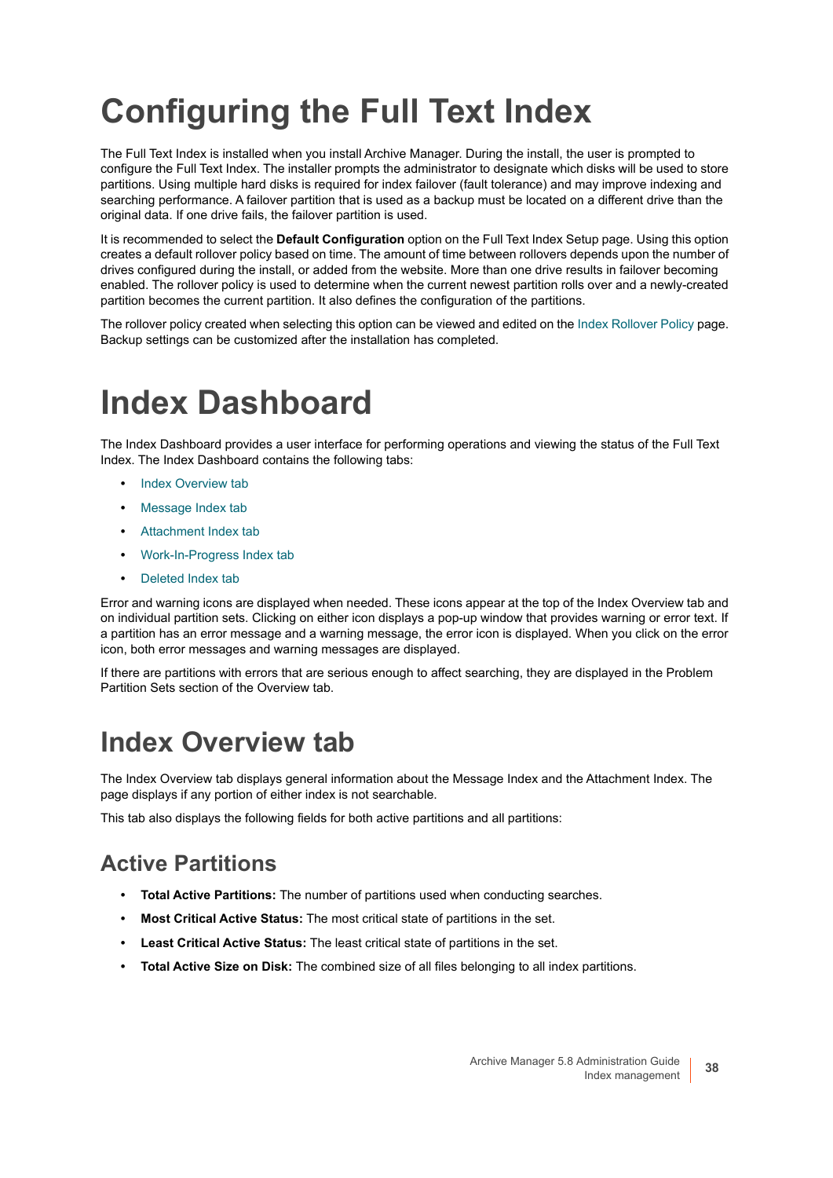# Configuring the Full Text Index

The Full Text Index is installed when you install Archive Manager. During the install, the user is prompted to configure the Full Text Index. The installer prompts the administrator to designate which disks will be used to store partitions. Using multiple hard disks is required for index failover (fault tolerance) and may improve indexing and searching performance. A failover partition that is used as a backup must be located on a different drive than the original data. If one drive fails, the failover partition is used.

It is recommended to select the **Default Configuration** option on the Full Text Index Setup page. Using this option creates a default rollover policy based on time. The amount of time between rollovers depends upon the number of drives configured during the install, or added from the website. More than one drive results in failover becoming enabled. The rollover policy is used to determine when the current newest partition rolls over and a newly-created partition becomes the current partition. It also defines the configuration of the partitions.

The rollover policy created when selecting this option can be viewed and edited on the Index Rollover Policy page. Backup settings can be customized after the installation has completed.

# Index Dashboard

The Index Dashboard provides a user interface for performing operations and viewing the status of the Full Text Index. The Index Dashboard contains the following tabs:

- Index Overview tab
- Message Index tab
- Attachment Index tab
- Work-In-Progress Index tab
- Deleted Index tab

Error and warning icons are displayed when needed. These icons appear at the top of the Index Overview tab and on individual partition sets. Clicking on either icon displays a pop-up window that provides warning or error text. If a partition has an error message and a warning message, the error icon is displayed. When you click on the error icon, both error messages and warning messages are displayed.

If there are partitions with errors that are serious enough to affect searching, they are displayed in the Problem Partition Sets section of the Overview tab.

# Index Overview tab

The Index Overview tab displays general information about the Message Index and the Attachment Index. The page displays if any portion of either index is not searchable.

This tab also displays the following fields for both active partitions and all partitions:

## Active Partitions

- **Total Active Partitions:** The number of partitions used when conducting searches.
- **Most Critical Active Status:** The most critical state of partitions in the set.
- **Least Critical Active Status:** The least critical state of partitions in the set.
- **Total Active Size on Disk:** The combined size of all files belonging to all index partitions.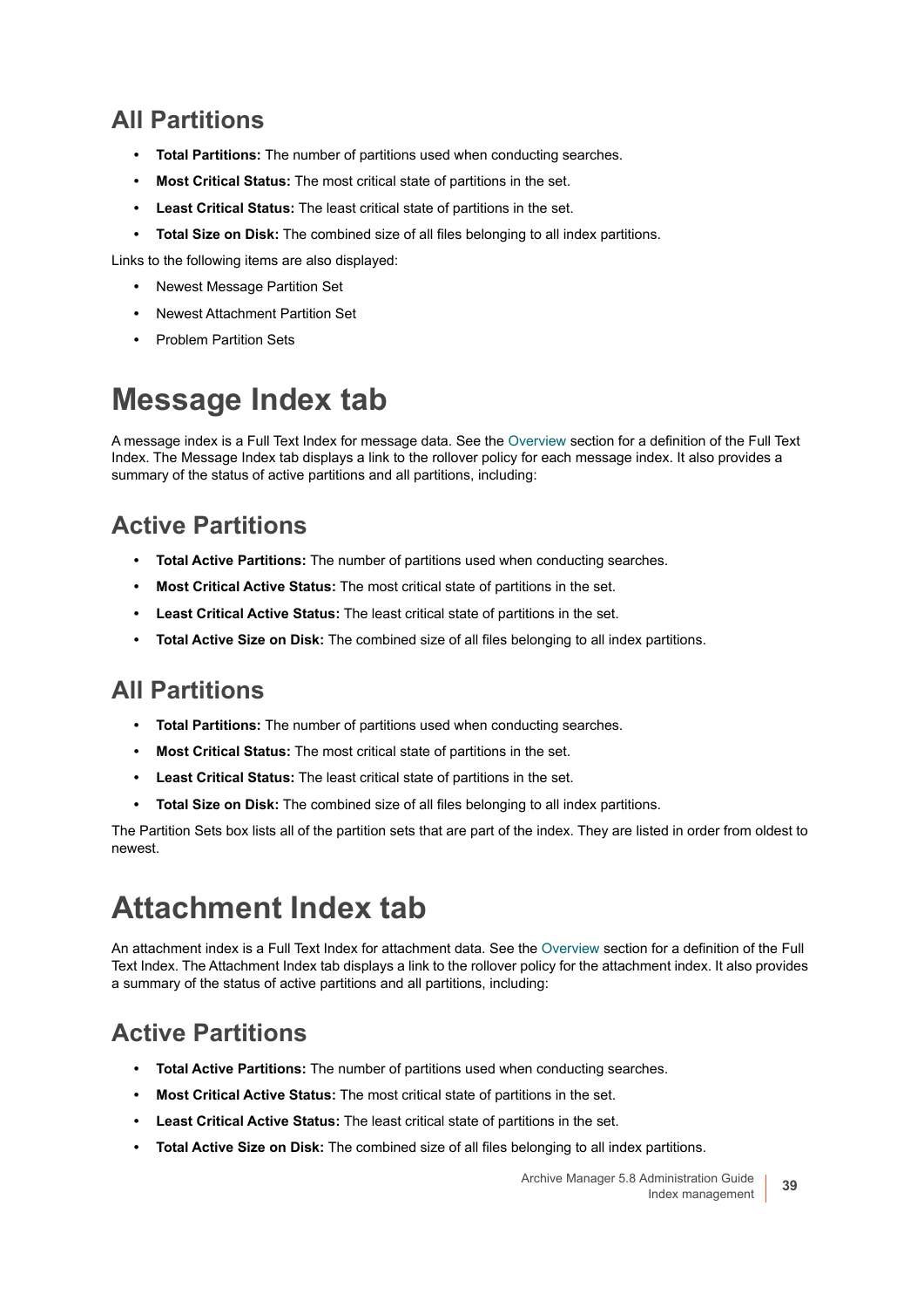### All Partitions

- **Total Partitions:** The number of partitions used when conducting searches.
- **Most Critical Status:** The most critical state of partitions in the set.
- **Least Critical Status:** The least critical state of partitions in the set.
- **Total Size on Disk:** The combined size of all files belonging to all index partitions.

Links to the following items are also displayed:

- Newest Message Partition Set
- Newest Attachment Partition Set
- Problem Partition Sets

## Message Index tab

A message index is a Full Text Index for message data. See the Overview section for a definition of the Full Text Index. The Message Index tab displays a link to the rollover policy for each message index. It also provides a summary of the status of active partitions and all partitions, including:

### Active Partitions

- **Total Active Partitions:** The number of partitions used when conducting searches.
- **Most Critical Active Status:** The most critical state of partitions in the set.
- **Least Critical Active Status:** The least critical state of partitions in the set.
- **Total Active Size on Disk:** The combined size of all files belonging to all index partitions.

### All Partitions

- **Total Partitions:** The number of partitions used when conducting searches.
- **Most Critical Status:** The most critical state of partitions in the set.
- **Least Critical Status:** The least critical state of partitions in the set.
- **Total Size on Disk:** The combined size of all files belonging to all index partitions.

The Partition Sets box lists all of the partition sets that are part of the index. They are listed in order from oldest to newest.

## Attachment Index tab

An attachment index is a Full Text Index for attachment data. See the Overview section for a definition of the Full Text Index. The Attachment Index tab displays a link to the rollover policy for the attachment index. It also provides a summary of the status of active partitions and all partitions, including:

### Active Partitions

- **Total Active Partitions:** The number of partitions used when conducting searches.
- **Most Critical Active Status:** The most critical state of partitions in the set.
- **Least Critical Active Status:** The least critical state of partitions in the set.
- **Total Active Size on Disk:** The combined size of all files belonging to all index partitions.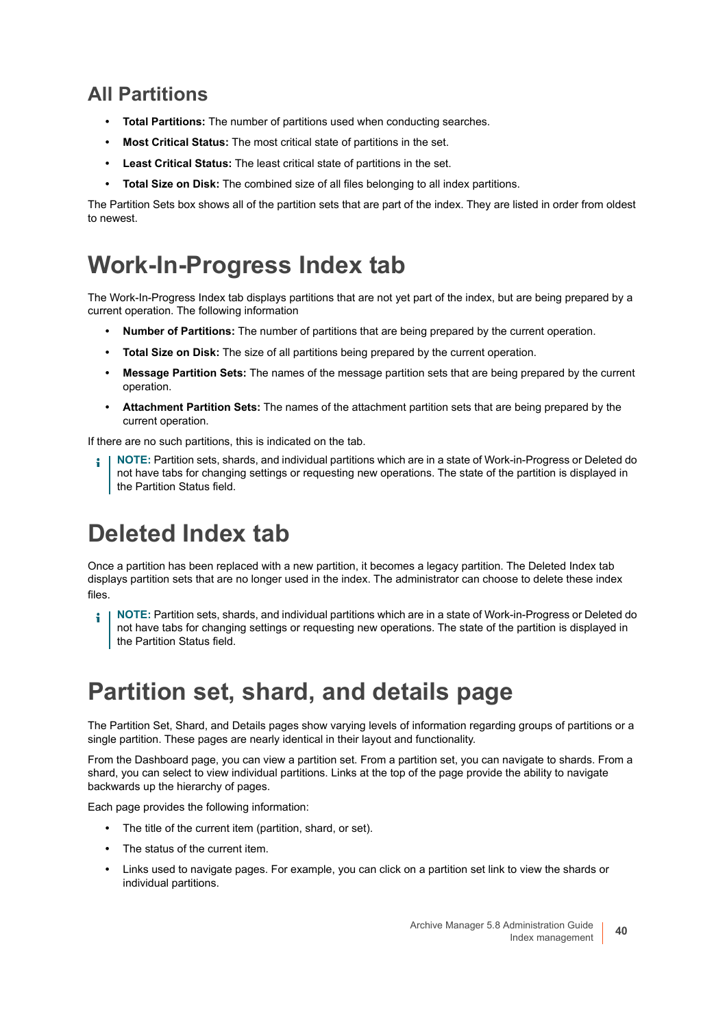## All Partitions

- **Total Partitions:** The number of partitions used when conducting searches.
- **Most Critical Status:** The most critical state of partitions in the set.
- **Least Critical Status:** The least critical state of partitions in the set.
- **Total Size on Disk:** The combined size of all files belonging to all index partitions.

The Partition Sets box shows all of the partition sets that are part of the index. They are listed in order from oldest to newest.

# Work-In-Progress Index tab

The Work-In-Progress Index tab displays partitions that are not yet part of the index, but are being prepared by a current operation. The following information

- **Number of Partitions:** The number of partitions that are being prepared by the current operation.
- **Total Size on Disk:** The size of all partitions being prepared by the current operation.
- **Message Partition Sets:** The names of the message partition sets that are being prepared by the current operation.
- **Attachment Partition Sets:** The names of the attachment partition sets that are being prepared by the current operation.

If there are no such partitions, this is indicated on the tab.

> **NOTE:** Partition sets, shards, and individual partitions which are in a state of Work-in-Progress or Deleted do not have tabs for changing settings or requesting new operations. The state of the partition is displayed in the Partition Status field.

# Deleted Index tab

Once a partition has been replaced with a new partition, it becomes a legacy partition. The Deleted Index tab displays partition sets that are no longer used in the index. The administrator can choose to delete these index files.

> **NOTE:** Partition sets, shards, and individual partitions which are in a state of Work-in-Progress or Deleted do not have tabs for changing settings or requesting new operations. The state of the partition is displayed in the Partition Status field.

# Partition set, shard, and details page

The Partition Set, Shard, and Details pages show varying levels of information regarding groups of partitions or a single partition. These pages are nearly identical in their layout and functionality.

From the Dashboard page, you can view a partition set. From a partition set, you can navigate to shards. From a shard, you can select to view individual partitions. Links at the top of the page provide the ability to navigate backwards up the hierarchy of pages.

Each page provides the following information:

- The title of the current item (partition, shard, or set).
- The status of the current item.
- Links used to navigate pages. For example, you can click on a partition set link to view the shards or individual partitions.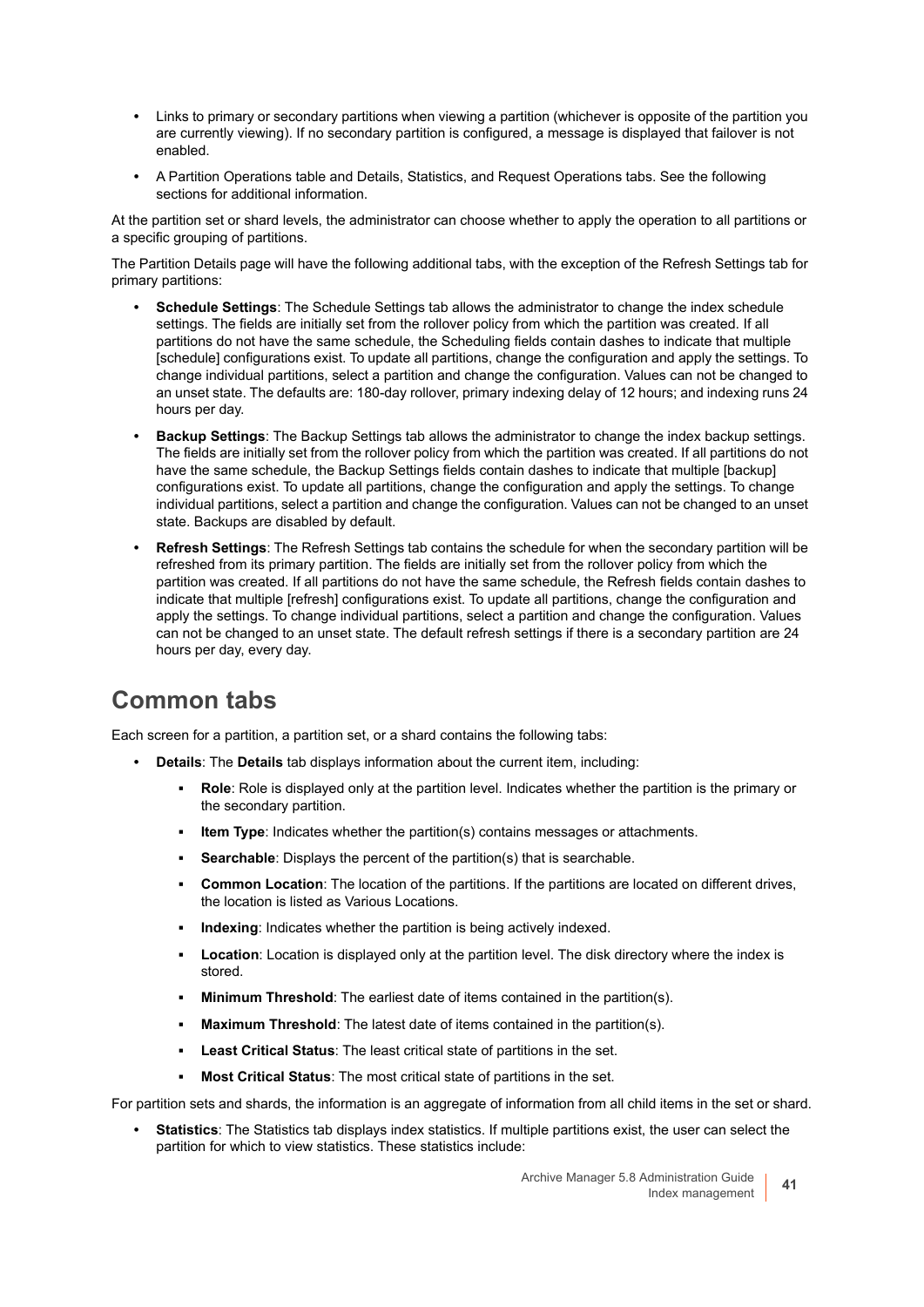- Links to primary or secondary partitions when viewing a partition (whichever is opposite of the partition you are currently viewing). If no secondary partition is configured, a message is displayed that failover is not enabled.
- A Partition Operations table and Details, Statistics, and Request Operations tabs. See the following sections for additional information.

At the partition set or shard levels, the administrator can choose whether to apply the operation to all partitions or a specific grouping of partitions.

The Partition Details page will have the following additional tabs, with the exception of the Refresh Settings tab for primary partitions:

- **Schedule Settings**: The Schedule Settings tab allows the administrator to change the index schedule settings. The fields are initially set from the rollover policy from which the partition was created. If all partitions do not have the same schedule, the Scheduling fields contain dashes to indicate that multiple [schedule] configurations exist. To update all partitions, change the configuration and apply the settings. To change individual partitions, select a partition and change the configuration. Values can not be changed to an unset state. The defaults are: 180-day rollover, primary indexing delay of 12 hours; and indexing runs 24 hours per day.
- **Backup Settings**: The Backup Settings tab allows the administrator to change the index backup settings. The fields are initially set from the rollover policy from which the partition was created. If all partitions do not have the same schedule, the Backup Settings fields contain dashes to indicate that multiple [backup] configurations exist. To update all partitions, change the configuration and apply the settings. To change individual partitions, select a partition and change the configuration. Values can not be changed to an unset state. Backups are disabled by default.
- **Refresh Settings**: The Refresh Settings tab contains the schedule for when the secondary partition will be refreshed from its primary partition. The fields are initially set from the rollover policy from which the partition was created. If all partitions do not have the same schedule, the Refresh fields contain dashes to indicate that multiple [refresh] configurations exist. To update all partitions, change the configuration and apply the settings. To change individual partitions, select a partition and change the configuration. Values can not be changed to an unset state. The default refresh settings if there is a secondary partition are 24 hours per day, every day.

## Common tabs

Each screen for a partition, a partition set, or a shard contains the following tabs:

- **Details**: The **Details** tab displays information about the current item, including:
  - **Role**: Role is displayed only at the partition level. Indicates whether the partition is the primary or the secondary partition.
  - **Item Type**: Indicates whether the partition(s) contains messages or attachments.
  - **Searchable**: Displays the percent of the partition(s) that is searchable.
  - **Common Location**: The location of the partitions. If the partitions are located on different drives, the location is listed as Various Locations.
  - **Indexing**: Indicates whether the partition is being actively indexed.
  - **Location**: Location is displayed only at the partition level. The disk directory where the index is stored.
  - **Minimum Threshold**: The earliest date of items contained in the partition(s).
  - **Maximum Threshold**: The latest date of items contained in the partition(s).
  - **Least Critical Status**: The least critical state of partitions in the set.
  - **Most Critical Status**: The most critical state of partitions in the set.

For partition sets and shards, the information is an aggregate of information from all child items in the set or shard.

- **Statistics**: The Statistics tab displays index statistics. If multiple partitions exist, the user can select the partition for which to view statistics. These statistics include: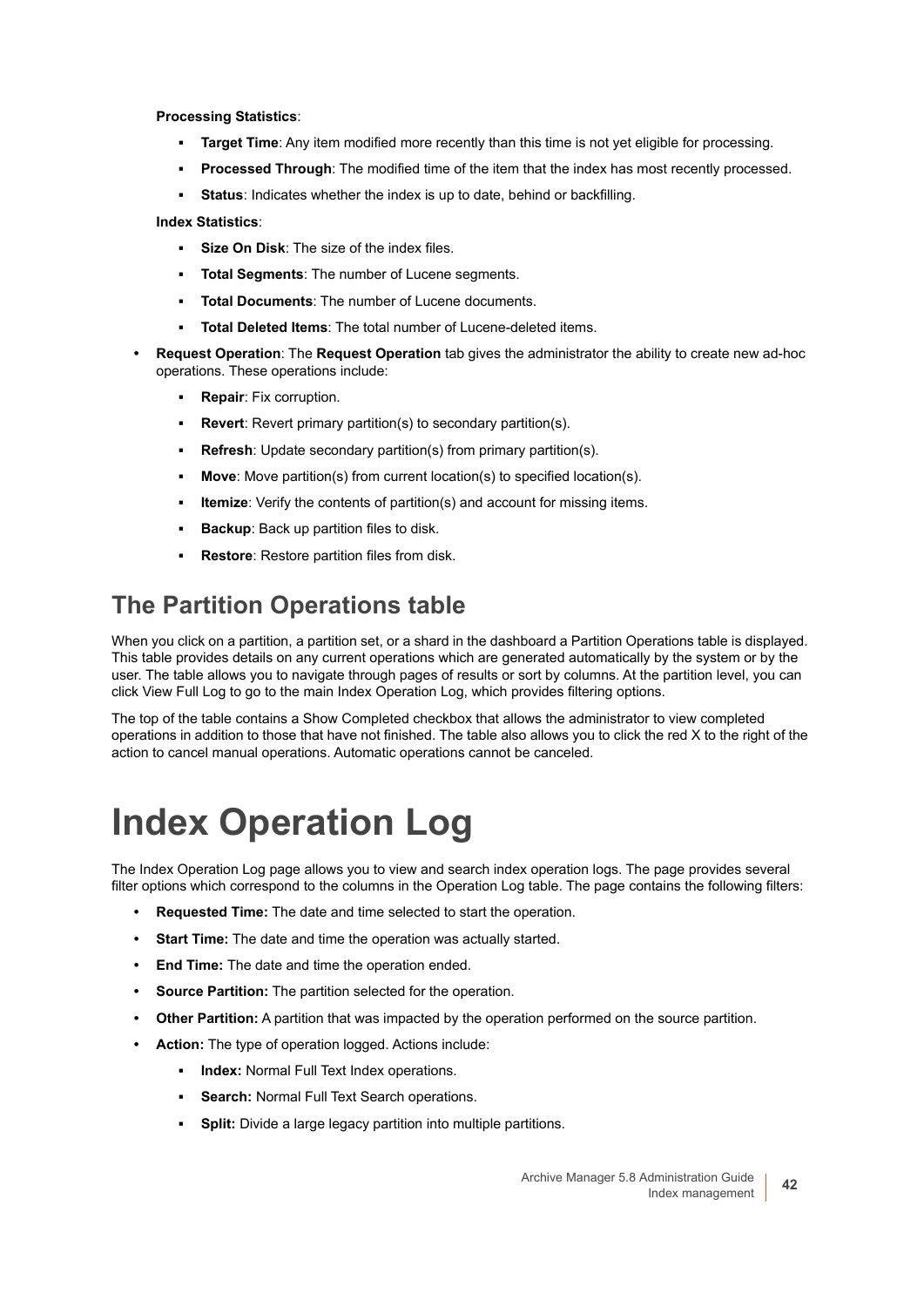**Processing Statistics**:

- **Target Time**: Any item modified more recently than this time is not yet eligible for processing.
- **Processed Through**: The modified time of the item that the index has most recently processed.
- **Status**: Indicates whether the index is up to date, behind or backfilling.

**Index Statistics**:

- **Size On Disk**: The size of the index files.
- **Total Segments**: The number of Lucene segments.
- **Total Documents**: The number of Lucene documents.
- **Total Deleted Items**: The total number of Lucene-deleted items.

- **Request Operation**: The **Request Operation** tab gives the administrator the ability to create new ad-hoc operations. These operations include:
  - **Repair**: Fix corruption.
  - **Revert**: Revert primary partition(s) to secondary partition(s).
  - **Refresh**: Update secondary partition(s) from primary partition(s).
  - **Move**: Move partition(s) from current location(s) to specified location(s).
  - **Itemize**: Verify the contents of partition(s) and account for missing items.
  - **Backup**: Back up partition files to disk.
  - **Restore**: Restore partition files from disk.

## The Partition Operations table

When you click on a partition, a partition set, or a shard in the dashboard a Partition Operations table is displayed. This table provides details on any current operations which are generated automatically by the system or by the user. The table allows you to navigate through pages of results or sort by columns. At the partition level, you can click View Full Log to go to the main Index Operation Log, which provides filtering options.

The top of the table contains a Show Completed checkbox that allows the administrator to view completed operations in addition to those that have not finished. The table also allows you to click the red X to the right of the action to cancel manual operations. Automatic operations cannot be canceled.

# Index Operation Log

The Index Operation Log page allows you to view and search index operation logs. The page provides several filter options which correspond to the columns in the Operation Log table. The page contains the following filters:

- **Requested Time:** The date and time selected to start the operation.
- **Start Time:** The date and time the operation was actually started.
- **End Time:** The date and time the operation ended.
- **Source Partition:** The partition selected for the operation.
- **Other Partition:** A partition that was impacted by the operation performed on the source partition.
- **Action:** The type of operation logged. Actions include:
  - **Index:** Normal Full Text Index operations.
  - **Search:** Normal Full Text Search operations.
  - **Split:** Divide a large legacy partition into multiple partitions.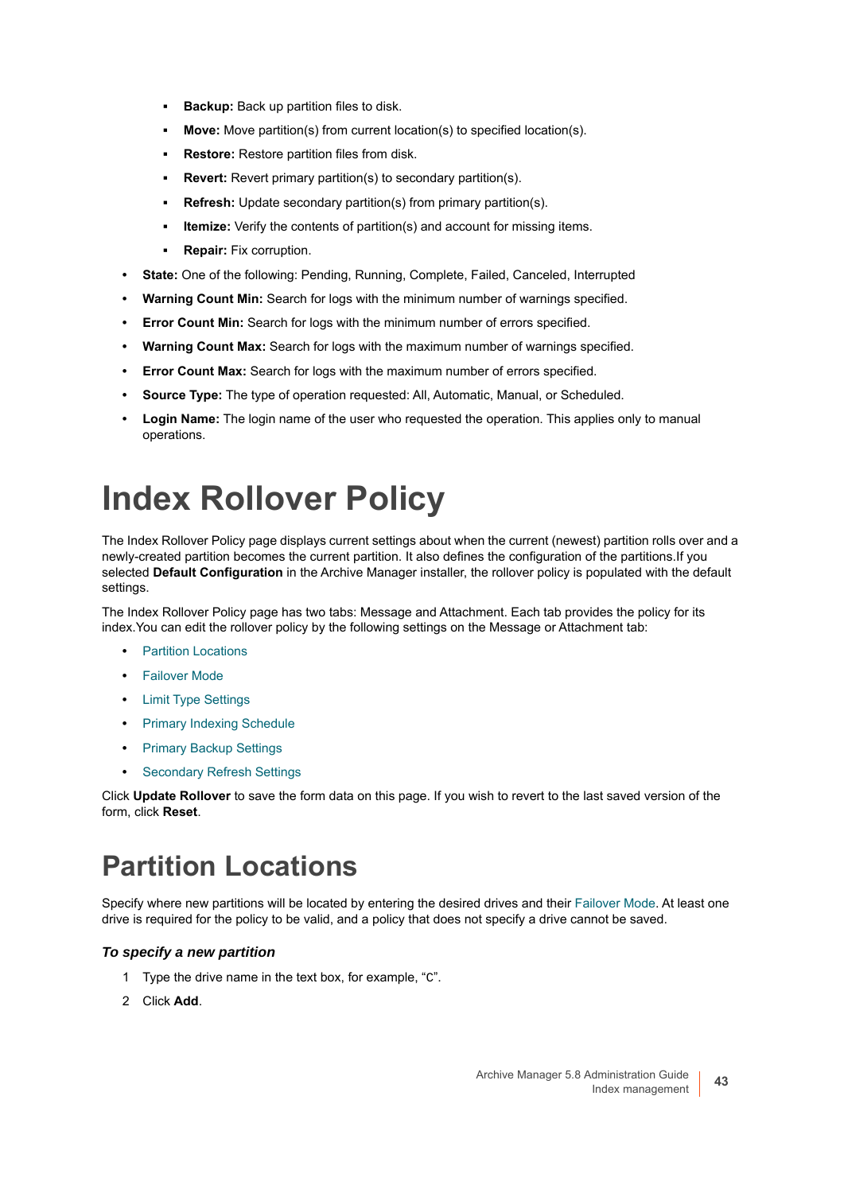- **Backup:** Back up partition files to disk.
    - **Move:** Move partition(s) from current location(s) to specified location(s).
    - **Restore:** Restore partition files from disk.
    - **Revert:** Revert primary partition(s) to secondary partition(s).
    - **Refresh:** Update secondary partition(s) from primary partition(s).
    - **Itemize:** Verify the contents of partition(s) and account for missing items.
    - **Repair:** Fix corruption.
- **State:** One of the following: Pending, Running, Complete, Failed, Canceled, Interrupted
- **Warning Count Min:** Search for logs with the minimum number of warnings specified.
- **Error Count Min:** Search for logs with the minimum number of errors specified.
- **Warning Count Max:** Search for logs with the maximum number of warnings specified.
- **Error Count Max:** Search for logs with the maximum number of errors specified.
- **Source Type:** The type of operation requested: All, Automatic, Manual, or Scheduled.
- **Login Name:** The login name of the user who requested the operation. This applies only to manual operations.

# Index Rollover Policy

The Index Rollover Policy page displays current settings about when the current (newest) partition rolls over and a newly-created partition becomes the current partition. It also defines the configuration of the partitions.If you selected **Default Configuration** in the Archive Manager installer, the rollover policy is populated with the default settings.

The Index Rollover Policy page has two tabs: Message and Attachment. Each tab provides the policy for its index.You can edit the rollover policy by the following settings on the Message or Attachment tab:

- Partition Locations
- Failover Mode
- Limit Type Settings
- Primary Indexing Schedule
- Primary Backup Settings
- Secondary Refresh Settings

Click **Update Rollover** to save the form data on this page. If you wish to revert to the last saved version of the form, click **Reset**.

## Partition Locations

Specify where new partitions will be located by entering the desired drives and their Failover Mode. At least one drive is required for the policy to be valid, and a policy that does not specify a drive cannot be saved.

### *To specify a new partition*

1. Type the drive name in the text box, for example, “C”.
2. Click **Add**.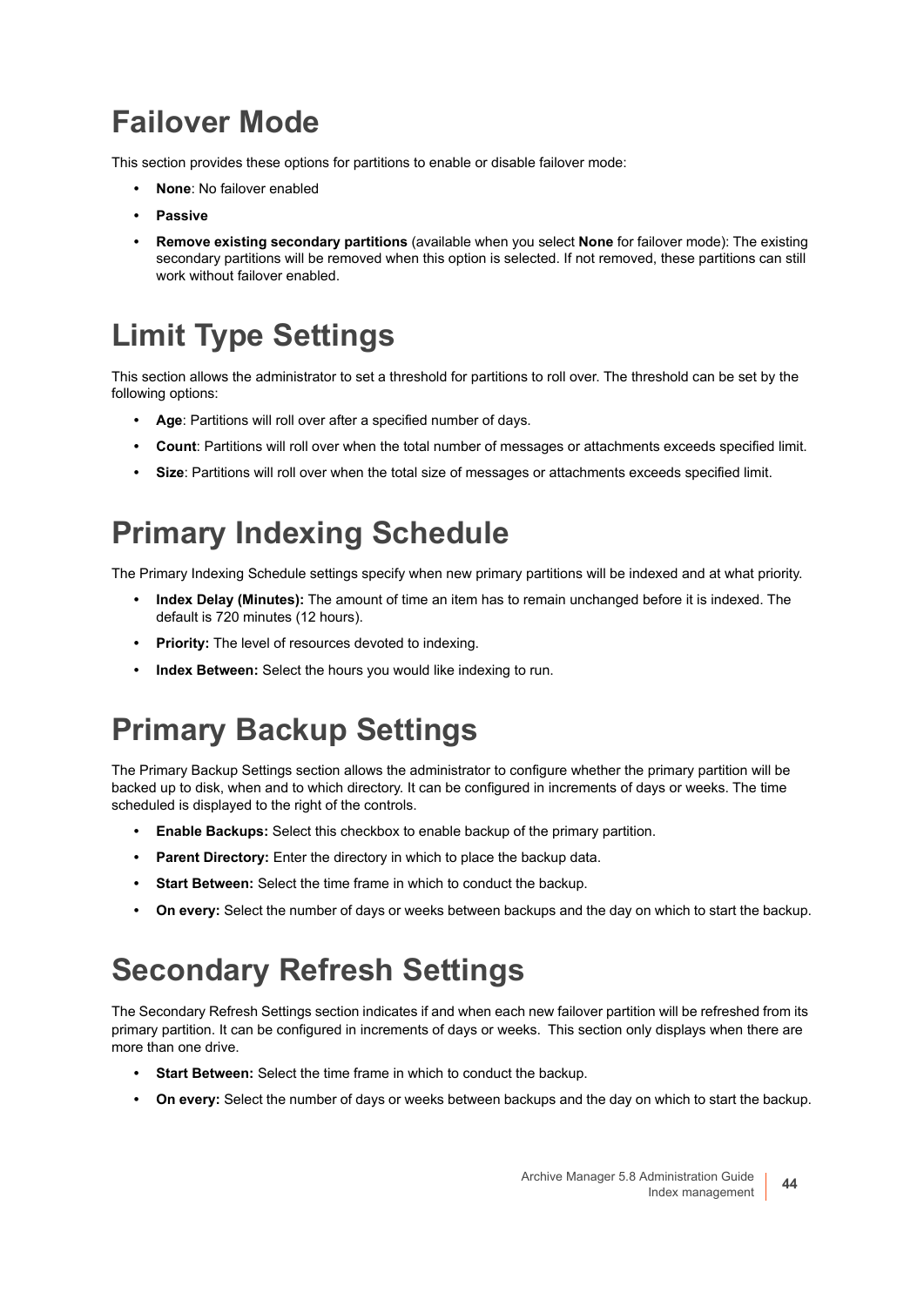# Failover Mode

This section provides these options for partitions to enable or disable failover mode:

- **None**: No failover enabled
- **Passive**
- **Remove existing secondary partitions** (available when you select **None** for failover mode): The existing secondary partitions will be removed when this option is selected. If not removed, these partitions can still work without failover enabled.

# Limit Type Settings

This section allows the administrator to set a threshold for partitions to roll over. The threshold can be set by the following options:

- **Age**: Partitions will roll over after a specified number of days.
- **Count**: Partitions will roll over when the total number of messages or attachments exceeds specified limit.
- **Size**: Partitions will roll over when the total size of messages or attachments exceeds specified limit.

# Primary Indexing Schedule

The Primary Indexing Schedule settings specify when new primary partitions will be indexed and at what priority.

- **Index Delay (Minutes):** The amount of time an item has to remain unchanged before it is indexed. The default is 720 minutes (12 hours).
- **Priority:** The level of resources devoted to indexing.
- **Index Between:** Select the hours you would like indexing to run.

# Primary Backup Settings

The Primary Backup Settings section allows the administrator to configure whether the primary partition will be backed up to disk, when and to which directory. It can be configured in increments of days or weeks. The time scheduled is displayed to the right of the controls.

- **Enable Backups:** Select this checkbox to enable backup of the primary partition.
- **Parent Directory:** Enter the directory in which to place the backup data.
- **Start Between:** Select the time frame in which to conduct the backup.
- **On every:** Select the number of days or weeks between backups and the day on which to start the backup.

# Secondary Refresh Settings

The Secondary Refresh Settings section indicates if and when each new failover partition will be refreshed from its primary partition. It can be configured in increments of days or weeks. This section only displays when there are more than one drive.

- **Start Between:** Select the time frame in which to conduct the backup.
- **On every:** Select the number of days or weeks between backups and the day on which to start the backup.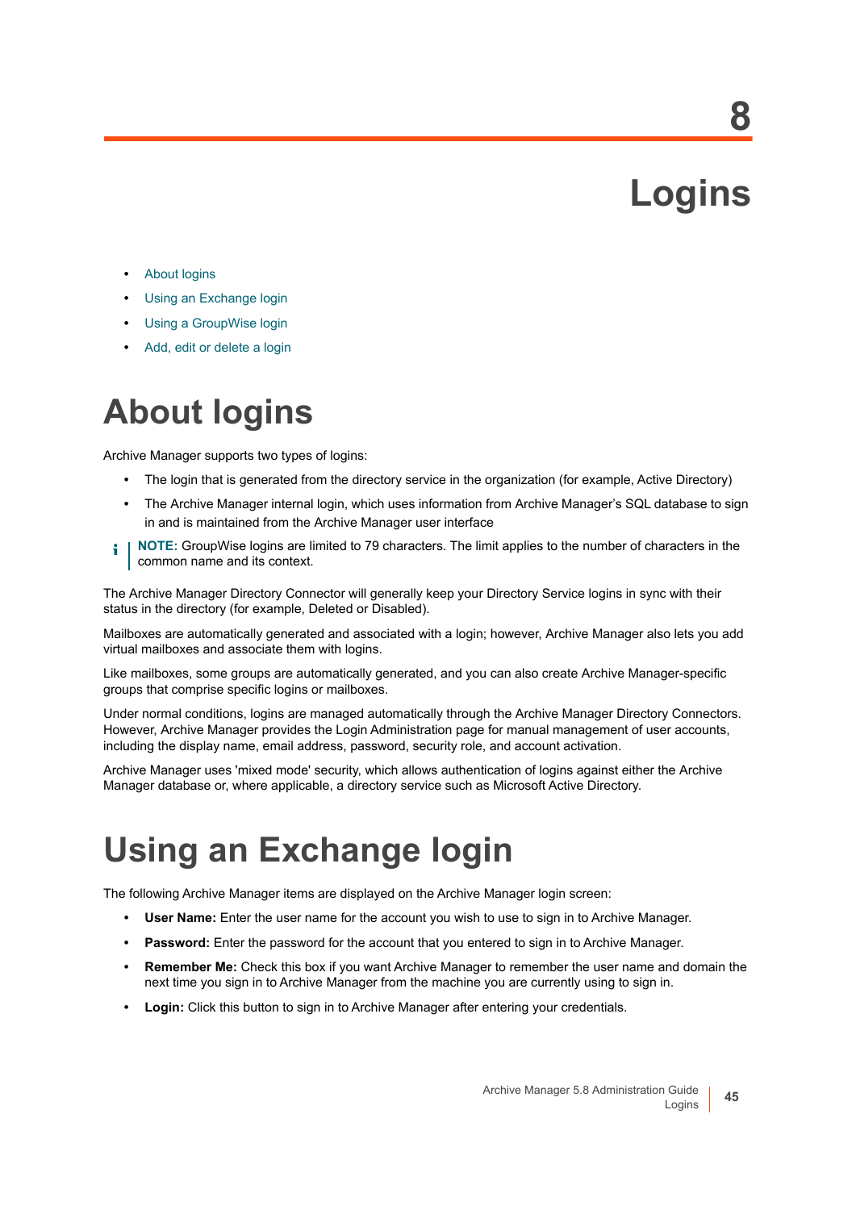# 8 Logins

- About logins
- Using an Exchange login
- Using a GroupWise login
- Add, edit or delete a login

## About logins

Archive Manager supports two types of logins:

- The login that is generated from the directory service in the organization (for example, Active Directory)
- The Archive Manager internal login, which uses information from Archive Manager's SQL database to sign in and is maintained from the Archive Manager user interface

**NOTE:** GroupWise logins are limited to 79 characters. The limit applies to the number of characters in the common name and its context.

The Archive Manager Directory Connector will generally keep your Directory Service logins in sync with their status in the directory (for example, Deleted or Disabled).

Mailboxes are automatically generated and associated with a login; however, Archive Manager also lets you add virtual mailboxes and associate them with logins.

Like mailboxes, some groups are automatically generated, and you can also create Archive Manager-specific groups that comprise specific logins or mailboxes.

Under normal conditions, logins are managed automatically through the Archive Manager Directory Connectors. However, Archive Manager provides the Login Administration page for manual management of user accounts, including the display name, email address, password, security role, and account activation.

Archive Manager uses 'mixed mode' security, which allows authentication of logins against either the Archive Manager database or, where applicable, a directory service such as Microsoft Active Directory.

## Using an Exchange login

The following Archive Manager items are displayed on the Archive Manager login screen:

- **User Name:** Enter the user name for the account you wish to use to sign in to Archive Manager.
- **Password:** Enter the password for the account that you entered to sign in to Archive Manager.
- **Remember Me:** Check this box if you want Archive Manager to remember the user name and domain the next time you sign in to Archive Manager from the machine you are currently using to sign in.
- **Login:** Click this button to sign in to Archive Manager after entering your credentials.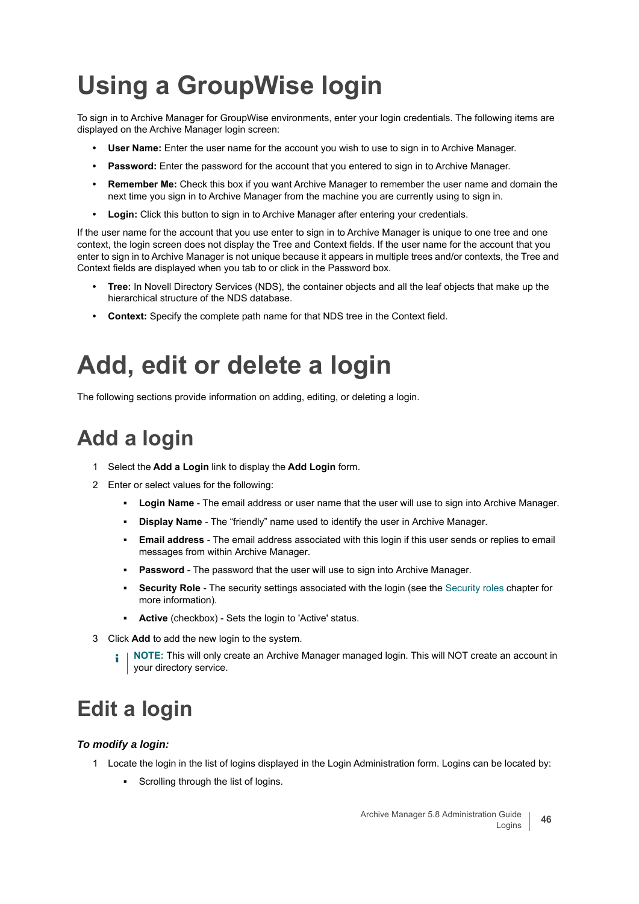# Using a GroupWise login

To sign in to Archive Manager for GroupWise environments, enter your login credentials. The following items are displayed on the Archive Manager login screen:

- **User Name:** Enter the user name for the account you wish to use to sign in to Archive Manager.
- **Password:** Enter the password for the account that you entered to sign in to Archive Manager.
- **Remember Me:** Check this box if you want Archive Manager to remember the user name and domain the next time you sign in to Archive Manager from the machine you are currently using to sign in.
- **Login:** Click this button to sign in to Archive Manager after entering your credentials.

If the user name for the account that you use enter to sign in to Archive Manager is unique to one tree and one context, the login screen does not display the Tree and Context fields. If the user name for the account that you enter to sign in to Archive Manager is not unique because it appears in multiple trees and/or contexts, the Tree and Context fields are displayed when you tab to or click in the Password box.

- **Tree:** In Novell Directory Services (NDS), the container objects and all the leaf objects that make up the hierarchical structure of the NDS database.
- **Context:** Specify the complete path name for that NDS tree in the Context field.

# Add, edit or delete a login

The following sections provide information on adding, editing, or deleting a login.

## Add a login

1. Select the **Add a Login** link to display the **Add Login** form.
2. Enter or select values for the following:
   - **Login Name** - The email address or user name that the user will use to sign into Archive Manager.
   - **Display Name** - The “friendly” name used to identify the user in Archive Manager.
   - **Email address** - The email address associated with this login if this user sends or replies to email messages from within Archive Manager.
   - **Password** - The password that the user will use to sign into Archive Manager.
   - **Security Role** - The security settings associated with the login (see the Security roles chapter for more information).
   - **Active** (checkbox) - Sets the login to 'Active' status.
3. Click **Add** to add the new login to the system.

   **NOTE:** This will only create an Archive Manager managed login. This will NOT create an account in your directory service.

## Edit a login

***To modify a login:***

1. Locate the login in the list of logins displayed in the Login Administration form. Logins can be located by:
   - Scrolling through the list of logins.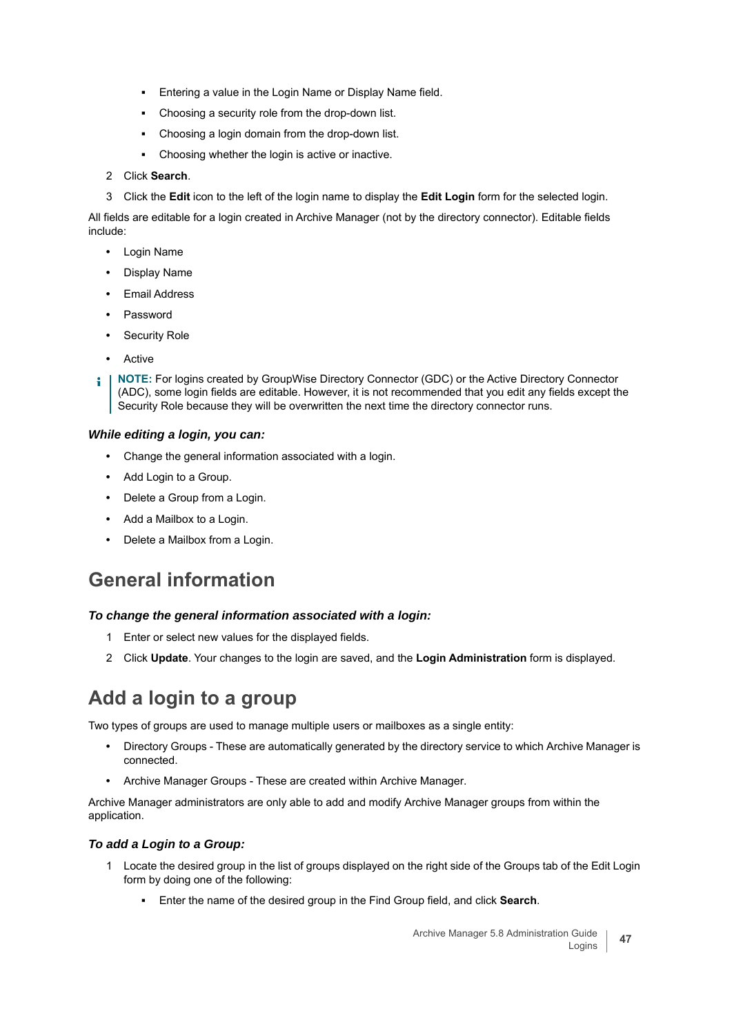- Entering a value in the Login Name or Display Name field.
    - Choosing a security role from the drop-down list.
    - Choosing a login domain from the drop-down list.
    - Choosing whether the login is active or inactive.
2. Click **Search**.
3. Click the **Edit** icon to the left of the login name to display the **Edit Login** form for the selected login.

All fields are editable for a login created in Archive Manager (not by the directory connector). Editable fields include:

- Login Name
- Display Name
- Email Address
- Password
- Security Role
- Active

**NOTE:** For logins created by GroupWise Directory Connector (GDC) or the Active Directory Connector (ADC), some login fields are editable. However, it is not recommended that you edit any fields except the Security Role because they will be overwritten the next time the directory connector runs.

***While editing a login, you can:***

- Change the general information associated with a login.
- Add Login to a Group.
- Delete a Group from a Login.
- Add a Mailbox to a Login.
- Delete a Mailbox from a Login.

## General information

***To change the general information associated with a login:***

1. Enter or select new values for the displayed fields.
2. Click **Update**. Your changes to the login are saved, and the **Login Administration** form is displayed.

## Add a login to a group

Two types of groups are used to manage multiple users or mailboxes as a single entity:

- Directory Groups - These are automatically generated by the directory service to which Archive Manager is connected.
- Archive Manager Groups - These are created within Archive Manager.

Archive Manager administrators are only able to add and modify Archive Manager groups from within the application.

***To add a Login to a Group:***

1. Locate the desired group in the list of groups displayed on the right side of the Groups tab of the Edit Login form by doing one of the following:
    - Enter the name of the desired group in the Find Group field, and click **Search**.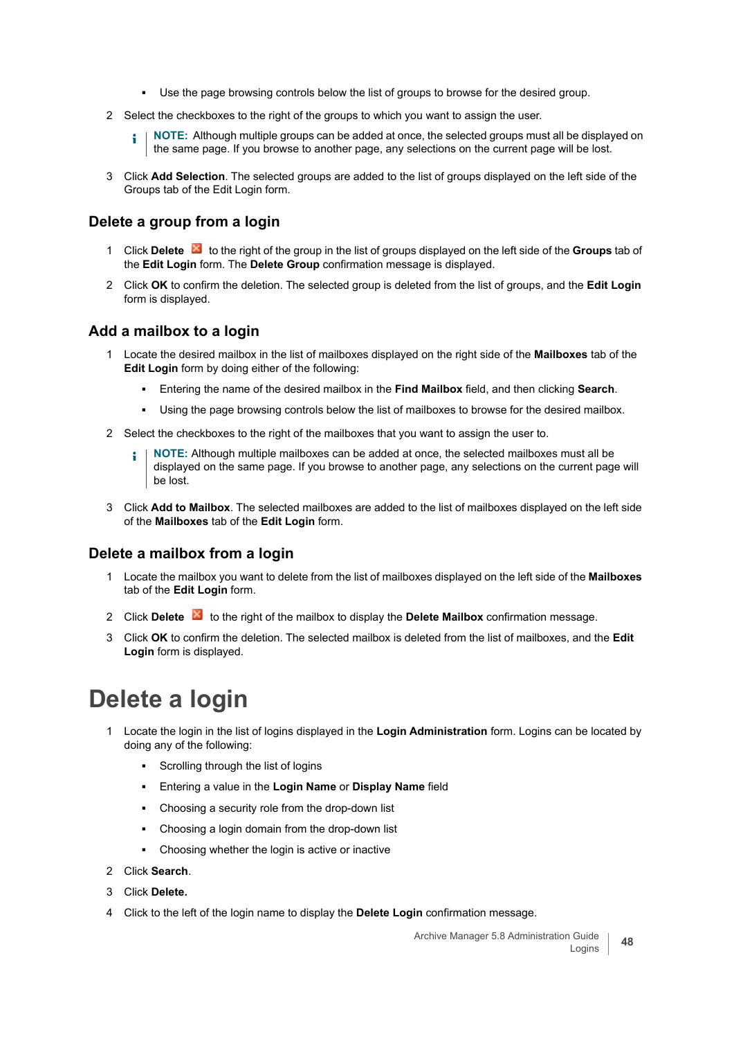- Use the page browsing controls below the list of groups to browse for the desired group.

2 Select the checkboxes to the right of the groups to which you want to assign the user.

> **NOTE:** Although multiple groups can be added at once, the selected groups must all be displayed on the same page. If you browse to another page, any selections on the current page will be lost.

3 Click **Add Selection**. The selected groups are added to the list of groups displayed on the left side of the Groups tab of the Edit Login form.

### Delete a group from a login

1 Click **Delete** to the right of the group in the list of groups displayed on the left side of the **Groups** tab of the **Edit Login** form. The **Delete Group** confirmation message is displayed.

2 Click **OK** to confirm the deletion. The selected group is deleted from the list of groups, and the **Edit Login** form is displayed.

### Add a mailbox to a login

1 Locate the desired mailbox in the list of mailboxes displayed on the right side of the **Mailboxes** tab of the **Edit Login** form by doing either of the following:

- Entering the name of the desired mailbox in the **Find Mailbox** field, and then clicking **Search**.
- Using the page browsing controls below the list of mailboxes to browse for the desired mailbox.

2 Select the checkboxes to the right of the mailboxes that you want to assign the user to.

> **NOTE:** Although multiple mailboxes can be added at once, the selected mailboxes must all be displayed on the same page. If you browse to another page, any selections on the current page will be lost.

3 Click **Add to Mailbox**. The selected mailboxes are added to the list of mailboxes displayed on the left side of the **Mailboxes** tab of the **Edit Login** form.

### Delete a mailbox from a login

1 Locate the mailbox you want to delete from the list of mailboxes displayed on the left side of the **Mailboxes** tab of the **Edit Login** form.

2 Click **Delete** to the right of the mailbox to display the **Delete Mailbox** confirmation message.

3 Click **OK** to confirm the deletion. The selected mailbox is deleted from the list of mailboxes, and the **Edit Login** form is displayed.

# Delete a login

1 Locate the login in the list of logins displayed in the **Login Administration** form. Logins can be located by doing any of the following:

- Scrolling through the list of logins
- Entering a value in the **Login Name** or **Display Name** field
- Choosing a security role from the drop-down list
- Choosing a login domain from the drop-down list
- Choosing whether the login is active or inactive

2 Click **Search**.

3 Click **Delete.**

4 Click to the left of the login name to display the **Delete Login** confirmation message.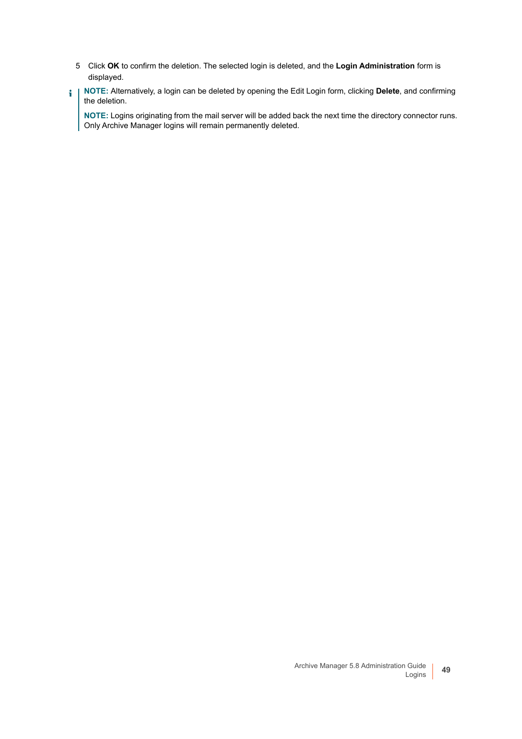5. Click **OK** to confirm the deletion. The selected login is deleted, and the **Login Administration** form is displayed.

> **NOTE:** Alternatively, a login can be deleted by opening the Edit Login form, clicking **Delete**, and confirming the deletion.
>
> **NOTE:** Logins originating from the mail server will be added back the next time the directory connector runs. Only Archive Manager logins will remain permanently deleted.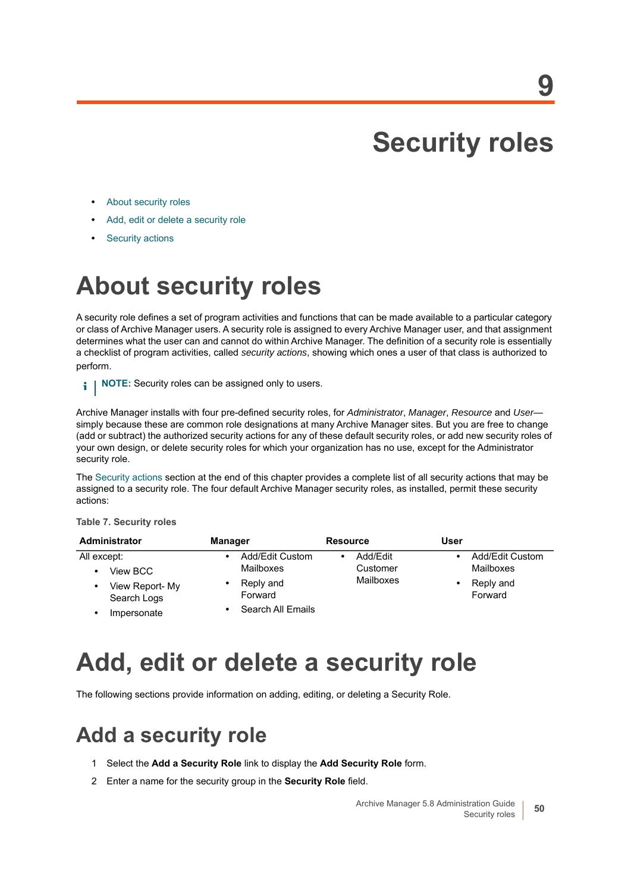# 9

# Security roles

- About security roles
- Add, edit or delete a security role
- Security actions

## About security roles

A security role defines a set of program activities and functions that can be made available to a particular category or class of Archive Manager users. A security role is assigned to every Archive Manager user, and that assignment determines what the user can and cannot do within Archive Manager. The definition of a security role is essentially a checklist of program activities, called *security actions*, showing which ones a user of that class is authorized to perform.

**NOTE:** Security roles can be assigned only to users.

Archive Manager installs with four pre-defined security roles, for *Administrator*, *Manager*, *Resource* and *User*—simply because these are common role designations at many Archive Manager sites. But you are free to change (add or subtract) the authorized security actions for any of these default security roles, or add new security roles of your own design, or delete security roles for which your organization has no use, except for the Administrator security role.

The Security actions section at the end of this chapter provides a complete list of all security actions that may be assigned to a security role. The four default Archive Manager security roles, as installed, permit these security actions:

**Table 7. Security roles**

| Administrator | Manager | Resource | User |
|---|---|---|---|
| All except:<br>• View BCC<br>• View Report- My Search Logs<br>• Impersonate | • Add/Edit Custom Mailboxes<br>• Reply and Forward<br>• Search All Emails | • Add/Edit Customer Mailboxes | • Add/Edit Custom Mailboxes<br>• Reply and Forward |

## Add, edit or delete a security role

The following sections provide information on adding, editing, or deleting a Security Role.

### Add a security role

1. Select the **Add a Security Role** link to display the **Add Security Role** form.
2. Enter a name for the security group in the **Security Role** field.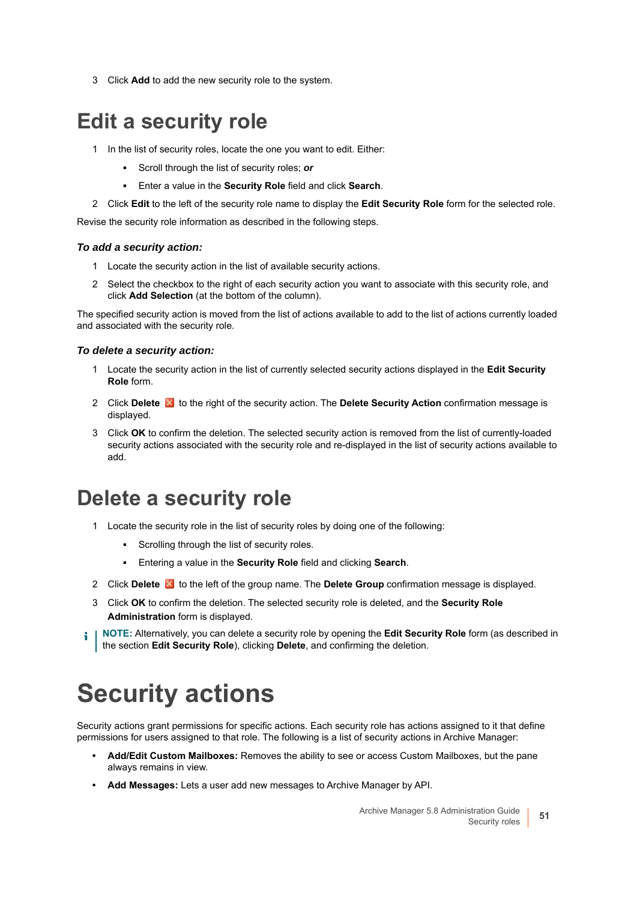3 Click **Add** to add the new security role to the system.

# Edit a security role

1 In the list of security roles, locate the one you want to edit. Either:

  - Scroll through the list of security roles; ***or***
  - Enter a value in the **Security Role** field and click **Search**.

2 Click **Edit** to the left of the security role name to display the **Edit Security Role** form for the selected role.

Revise the security role information as described in the following steps.

### *To add a security action:*

1 Locate the security action in the list of available security actions.

2 Select the checkbox to the right of each security action you want to associate with this security role, and click **Add Selection** (at the bottom of the column).

The specified security action is moved from the list of actions available to add to the list of actions currently loaded and associated with the security role.

### *To delete a security action:*

1 Locate the security action in the list of currently selected security actions displayed in the **Edit Security Role** form.

2 Click **Delete** to the right of the security action. The **Delete Security Action** confirmation message is displayed.

3 Click **OK** to confirm the deletion. The selected security action is removed from the list of currently-loaded security actions associated with the security role and re-displayed in the list of security actions available to add.

# Delete a security role

1 Locate the security role in the list of security roles by doing one of the following:

  - Scrolling through the list of security roles.
  - Entering a value in the **Security Role** field and clicking **Search**.

2 Click **Delete** to the left of the group name. The **Delete Group** confirmation message is displayed.

3 Click **OK** to confirm the deletion. The selected security role is deleted, and the **Security Role Administration** form is displayed.

**NOTE:** Alternatively, you can delete a security role by opening the **Edit Security Role** form (as described in the section **Edit Security Role**), clicking **Delete**, and confirming the deletion.

# Security actions

Security actions grant permissions for specific actions. Each security role has actions assigned to it that define permissions for users assigned to that role. The following is a list of security actions in Archive Manager:

- **Add/Edit Custom Mailboxes:** Removes the ability to see or access Custom Mailboxes, but the pane always remains in view.
- **Add Messages:** Lets a user add new messages to Archive Manager by API.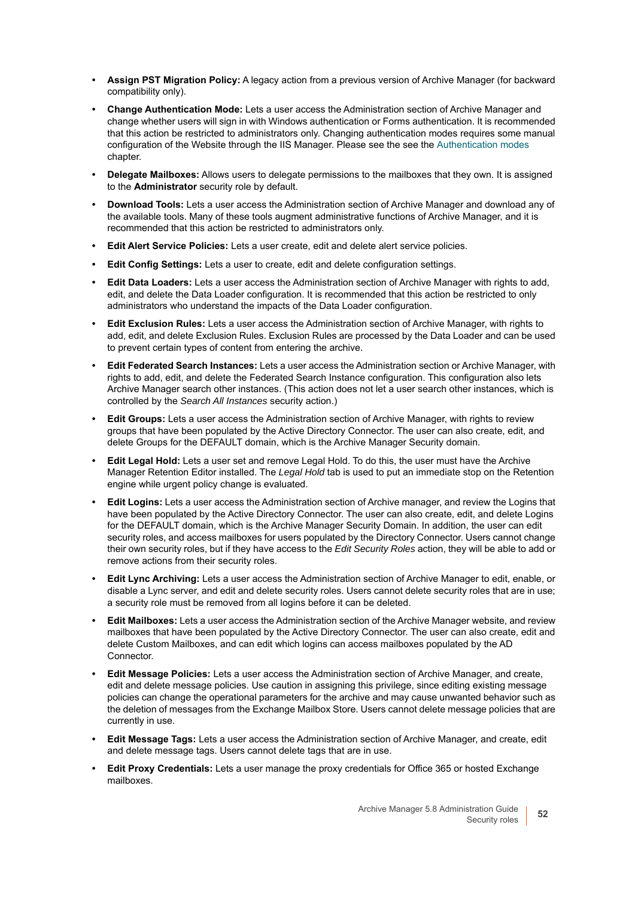- **Assign PST Migration Policy:** A legacy action from a previous version of Archive Manager (for backward compatibility only).
- **Change Authentication Mode:** Lets a user access the Administration section of Archive Manager and change whether users will sign in with Windows authentication or Forms authentication. It is recommended that this action be restricted to administrators only. Changing authentication modes requires some manual configuration of the Website through the IIS Manager. Please see the see the Authentication modes chapter.
- **Delegate Mailboxes:** Allows users to delegate permissions to the mailboxes that they own. It is assigned to the **Administrator** security role by default.
- **Download Tools:** Lets a user access the Administration section of Archive Manager and download any of the available tools. Many of these tools augment administrative functions of Archive Manager, and it is recommended that this action be restricted to administrators only.
- **Edit Alert Service Policies:** Lets a user create, edit and delete alert service policies.
- **Edit Config Settings:** Lets a user to create, edit and delete configuration settings.
- **Edit Data Loaders:** Lets a user access the Administration section of Archive Manager with rights to add, edit, and delete the Data Loader configuration. It is recommended that this action be restricted to only administrators who understand the impacts of the Data Loader configuration.
- **Edit Exclusion Rules:** Lets a user access the Administration section of Archive Manager, with rights to add, edit, and delete Exclusion Rules. Exclusion Rules are processed by the Data Loader and can be used to prevent certain types of content from entering the archive.
- **Edit Federated Search Instances:** Lets a user access the Administration section or Archive Manager, with rights to add, edit, and delete the Federated Search Instance configuration. This configuration also lets Archive Manager search other instances. (This action does not let a user search other instances, which is controlled by the *Search All Instances* security action.)
- **Edit Groups:** Lets a user access the Administration section of Archive Manager, with rights to review groups that have been populated by the Active Directory Connector. The user can also create, edit, and delete Groups for the DEFAULT domain, which is the Archive Manager Security domain.
- **Edit Legal Hold:** Lets a user set and remove Legal Hold. To do this, the user must have the Archive Manager Retention Editor installed. The *Legal Hold* tab is used to put an immediate stop on the Retention engine while urgent policy change is evaluated.
- **Edit Logins:** Lets a user access the Administration section of Archive manager, and review the Logins that have been populated by the Active Directory Connector. The user can also create, edit, and delete Logins for the DEFAULT domain, which is the Archive Manager Security Domain. In addition, the user can edit security roles, and access mailboxes for users populated by the Directory Connector. Users cannot change their own security roles, but if they have access to the *Edit Security Roles* action, they will be able to add or remove actions from their security roles.
- **Edit Lync Archiving:** Lets a user access the Administration section of Archive Manager to edit, enable, or disable a Lync server, and edit and delete security roles. Users cannot delete security roles that are in use; a security role must be removed from all logins before it can be deleted.
- **Edit Mailboxes:** Lets a user access the Administration section of the Archive Manager website, and review mailboxes that have been populated by the Active Directory Connector. The user can also create, edit and delete Custom Mailboxes, and can edit which logins can access mailboxes populated by the AD Connector.
- **Edit Message Policies:** Lets a user access the Administration section of Archive Manager, and create, edit and delete message policies. Use caution in assigning this privilege, since editing existing message policies can change the operational parameters for the archive and may cause unwanted behavior such as the deletion of messages from the Exchange Mailbox Store. Users cannot delete message policies that are currently in use.
- **Edit Message Tags:** Lets a user access the Administration section of Archive Manager, and create, edit and delete message tags. Users cannot delete tags that are in use.
- **Edit Proxy Credentials:** Lets a user manage the proxy credentials for Office 365 or hosted Exchange mailboxes.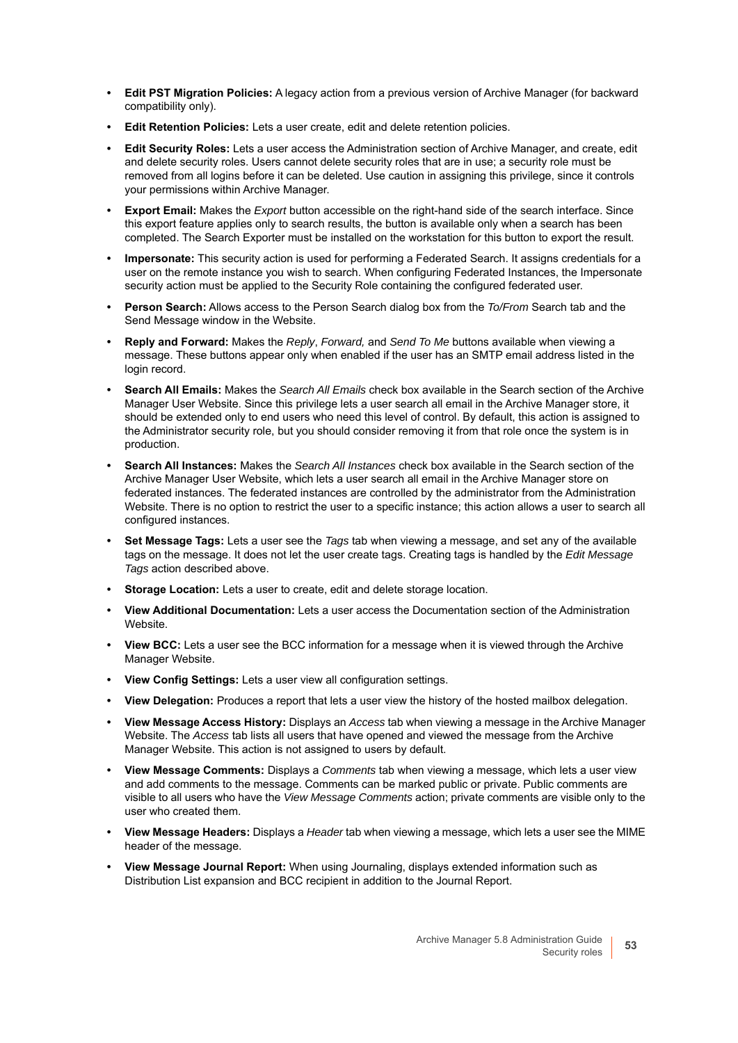- **Edit PST Migration Policies:** A legacy action from a previous version of Archive Manager (for backward compatibility only).
- **Edit Retention Policies:** Lets a user create, edit and delete retention policies.
- **Edit Security Roles:** Lets a user access the Administration section of Archive Manager, and create, edit and delete security roles. Users cannot delete security roles that are in use; a security role must be removed from all logins before it can be deleted. Use caution in assigning this privilege, since it controls your permissions within Archive Manager.
- **Export Email:** Makes the *Export* button accessible on the right-hand side of the search interface. Since this export feature applies only to search results, the button is available only when a search has been completed. The Search Exporter must be installed on the workstation for this button to export the result.
- **Impersonate:** This security action is used for performing a Federated Search. It assigns credentials for a user on the remote instance you wish to search. When configuring Federated Instances, the Impersonate security action must be applied to the Security Role containing the configured federated user.
- **Person Search:** Allows access to the Person Search dialog box from the *To/From* Search tab and the Send Message window in the Website.
- **Reply and Forward:** Makes the *Reply*, *Forward,* and *Send To Me* buttons available when viewing a message. These buttons appear only when enabled if the user has an SMTP email address listed in the login record.
- **Search All Emails:** Makes the *Search All Emails* check box available in the Search section of the Archive Manager User Website. Since this privilege lets a user search all email in the Archive Manager store, it should be extended only to end users who need this level of control. By default, this action is assigned to the Administrator security role, but you should consider removing it from that role once the system is in production.
- **Search All Instances:** Makes the *Search All Instances* check box available in the Search section of the Archive Manager User Website, which lets a user search all email in the Archive Manager store on federated instances. The federated instances are controlled by the administrator from the Administration Website. There is no option to restrict the user to a specific instance; this action allows a user to search all configured instances.
- **Set Message Tags:** Lets a user see the *Tags* tab when viewing a message, and set any of the available tags on the message. It does not let the user create tags. Creating tags is handled by the *Edit Message Tags* action described above.
- **Storage Location:** Lets a user to create, edit and delete storage location.
- **View Additional Documentation:** Lets a user access the Documentation section of the Administration Website.
- **View BCC:** Lets a user see the BCC information for a message when it is viewed through the Archive Manager Website.
- **View Config Settings:** Lets a user view all configuration settings.
- **View Delegation:** Produces a report that lets a user view the history of the hosted mailbox delegation.
- **View Message Access History:** Displays an *Access* tab when viewing a message in the Archive Manager Website. The *Access* tab lists all users that have opened and viewed the message from the Archive Manager Website. This action is not assigned to users by default.
- **View Message Comments:** Displays a *Comments* tab when viewing a message, which lets a user view and add comments to the message. Comments can be marked public or private. Public comments are visible to all users who have the *View Message Comments* action; private comments are visible only to the user who created them.
- **View Message Headers:** Displays a *Header* tab when viewing a message, which lets a user see the MIME header of the message.
- **View Message Journal Report:** When using Journaling, displays extended information such as Distribution List expansion and BCC recipient in addition to the Journal Report.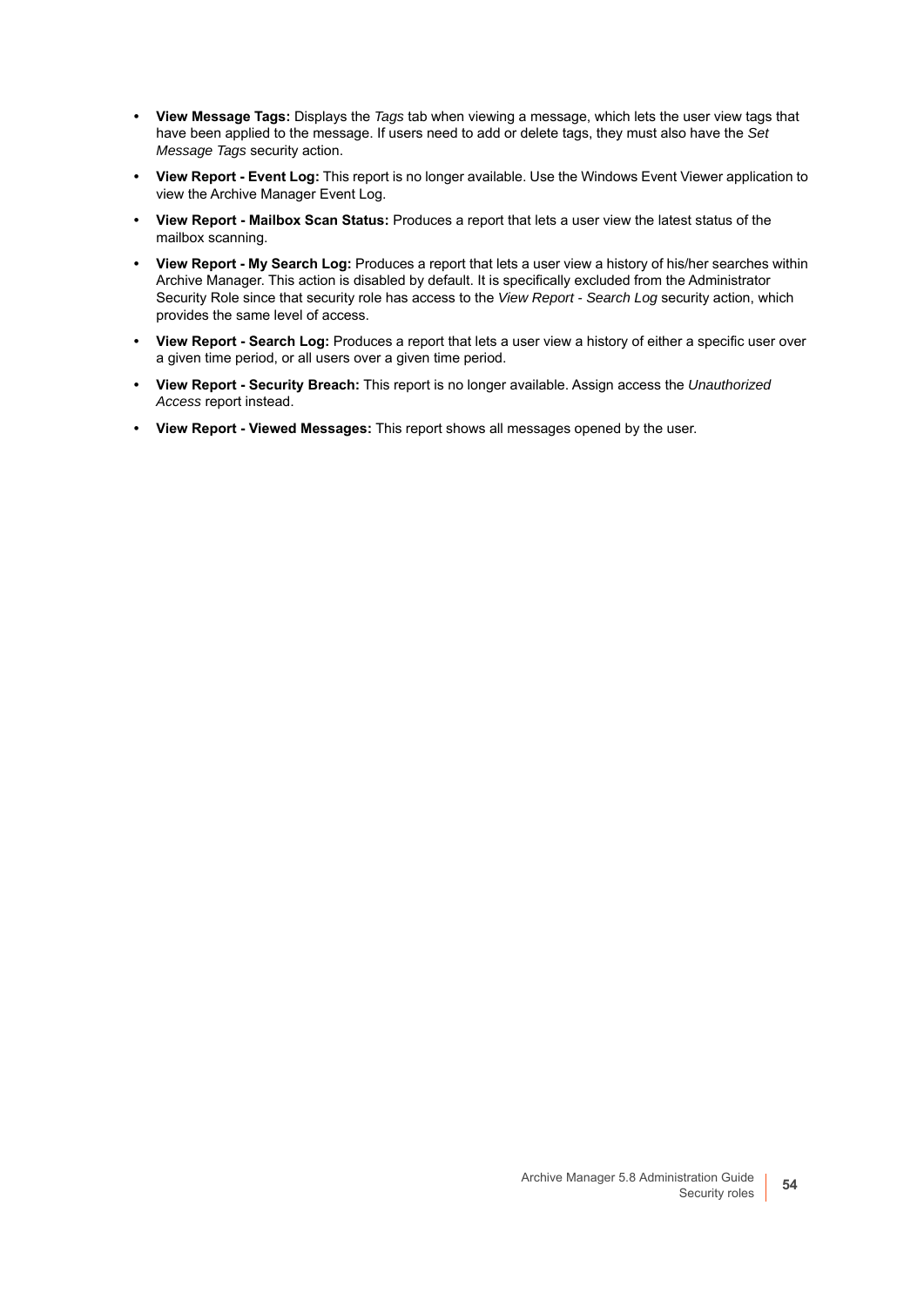- **View Message Tags:** Displays the *Tags* tab when viewing a message, which lets the user view tags that have been applied to the message. If users need to add or delete tags, they must also have the *Set Message Tags* security action.
- **View Report - Event Log:** This report is no longer available. Use the Windows Event Viewer application to view the Archive Manager Event Log.
- **View Report - Mailbox Scan Status:** Produces a report that lets a user view the latest status of the mailbox scanning.
- **View Report - My Search Log:** Produces a report that lets a user view a history of his/her searches within Archive Manager. This action is disabled by default. It is specifically excluded from the Administrator Security Role since that security role has access to the *View Report - Search Log* security action, which provides the same level of access.
- **View Report - Search Log:** Produces a report that lets a user view a history of either a specific user over a given time period, or all users over a given time period.
- **View Report - Security Breach:** This report is no longer available. Assign access the *Unauthorized Access* report instead.
- **View Report - Viewed Messages:** This report shows all messages opened by the user.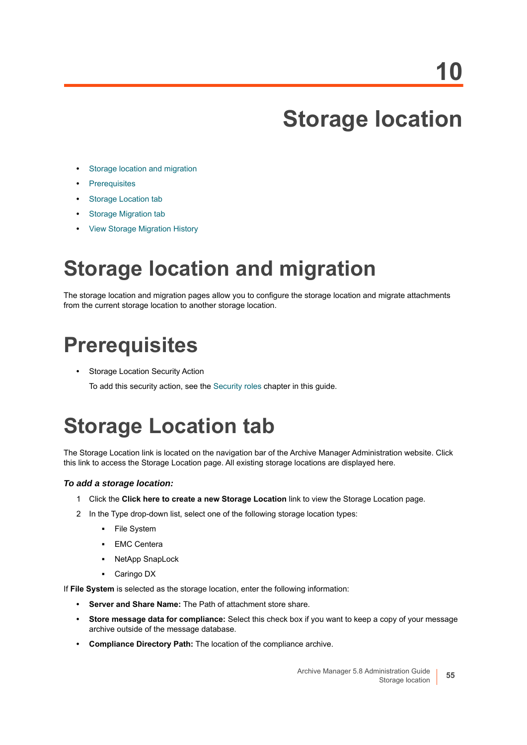10

# Storage location

- Storage location and migration
- Prerequisites
- Storage Location tab
- Storage Migration tab
- View Storage Migration History

## Storage location and migration

The storage location and migration pages allow you to configure the storage location and migrate attachments from the current storage location to another storage location.

## Prerequisites

- Storage Location Security Action

  To add this security action, see the Security roles chapter in this guide.

## Storage Location tab

The Storage Location link is located on the navigation bar of the Archive Manager Administration website. Click this link to access the Storage Location page. All existing storage locations are displayed here.

### *To add a storage location:*

1. Click the **Click here to create a new Storage Location** link to view the Storage Location page.
2. In the Type drop-down list, select one of the following storage location types:
   - File System
   - EMC Centera
   - NetApp SnapLock
   - Caringo DX

If **File System** is selected as the storage location, enter the following information:

- **Server and Share Name:** The Path of attachment store share.
- **Store message data for compliance:** Select this check box if you want to keep a copy of your message archive outside of the message database.
- **Compliance Directory Path:** The location of the compliance archive.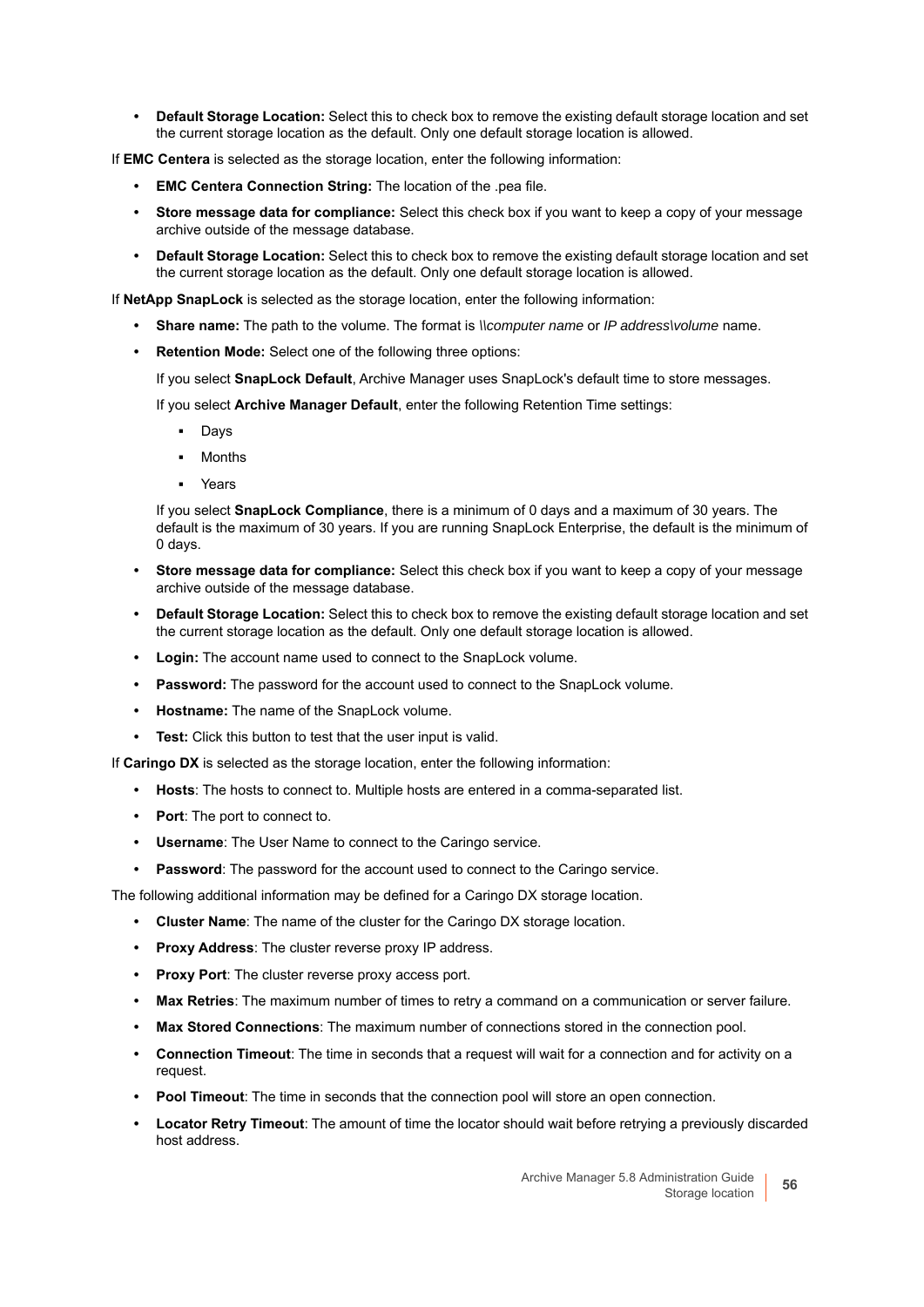- **Default Storage Location:** Select this to check box to remove the existing default storage location and set the current storage location as the default. Only one default storage location is allowed.

If **EMC Centera** is selected as the storage location, enter the following information:

- **EMC Centera Connection String:** The location of the .pea file.
- **Store message data for compliance:** Select this check box if you want to keep a copy of your message archive outside of the message database.
- **Default Storage Location:** Select this to check box to remove the existing default storage location and set the current storage location as the default. Only one default storage location is allowed.

If **NetApp SnapLock** is selected as the storage location, enter the following information:

- **Share name:** The path to the volume. The format is *\\computer name* or *IP address\volume* name.
- **Retention Mode:** Select one of the following three options:

  If you select **SnapLock Default**, Archive Manager uses SnapLock's default time to store messages.

  If you select **Archive Manager Default**, enter the following Retention Time settings:

  - Days
  - Months
  - Years

  If you select **SnapLock Compliance**, there is a minimum of 0 days and a maximum of 30 years. The default is the maximum of 30 years. If you are running SnapLock Enterprise, the default is the minimum of 0 days.
- **Store message data for compliance:** Select this check box if you want to keep a copy of your message archive outside of the message database.
- **Default Storage Location:** Select this to check box to remove the existing default storage location and set the current storage location as the default. Only one default storage location is allowed.
- **Login:** The account name used to connect to the SnapLock volume.
- **Password:** The password for the account used to connect to the SnapLock volume.
- **Hostname:** The name of the SnapLock volume.
- **Test:** Click this button to test that the user input is valid.

If **Caringo DX** is selected as the storage location, enter the following information:

- **Hosts**: The hosts to connect to. Multiple hosts are entered in a comma-separated list.
- **Port**: The port to connect to.
- **Username**: The User Name to connect to the Caringo service.
- **Password**: The password for the account used to connect to the Caringo service.

The following additional information may be defined for a Caringo DX storage location.

- **Cluster Name**: The name of the cluster for the Caringo DX storage location.
- **Proxy Address**: The cluster reverse proxy IP address.
- **Proxy Port**: The cluster reverse proxy access port.
- **Max Retries**: The maximum number of times to retry a command on a communication or server failure.
- **Max Stored Connections**: The maximum number of connections stored in the connection pool.
- **Connection Timeout**: The time in seconds that a request will wait for a connection and for activity on a request.
- **Pool Timeout**: The time in seconds that the connection pool will store an open connection.
- **Locator Retry Timeout**: The amount of time the locator should wait before retrying a previously discarded host address.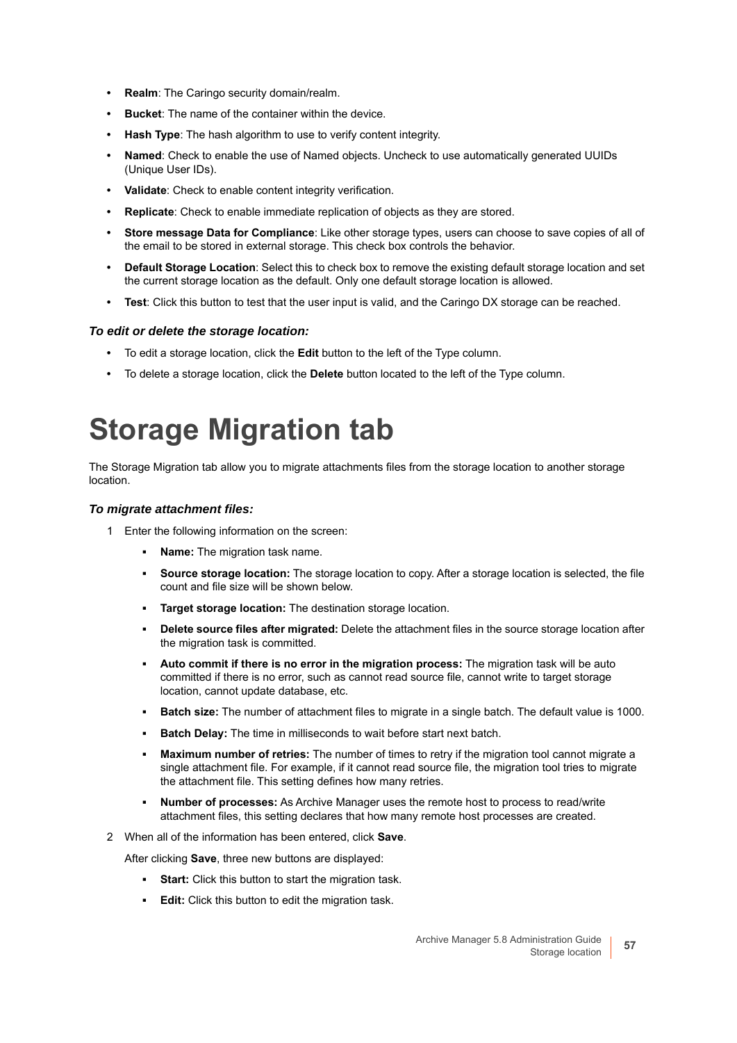- **Realm**: The Caringo security domain/realm.
- **Bucket**: The name of the container within the device.
- **Hash Type**: The hash algorithm to use to verify content integrity.
- **Named**: Check to enable the use of Named objects. Uncheck to use automatically generated UUIDs (Unique User IDs).
- **Validate**: Check to enable content integrity verification.
- **Replicate**: Check to enable immediate replication of objects as they are stored.
- **Store message Data for Compliance**: Like other storage types, users can choose to save copies of all of the email to be stored in external storage. This check box controls the behavior.
- **Default Storage Location**: Select this to check box to remove the existing default storage location and set the current storage location as the default. Only one default storage location is allowed.
- **Test**: Click this button to test that the user input is valid, and the Caringo DX storage can be reached.

### *To edit or delete the storage location:*

- To edit a storage location, click the **Edit** button to the left of the Type column.
- To delete a storage location, click the **Delete** button located to the left of the Type column.

# Storage Migration tab

The Storage Migration tab allow you to migrate attachments files from the storage location to another storage location.

### *To migrate attachment files:*

1. Enter the following information on the screen:
   - **Name:** The migration task name.
   - **Source storage location:** The storage location to copy. After a storage location is selected, the file count and file size will be shown below.
   - **Target storage location:** The destination storage location.
   - **Delete source files after migrated:** Delete the attachment files in the source storage location after the migration task is committed.
   - **Auto commit if there is no error in the migration process:** The migration task will be auto committed if there is no error, such as cannot read source file, cannot write to target storage location, cannot update database, etc.
   - **Batch size:** The number of attachment files to migrate in a single batch. The default value is 1000.
   - **Batch Delay:** The time in milliseconds to wait before start next batch.
   - **Maximum number of retries:** The number of times to retry if the migration tool cannot migrate a single attachment file. For example, if it cannot read source file, the migration tool tries to migrate the attachment file. This setting defines how many retries.
   - **Number of processes:** As Archive Manager uses the remote host to process to read/write attachment files, this setting declares that how many remote host processes are created.
2. When all of the information has been entered, click **Save**.

   After clicking **Save**, three new buttons are displayed:

   - **Start:** Click this button to start the migration task.
   - **Edit:** Click this button to edit the migration task.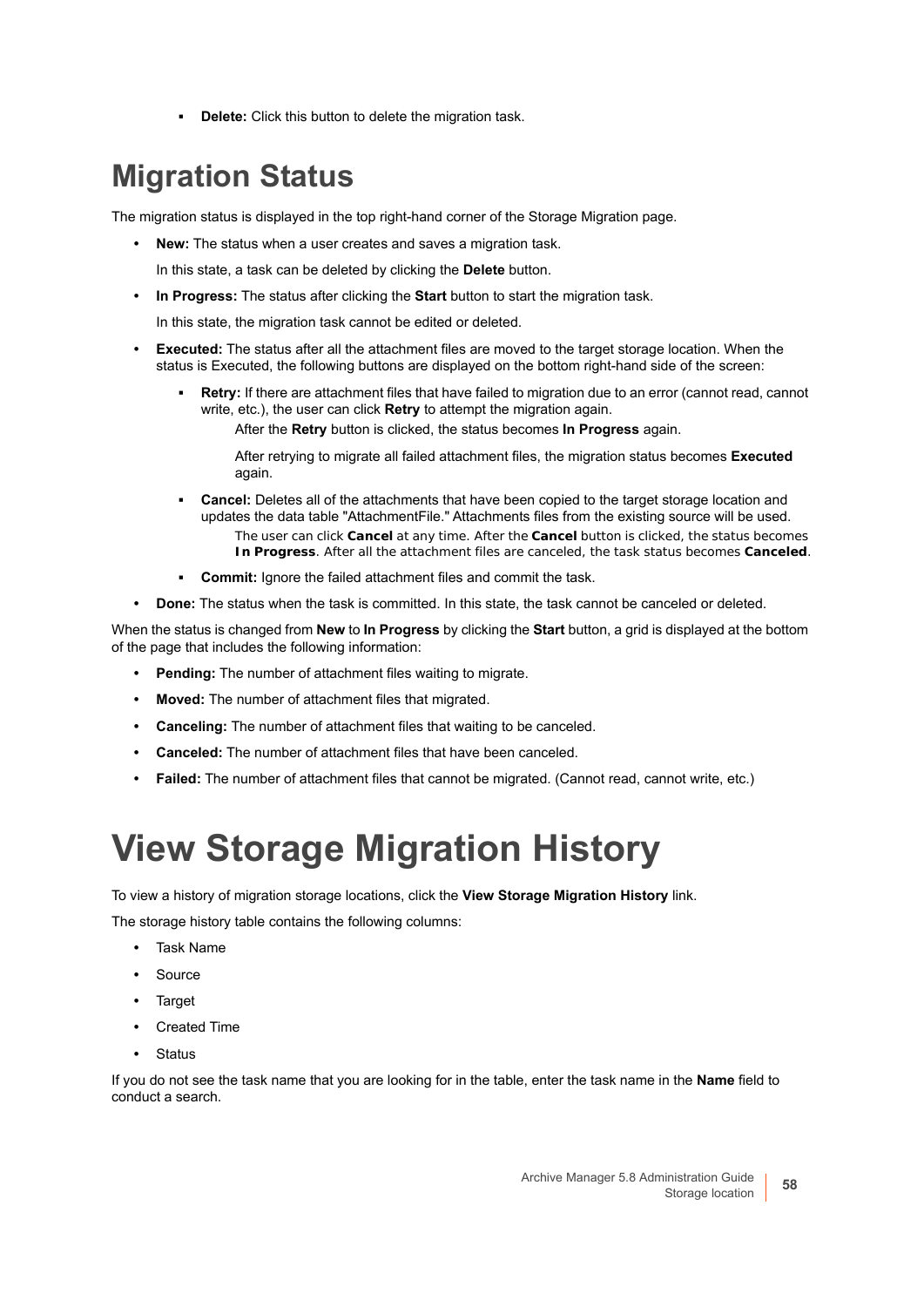- **Delete:** Click this button to delete the migration task.

## Migration Status

The migration status is displayed in the top right-hand corner of the Storage Migration page.

- **New:** The status when a user creates and saves a migration task.

  In this state, a task can be deleted by clicking the **Delete** button.

- **In Progress:** The status after clicking the **Start** button to start the migration task.

  In this state, the migration task cannot be edited or deleted.

- **Executed:** The status after all the attachment files are moved to the target storage location. When the status is Executed, the following buttons are displayed on the bottom right-hand side of the screen:
  - **Retry:** If there are attachment files that have failed to migration due to an error (cannot read, cannot write, etc.), the user can click **Retry** to attempt the migration again.

    After the **Retry** button is clicked, the status becomes **In Progress** again.

    After retrying to migrate all failed attachment files, the migration status becomes **Executed** again.

  - **Cancel:** Deletes all of the attachments that have been copied to the target storage location and updates the data table "AttachmentFile." Attachments files from the existing source will be used.

    The user can click **Cancel** at any time. After the **Cancel** button is clicked, the status becomes **In Progress**. After all the attachment files are canceled, the task status becomes **Canceled**.

  - **Commit:** Ignore the failed attachment files and commit the task.

- **Done:** The status when the task is committed. In this state, the task cannot be canceled or deleted.

When the status is changed from **New** to **In Progress** by clicking the **Start** button, a grid is displayed at the bottom of the page that includes the following information:

- **Pending:** The number of attachment files waiting to migrate.
- **Moved:** The number of attachment files that migrated.
- **Canceling:** The number of attachment files that waiting to be canceled.
- **Canceled:** The number of attachment files that have been canceled.
- **Failed:** The number of attachment files that cannot be migrated. (Cannot read, cannot write, etc.)

# View Storage Migration History

To view a history of migration storage locations, click the **View Storage Migration History** link.

The storage history table contains the following columns:

- Task Name
- Source
- Target
- Created Time
- Status

If you do not see the task name that you are looking for in the table, enter the task name in the **Name** field to conduct a search.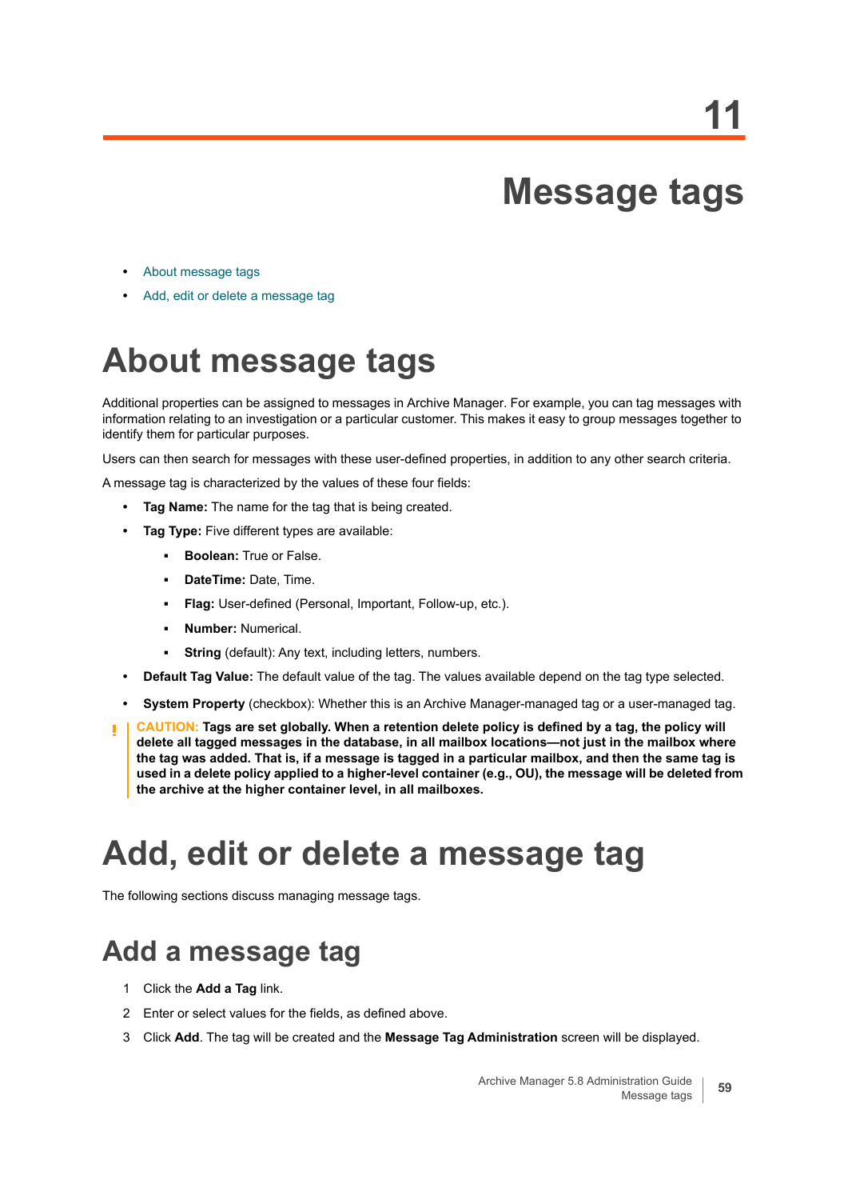# 11 Message tags

- About message tags
- Add, edit or delete a message tag

## About message tags

Additional properties can be assigned to messages in Archive Manager. For example, you can tag messages with information relating to an investigation or a particular customer. This makes it easy to group messages together to identify them for particular purposes.

Users can then search for messages with these user-defined properties, in addition to any other search criteria.

A message tag is characterized by the values of these four fields:

- **Tag Name:** The name for the tag that is being created.
- **Tag Type:** Five different types are available:
  - **Boolean:** True or False.
  - **DateTime:** Date, Time.
  - **Flag:** User-defined (Personal, Important, Follow-up, etc.).
  - **Number:** Numerical.
  - **String** (default): Any text, including letters, numbers.
- **Default Tag Value:** The default value of the tag. The values available depend on the tag type selected.
- **System Property** (checkbox): Whether this is an Archive Manager-managed tag or a user-managed tag.

> CAUTION: **Tags are set globally. When a retention delete policy is defined by a tag, the policy will delete all tagged messages in the database, in all mailbox locations—not just in the mailbox where the tag was added. That is, if a message is tagged in a particular mailbox, and then the same tag is used in a delete policy applied to a higher-level container (e.g., OU), the message will be deleted from the archive at the higher container level, in all mailboxes.**

## Add, edit or delete a message tag

The following sections discuss managing message tags.

### Add a message tag

1. Click the **Add a Tag** link.
2. Enter or select values for the fields, as defined above.
3. Click **Add**. The tag will be created and the **Message Tag Administration** screen will be displayed.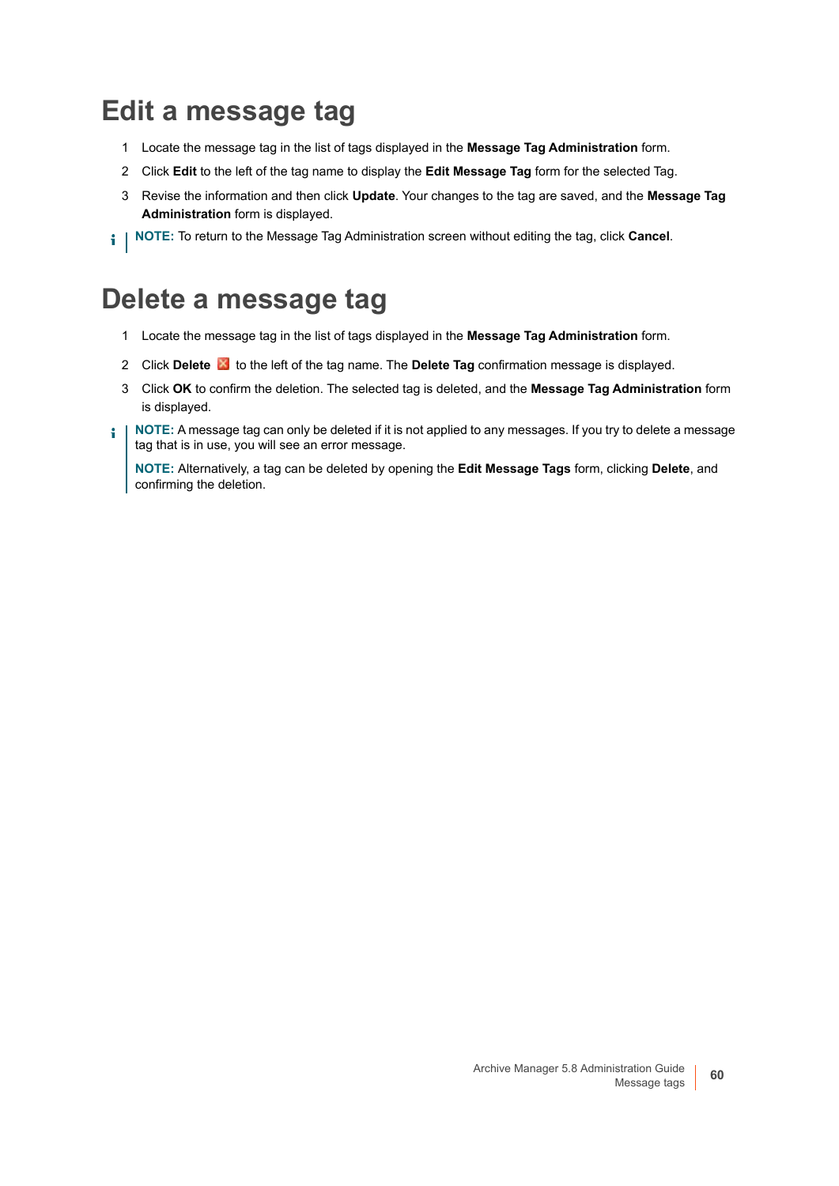# Edit a message tag

1. Locate the message tag in the list of tags displayed in the **Message Tag Administration** form.
2. Click **Edit** to the left of the tag name to display the **Edit Message Tag** form for the selected Tag.
3. Revise the information and then click **Update**. Your changes to the tag are saved, and the **Message Tag Administration** form is displayed.

**NOTE:** To return to the Message Tag Administration screen without editing the tag, click **Cancel**.

# Delete a message tag

1. Locate the message tag in the list of tags displayed in the **Message Tag Administration** form.
2. Click **Delete** to the left of the tag name. The **Delete Tag** confirmation message is displayed.
3. Click **OK** to confirm the deletion. The selected tag is deleted, and the **Message Tag Administration** form is displayed.

**NOTE:** A message tag can only be deleted if it is not applied to any messages. If you try to delete a message tag that is in use, you will see an error message.

**NOTE:** Alternatively, a tag can be deleted by opening the **Edit Message Tags** form, clicking **Delete**, and confirming the deletion.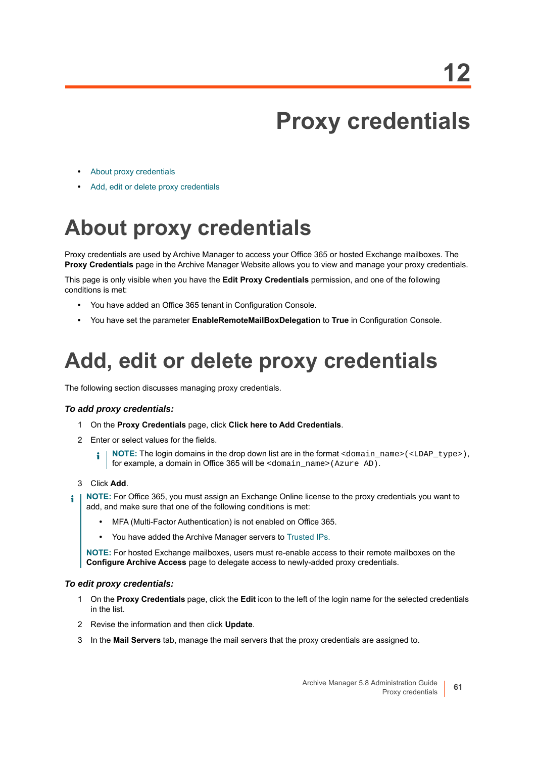12

# Proxy credentials

- About proxy credentials
- Add, edit or delete proxy credentials

## About proxy credentials

Proxy credentials are used by Archive Manager to access your Office 365 or hosted Exchange mailboxes. The **Proxy Credentials** page in the Archive Manager Website allows you to view and manage your proxy credentials.

This page is only visible when you have the **Edit Proxy Credentials** permission, and one of the following conditions is met:

- You have added an Office 365 tenant in Configuration Console.
- You have set the parameter **EnableRemoteMailBoxDelegation** to **True** in Configuration Console.

## Add, edit or delete proxy credentials

The following section discusses managing proxy credentials.

### *To add proxy credentials:*

1. On the **Proxy Credentials** page, click **Click here to Add Credentials**.
2. Enter or select values for the fields.

   > **NOTE:** The login domains in the drop down list are in the format `<domain_name>(<LDAP_type>)`, for example, a domain in Office 365 will be `<domain_name>(Azure AD)`.

3. Click **Add**.

> **NOTE:** For Office 365, you must assign an Exchange Online license to the proxy credentials you want to add, and make sure that one of the following conditions is met:
>
> - MFA (Multi-Factor Authentication) is not enabled on Office 365.
> - You have added the Archive Manager servers to Trusted IPs.
>
> **NOTE:** For hosted Exchange mailboxes, users must re-enable access to their remote mailboxes on the **Configure Archive Access** page to delegate access to newly-added proxy credentials.

### *To edit proxy credentials:*

1. On the **Proxy Credentials** page, click the **Edit** icon to the left of the login name for the selected credentials in the list.
2. Revise the information and then click **Update**.
3. In the **Mail Servers** tab, manage the mail servers that the proxy credentials are assigned to.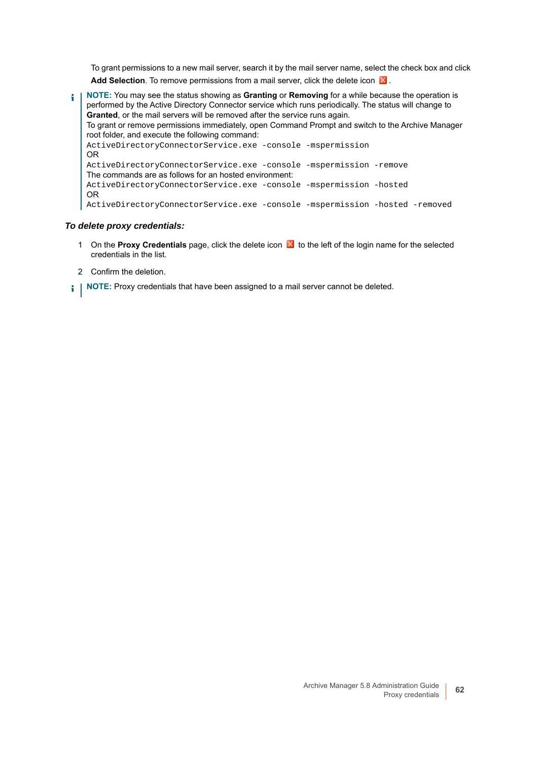To grant permissions to a new mail server, search it by the mail server name, select the check box and click **Add Selection**. To remove permissions from a mail server, click the delete icon .

> **NOTE:** You may see the status showing as **Granting** or **Removing** for a while because the operation is performed by the Active Directory Connector service which runs periodically. The status will change to **Granted**, or the mail servers will be removed after the service runs again.
> To grant or remove permissions immediately, open Command Prompt and switch to the Archive Manager root folder, and execute the following command:
> `ActiveDirectoryConnectorService.exe -console -mspermission`
> OR
> `ActiveDirectoryConnectorService.exe -console -mspermission -remove`
> The commands are as follows for an hosted environment:
> `ActiveDirectoryConnectorService.exe -console -mspermission -hosted`
> OR
> `ActiveDirectoryConnectorService.exe -console -mspermission -hosted -removed`

***To delete proxy credentials:***

1. On the **Proxy Credentials** page, click the delete icon  to the left of the login name for the selected credentials in the list.
2. Confirm the deletion.

> **NOTE:** Proxy credentials that have been assigned to a mail server cannot be deleted.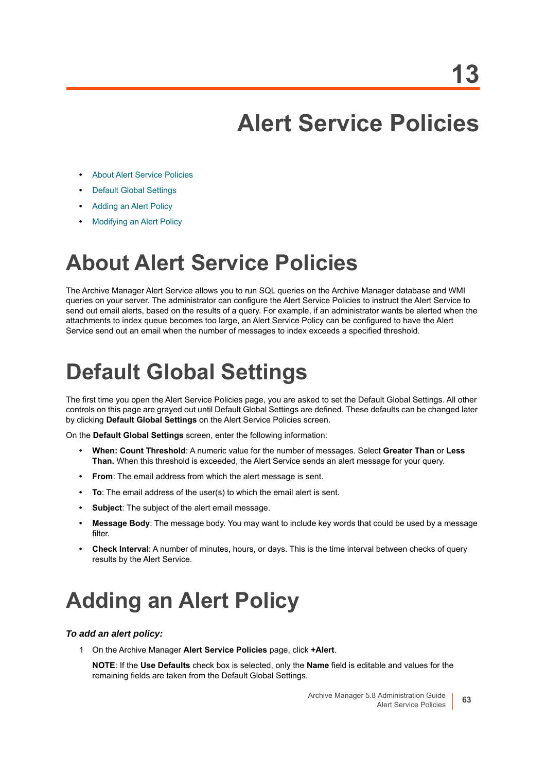# 13

# Alert Service Policies

- About Alert Service Policies
- Default Global Settings
- Adding an Alert Policy
- Modifying an Alert Policy

## About Alert Service Policies

The Archive Manager Alert Service allows you to run SQL queries on the Archive Manager database and WMI queries on your server. The administrator can configure the Alert Service Policies to instruct the Alert Service to send out email alerts, based on the results of a query. For example, if an administrator wants be alerted when the attachments to index queue becomes too large, an Alert Service Policy can be configured to have the Alert Service send out an email when the number of messages to index exceeds a specified threshold.

## Default Global Settings

The first time you open the Alert Service Policies page, you are asked to set the Default Global Settings. All other controls on this page are grayed out until Default Global Settings are defined. These defaults can be changed later by clicking **Default Global Settings** on the Alert Service Policies screen.

On the **Default Global Settings** screen, enter the following information:

- **When: Count Threshold**: A numeric value for the number of messages. Select **Greater Than** or **Less Than.** When this threshold is exceeded, the Alert Service sends an alert message for your query.
- **From**: The email address from which the alert message is sent.
- **To**: The email address of the user(s) to which the email alert is sent.
- **Subject**: The subject of the alert email message.
- **Message Body**: The message body. You may want to include key words that could be used by a message filter.
- **Check Interval**: A number of minutes, hours, or days. This is the time interval between checks of query results by the Alert Service.

## Adding an Alert Policy

***To add an alert policy:***

1 On the Archive Manager **Alert Service Policies** page, click **+Alert**.

**NOTE**: If the **Use Defaults** check box is selected, only the **Name** field is editable and values for the remaining fields are taken from the Default Global Settings.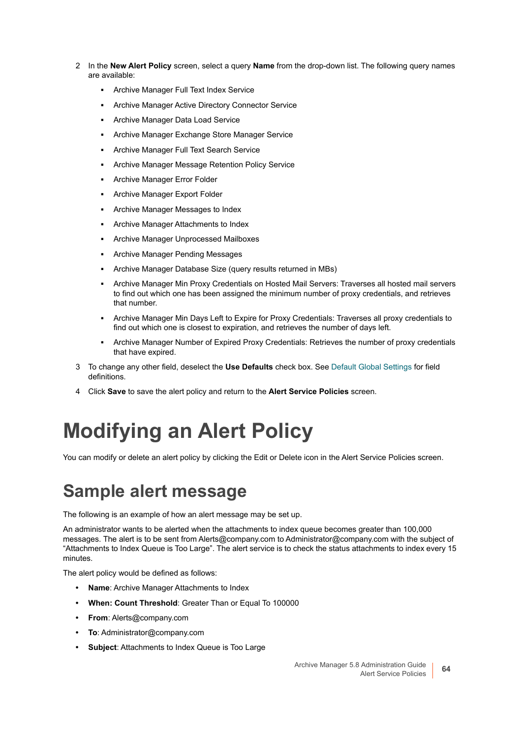2. In the **New Alert Policy** screen, select a query **Name** from the drop-down list. The following query names are available:
   - Archive Manager Full Text Index Service
   - Archive Manager Active Directory Connector Service
   - Archive Manager Data Load Service
   - Archive Manager Exchange Store Manager Service
   - Archive Manager Full Text Search Service
   - Archive Manager Message Retention Policy Service
   - Archive Manager Error Folder
   - Archive Manager Export Folder
   - Archive Manager Messages to Index
   - Archive Manager Attachments to Index
   - Archive Manager Unprocessed Mailboxes
   - Archive Manager Pending Messages
   - Archive Manager Database Size (query results returned in MBs)
   - Archive Manager Min Proxy Credentials on Hosted Mail Servers: Traverses all hosted mail servers to find out which one has been assigned the minimum number of proxy credentials, and retrieves that number.
   - Archive Manager Min Days Left to Expire for Proxy Credentials: Traverses all proxy credentials to find out which one is closest to expiration, and retrieves the number of days left.
   - Archive Manager Number of Expired Proxy Credentials: Retrieves the number of proxy credentials that have expired.
3. To change any other field, deselect the **Use Defaults** check box. See Default Global Settings for field definitions.
4. Click **Save** to save the alert policy and return to the **Alert Service Policies** screen.

# Modifying an Alert Policy

You can modify or delete an alert policy by clicking the Edit or Delete icon in the Alert Service Policies screen.

## Sample alert message

The following is an example of how an alert message may be set up.

An administrator wants to be alerted when the attachments to index queue becomes greater than 100,000 messages. The alert is to be sent from Alerts@company.com to Administrator@company.com with the subject of "Attachments to Index Queue is Too Large". The alert service is to check the status attachments to index every 15 minutes.

The alert policy would be defined as follows:

- **Name**: Archive Manager Attachments to Index
- **When: Count Threshold**: Greater Than or Equal To 100000
- **From**: Alerts@company.com
- **To**: Administrator@company.com
- **Subject**: Attachments to Index Queue is Too Large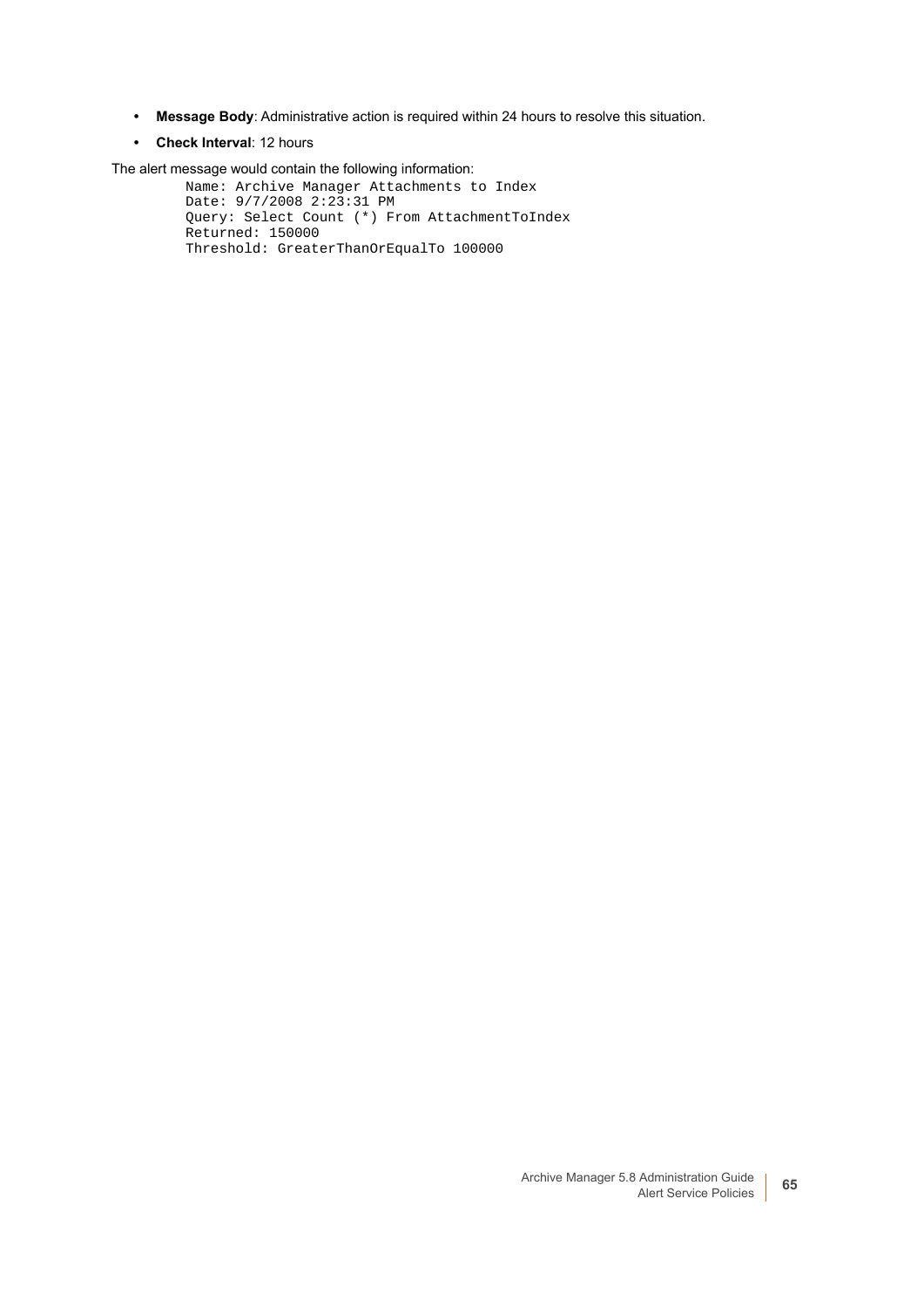- **Message Body**: Administrative action is required within 24 hours to resolve this situation.
- **Check Interval**: 12 hours

The alert message would contain the following information:

```
Name: Archive Manager Attachments to Index
Date: 9/7/2008 2:23:31 PM
Query: Select Count (*) From AttachmentToIndex
Returned: 150000
Threshold: GreaterThanOrEqualTo 100000
```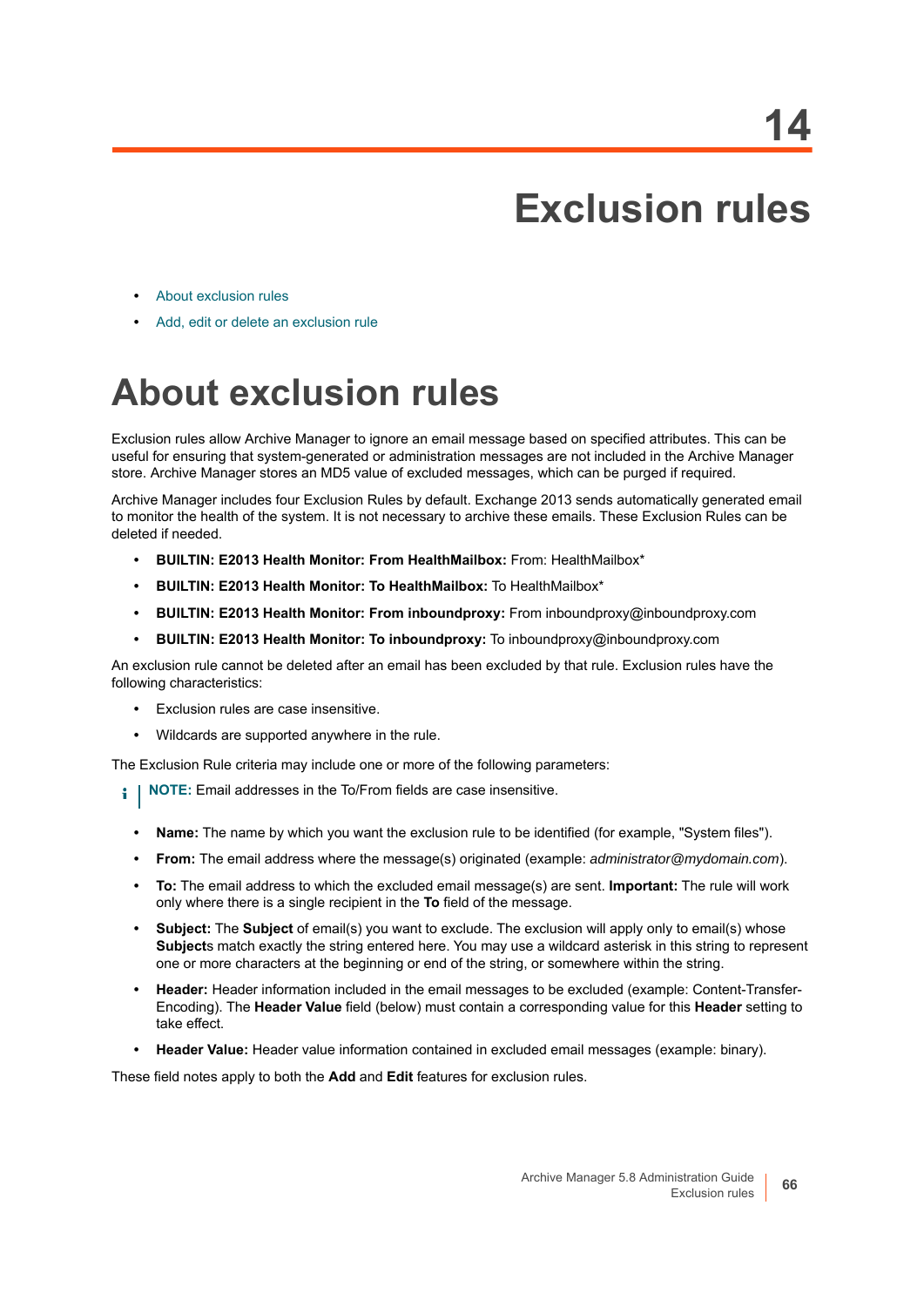# 14 Exclusion rules

- About exclusion rules
- Add, edit or delete an exclusion rule

## About exclusion rules

Exclusion rules allow Archive Manager to ignore an email message based on specified attributes. This can be useful for ensuring that system-generated or administration messages are not included in the Archive Manager store. Archive Manager stores an MD5 value of excluded messages, which can be purged if required.

Archive Manager includes four Exclusion Rules by default. Exchange 2013 sends automatically generated email to monitor the health of the system. It is not necessary to archive these emails. These Exclusion Rules can be deleted if needed.

- **BUILTIN: E2013 Health Monitor: From HealthMailbox:** From: HealthMailbox*
- **BUILTIN: E2013 Health Monitor: To HealthMailbox:** To HealthMailbox*
- **BUILTIN: E2013 Health Monitor: From inboundproxy:** From inboundproxy@inboundproxy.com
- **BUILTIN: E2013 Health Monitor: To inboundproxy:** To inboundproxy@inboundproxy.com

An exclusion rule cannot be deleted after an email has been excluded by that rule. Exclusion rules have the following characteristics:

- Exclusion rules are case insensitive.
- Wildcards are supported anywhere in the rule.

The Exclusion Rule criteria may include one or more of the following parameters:

> **NOTE:** Email addresses in the To/From fields are case insensitive.

- **Name:** The name by which you want the exclusion rule to be identified (for example, "System files").
- **From:** The email address where the message(s) originated (example: *administrator@mydomain.com*).
- **To:** The email address to which the excluded email message(s) are sent. **Important:** The rule will work only where there is a single recipient in the **To** field of the message.
- **Subject:** The **Subject** of email(s) you want to exclude. The exclusion will apply only to email(s) whose **Subject**s match exactly the string entered here. You may use a wildcard asterisk in this string to represent one or more characters at the beginning or end of the string, or somewhere within the string.
- **Header:** Header information included in the email messages to be excluded (example: Content-Transfer-Encoding). The **Header Value** field (below) must contain a corresponding value for this **Header** setting to take effect.
- **Header Value:** Header value information contained in excluded email messages (example: binary).

These field notes apply to both the **Add** and **Edit** features for exclusion rules.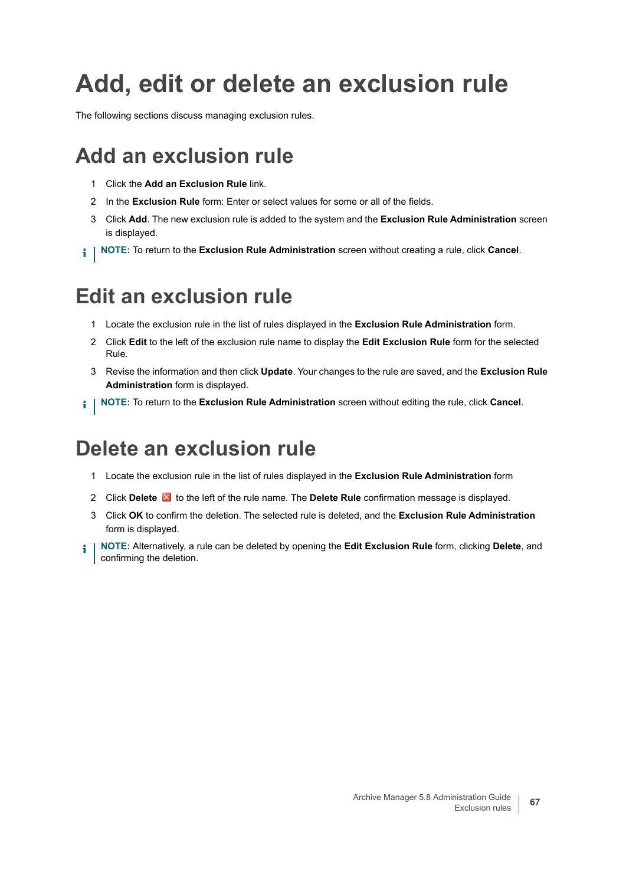# Add, edit or delete an exclusion rule

The following sections discuss managing exclusion rules.

## Add an exclusion rule

1. Click the **Add an Exclusion Rule** link.
2. In the **Exclusion Rule** form: Enter or select values for some or all of the fields.
3. Click **Add**. The new exclusion rule is added to the system and the **Exclusion Rule Administration** screen is displayed.

**NOTE:** To return to the **Exclusion Rule Administration** screen without creating a rule, click **Cancel**.

## Edit an exclusion rule

1. Locate the exclusion rule in the list of rules displayed in the **Exclusion Rule Administration** form.
2. Click **Edit** to the left of the exclusion rule name to display the **Edit Exclusion Rule** form for the selected Rule.
3. Revise the information and then click **Update**. Your changes to the rule are saved, and the **Exclusion Rule Administration** form is displayed.

**NOTE:** To return to the **Exclusion Rule Administration** screen without editing the rule, click **Cancel**.

## Delete an exclusion rule

1. Locate the exclusion rule in the list of rules displayed in the **Exclusion Rule Administration** form
2. Click **Delete** to the left of the rule name. The **Delete Rule** confirmation message is displayed.
3. Click **OK** to confirm the deletion. The selected rule is deleted, and the **Exclusion Rule Administration** form is displayed.

**NOTE:** Alternatively, a rule can be deleted by opening the **Edit Exclusion Rule** form, clicking **Delete**, and confirming the deletion.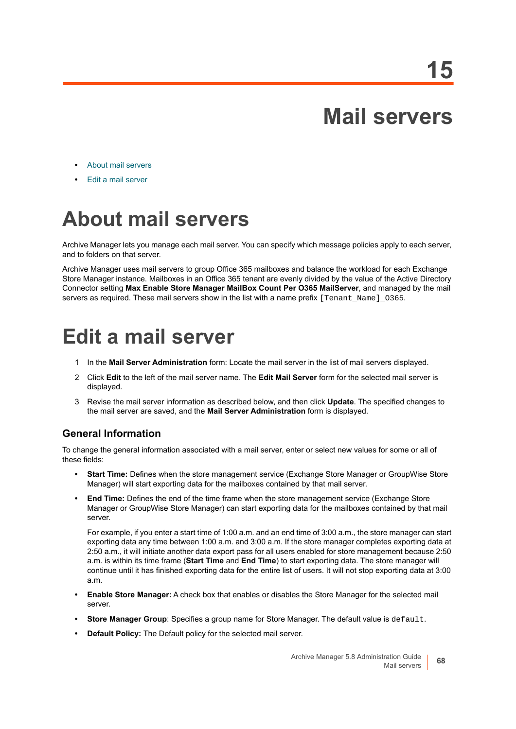# 15 Mail servers

- About mail servers
- Edit a mail server

# About mail servers

Archive Manager lets you manage each mail server. You can specify which message policies apply to each server, and to folders on that server.

Archive Manager uses mail servers to group Office 365 mailboxes and balance the workload for each Exchange Store Manager instance. Mailboxes in an Office 365 tenant are evenly divided by the value of the Active Directory Connector setting **Max Enable Store Manager MailBox Count Per O365 MailServer**, and managed by the mail servers as required. These mail servers show in the list with a name prefix `[Tenant_Name]_O365`.

# Edit a mail server

1. In the **Mail Server Administration** form: Locate the mail server in the list of mail servers displayed.
2. Click **Edit** to the left of the mail server name. The **Edit Mail Server** form for the selected mail server is displayed.
3. Revise the mail server information as described below, and then click **Update**. The specified changes to the mail server are saved, and the **Mail Server Administration** form is displayed.

## General Information

To change the general information associated with a mail server, enter or select new values for some or all of these fields:

- **Start Time:** Defines when the store management service (Exchange Store Manager or GroupWise Store Manager) will start exporting data for the mailboxes contained by that mail server.
- **End Time:** Defines the end of the time frame when the store management service (Exchange Store Manager or GroupWise Store Manager) can start exporting data for the mailboxes contained by that mail server.

  For example, if you enter a start time of 1:00 a.m. and an end time of 3:00 a.m., the store manager can start exporting data any time between 1:00 a.m. and 3:00 a.m. If the store manager completes exporting data at 2:50 a.m., it will initiate another data export pass for all users enabled for store management because 2:50 a.m. is within its time frame (**Start Time** and **End Time**) to start exporting data. The store manager will continue until it has finished exporting data for the entire list of users. It will not stop exporting data at 3:00 a.m.
- **Enable Store Manager:** A check box that enables or disables the Store Manager for the selected mail server.
- **Store Manager Group**: Specifies a group name for Store Manager. The default value is `default`.
- **Default Policy:** The Default policy for the selected mail server.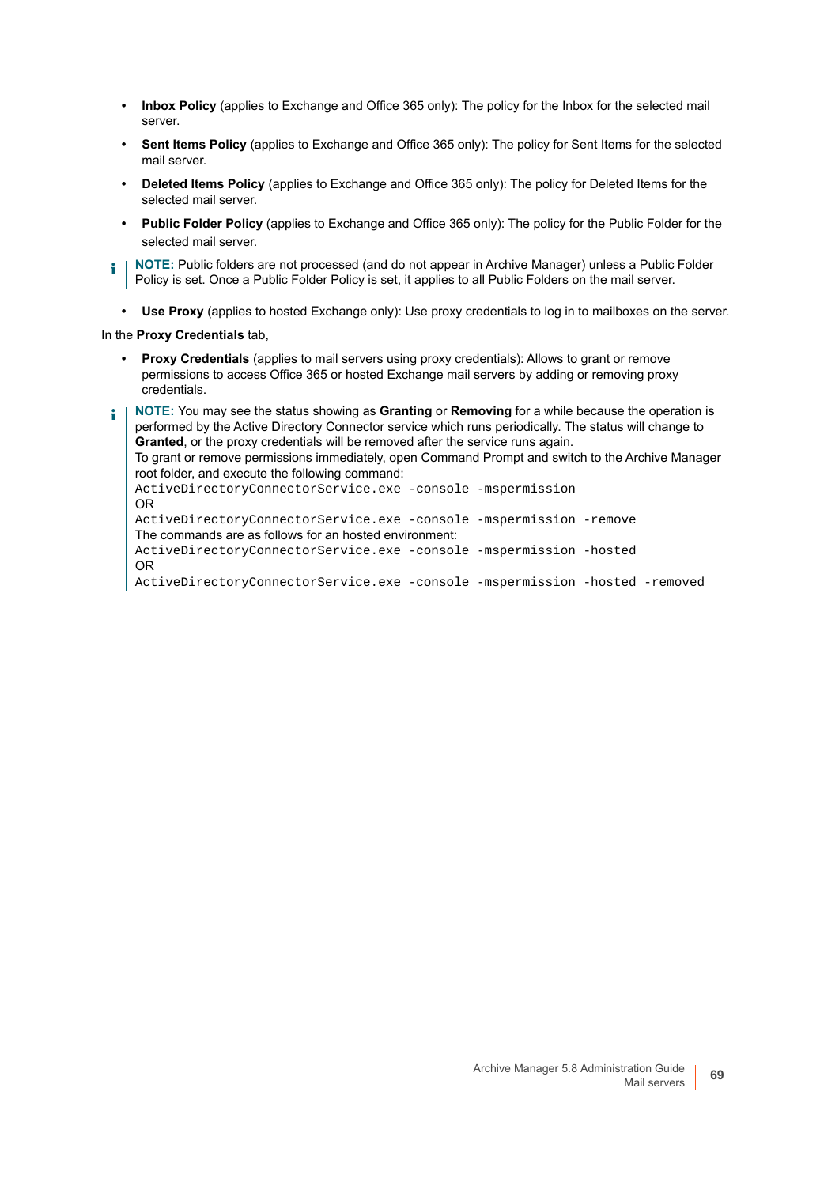- **Inbox Policy** (applies to Exchange and Office 365 only): The policy for the Inbox for the selected mail server.
- **Sent Items Policy** (applies to Exchange and Office 365 only): The policy for Sent Items for the selected mail server.
- **Deleted Items Policy** (applies to Exchange and Office 365 only): The policy for Deleted Items for the selected mail server.
- **Public Folder Policy** (applies to Exchange and Office 365 only): The policy for the Public Folder for the selected mail server.

> **NOTE:** Public folders are not processed (and do not appear in Archive Manager) unless a Public Folder Policy is set. Once a Public Folder Policy is set, it applies to all Public Folders on the mail server.

- **Use Proxy** (applies to hosted Exchange only): Use proxy credentials to log in to mailboxes on the server.

In the **Proxy Credentials** tab,

- **Proxy Credentials** (applies to mail servers using proxy credentials): Allows to grant or remove permissions to access Office 365 or hosted Exchange mail servers by adding or removing proxy credentials.

> **NOTE:** You may see the status showing as **Granting** or **Removing** for a while because the operation is performed by the Active Directory Connector service which runs periodically. The status will change to **Granted**, or the proxy credentials will be removed after the service runs again.
> To grant or remove permissions immediately, open Command Prompt and switch to the Archive Manager root folder, and execute the following command:
> `ActiveDirectoryConnectorService.exe -console -mspermission`
> OR
> `ActiveDirectoryConnectorService.exe -console -mspermission -remove`
> The commands are as follows for an hosted environment:
> `ActiveDirectoryConnectorService.exe -console -mspermission -hosted`
> OR
> `ActiveDirectoryConnectorService.exe -console -mspermission -hosted -removed`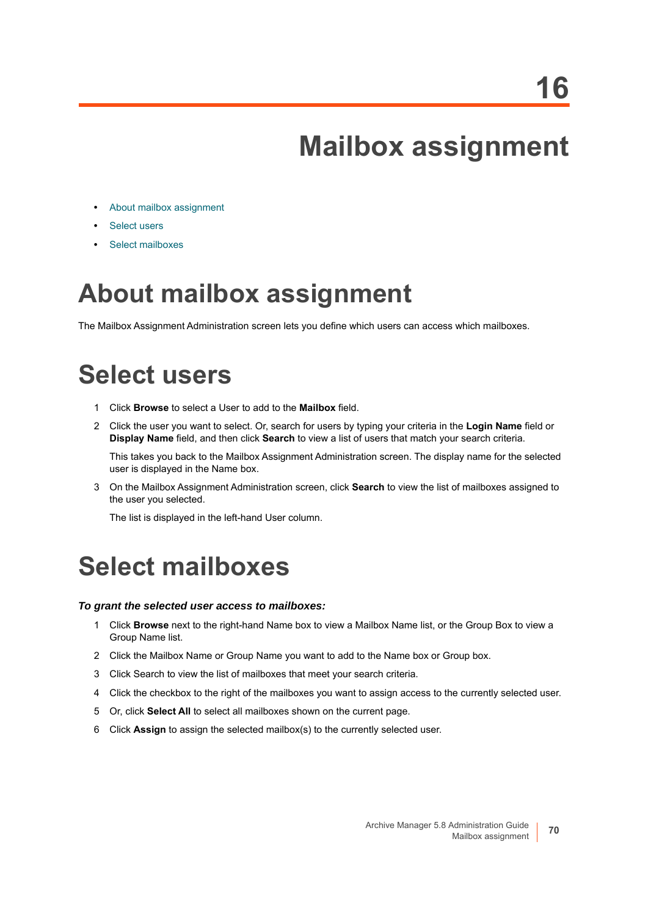# 16 Mailbox assignment

- About mailbox assignment
- Select users
- Select mailboxes

# About mailbox assignment

The Mailbox Assignment Administration screen lets you define which users can access which mailboxes.

# Select users

1. Click **Browse** to select a User to add to the **Mailbox** field.
2. Click the user you want to select. Or, search for users by typing your criteria in the **Login Name** field or **Display Name** field, and then click **Search** to view a list of users that match your search criteria.

   This takes you back to the Mailbox Assignment Administration screen. The display name for the selected user is displayed in the Name box.
3. On the Mailbox Assignment Administration screen, click **Search** to view the list of mailboxes assigned to the user you selected.

   The list is displayed in the left-hand User column.

# Select mailboxes

***To grant the selected user access to mailboxes:***

1. Click **Browse** next to the right-hand Name box to view a Mailbox Name list, or the Group Box to view a Group Name list.
2. Click the Mailbox Name or Group Name you want to add to the Name box or Group box.
3. Click Search to view the list of mailboxes that meet your search criteria.
4. Click the checkbox to the right of the mailboxes you want to assign access to the currently selected user.
5. Or, click **Select All** to select all mailboxes shown on the current page.
6. Click **Assign** to assign the selected mailbox(s) to the currently selected user.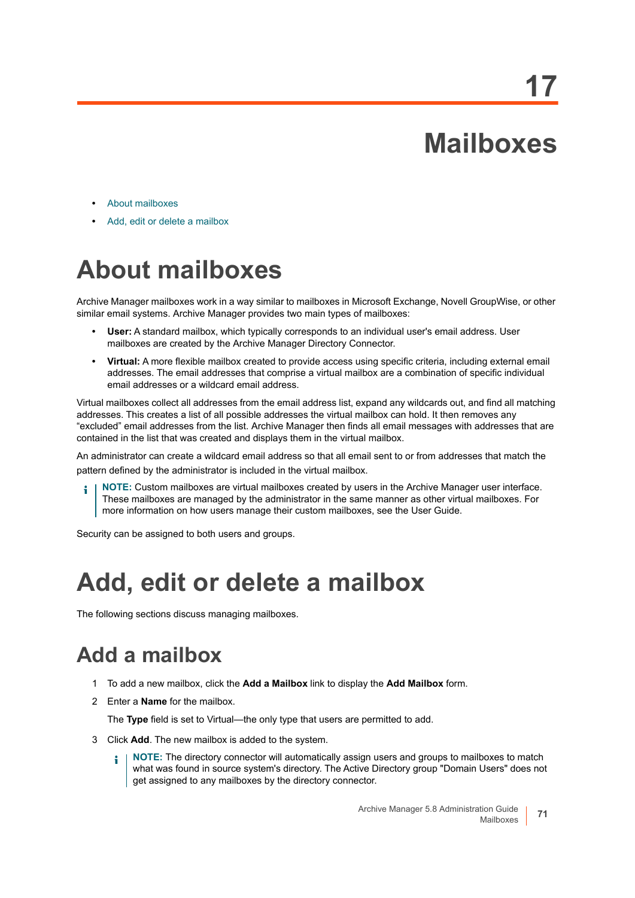# 17 Mailboxes

- About mailboxes
- Add, edit or delete a mailbox

## About mailboxes

Archive Manager mailboxes work in a way similar to mailboxes in Microsoft Exchange, Novell GroupWise, or other similar email systems. Archive Manager provides two main types of mailboxes:

- **User:** A standard mailbox, which typically corresponds to an individual user's email address. User mailboxes are created by the Archive Manager Directory Connector.
- **Virtual:** A more flexible mailbox created to provide access using specific criteria, including external email addresses. The email addresses that comprise a virtual mailbox are a combination of specific individual email addresses or a wildcard email address.

Virtual mailboxes collect all addresses from the email address list, expand any wildcards out, and find all matching addresses. This creates a list of all possible addresses the virtual mailbox can hold. It then removes any “excluded” email addresses from the list. Archive Manager then finds all email messages with addresses that are contained in the list that was created and displays them in the virtual mailbox.

An administrator can create a wildcard email address so that all email sent to or from addresses that match the pattern defined by the administrator is included in the virtual mailbox.

> **NOTE:** Custom mailboxes are virtual mailboxes created by users in the Archive Manager user interface. These mailboxes are managed by the administrator in the same manner as other virtual mailboxes. For more information on how users manage their custom mailboxes, see the User Guide.

Security can be assigned to both users and groups.

## Add, edit or delete a mailbox

The following sections discuss managing mailboxes.

### Add a mailbox

1. To add a new mailbox, click the **Add a Mailbox** link to display the **Add Mailbox** form.
2. Enter a **Name** for the mailbox.

   The **Type** field is set to Virtual—the only type that users are permitted to add.
3. Click **Add**. The new mailbox is added to the system.

   > **NOTE:** The directory connector will automatically assign users and groups to mailboxes to match what was found in source system's directory. The Active Directory group "Domain Users" does not get assigned to any mailboxes by the directory connector.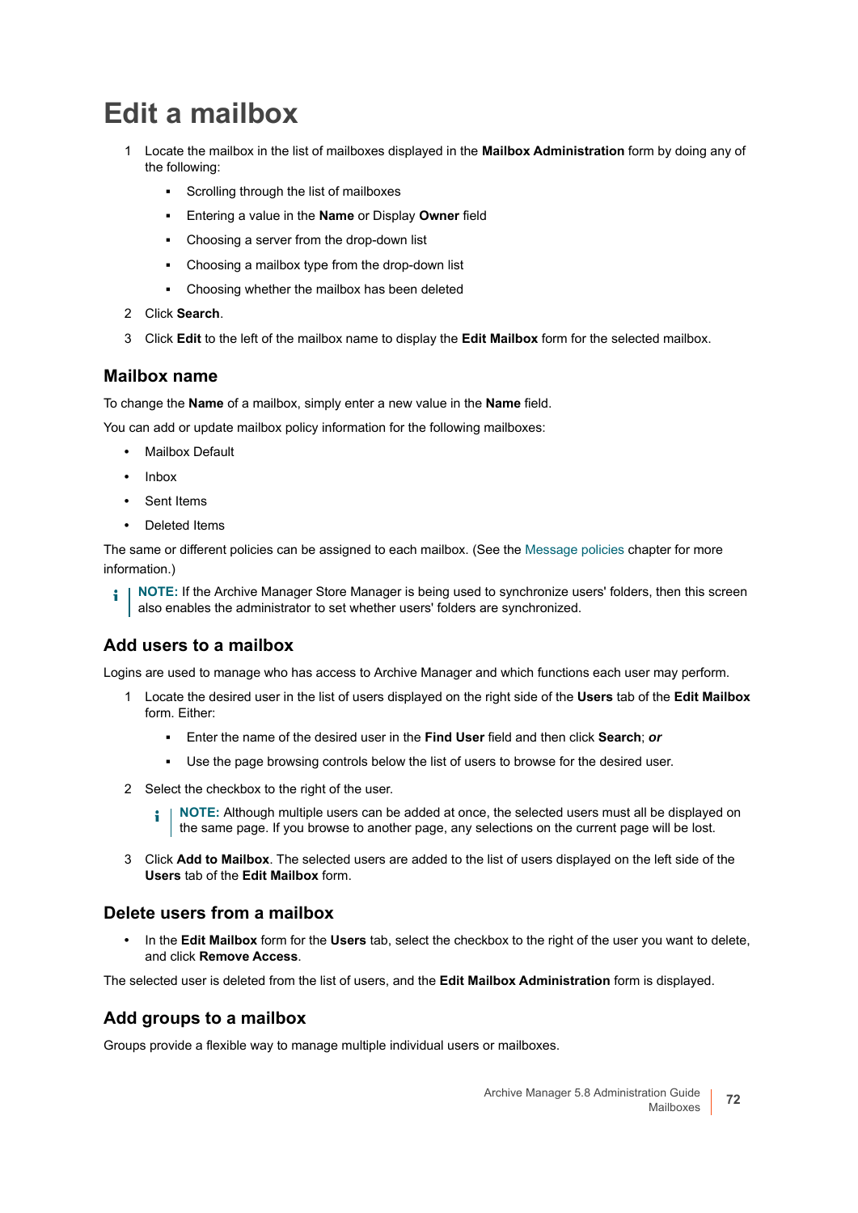# Edit a mailbox

1. Locate the mailbox in the list of mailboxes displayed in the **Mailbox Administration** form by doing any of the following:
   - Scrolling through the list of mailboxes
   - Entering a value in the **Name** or Display **Owner** field
   - Choosing a server from the drop-down list
   - Choosing a mailbox type from the drop-down list
   - Choosing whether the mailbox has been deleted
2. Click **Search**.
3. Click **Edit** to the left of the mailbox name to display the **Edit Mailbox** form for the selected mailbox.

## Mailbox name

To change the **Name** of a mailbox, simply enter a new value in the **Name** field.

You can add or update mailbox policy information for the following mailboxes:

- Mailbox Default
- Inbox
- Sent Items
- Deleted Items

The same or different policies can be assigned to each mailbox. (See the Message policies chapter for more information.)

> **NOTE:** If the Archive Manager Store Manager is being used to synchronize users' folders, then this screen also enables the administrator to set whether users' folders are synchronized.

## Add users to a mailbox

Logins are used to manage who has access to Archive Manager and which functions each user may perform.

1. Locate the desired user in the list of users displayed on the right side of the **Users** tab of the **Edit Mailbox** form. Either:
   - Enter the name of the desired user in the **Find User** field and then click **Search**; ***or***
   - Use the page browsing controls below the list of users to browse for the desired user.
2. Select the checkbox to the right of the user.

   > **NOTE:** Although multiple users can be added at once, the selected users must all be displayed on the same page. If you browse to another page, any selections on the current page will be lost.

3. Click **Add to Mailbox**. The selected users are added to the list of users displayed on the left side of the **Users** tab of the **Edit Mailbox** form.

## Delete users from a mailbox

- In the **Edit Mailbox** form for the **Users** tab, select the checkbox to the right of the user you want to delete, and click **Remove Access**.

The selected user is deleted from the list of users, and the **Edit Mailbox Administration** form is displayed.

## Add groups to a mailbox

Groups provide a flexible way to manage multiple individual users or mailboxes.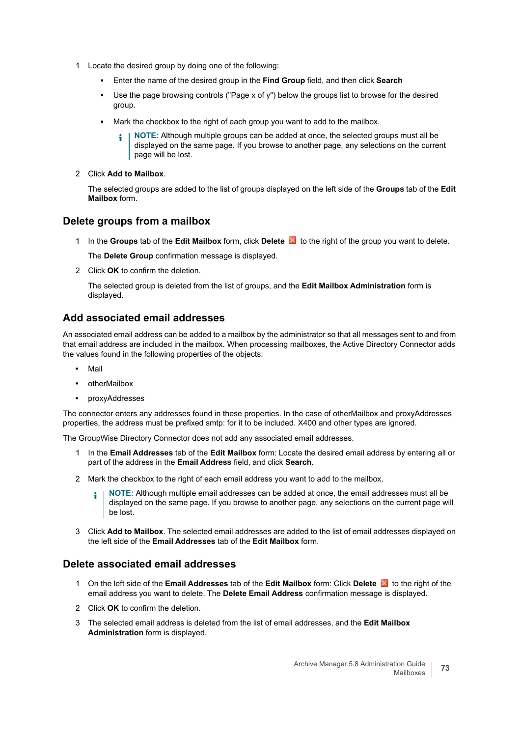1 Locate the desired group by doing one of the following:

- Enter the name of the desired group in the **Find Group** field, and then click **Search**
- Use the page browsing controls ("Page x of y") below the groups list to browse for the desired group.
- Mark the checkbox to the right of each group you want to add to the mailbox.

  > **NOTE:** Although multiple groups can be added at once, the selected groups must all be displayed on the same page. If you browse to another page, any selections on the current page will be lost.

2 Click **Add to Mailbox**.

The selected groups are added to the list of groups displayed on the left side of the **Groups** tab of the **Edit Mailbox** form.

## Delete groups from a mailbox

1 In the **Groups** tab of the **Edit Mailbox** form, click **Delete** to the right of the group you want to delete.

The **Delete Group** confirmation message is displayed.

2 Click **OK** to confirm the deletion.

The selected group is deleted from the list of groups, and the **Edit Mailbox Administration** form is displayed.

## Add associated email addresses

An associated email address can be added to a mailbox by the administrator so that all messages sent to and from that email address are included in the mailbox. When processing mailboxes, the Active Directory Connector adds the values found in the following properties of the objects:

- Mail
- otherMailbox
- proxyAddresses

The connector enters any addresses found in these properties. In the case of otherMailbox and proxyAddresses properties, the address must be prefixed smtp: for it to be included. X400 and other types are ignored.

The GroupWise Directory Connector does not add any associated email addresses.

1 In the **Email Addresses** tab of the **Edit Mailbox** form: Locate the desired email address by entering all or part of the address in the **Email Address** field, and click **Search**.

2 Mark the checkbox to the right of each email address you want to add to the mailbox.

> **NOTE:** Although multiple email addresses can be added at once, the email addresses must all be displayed on the same page. If you browse to another page, any selections on the current page will be lost.

3 Click **Add to Mailbox**. The selected email addresses are added to the list of email addresses displayed on the left side of the **Email Addresses** tab of the **Edit Mailbox** form.

## Delete associated email addresses

1 On the left side of the **Email Addresses** tab of the **Edit Mailbox** form: Click **Delete** to the right of the email address you want to delete. The **Delete Email Address** confirmation message is displayed.

2 Click **OK** to confirm the deletion.

3 The selected email address is deleted from the list of email addresses, and the **Edit Mailbox Administration** form is displayed.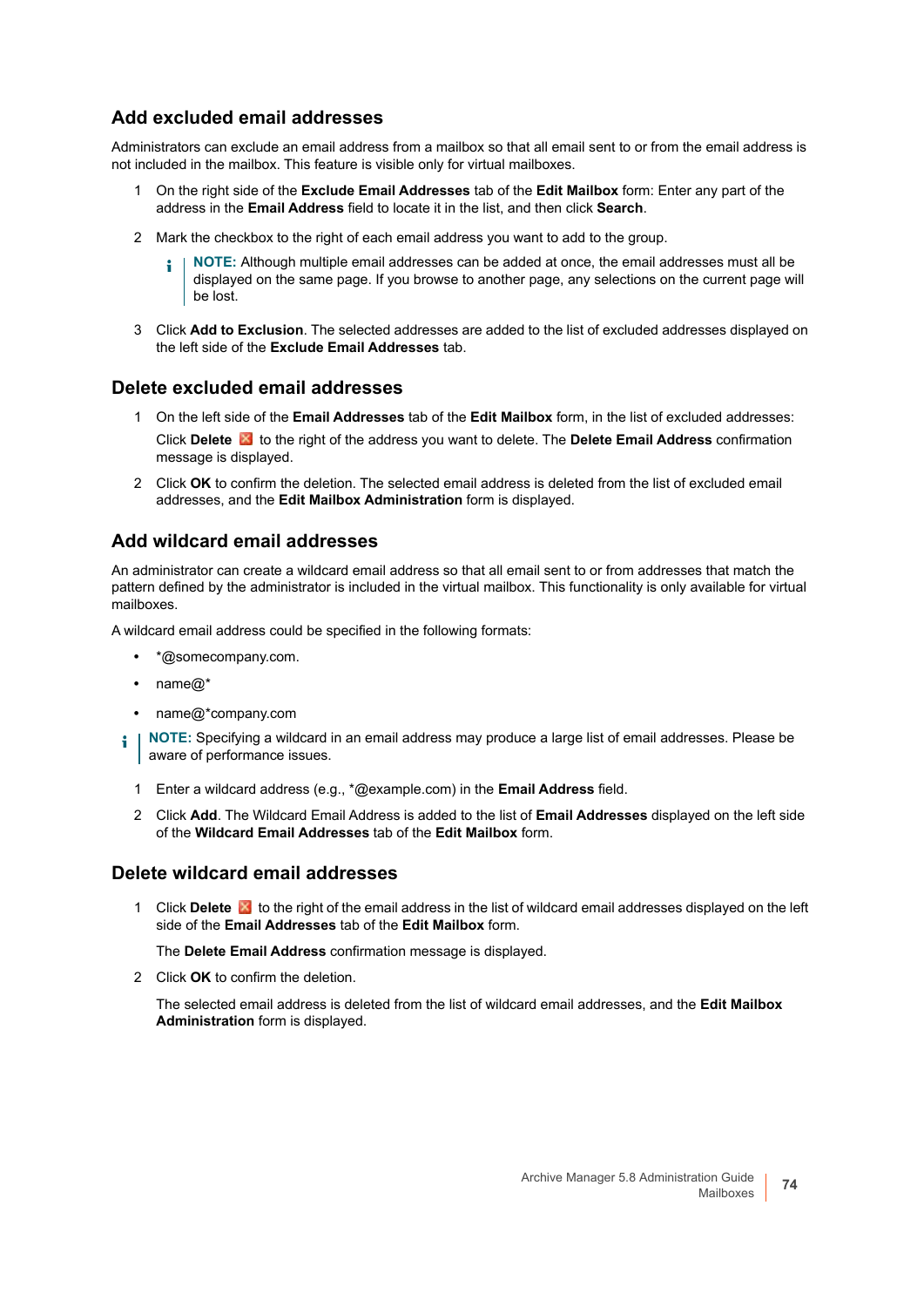## Add excluded email addresses

Administrators can exclude an email address from a mailbox so that all email sent to or from the email address is not included in the mailbox. This feature is visible only for virtual mailboxes.

1. On the right side of the **Exclude Email Addresses** tab of the **Edit Mailbox** form: Enter any part of the address in the **Email Address** field to locate it in the list, and then click **Search**.
2. Mark the checkbox to the right of each email address you want to add to the group.

   > **NOTE:** Although multiple email addresses can be added at once, the email addresses must all be displayed on the same page. If you browse to another page, any selections on the current page will be lost.

3. Click **Add to Exclusion**. The selected addresses are added to the list of excluded addresses displayed on the left side of the **Exclude Email Addresses** tab.

## Delete excluded email addresses

1. On the left side of the **Email Addresses** tab of the **Edit Mailbox** form, in the list of excluded addresses:

   Click **Delete** to the right of the address you want to delete. The **Delete Email Address** confirmation message is displayed.

2. Click **OK** to confirm the deletion. The selected email address is deleted from the list of excluded email addresses, and the **Edit Mailbox Administration** form is displayed.

## Add wildcard email addresses

An administrator can create a wildcard email address so that all email sent to or from addresses that match the pattern defined by the administrator is included in the virtual mailbox. This functionality is only available for virtual mailboxes.

A wildcard email address could be specified in the following formats:

- *@somecompany.com.
- name@*
- name@*company.com

> **NOTE:** Specifying a wildcard in an email address may produce a large list of email addresses. Please be aware of performance issues.

1. Enter a wildcard address (e.g., *@example.com) in the **Email Address** field.
2. Click **Add**. The Wildcard Email Address is added to the list of **Email Addresses** displayed on the left side of the **Wildcard Email Addresses** tab of the **Edit Mailbox** form.

## Delete wildcard email addresses

1. Click **Delete** to the right of the email address in the list of wildcard email addresses displayed on the left side of the **Email Addresses** tab of the **Edit Mailbox** form.

   The **Delete Email Address** confirmation message is displayed.

2. Click **OK** to confirm the deletion.

   The selected email address is deleted from the list of wildcard email addresses, and the **Edit Mailbox Administration** form is displayed.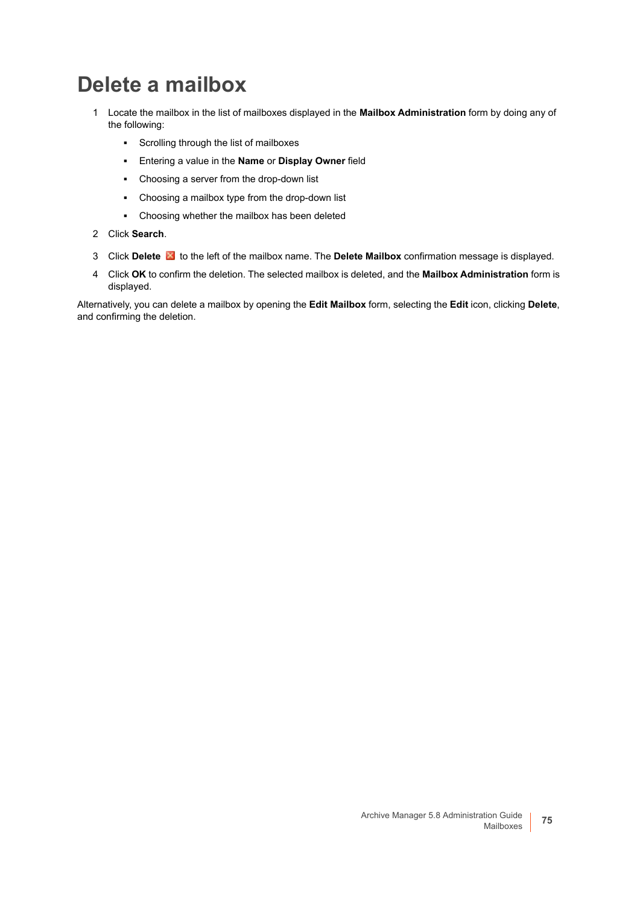# Delete a mailbox

1. Locate the mailbox in the list of mailboxes displayed in the **Mailbox Administration** form by doing any of the following:
   - Scrolling through the list of mailboxes
   - Entering a value in the **Name** or **Display Owner** field
   - Choosing a server from the drop-down list
   - Choosing a mailbox type from the drop-down list
   - Choosing whether the mailbox has been deleted
2. Click **Search**.
3. Click **Delete** to the left of the mailbox name. The **Delete Mailbox** confirmation message is displayed.
4. Click **OK** to confirm the deletion. The selected mailbox is deleted, and the **Mailbox Administration** form is displayed.

Alternatively, you can delete a mailbox by opening the **Edit Mailbox** form, selecting the **Edit** icon, clicking **Delete**, and confirming the deletion.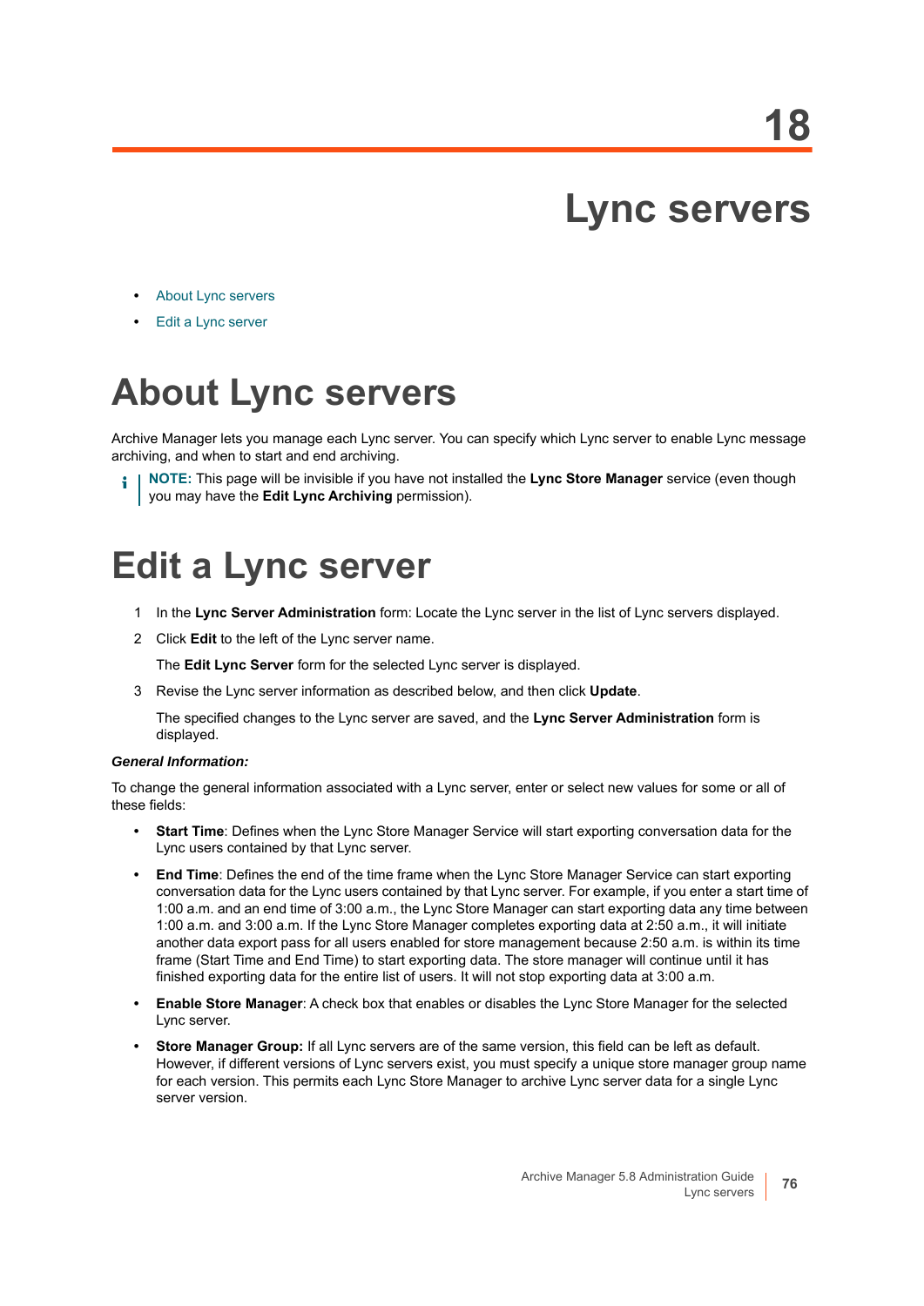# 18

# Lync servers

- About Lync servers
- Edit a Lync server

## About Lync servers

Archive Manager lets you manage each Lync server. You can specify which Lync server to enable Lync message archiving, and when to start and end archiving.

> **NOTE:** This page will be invisible if you have not installed the **Lync Store Manager** service (even though you may have the **Edit Lync Archiving** permission).

## Edit a Lync server

1. In the **Lync Server Administration** form: Locate the Lync server in the list of Lync servers displayed.
2. Click **Edit** to the left of the Lync server name.

   The **Edit Lync Server** form for the selected Lync server is displayed.
3. Revise the Lync server information as described below, and then click **Update**.

   The specified changes to the Lync server are saved, and the **Lync Server Administration** form is displayed.

***General Information:***

To change the general information associated with a Lync server, enter or select new values for some or all of these fields:

- **Start Time**: Defines when the Lync Store Manager Service will start exporting conversation data for the Lync users contained by that Lync server.
- **End Time**: Defines the end of the time frame when the Lync Store Manager Service can start exporting conversation data for the Lync users contained by that Lync server. For example, if you enter a start time of 1:00 a.m. and an end time of 3:00 a.m., the Lync Store Manager can start exporting data any time between 1:00 a.m. and 3:00 a.m. If the Lync Store Manager completes exporting data at 2:50 a.m., it will initiate another data export pass for all users enabled for store management because 2:50 a.m. is within its time frame (Start Time and End Time) to start exporting data. The store manager will continue until it has finished exporting data for the entire list of users. It will not stop exporting data at 3:00 a.m.
- **Enable Store Manager**: A check box that enables or disables the Lync Store Manager for the selected Lync server.
- **Store Manager Group:** If all Lync servers are of the same version, this field can be left as default. However, if different versions of Lync servers exist, you must specify a unique store manager group name for each version. This permits each Lync Store Manager to archive Lync server data for a single Lync server version.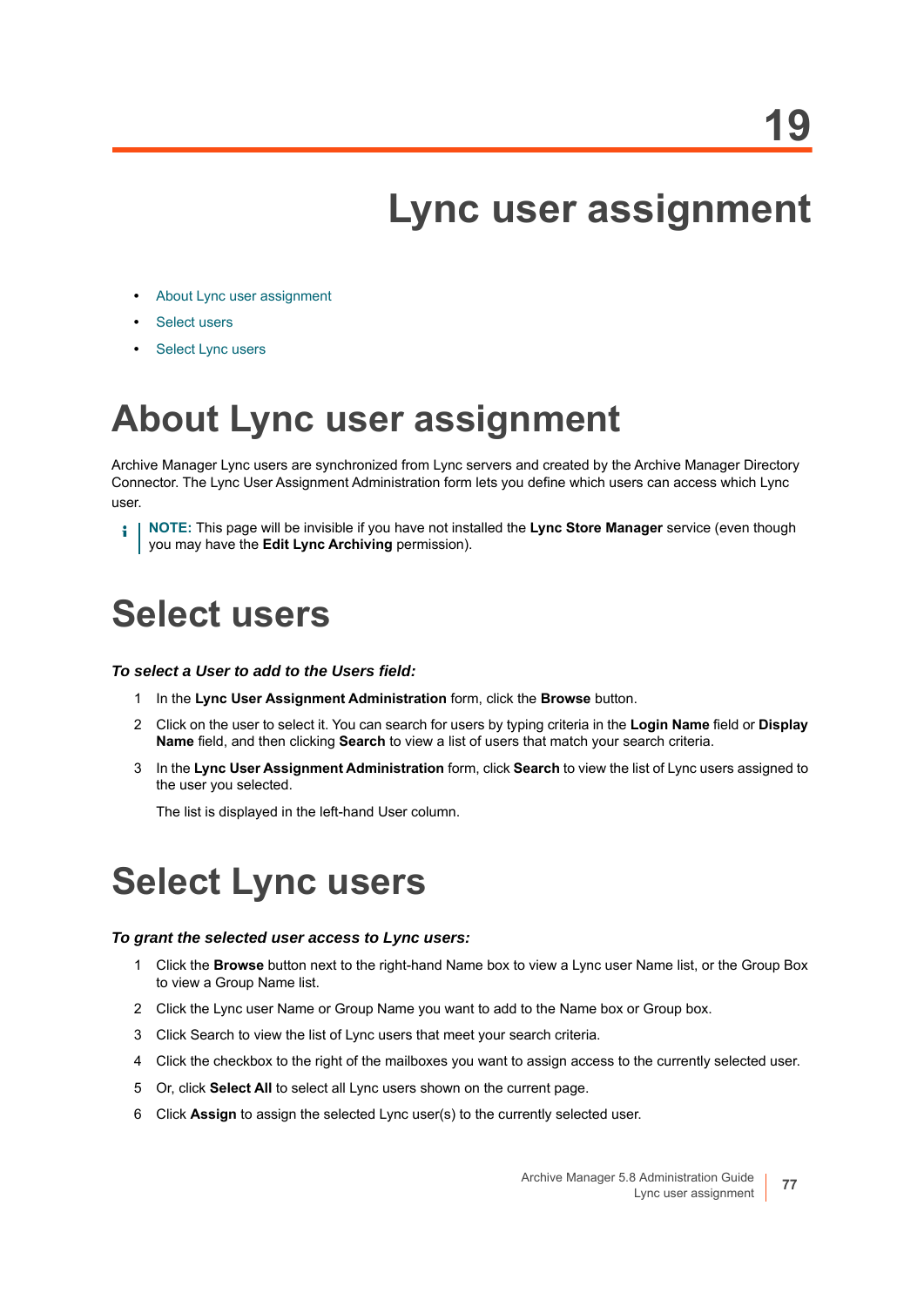19

# Lync user assignment

- About Lync user assignment
- Select users
- Select Lync users

## About Lync user assignment

Archive Manager Lync users are synchronized from Lync servers and created by the Archive Manager Directory Connector. The Lync User Assignment Administration form lets you define which users can access which Lync user.

> **NOTE:** This page will be invisible if you have not installed the **Lync Store Manager** service (even though you may have the **Edit Lync Archiving** permission).

## Select users

***To select a User to add to the Users field:***

1. In the **Lync User Assignment Administration** form, click the **Browse** button.
2. Click on the user to select it. You can search for users by typing criteria in the **Login Name** field or **Display Name** field, and then clicking **Search** to view a list of users that match your search criteria.
3. In the **Lync User Assignment Administration** form, click **Search** to view the list of Lync users assigned to the user you selected.

   The list is displayed in the left-hand User column.

## Select Lync users

***To grant the selected user access to Lync users:***

1. Click the **Browse** button next to the right-hand Name box to view a Lync user Name list, or the Group Box to view a Group Name list.
2. Click the Lync user Name or Group Name you want to add to the Name box or Group box.
3. Click Search to view the list of Lync users that meet your search criteria.
4. Click the checkbox to the right of the mailboxes you want to assign access to the currently selected user.
5. Or, click **Select All** to select all Lync users shown on the current page.
6. Click **Assign** to assign the selected Lync user(s) to the currently selected user.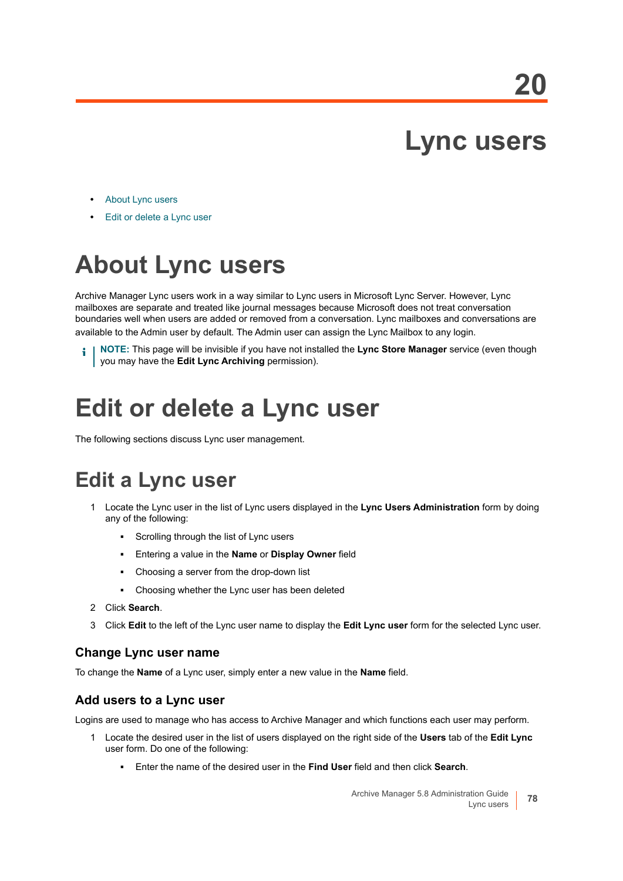# 20

# Lync users

- About Lync users
- Edit or delete a Lync user

# About Lync users

Archive Manager Lync users work in a way similar to Lync users in Microsoft Lync Server. However, Lync mailboxes are separate and treated like journal messages because Microsoft does not treat conversation boundaries well when users are added or removed from a conversation. Lync mailboxes and conversations are available to the Admin user by default. The Admin user can assign the Lync Mailbox to any login.

> **NOTE:** This page will be invisible if you have not installed the **Lync Store Manager** service (even though you may have the **Edit Lync Archiving** permission).

# Edit or delete a Lync user

The following sections discuss Lync user management.

## Edit a Lync user

1. Locate the Lync user in the list of Lync users displayed in the **Lync Users Administration** form by doing any of the following:
   - Scrolling through the list of Lync users
   - Entering a value in the **Name** or **Display Owner** field
   - Choosing a server from the drop-down list
   - Choosing whether the Lync user has been deleted
2. Click **Search**.
3. Click **Edit** to the left of the Lync user name to display the **Edit Lync user** form for the selected Lync user.

### Change Lync user name

To change the **Name** of a Lync user, simply enter a new value in the **Name** field.

### Add users to a Lync user

Logins are used to manage who has access to Archive Manager and which functions each user may perform.

1. Locate the desired user in the list of users displayed on the right side of the **Users** tab of the **Edit Lync** user form. Do one of the following:
   - Enter the name of the desired user in the **Find User** field and then click **Search**.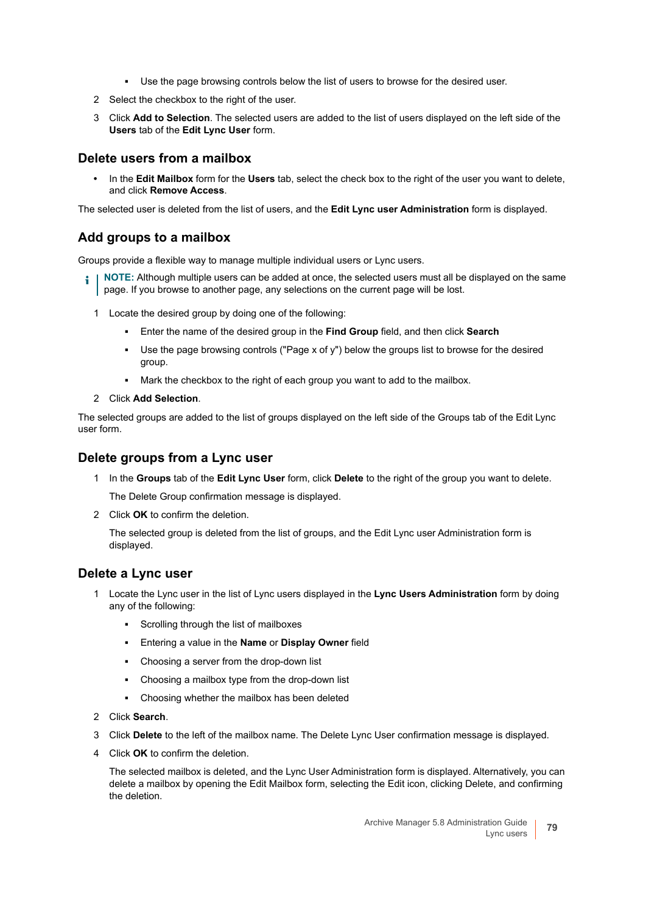- Use the page browsing controls below the list of users to browse for the desired user.

2. Select the checkbox to the right of the user.
3. Click **Add to Selection**. The selected users are added to the list of users displayed on the left side of the **Users** tab of the **Edit Lync User** form.

## Delete users from a mailbox

- In the **Edit Mailbox** form for the **Users** tab, select the check box to the right of the user you want to delete, and click **Remove Access**.

The selected user is deleted from the list of users, and the **Edit Lync user Administration** form is displayed.

## Add groups to a mailbox

Groups provide a flexible way to manage multiple individual users or Lync users.

> **NOTE:** Although multiple users can be added at once, the selected users must all be displayed on the same page. If you browse to another page, any selections on the current page will be lost.

1. Locate the desired group by doing one of the following:
   - Enter the name of the desired group in the **Find Group** field, and then click **Search**
   - Use the page browsing controls ("Page x of y") below the groups list to browse for the desired group.
   - Mark the checkbox to the right of each group you want to add to the mailbox.
2. Click **Add Selection**.

The selected groups are added to the list of groups displayed on the left side of the Groups tab of the Edit Lync user form.

## Delete groups from a Lync user

1. In the **Groups** tab of the **Edit Lync User** form, click **Delete** to the right of the group you want to delete.

   The Delete Group confirmation message is displayed.
2. Click **OK** to confirm the deletion.

   The selected group is deleted from the list of groups, and the Edit Lync user Administration form is displayed.

## Delete a Lync user

1. Locate the Lync user in the list of Lync users displayed in the **Lync Users Administration** form by doing any of the following:
   - Scrolling through the list of mailboxes
   - Entering a value in the **Name** or **Display Owner** field
   - Choosing a server from the drop-down list
   - Choosing a mailbox type from the drop-down list
   - Choosing whether the mailbox has been deleted
2. Click **Search**.
3. Click **Delete** to the left of the mailbox name. The Delete Lync User confirmation message is displayed.
4. Click **OK** to confirm the deletion.

   The selected mailbox is deleted, and the Lync User Administration form is displayed. Alternatively, you can delete a mailbox by opening the Edit Mailbox form, selecting the Edit icon, clicking Delete, and confirming the deletion.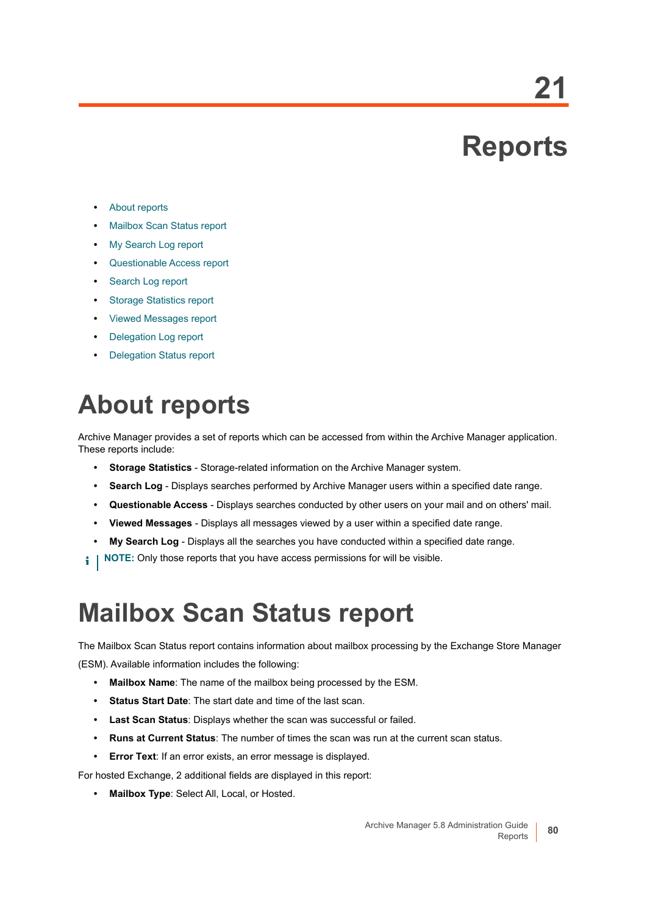# 21 Reports

- About reports
- Mailbox Scan Status report
- My Search Log report
- Questionable Access report
- Search Log report
- Storage Statistics report
- Viewed Messages report
- Delegation Log report
- Delegation Status report

## About reports

Archive Manager provides a set of reports which can be accessed from within the Archive Manager application. These reports include:

- **Storage Statistics** - Storage-related information on the Archive Manager system.
- **Search Log** - Displays searches performed by Archive Manager users within a specified date range.
- **Questionable Access** - Displays searches conducted by other users on your mail and on others' mail.
- **Viewed Messages** - Displays all messages viewed by a user within a specified date range.
- **My Search Log** - Displays all the searches you have conducted within a specified date range.

**NOTE:** Only those reports that you have access permissions for will be visible.

## Mailbox Scan Status report

The Mailbox Scan Status report contains information about mailbox processing by the Exchange Store Manager (ESM). Available information includes the following:

- **Mailbox Name**: The name of the mailbox being processed by the ESM.
- **Status Start Date**: The start date and time of the last scan.
- **Last Scan Status**: Displays whether the scan was successful or failed.
- **Runs at Current Status**: The number of times the scan was run at the current scan status.
- **Error Text**: If an error exists, an error message is displayed.

For hosted Exchange, 2 additional fields are displayed in this report:

- **Mailbox Type**: Select All, Local, or Hosted.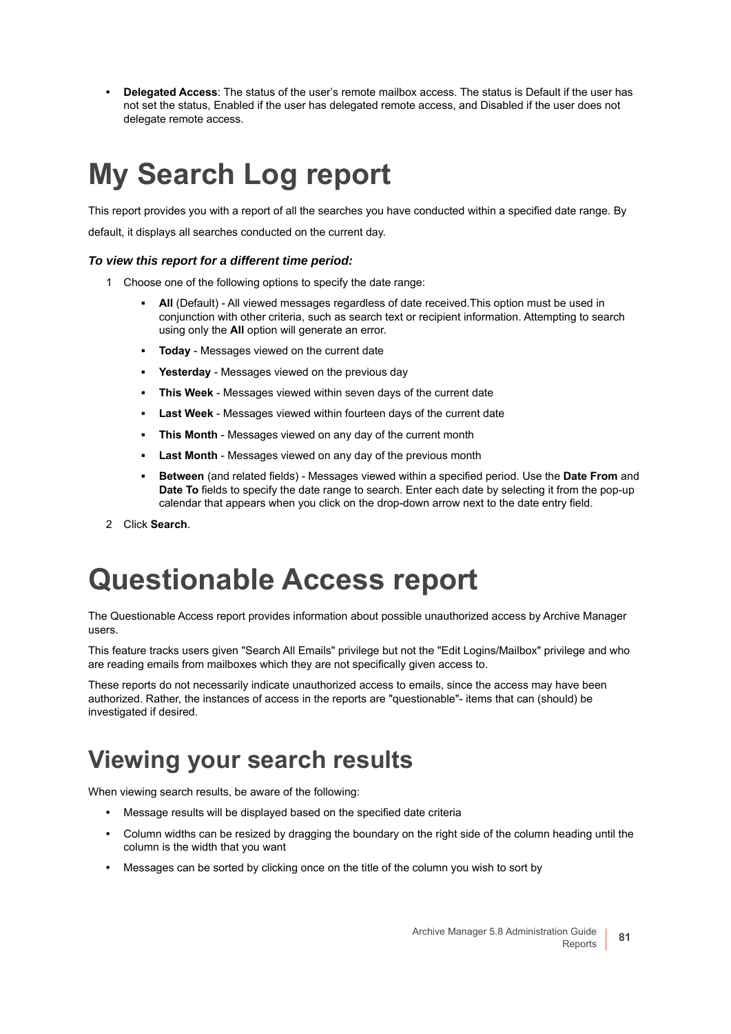- **Delegated Access**: The status of the user's remote mailbox access. The status is Default if the user has not set the status, Enabled if the user has delegated remote access, and Disabled if the user does not delegate remote access.

# My Search Log report

This report provides you with a report of all the searches you have conducted within a specified date range. By default, it displays all searches conducted on the current day.

#### *To view this report for a different time period:*

1. Choose one of the following options to specify the date range:
   - **All** (Default) - All viewed messages regardless of date received.This option must be used in conjunction with other criteria, such as search text or recipient information. Attempting to search using only the **All** option will generate an error.
   - **Today** - Messages viewed on the current date
   - **Yesterday** - Messages viewed on the previous day
   - **This Week** - Messages viewed within seven days of the current date
   - **Last Week** - Messages viewed within fourteen days of the current date
   - **This Month** - Messages viewed on any day of the current month
   - **Last Month** - Messages viewed on any day of the previous month
   - **Between** (and related fields) - Messages viewed within a specified period. Use the **Date From** and **Date To** fields to specify the date range to search. Enter each date by selecting it from the pop-up calendar that appears when you click on the drop-down arrow next to the date entry field.
2. Click **Search**.

# Questionable Access report

The Questionable Access report provides information about possible unauthorized access by Archive Manager users.

This feature tracks users given "Search All Emails" privilege but not the "Edit Logins/Mailbox" privilege and who are reading emails from mailboxes which they are not specifically given access to.

These reports do not necessarily indicate unauthorized access to emails, since the access may have been authorized. Rather, the instances of access in the reports are "questionable"- items that can (should) be investigated if desired.

## Viewing your search results

When viewing search results, be aware of the following:

- Message results will be displayed based on the specified date criteria
- Column widths can be resized by dragging the boundary on the right side of the column heading until the column is the width that you want
- Messages can be sorted by clicking once on the title of the column you wish to sort by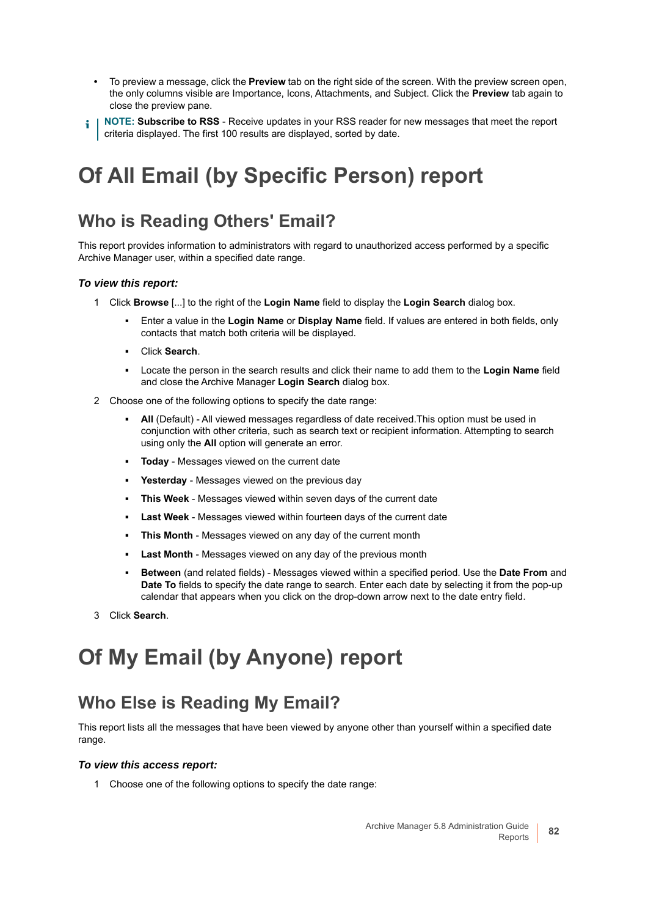- To preview a message, click the **Preview** tab on the right side of the screen. With the preview screen open, the only columns visible are Importance, Icons, Attachments, and Subject. Click the **Preview** tab again to close the preview pane.

> **NOTE: Subscribe to RSS** - Receive updates in your RSS reader for new messages that meet the report criteria displayed. The first 100 results are displayed, sorted by date.

# Of All Email (by Specific Person) report

## Who is Reading Others' Email?

This report provides information to administrators with regard to unauthorized access performed by a specific Archive Manager user, within a specified date range.

### *To view this report:*

1. Click **Browse** [...] to the right of the **Login Name** field to display the **Login Search** dialog box.
   - Enter a value in the **Login Name** or **Display Name** field. If values are entered in both fields, only contacts that match both criteria will be displayed.
   - Click **Search**.
   - Locate the person in the search results and click their name to add them to the **Login Name** field and close the Archive Manager **Login Search** dialog box.
2. Choose one of the following options to specify the date range:
   - **All** (Default) - All viewed messages regardless of date received.This option must be used in conjunction with other criteria, such as search text or recipient information. Attempting to search using only the **All** option will generate an error.
   - **Today** - Messages viewed on the current date
   - **Yesterday** - Messages viewed on the previous day
   - **This Week** - Messages viewed within seven days of the current date
   - **Last Week** - Messages viewed within fourteen days of the current date
   - **This Month** - Messages viewed on any day of the current month
   - **Last Month** - Messages viewed on any day of the previous month
   - **Between** (and related fields) - Messages viewed within a specified period. Use the **Date From** and **Date To** fields to specify the date range to search. Enter each date by selecting it from the pop-up calendar that appears when you click on the drop-down arrow next to the date entry field.
3. Click **Search**.

# Of My Email (by Anyone) report

## Who Else is Reading My Email?

This report lists all the messages that have been viewed by anyone other than yourself within a specified date range.

### *To view this access report:*

1. Choose one of the following options to specify the date range: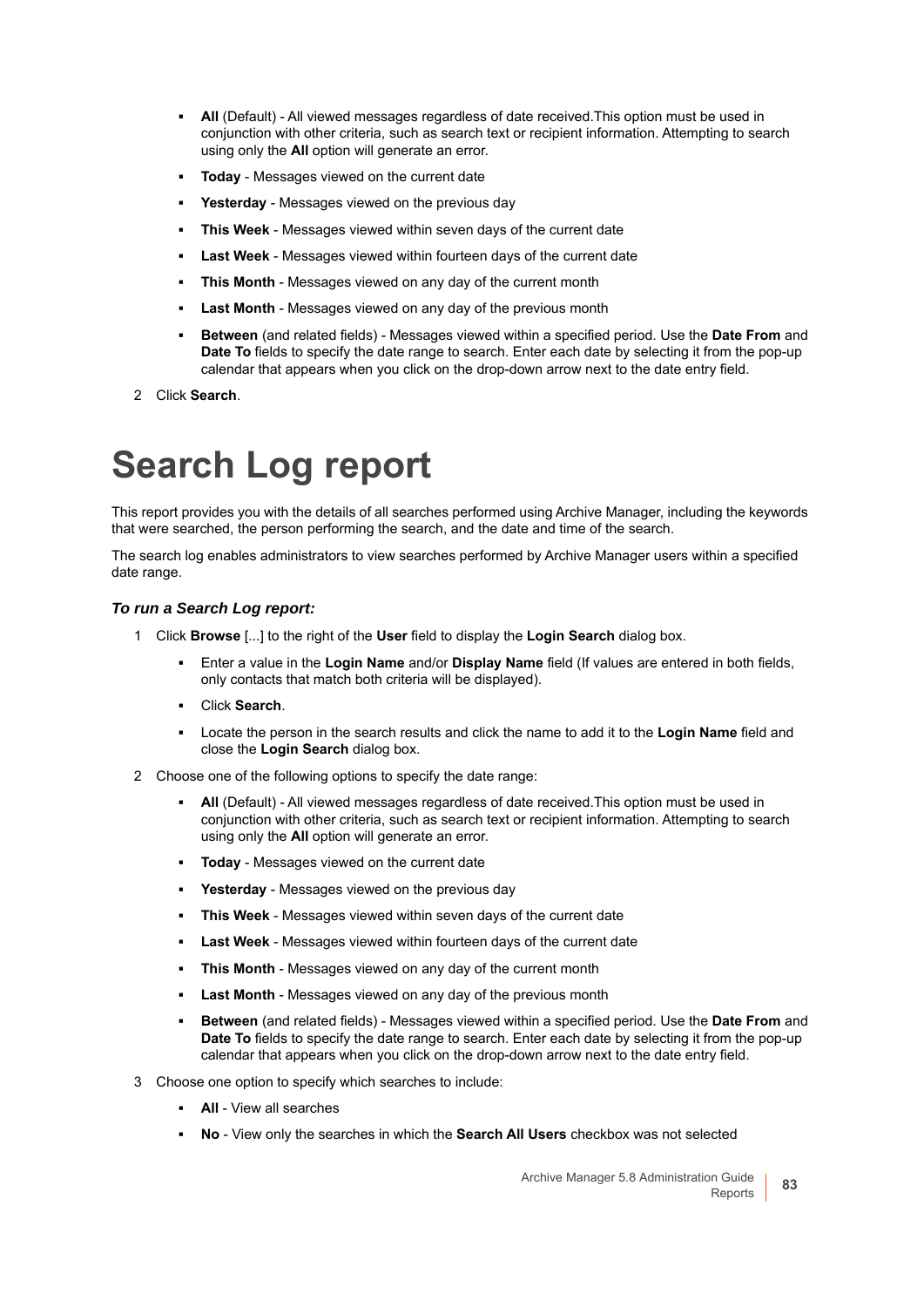- **All** (Default) - All viewed messages regardless of date received.This option must be used in conjunction with other criteria, such as search text or recipient information. Attempting to search using only the **All** option will generate an error.
- **Today** - Messages viewed on the current date
- **Yesterday** - Messages viewed on the previous day
- **This Week** - Messages viewed within seven days of the current date
- **Last Week** - Messages viewed within fourteen days of the current date
- **This Month** - Messages viewed on any day of the current month
- **Last Month** - Messages viewed on any day of the previous month
- **Between** (and related fields) - Messages viewed within a specified period. Use the **Date From** and **Date To** fields to specify the date range to search. Enter each date by selecting it from the pop-up calendar that appears when you click on the drop-down arrow next to the date entry field.

2 Click **Search**.

# Search Log report

This report provides you with the details of all searches performed using Archive Manager, including the keywords that were searched, the person performing the search, and the date and time of the search.

The search log enables administrators to view searches performed by Archive Manager users within a specified date range.

### *To run a Search Log report:*

1 Click **Browse** [...] to the right of the **User** field to display the **Login Search** dialog box.

- Enter a value in the **Login Name** and/or **Display Name** field (If values are entered in both fields, only contacts that match both criteria will be displayed).
- Click **Search**.
- Locate the person in the search results and click the name to add it to the **Login Name** field and close the **Login Search** dialog box.

2 Choose one of the following options to specify the date range:

- **All** (Default) - All viewed messages regardless of date received.This option must be used in conjunction with other criteria, such as search text or recipient information. Attempting to search using only the **All** option will generate an error.
- **Today** - Messages viewed on the current date
- **Yesterday** - Messages viewed on the previous day
- **This Week** - Messages viewed within seven days of the current date
- **Last Week** - Messages viewed within fourteen days of the current date
- **This Month** - Messages viewed on any day of the current month
- **Last Month** - Messages viewed on any day of the previous month
- **Between** (and related fields) - Messages viewed within a specified period. Use the **Date From** and **Date To** fields to specify the date range to search. Enter each date by selecting it from the pop-up calendar that appears when you click on the drop-down arrow next to the date entry field.

3 Choose one option to specify which searches to include:

- **All** - View all searches
- **No** - View only the searches in which the **Search All Users** checkbox was not selected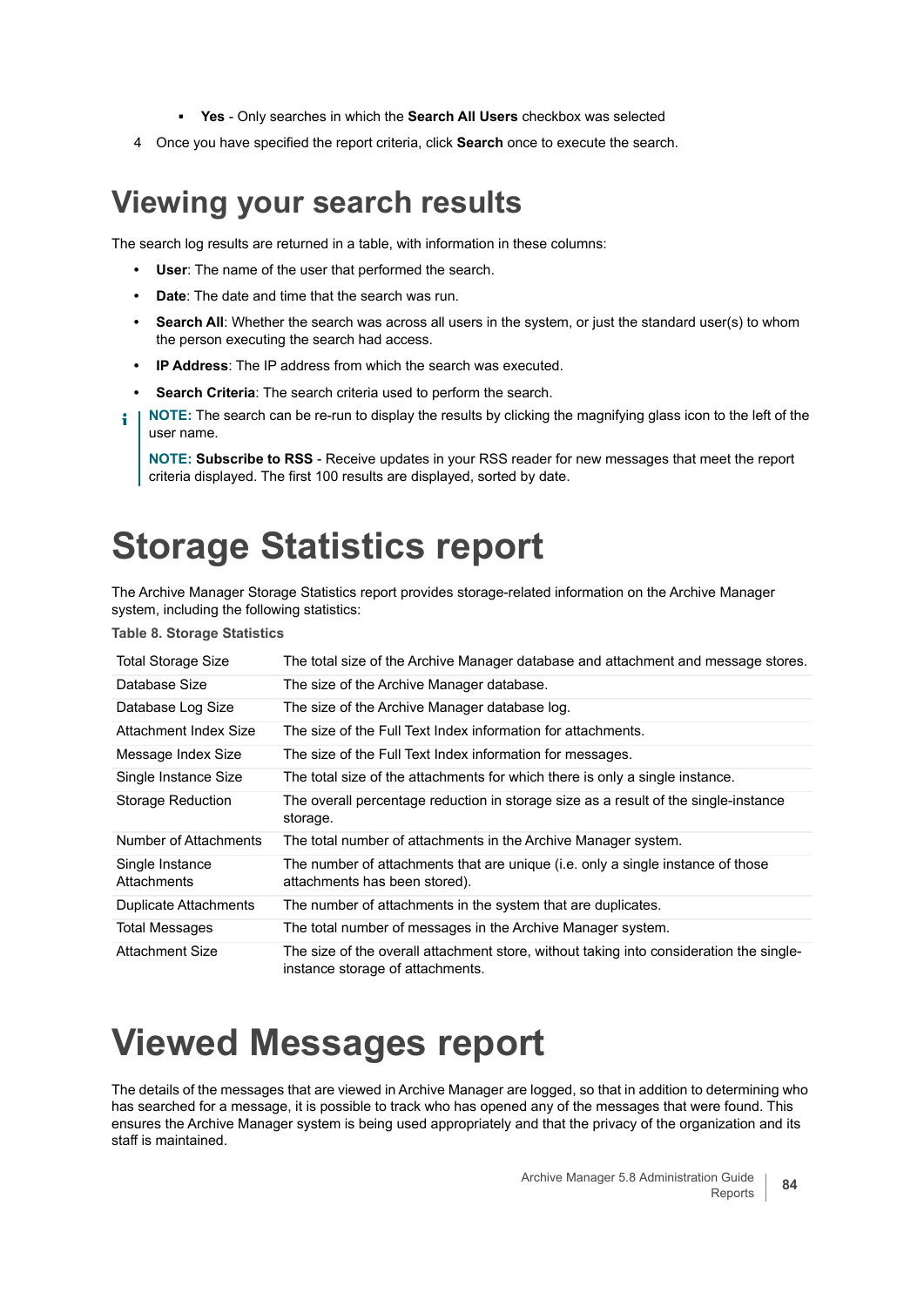- **Yes** - Only searches in which the **Search All Users** checkbox was selected

4 Once you have specified the report criteria, click **Search** once to execute the search.

## Viewing your search results

The search log results are returned in a table, with information in these columns:

- **User**: The name of the user that performed the search.
- **Date**: The date and time that the search was run.
- **Search All**: Whether the search was across all users in the system, or just the standard user(s) to whom the person executing the search had access.
- **IP Address**: The IP address from which the search was executed.
- **Search Criteria**: The search criteria used to perform the search.

**NOTE:** The search can be re-run to display the results by clicking the magnifying glass icon to the left of the user name.

**NOTE: Subscribe to RSS** - Receive updates in your RSS reader for new messages that meet the report criteria displayed. The first 100 results are displayed, sorted by date.

# Storage Statistics report

The Archive Manager Storage Statistics report provides storage-related information on the Archive Manager system, including the following statistics:

**Table 8. Storage Statistics**

| | |
|---|---|
| Total Storage Size | The total size of the Archive Manager database and attachment and message stores. |
| Database Size | The size of the Archive Manager database. |
| Database Log Size | The size of the Archive Manager database log. |
| Attachment Index Size | The size of the Full Text Index information for attachments. |
| Message Index Size | The size of the Full Text Index information for messages. |
| Single Instance Size | The total size of the attachments for which there is only a single instance. |
| Storage Reduction | The overall percentage reduction in storage size as a result of the single-instance storage. |
| Number of Attachments | The total number of attachments in the Archive Manager system. |
| Single Instance Attachments | The number of attachments that are unique (i.e. only a single instance of those attachments has been stored). |
| Duplicate Attachments | The number of attachments in the system that are duplicates. |
| Total Messages | The total number of messages in the Archive Manager system. |
| Attachment Size | The size of the overall attachment store, without taking into consideration the single-instance storage of attachments. |

# Viewed Messages report

The details of the messages that are viewed in Archive Manager are logged, so that in addition to determining who has searched for a message, it is possible to track who has opened any of the messages that were found. This ensures the Archive Manager system is being used appropriately and that the privacy of the organization and its staff is maintained.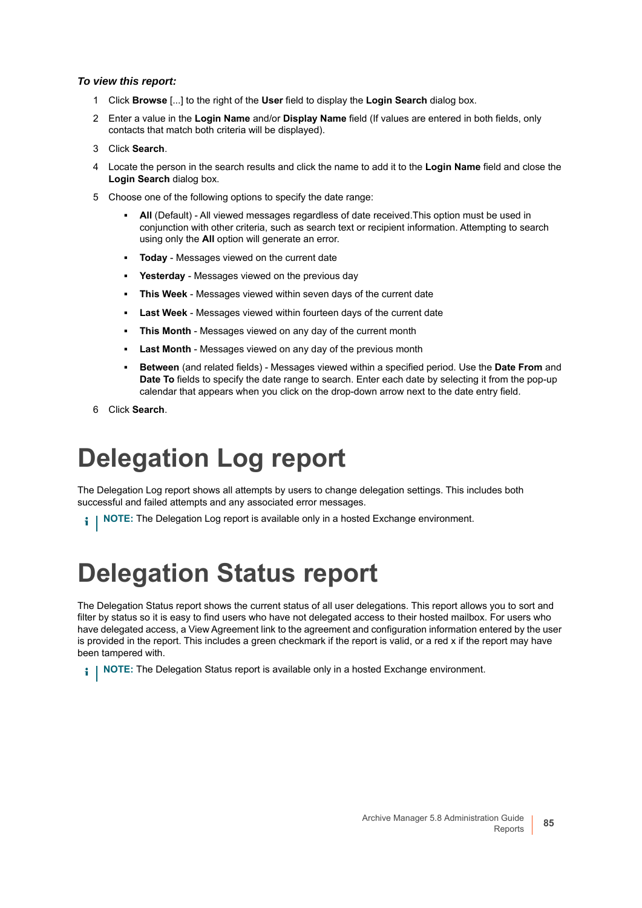***To view this report:***

1. Click **Browse** [...] to the right of the **User** field to display the **Login Search** dialog box.
2. Enter a value in the **Login Name** and/or **Display Name** field (If values are entered in both fields, only contacts that match both criteria will be displayed).
3. Click **Search**.
4. Locate the person in the search results and click the name to add it to the **Login Name** field and close the **Login Search** dialog box.
5. Choose one of the following options to specify the date range:
   - **All** (Default) - All viewed messages regardless of date received.This option must be used in conjunction with other criteria, such as search text or recipient information. Attempting to search using only the **All** option will generate an error.
   - **Today** - Messages viewed on the current date
   - **Yesterday** - Messages viewed on the previous day
   - **This Week** - Messages viewed within seven days of the current date
   - **Last Week** - Messages viewed within fourteen days of the current date
   - **This Month** - Messages viewed on any day of the current month
   - **Last Month** - Messages viewed on any day of the previous month
   - **Between** (and related fields) - Messages viewed within a specified period. Use the **Date From** and **Date To** fields to specify the date range to search. Enter each date by selecting it from the pop-up calendar that appears when you click on the drop-down arrow next to the date entry field.
6. Click **Search**.

# Delegation Log report

The Delegation Log report shows all attempts by users to change delegation settings. This includes both successful and failed attempts and any associated error messages.

**NOTE:** The Delegation Log report is available only in a hosted Exchange environment.

# Delegation Status report

The Delegation Status report shows the current status of all user delegations. This report allows you to sort and filter by status so it is easy to find users who have not delegated access to their hosted mailbox. For users who have delegated access, a View Agreement link to the agreement and configuration information entered by the user is provided in the report. This includes a green checkmark if the report is valid, or a red x if the report may have been tampered with.

**NOTE:** The Delegation Status report is available only in a hosted Exchange environment.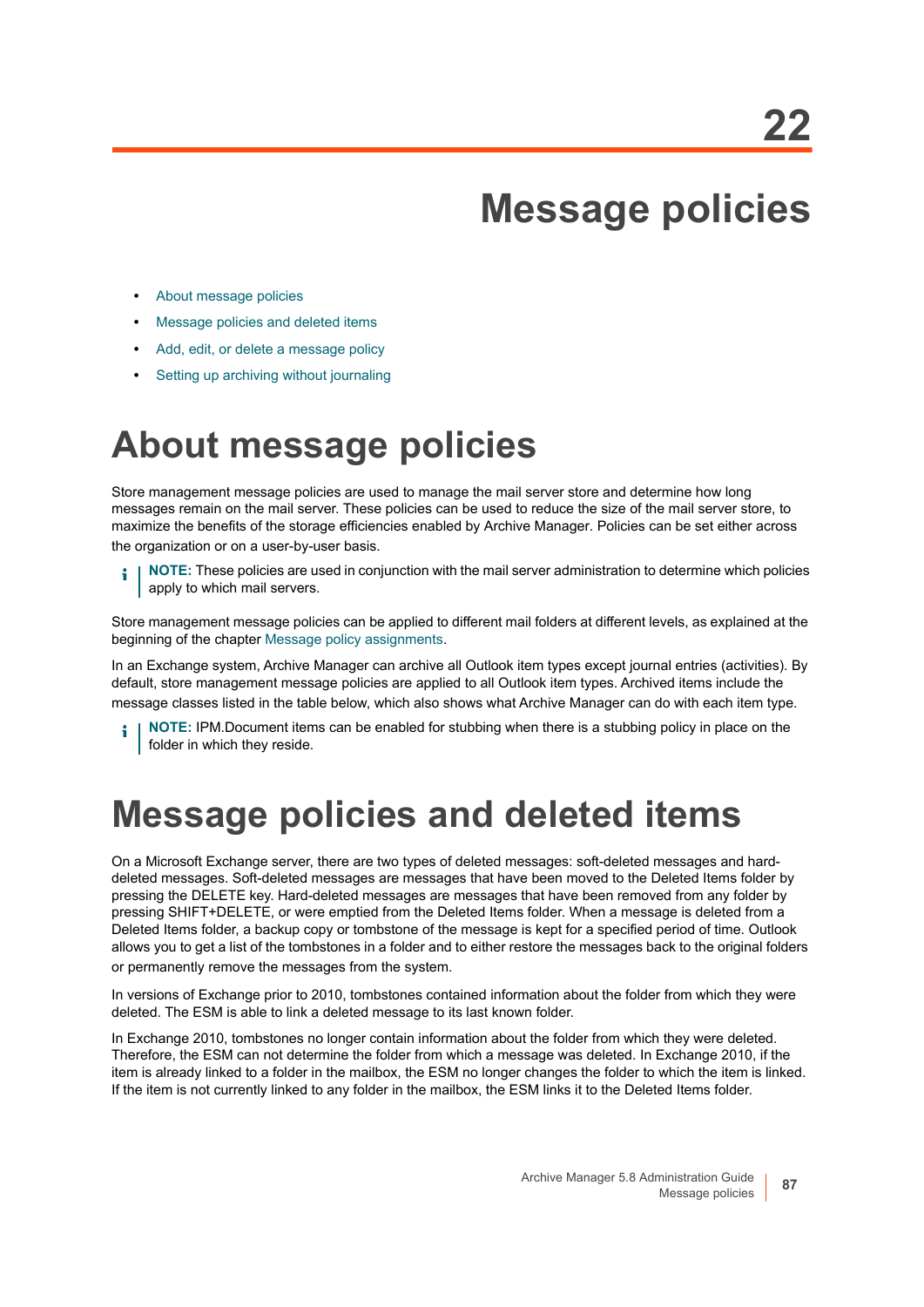# 22 Message policies

- About message policies
- Message policies and deleted items
- Add, edit, or delete a message policy
- Setting up archiving without journaling

## About message policies

Store management message policies are used to manage the mail server store and determine how long messages remain on the mail server. These policies can be used to reduce the size of the mail server store, to maximize the benefits of the storage efficiencies enabled by Archive Manager. Policies can be set either across the organization or on a user-by-user basis.

> **NOTE:** These policies are used in conjunction with the mail server administration to determine which policies apply to which mail servers.

Store management message policies can be applied to different mail folders at different levels, as explained at the beginning of the chapter Message policy assignments.

In an Exchange system, Archive Manager can archive all Outlook item types except journal entries (activities). By default, store management message policies are applied to all Outlook item types. Archived items include the message classes listed in the table below, which also shows what Archive Manager can do with each item type.

> **NOTE:** IPM.Document items can be enabled for stubbing when there is a stubbing policy in place on the folder in which they reside.

## Message policies and deleted items

On a Microsoft Exchange server, there are two types of deleted messages: soft-deleted messages and hard-deleted messages. Soft-deleted messages are messages that have been moved to the Deleted Items folder by pressing the DELETE key. Hard-deleted messages are messages that have been removed from any folder by pressing SHIFT+DELETE, or were emptied from the Deleted Items folder. When a message is deleted from a Deleted Items folder, a backup copy or tombstone of the message is kept for a specified period of time. Outlook allows you to get a list of the tombstones in a folder and to either restore the messages back to the original folders or permanently remove the messages from the system.

In versions of Exchange prior to 2010, tombstones contained information about the folder from which they were deleted. The ESM is able to link a deleted message to its last known folder.

In Exchange 2010, tombstones no longer contain information about the folder from which they were deleted. Therefore, the ESM can not determine the folder from which a message was deleted. In Exchange 2010, if the item is already linked to a folder in the mailbox, the ESM no longer changes the folder to which the item is linked. If the item is not currently linked to any folder in the mailbox, the ESM links it to the Deleted Items folder.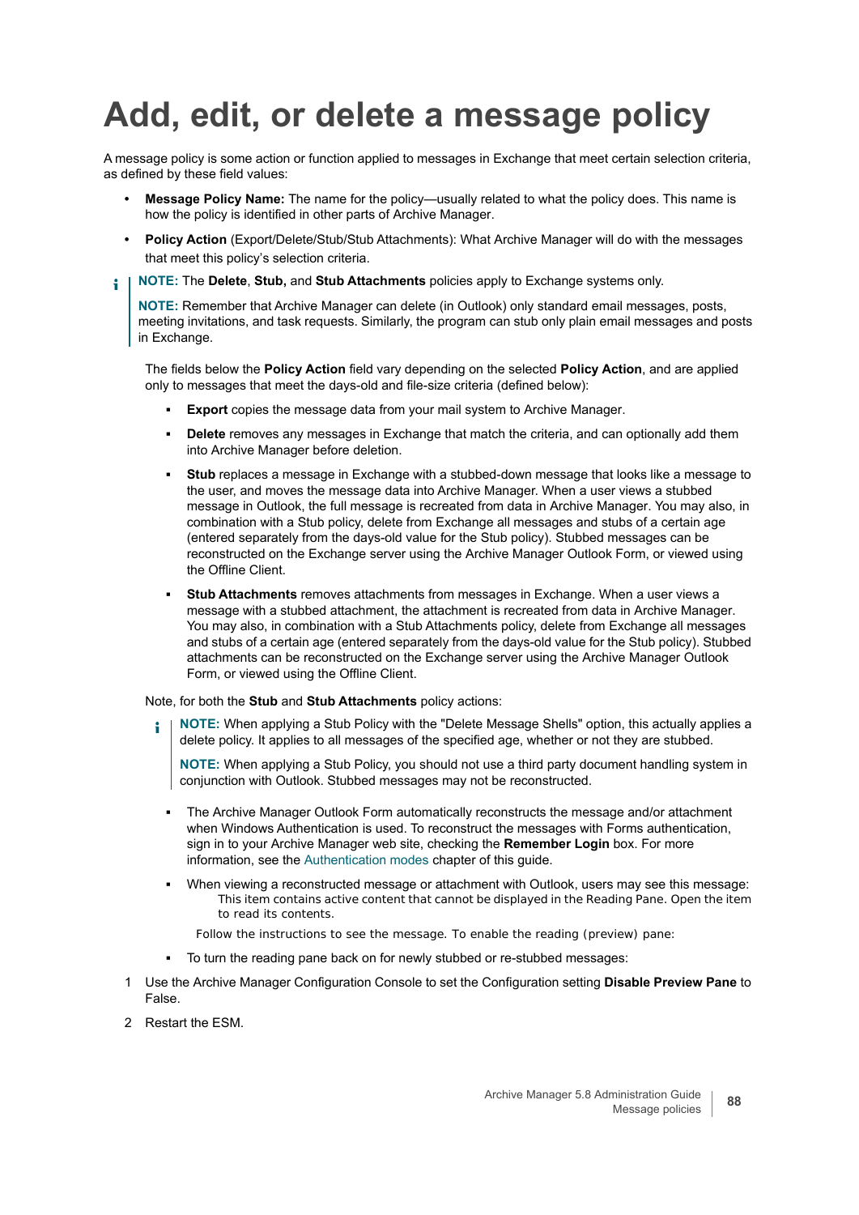# Add, edit, or delete a message policy

A message policy is some action or function applied to messages in Exchange that meet certain selection criteria, as defined by these field values:

- **Message Policy Name:** The name for the policy—usually related to what the policy does. This name is how the policy is identified in other parts of Archive Manager.
- **Policy Action** (Export/Delete/Stub/Stub Attachments): What Archive Manager will do with the messages that meet this policy's selection criteria.

> **NOTE:** The **Delete**, **Stub,** and **Stub Attachments** policies apply to Exchange systems only.
>
> **NOTE:** Remember that Archive Manager can delete (in Outlook) only standard email messages, posts, meeting invitations, and task requests. Similarly, the program can stub only plain email messages and posts in Exchange.

The fields below the **Policy Action** field vary depending on the selected **Policy Action**, and are applied only to messages that meet the days-old and file-size criteria (defined below):

- **Export** copies the message data from your mail system to Archive Manager.
- **Delete** removes any messages in Exchange that match the criteria, and can optionally add them into Archive Manager before deletion.
- **Stub** replaces a message in Exchange with a stubbed-down message that looks like a message to the user, and moves the message data into Archive Manager. When a user views a stubbed message in Outlook, the full message is recreated from data in Archive Manager. You may also, in combination with a Stub policy, delete from Exchange all messages and stubs of a certain age (entered separately from the days-old value for the Stub policy). Stubbed messages can be reconstructed on the Exchange server using the Archive Manager Outlook Form, or viewed using the Offline Client.
- **Stub Attachments** removes attachments from messages in Exchange. When a user views a message with a stubbed attachment, the attachment is recreated from data in Archive Manager. You may also, in combination with a Stub Attachments policy, delete from Exchange all messages and stubs of a certain age (entered separately from the days-old value for the Stub policy). Stubbed attachments can be reconstructed on the Exchange server using the Archive Manager Outlook Form, or viewed using the Offline Client.

Note, for both the **Stub** and **Stub Attachments** policy actions:

> **NOTE:** When applying a Stub Policy with the "Delete Message Shells" option, this actually applies a delete policy. It applies to all messages of the specified age, whether or not they are stubbed.
>
> **NOTE:** When applying a Stub Policy, you should not use a third party document handling system in conjunction with Outlook. Stubbed messages may not be reconstructed.

- The Archive Manager Outlook Form automatically reconstructs the message and/or attachment when Windows Authentication is used. To reconstruct the messages with Forms authentication, sign in to your Archive Manager web site, checking the **Remember Login** box. For more information, see the Authentication modes chapter of this guide.
- When viewing a reconstructed message or attachment with Outlook, users may see this message:

  ```
  This item contains active content that cannot be displayed in the Reading Pane. Open the item to read its contents.
  ```

  Follow the instructions to see the message. To enable the reading (preview) pane:
- To turn the reading pane back on for newly stubbed or re-stubbed messages:

1. Use the Archive Manager Configuration Console to set the Configuration setting **Disable Preview Pane** to False.
2. Restart the ESM.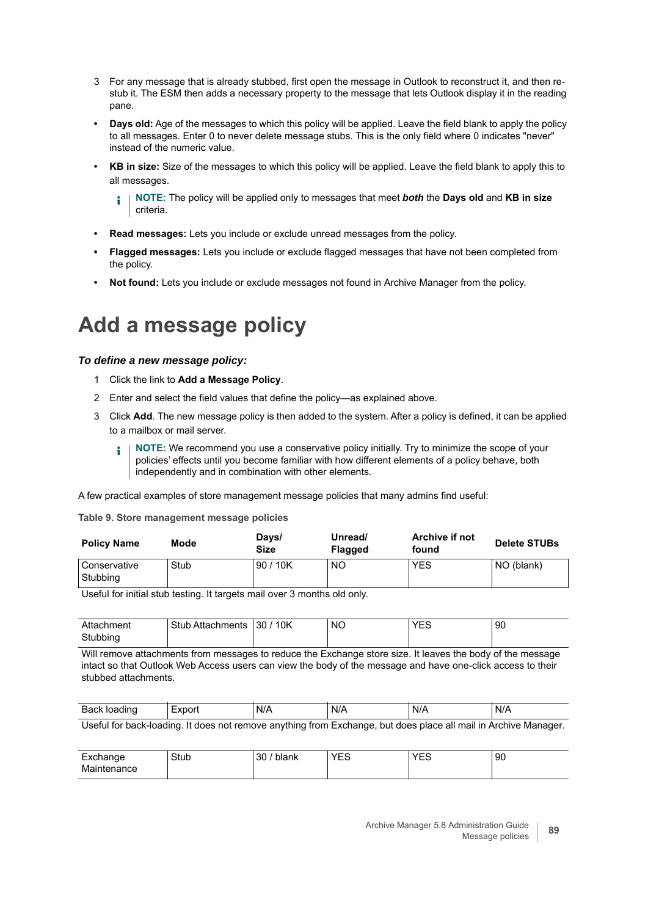3 For any message that is already stubbed, first open the message in Outlook to reconstruct it, and then re-stub it. The ESM then adds a necessary property to the message that lets Outlook display it in the reading pane.

- **Days old:** Age of the messages to which this policy will be applied. Leave the field blank to apply the policy to all messages. Enter 0 to never delete message stubs. This is the only field where 0 indicates "never" instead of the numeric value.
- **KB in size:** Size of the messages to which this policy will be applied. Leave the field blank to apply this to all messages.

  **NOTE:** The policy will be applied only to messages that meet ***both*** the **Days old** and **KB in size** criteria.

- **Read messages:** Lets you include or exclude unread messages from the policy.
- **Flagged messages:** Lets you include or exclude flagged messages that have not been completed from the policy.
- **Not found:** Lets you include or exclude messages not found in Archive Manager from the policy.

# Add a message policy

***To define a new message policy:***

1. Click the link to **Add a Message Policy**.
2. Enter and select the field values that define the policy—as explained above.
3. Click **Add**. The new message policy is then added to the system. After a policy is defined, it can be applied to a mailbox or mail server.

   **NOTE:** We recommend you use a conservative policy initially. Try to minimize the scope of your policies' effects until you become familiar with how different elements of a policy behave, both independently and in combination with other elements.

A few practical examples of store management message policies that many admins find useful:

**Table 9. Store management message policies**

| Policy Name | Mode | Days/ Size | Unread/ Flagged | Archive if not found | Delete STUBs |
|---|---|---|---|---|---|
| Conservative Stubbing | Stub | 90 / 10K | NO | YES | NO (blank) |
| Useful for initial stub testing. It targets mail over 3 months old only. | | | | | |
| Attachment Stubbing | Stub Attachments | 30 / 10K | NO | YES | 90 |
| Will remove attachments from messages to reduce the Exchange store size. It leaves the body of the message intact so that Outlook Web Access users can view the body of the message and have one-click access to their stubbed attachments. | | | | | |
| Back loading | Export | N/A | N/A | N/A | N/A |
| Useful for back-loading. It does not remove anything from Exchange, but does place all mail in Archive Manager. | | | | | |
| Exchange Maintenance | Stub | 30 / blank | YES | YES | 90 |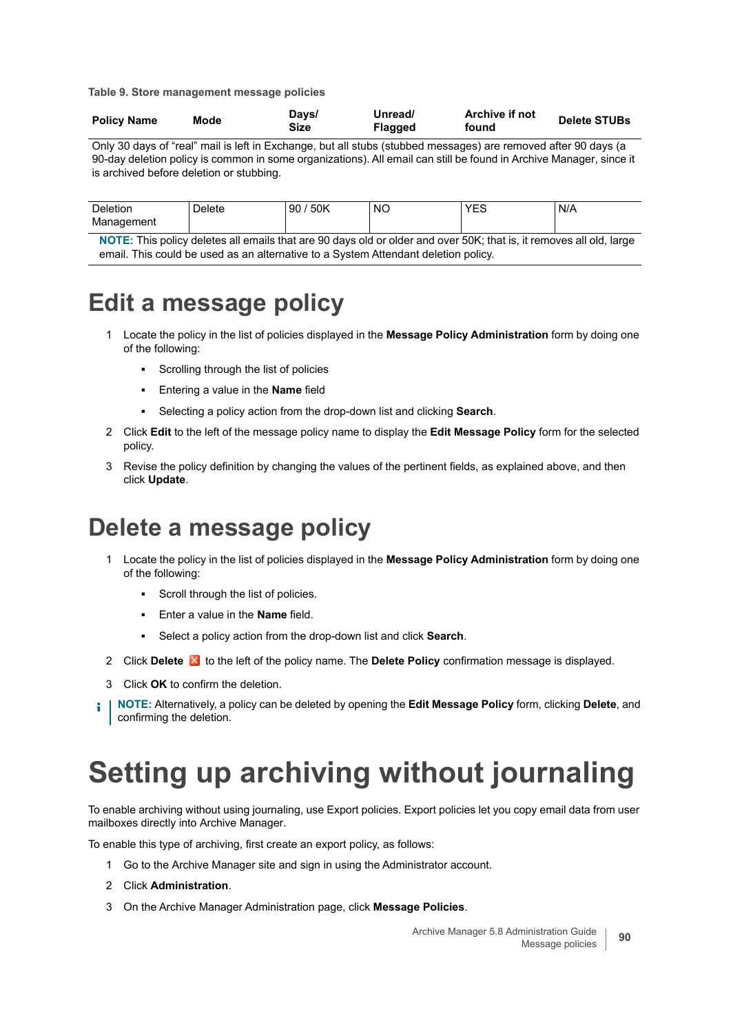**Table 9. Store management message policies**

| Policy Name | Mode | Days/ Size | Unread/ Flagged | Archive if not found | Delete STUBs |
| --- | --- | --- | --- | --- | --- |
| Only 30 days of “real” mail is left in Exchange, but all stubs (stubbed messages) are removed after 90 days (a 90-day deletion policy is common in some organizations). All email can still be found in Archive Manager, since it is archived before deletion or stubbing. | | | | | |
| Deletion Management | Delete | 90 / 50K | NO | YES | N/A |
| **NOTE:** This policy deletes all emails that are 90 days old or older and over 50K; that is, it removes all old, large email. This could be used as an alternative to a System Attendant deletion policy. | | | | | |

## Edit a message policy

1. Locate the policy in the list of policies displayed in the **Message Policy Administration** form by doing one of the following:
   - Scrolling through the list of policies
   - Entering a value in the **Name** field
   - Selecting a policy action from the drop-down list and clicking **Search**.
2. Click **Edit** to the left of the message policy name to display the **Edit Message Policy** form for the selected policy.
3. Revise the policy definition by changing the values of the pertinent fields, as explained above, and then click **Update**.

## Delete a message policy

1. Locate the policy in the list of policies displayed in the **Message Policy Administration** form by doing one of the following:
   - Scroll through the list of policies.
   - Enter a value in the **Name** field.
   - Select a policy action from the drop-down list and click **Search**.
2. Click **Delete** to the left of the policy name. The **Delete Policy** confirmation message is displayed.
3. Click **OK** to confirm the deletion.

**NOTE:** Alternatively, a policy can be deleted by opening the **Edit Message Policy** form, clicking **Delete**, and confirming the deletion.

# Setting up archiving without journaling

To enable archiving without using journaling, use Export policies. Export policies let you copy email data from user mailboxes directly into Archive Manager.

To enable this type of archiving, first create an export policy, as follows:

1. Go to the Archive Manager site and sign in using the Administrator account.
2. Click **Administration**.
3. On the Archive Manager Administration page, click **Message Policies**.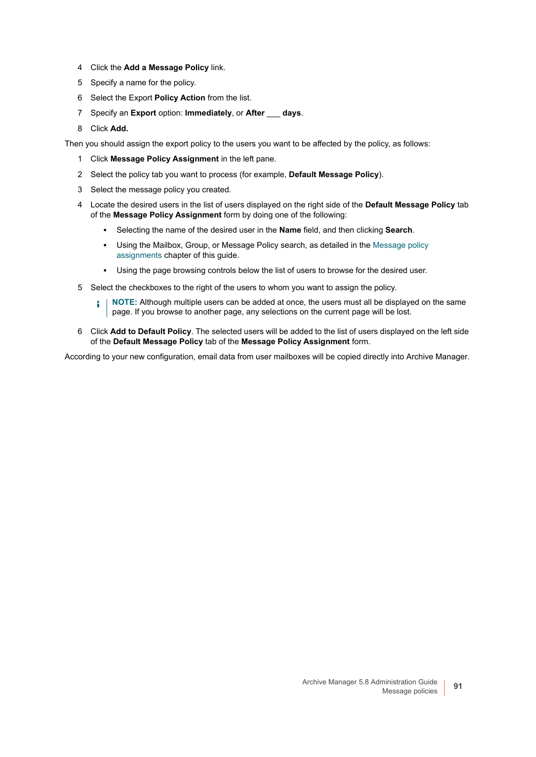4. Click the **Add a Message Policy** link.
5. Specify a name for the policy.
6. Select the Export **Policy Action** from the list.
7. Specify an **Export** option: **Immediately**, or **After ___ days**.
8. Click **Add.**

Then you should assign the export policy to the users you want to be affected by the policy, as follows:

1. Click **Message Policy Assignment** in the left pane.
2. Select the policy tab you want to process (for example, **Default Message Policy**).
3. Select the message policy you created.
4. Locate the desired users in the list of users displayed on the right side of the **Default Message Policy** tab of the **Message Policy Assignment** form by doing one of the following:
   - Selecting the name of the desired user in the **Name** field, and then clicking **Search**.
   - Using the Mailbox, Group, or Message Policy search, as detailed in the Message policy assignments chapter of this guide.
   - Using the page browsing controls below the list of users to browse for the desired user.
5. Select the checkboxes to the right of the users to whom you want to assign the policy.

   **NOTE:** Although multiple users can be added at once, the users must all be displayed on the same page. If you browse to another page, any selections on the current page will be lost.

6. Click **Add to Default Policy**. The selected users will be added to the list of users displayed on the left side of the **Default Message Policy** tab of the **Message Policy Assignment** form.

According to your new configuration, email data from user mailboxes will be copied directly into Archive Manager.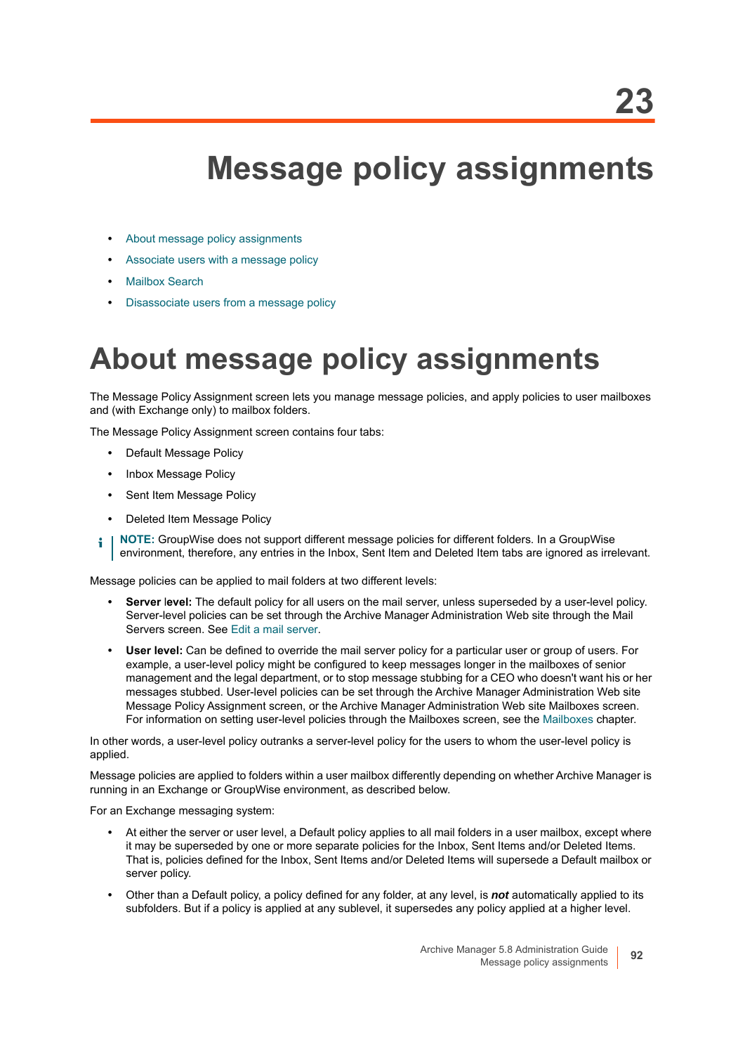# 23 Message policy assignments

- About message policy assignments
- Associate users with a message policy
- Mailbox Search
- Disassociate users from a message policy

## About message policy assignments

The Message Policy Assignment screen lets you manage message policies, and apply policies to user mailboxes and (with Exchange only) to mailbox folders.

The Message Policy Assignment screen contains four tabs:

- Default Message Policy
- Inbox Message Policy
- Sent Item Message Policy
- Deleted Item Message Policy

**NOTE:** GroupWise does not support different message policies for different folders. In a GroupWise environment, therefore, any entries in the Inbox, Sent Item and Deleted Item tabs are ignored as irrelevant.

Message policies can be applied to mail folders at two different levels:

- **Server level:** The default policy for all users on the mail server, unless superseded by a user-level policy. Server-level policies can be set through the Archive Manager Administration Web site through the Mail Servers screen. See Edit a mail server.
- **User level:** Can be defined to override the mail server policy for a particular user or group of users. For example, a user-level policy might be configured to keep messages longer in the mailboxes of senior management and the legal department, or to stop message stubbing for a CEO who doesn't want his or her messages stubbed. User-level policies can be set through the Archive Manager Administration Web site Message Policy Assignment screen, or the Archive Manager Administration Web site Mailboxes screen. For information on setting user-level policies through the Mailboxes screen, see the Mailboxes chapter.

In other words, a user-level policy outranks a server-level policy for the users to whom the user-level policy is applied.

Message policies are applied to folders within a user mailbox differently depending on whether Archive Manager is running in an Exchange or GroupWise environment, as described below.

For an Exchange messaging system:

- At either the server or user level, a Default policy applies to all mail folders in a user mailbox, except where it may be superseded by one or more separate policies for the Inbox, Sent Items and/or Deleted Items. That is, policies defined for the Inbox, Sent Items and/or Deleted Items will supersede a Default mailbox or server policy.
- Other than a Default policy, a policy defined for any folder, at any level, is ***not*** automatically applied to its subfolders. But if a policy is applied at any sublevel, it supersedes any policy applied at a higher level.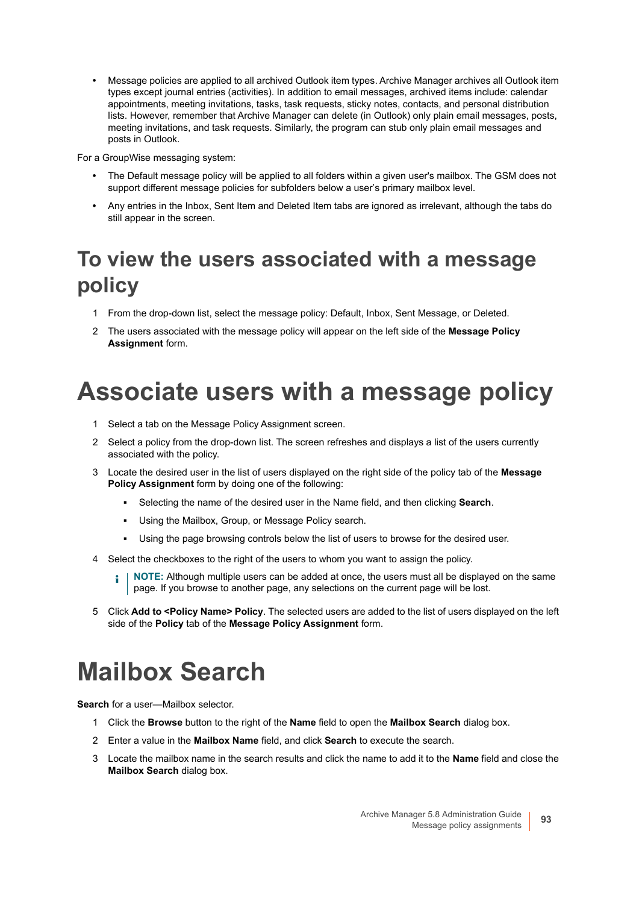- Message policies are applied to all archived Outlook item types. Archive Manager archives all Outlook item types except journal entries (activities). In addition to email messages, archived items include: calendar appointments, meeting invitations, tasks, task requests, sticky notes, contacts, and personal distribution lists. However, remember that Archive Manager can delete (in Outlook) only plain email messages, posts, meeting invitations, and task requests. Similarly, the program can stub only plain email messages and posts in Outlook.

For a GroupWise messaging system:

- The Default message policy will be applied to all folders within a given user's mailbox. The GSM does not support different message policies for subfolders below a user's primary mailbox level.
- Any entries in the Inbox, Sent Item and Deleted Item tabs are ignored as irrelevant, although the tabs do still appear in the screen.

## To view the users associated with a message policy

1. From the drop-down list, select the message policy: Default, Inbox, Sent Message, or Deleted.
2. The users associated with the message policy will appear on the left side of the **Message Policy Assignment** form.

# Associate users with a message policy

1. Select a tab on the Message Policy Assignment screen.
2. Select a policy from the drop-down list. The screen refreshes and displays a list of the users currently associated with the policy.
3. Locate the desired user in the list of users displayed on the right side of the policy tab of the **Message Policy Assignment** form by doing one of the following:
   - Selecting the name of the desired user in the Name field, and then clicking **Search**.
   - Using the Mailbox, Group, or Message Policy search.
   - Using the page browsing controls below the list of users to browse for the desired user.
4. Select the checkboxes to the right of the users to whom you want to assign the policy.

   **NOTE:** Although multiple users can be added at once, the users must all be displayed on the same page. If you browse to another page, any selections on the current page will be lost.
5. Click **Add to <Policy Name> Policy**. The selected users are added to the list of users displayed on the left side of the **Policy** tab of the **Message Policy Assignment** form.

# Mailbox Search

**Search** for a user—Mailbox selector.

1. Click the **Browse** button to the right of the **Name** field to open the **Mailbox Search** dialog box.
2. Enter a value in the **Mailbox Name** field, and click **Search** to execute the search.
3. Locate the mailbox name in the search results and click the name to add it to the **Name** field and close the **Mailbox Search** dialog box.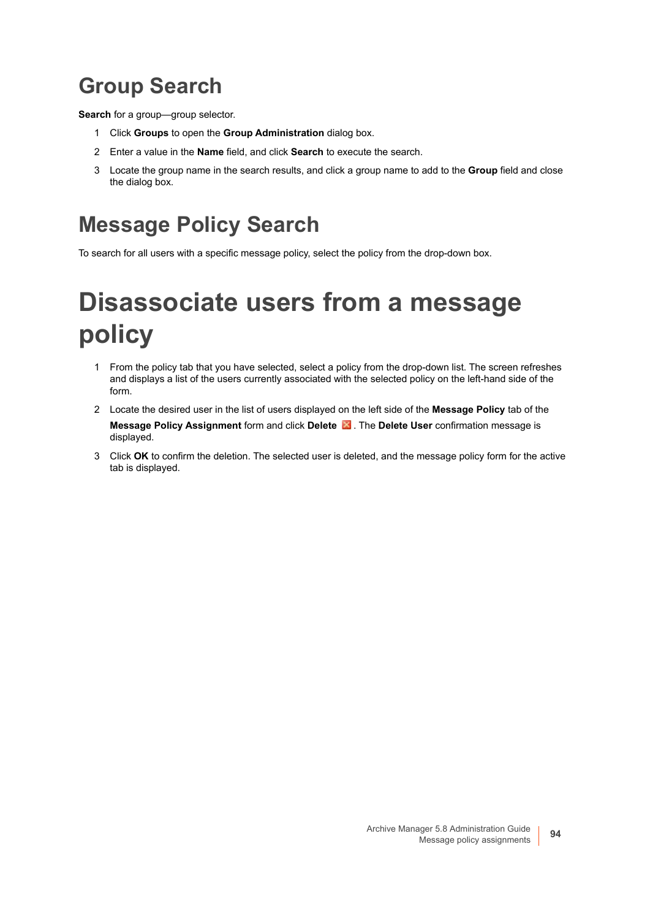## Group Search

**Search** for a group—group selector.

1. Click **Groups** to open the **Group Administration** dialog box.
2. Enter a value in the **Name** field, and click **Search** to execute the search.
3. Locate the group name in the search results, and click a group name to add to the **Group** field and close the dialog box.

## Message Policy Search

To search for all users with a specific message policy, select the policy from the drop-down box.

# Disassociate users from a message policy

1. From the policy tab that you have selected, select a policy from the drop-down list. The screen refreshes and displays a list of the users currently associated with the selected policy on the left-hand side of the form.
2. Locate the desired user in the list of users displayed on the left side of the **Message Policy** tab of the **Message Policy Assignment** form and click **Delete** . The **Delete User** confirmation message is displayed.
3. Click **OK** to confirm the deletion. The selected user is deleted, and the message policy form for the active tab is displayed.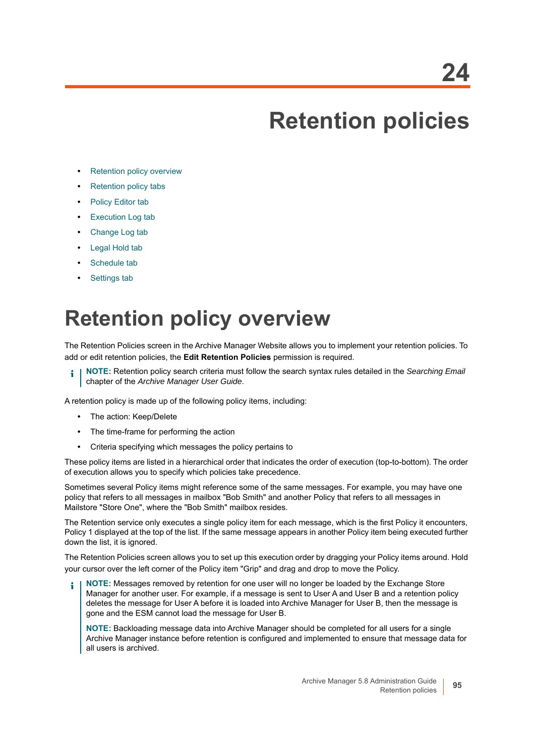# 24

# Retention policies

- Retention policy overview
- Retention policy tabs
- Policy Editor tab
- Execution Log tab
- Change Log tab
- Legal Hold tab
- Schedule tab
- Settings tab

## Retention policy overview

The Retention Policies screen in the Archive Manager Website allows you to implement your retention policies. To add or edit retention policies, the **Edit Retention Policies** permission is required.

> **NOTE:** Retention policy search criteria must follow the search syntax rules detailed in the *Searching Email* chapter of the *Archive Manager User Guide*.

A retention policy is made up of the following policy items, including:

- The action: Keep/Delete
- The time-frame for performing the action
- Criteria specifying which messages the policy pertains to

These policy items are listed in a hierarchical order that indicates the order of execution (top-to-bottom). The order of execution allows you to specify which policies take precedence.

Sometimes several Policy items might reference some of the same messages. For example, you may have one policy that refers to all messages in mailbox "Bob Smith" and another Policy that refers to all messages in Mailstore "Store One", where the "Bob Smith" mailbox resides.

The Retention service only executes a single policy item for each message, which is the first Policy it encounters, Policy 1 displayed at the top of the list. If the same message appears in another Policy item being executed further down the list, it is ignored.

The Retention Policies screen allows you to set up this execution order by dragging your Policy items around. Hold your cursor over the left corner of the Policy item "Grip" and drag and drop to move the Policy.

> **NOTE:** Messages removed by retention for one user will no longer be loaded by the Exchange Store Manager for another user. For example, if a message is sent to User A and User B and a retention policy deletes the message for User A before it is loaded into Archive Manager for User B, then the message is gone and the ESM cannot load the message for User B.
>
> **NOTE:** Backloading message data into Archive Manager should be completed for all users for a single Archive Manager instance before retention is configured and implemented to ensure that message data for all users is archived.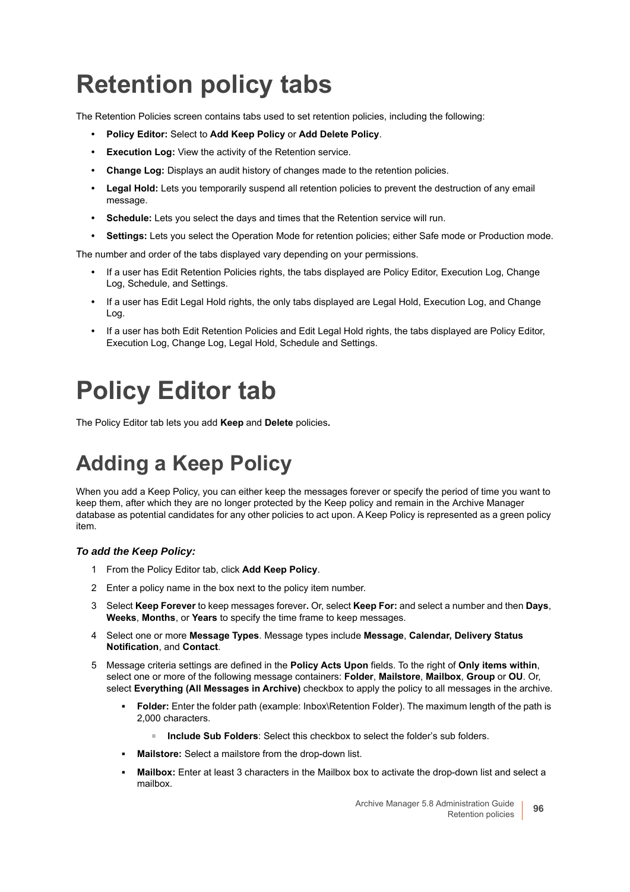# Retention policy tabs

The Retention Policies screen contains tabs used to set retention policies, including the following:

- **Policy Editor:** Select to **Add Keep Policy** or **Add Delete Policy**.
- **Execution Log:** View the activity of the Retention service.
- **Change Log:** Displays an audit history of changes made to the retention policies.
- **Legal Hold:** Lets you temporarily suspend all retention policies to prevent the destruction of any email message.
- **Schedule:** Lets you select the days and times that the Retention service will run.
- **Settings:** Lets you select the Operation Mode for retention policies; either Safe mode or Production mode.

The number and order of the tabs displayed vary depending on your permissions.

- If a user has Edit Retention Policies rights, the tabs displayed are Policy Editor, Execution Log, Change Log, Schedule, and Settings.
- If a user has Edit Legal Hold rights, the only tabs displayed are Legal Hold, Execution Log, and Change Log.
- If a user has both Edit Retention Policies and Edit Legal Hold rights, the tabs displayed are Policy Editor, Execution Log, Change Log, Legal Hold, Schedule and Settings.

# Policy Editor tab

The Policy Editor tab lets you add **Keep** and **Delete** policies**.**

## Adding a Keep Policy

When you add a Keep Policy, you can either keep the messages forever or specify the period of time you want to keep them, after which they are no longer protected by the Keep policy and remain in the Archive Manager database as potential candidates for any other policies to act upon. A Keep Policy is represented as a green policy item.

#### *To add the Keep Policy:*

1. From the Policy Editor tab, click **Add Keep Policy**.
2. Enter a policy name in the box next to the policy item number.
3. Select **Keep Forever** to keep messages forever**.** Or, select **Keep For:** and select a number and then **Days**, **Weeks**, **Months**, or **Years** to specify the time frame to keep messages.
4. Select one or more **Message Types**. Message types include **Message**, **Calendar, Delivery Status Notification**, and **Contact**.
5. Message criteria settings are defined in the **Policy Acts Upon** fields. To the right of **Only items within**, select one or more of the following message containers: **Folder**, **Mailstore**, **Mailbox**, **Group** or **OU**. Or, select **Everything (All Messages in Archive)** checkbox to apply the policy to all messages in the archive.
   - **Folder:** Enter the folder path (example: Inbox\Retention Folder). The maximum length of the path is 2,000 characters.
     - **Include Sub Folders**: Select this checkbox to select the folder's sub folders.
   - **Mailstore:** Select a mailstore from the drop-down list.
   - **Mailbox:** Enter at least 3 characters in the Mailbox box to activate the drop-down list and select a mailbox.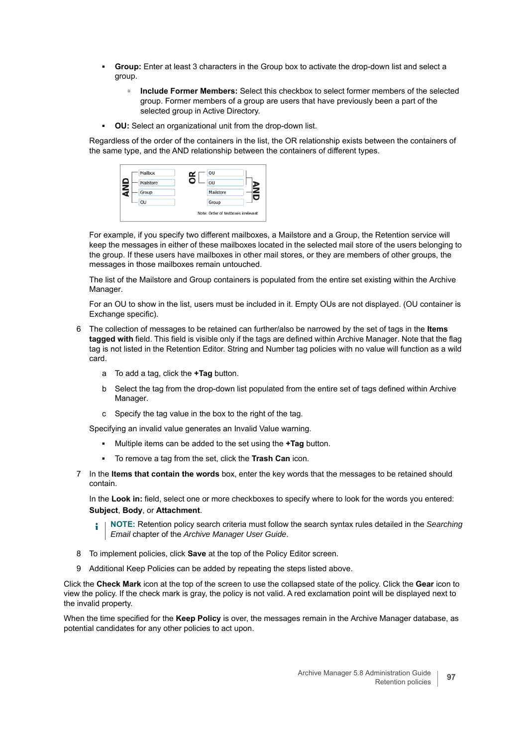- **Group:** Enter at least 3 characters in the Group box to activate the drop-down list and select a group.
    - **Include Former Members:** Select this checkbox to select former members of the selected group. Former members of a group are users that have previously been a part of the selected group in Active Directory.
- **OU:** Select an organizational unit from the drop-down list.

Regardless of the order of the containers in the list, the OR relationship exists between the containers of the same type, and the AND relationship between the containers of different types.

For example, if you specify two different mailboxes, a Mailstore and a Group, the Retention service will keep the messages in either of these mailboxes located in the selected mail store of the users belonging to the group. If these users have mailboxes in other mail stores, or they are members of other groups, the messages in those mailboxes remain untouched.

The list of the Mailstore and Group containers is populated from the entire set existing within the Archive Manager.

For an OU to show in the list, users must be included in it. Empty OUs are not displayed. (OU container is Exchange specific).

6. The collection of messages to be retained can further/also be narrowed by the set of tags in the **Items tagged with** field. This field is visible only if the tags are defined within Archive Manager. Note that the flag tag is not listed in the Retention Editor. String and Number tag policies with no value will function as a wild card.
    a. To add a tag, click the **+Tag** button.
    b. Select the tag from the drop-down list populated from the entire set of tags defined within Archive Manager.
    c. Specify the tag value in the box to the right of the tag.

    Specifying an invalid value generates an Invalid Value warning.

    - Multiple items can be added to the set using the **+Tag** button.
    - To remove a tag from the set, click the **Trash Can** icon.
7. In the **Items that contain the words** box, enter the key words that the messages to be retained should contain.

    In the **Look in:** field, select one or more checkboxes to specify where to look for the words you entered: **Subject**, **Body**, or **Attachment**.

    **NOTE:** Retention policy search criteria must follow the search syntax rules detailed in the *Searching Email* chapter of the *Archive Manager User Guide*.
8. To implement policies, click **Save** at the top of the Policy Editor screen.
9. Additional Keep Policies can be added by repeating the steps listed above.

Click the **Check Mark** icon at the top of the screen to use the collapsed state of the policy. Click the **Gear** icon to view the policy. If the check mark is gray, the policy is not valid. A red exclamation point will be displayed next to the invalid property.

When the time specified for the **Keep Policy** is over, the messages remain in the Archive Manager database, as potential candidates for any other policies to act upon.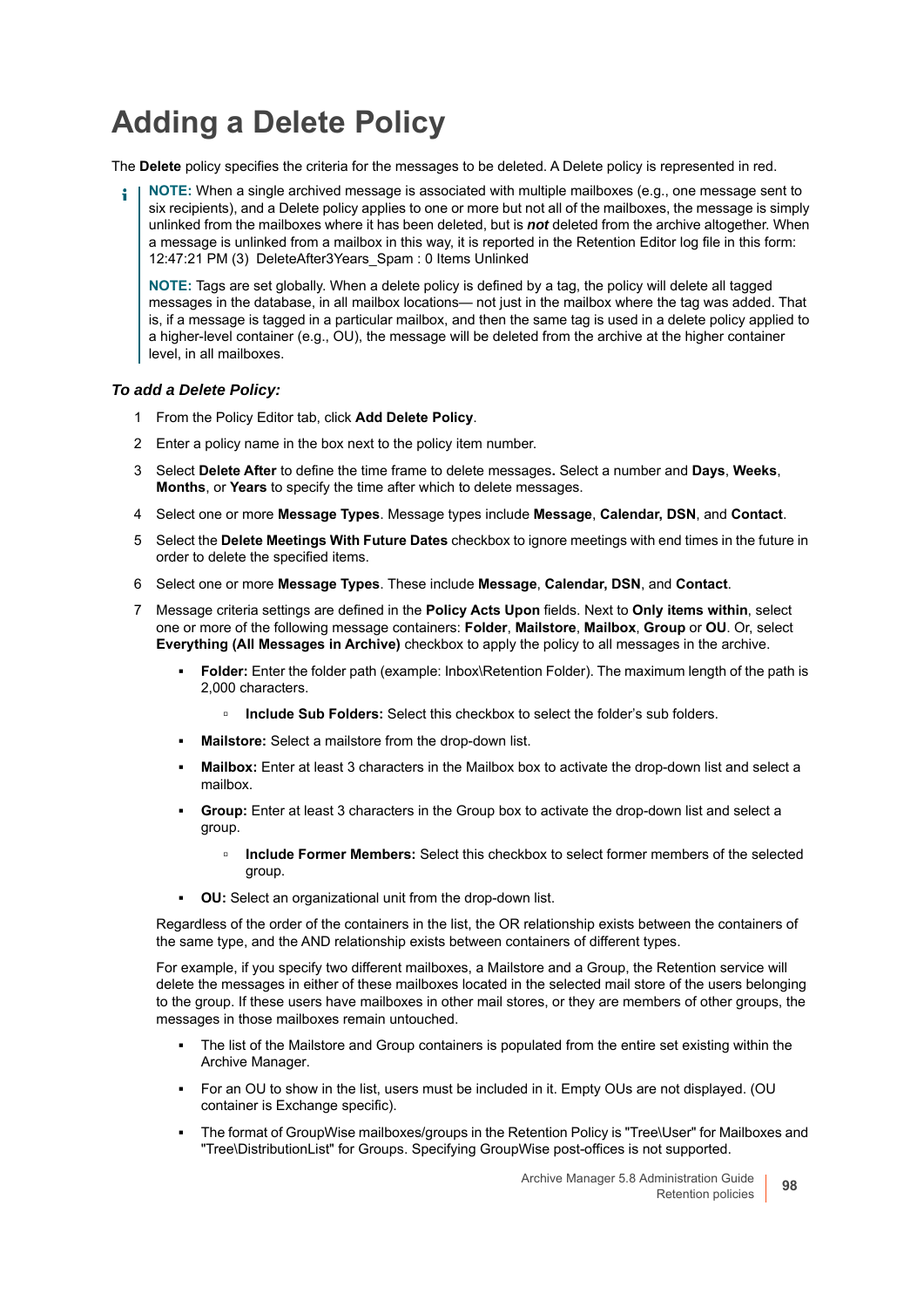# Adding a Delete Policy

The **Delete** policy specifies the criteria for the messages to be deleted. A Delete policy is represented in red.

> **NOTE:** When a single archived message is associated with multiple mailboxes (e.g., one message sent to six recipients), and a Delete policy applies to one or more but not all of the mailboxes, the message is simply unlinked from the mailboxes where it has been deleted, but is ***not*** deleted from the archive altogether. When a message is unlinked from a mailbox in this way, it is reported in the Retention Editor log file in this form: 12:47:21 PM (3)  DeleteAfter3Years_Spam : 0 Items Unlinked
>
> **NOTE:** Tags are set globally. When a delete policy is defined by a tag, the policy will delete all tagged messages in the database, in all mailbox locations— not just in the mailbox where the tag was added. That is, if a message is tagged in a particular mailbox, and then the same tag is used in a delete policy applied to a higher-level container (e.g., OU), the message will be deleted from the archive at the higher container level, in all mailboxes.

***To add a Delete Policy:***

1. From the Policy Editor tab, click **Add Delete Policy**.
2. Enter a policy name in the box next to the policy item number.
3. Select **Delete After** to define the time frame to delete messages**.** Select a number and **Days**, **Weeks**, **Months**, or **Years** to specify the time after which to delete messages.
4. Select one or more **Message Types**. Message types include **Message**, **Calendar, DSN**, and **Contact**.
5. Select the **Delete Meetings With Future Dates** checkbox to ignore meetings with end times in the future in order to delete the specified items.
6. Select one or more **Message Types**. These include **Message**, **Calendar, DSN**, and **Contact**.
7. Message criteria settings are defined in the **Policy Acts Upon** fields. Next to **Only items within**, select one or more of the following message containers: **Folder**, **Mailstore**, **Mailbox**, **Group** or **OU**. Or, select **Everything (All Messages in Archive)** checkbox to apply the policy to all messages in the archive.
   - **Folder:** Enter the folder path (example: Inbox\Retention Folder). The maximum length of the path is 2,000 characters.
     - **Include Sub Folders:** Select this checkbox to select the folder's sub folders.
   - **Mailstore:** Select a mailstore from the drop-down list.
   - **Mailbox:** Enter at least 3 characters in the Mailbox box to activate the drop-down list and select a mailbox.
   - **Group:** Enter at least 3 characters in the Group box to activate the drop-down list and select a group.
     - **Include Former Members:** Select this checkbox to select former members of the selected group.
   - **OU:** Select an organizational unit from the drop-down list.

   Regardless of the order of the containers in the list, the OR relationship exists between the containers of the same type, and the AND relationship exists between containers of different types.

   For example, if you specify two different mailboxes, a Mailstore and a Group, the Retention service will delete the messages in either of these mailboxes located in the selected mail store of the users belonging to the group. If these users have mailboxes in other mail stores, or they are members of other groups, the messages in those mailboxes remain untouched.

   - The list of the Mailstore and Group containers is populated from the entire set existing within the Archive Manager.
   - For an OU to show in the list, users must be included in it. Empty OUs are not displayed. (OU container is Exchange specific).
   - The format of GroupWise mailboxes/groups in the Retention Policy is "Tree\User" for Mailboxes and "Tree\DistributionList" for Groups. Specifying GroupWise post-offices is not supported.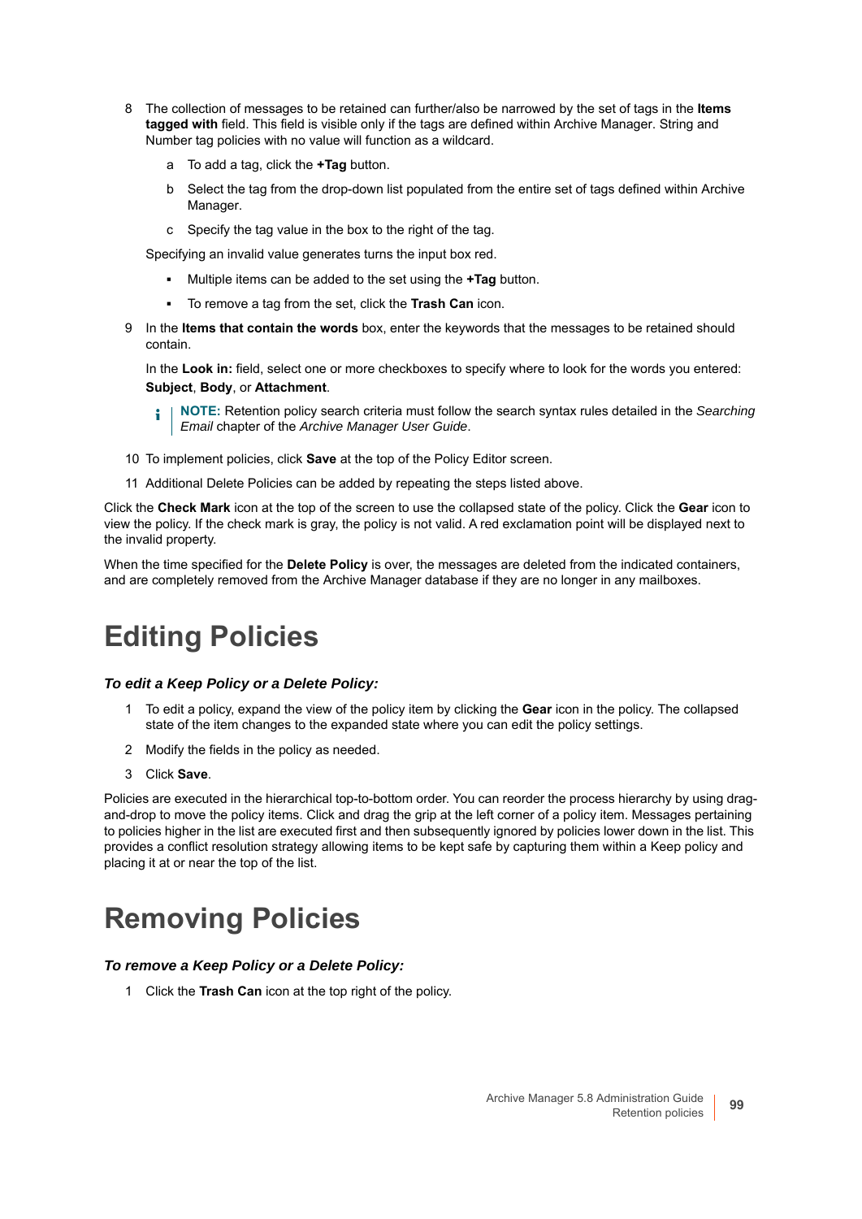8 The collection of messages to be retained can further/also be narrowed by the set of tags in the **Items tagged with** field. This field is visible only if the tags are defined within Archive Manager. String and Number tag policies with no value will function as a wildcard.

   a To add a tag, click the **+Tag** button.

   b Select the tag from the drop-down list populated from the entire set of tags defined within Archive Manager.

   c Specify the tag value in the box to the right of the tag.

   Specifying an invalid value generates turns the input box red.

   - Multiple items can be added to the set using the **+Tag** button.
   - To remove a tag from the set, click the **Trash Can** icon.

9 In the **Items that contain the words** box, enter the keywords that the messages to be retained should contain.

   In the **Look in:** field, select one or more checkboxes to specify where to look for the words you entered: **Subject**, **Body**, or **Attachment**.

   **NOTE:** Retention policy search criteria must follow the search syntax rules detailed in the *Searching Email* chapter of the *Archive Manager User Guide*.

10 To implement policies, click **Save** at the top of the Policy Editor screen.

11 Additional Delete Policies can be added by repeating the steps listed above.

Click the **Check Mark** icon at the top of the screen to use the collapsed state of the policy. Click the **Gear** icon to view the policy. If the check mark is gray, the policy is not valid. A red exclamation point will be displayed next to the invalid property.

When the time specified for the **Delete Policy** is over, the messages are deleted from the indicated containers, and are completely removed from the Archive Manager database if they are no longer in any mailboxes.

# Editing Policies

### *To edit a Keep Policy or a Delete Policy:*

1 To edit a policy, expand the view of the policy item by clicking the **Gear** icon in the policy. The collapsed state of the item changes to the expanded state where you can edit the policy settings.

2 Modify the fields in the policy as needed.

3 Click **Save**.

Policies are executed in the hierarchical top-to-bottom order. You can reorder the process hierarchy by using drag-and-drop to move the policy items. Click and drag the grip at the left corner of a policy item. Messages pertaining to policies higher in the list are executed first and then subsequently ignored by policies lower down in the list. This provides a conflict resolution strategy allowing items to be kept safe by capturing them within a Keep policy and placing it at or near the top of the list.

# Removing Policies

### *To remove a Keep Policy or a Delete Policy:*

1 Click the **Trash Can** icon at the top right of the policy.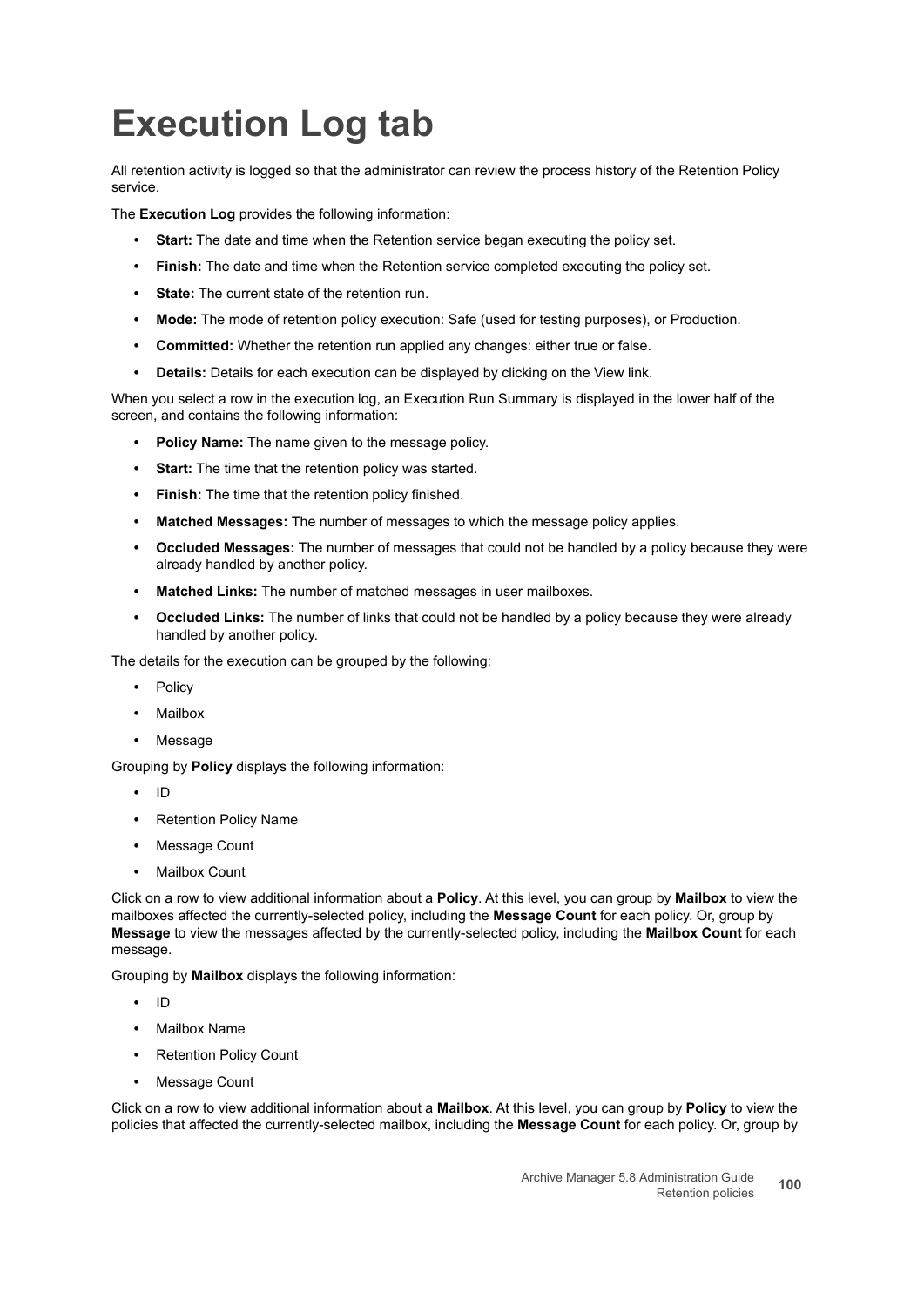# Execution Log tab

All retention activity is logged so that the administrator can review the process history of the Retention Policy service.

The **Execution Log** provides the following information:

- **Start:** The date and time when the Retention service began executing the policy set.
- **Finish:** The date and time when the Retention service completed executing the policy set.
- **State:** The current state of the retention run.
- **Mode:** The mode of retention policy execution: Safe (used for testing purposes), or Production.
- **Committed:** Whether the retention run applied any changes: either true or false.
- **Details:** Details for each execution can be displayed by clicking on the View link.

When you select a row in the execution log, an Execution Run Summary is displayed in the lower half of the screen, and contains the following information:

- **Policy Name:** The name given to the message policy.
- **Start:** The time that the retention policy was started.
- **Finish:** The time that the retention policy finished.
- **Matched Messages:** The number of messages to which the message policy applies.
- **Occluded Messages:** The number of messages that could not be handled by a policy because they were already handled by another policy.
- **Matched Links:** The number of matched messages in user mailboxes.
- **Occluded Links:** The number of links that could not be handled by a policy because they were already handled by another policy.

The details for the execution can be grouped by the following:

- Policy
- Mailbox
- Message

Grouping by **Policy** displays the following information:

- ID
- Retention Policy Name
- Message Count
- Mailbox Count

Click on a row to view additional information about a **Policy**. At this level, you can group by **Mailbox** to view the mailboxes affected the currently-selected policy, including the **Message Count** for each policy. Or, group by **Message** to view the messages affected by the currently-selected policy, including the **Mailbox Count** for each message.

Grouping by **Mailbox** displays the following information:

- ID
- Mailbox Name
- Retention Policy Count
- Message Count

Click on a row to view additional information about a **Mailbox**. At this level, you can group by **Policy** to view the policies that affected the currently-selected mailbox, including the **Message Count** for each policy. Or, group by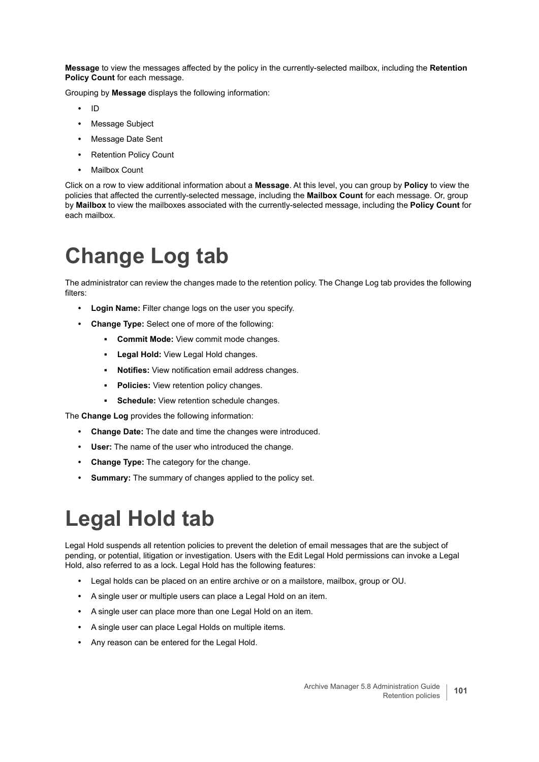**Message** to view the messages affected by the policy in the currently-selected mailbox, including the **Retention Policy Count** for each message.

Grouping by **Message** displays the following information:

- ID
- Message Subject
- Message Date Sent
- Retention Policy Count
- Mailbox Count

Click on a row to view additional information about a **Message**. At this level, you can group by **Policy** to view the policies that affected the currently-selected message, including the **Mailbox Count** for each message. Or, group by **Mailbox** to view the mailboxes associated with the currently-selected message, including the **Policy Count** for each mailbox.

# Change Log tab

The administrator can review the changes made to the retention policy. The Change Log tab provides the following filters:

- **Login Name:** Filter change logs on the user you specify.
- **Change Type:** Select one of more of the following:
    - **Commit Mode:** View commit mode changes.
    - **Legal Hold:** View Legal Hold changes.
    - **Notifies:** View notification email address changes.
    - **Policies:** View retention policy changes.
    - **Schedule:** View retention schedule changes.

The **Change Log** provides the following information:

- **Change Date:** The date and time the changes were introduced.
- **User:** The name of the user who introduced the change.
- **Change Type:** The category for the change.
- **Summary:** The summary of changes applied to the policy set.

# Legal Hold tab

Legal Hold suspends all retention policies to prevent the deletion of email messages that are the subject of pending, or potential, litigation or investigation. Users with the Edit Legal Hold permissions can invoke a Legal Hold, also referred to as a lock. Legal Hold has the following features:

- Legal holds can be placed on an entire archive or on a mailstore, mailbox, group or OU.
- A single user or multiple users can place a Legal Hold on an item.
- A single user can place more than one Legal Hold on an item.
- A single user can place Legal Holds on multiple items.
- Any reason can be entered for the Legal Hold.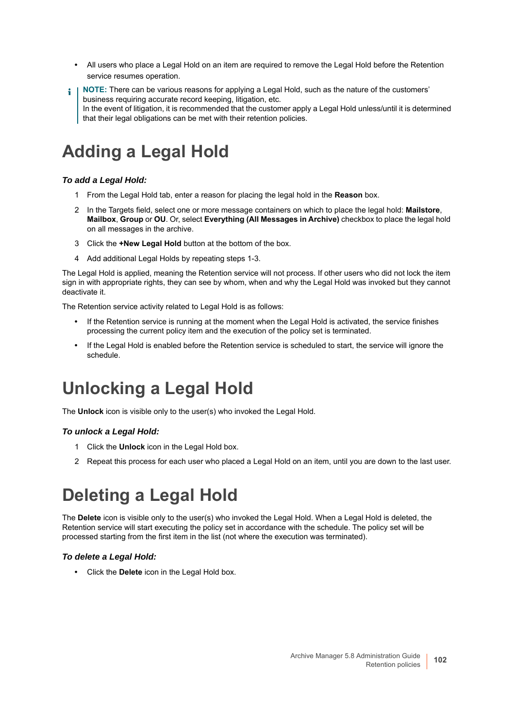- All users who place a Legal Hold on an item are required to remove the Legal Hold before the Retention service resumes operation.

> **NOTE:** There can be various reasons for applying a Legal Hold, such as the nature of the customers' business requiring accurate record keeping, litigation, etc.
> In the event of litigation, it is recommended that the customer apply a Legal Hold unless/until it is determined that their legal obligations can be met with their retention policies.

# Adding a Legal Hold

***To add a Legal Hold:***

1. From the Legal Hold tab, enter a reason for placing the legal hold in the **Reason** box.
2. In the Targets field, select one or more message containers on which to place the legal hold: **Mailstore**, **Mailbox**, **Group** or **OU**. Or, select **Everything (All Messages in Archive)** checkbox to place the legal hold on all messages in the archive.
3. Click the **+New Legal Hold** button at the bottom of the box.
4. Add additional Legal Holds by repeating steps 1-3.

The Legal Hold is applied, meaning the Retention service will not process. If other users who did not lock the item sign in with appropriate rights, they can see by whom, when and why the Legal Hold was invoked but they cannot deactivate it.

The Retention service activity related to Legal Hold is as follows:

- If the Retention service is running at the moment when the Legal Hold is activated, the service finishes processing the current policy item and the execution of the policy set is terminated.
- If the Legal Hold is enabled before the Retention service is scheduled to start, the service will ignore the schedule.

# Unlocking a Legal Hold

The **Unlock** icon is visible only to the user(s) who invoked the Legal Hold.

***To unlock a Legal Hold:***

1. Click the **Unlock** icon in the Legal Hold box.
2. Repeat this process for each user who placed a Legal Hold on an item, until you are down to the last user.

# Deleting a Legal Hold

The **Delete** icon is visible only to the user(s) who invoked the Legal Hold. When a Legal Hold is deleted, the Retention service will start executing the policy set in accordance with the schedule. The policy set will be processed starting from the first item in the list (not where the execution was terminated).

***To delete a Legal Hold:***

- Click the **Delete** icon in the Legal Hold box.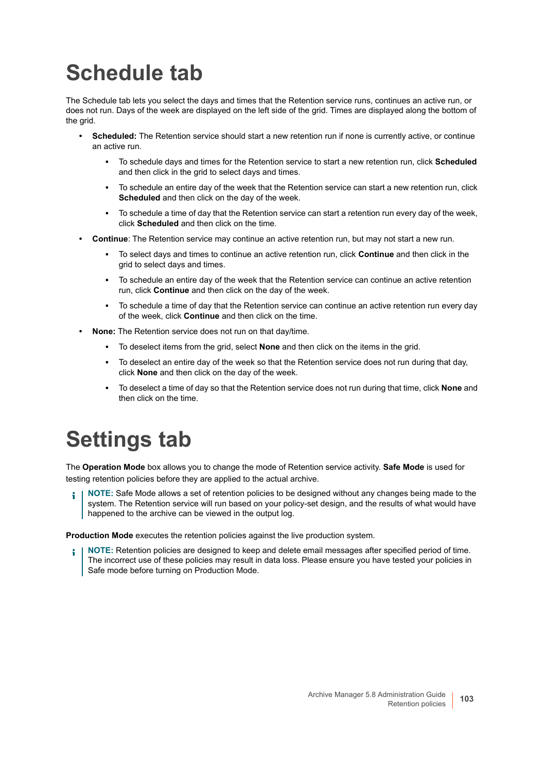# Schedule tab

The Schedule tab lets you select the days and times that the Retention service runs, continues an active run, or does not run. Days of the week are displayed on the left side of the grid. Times are displayed along the bottom of the grid.

- **Scheduled:** The Retention service should start a new retention run if none is currently active, or continue an active run.
  - To schedule days and times for the Retention service to start a new retention run, click **Scheduled** and then click in the grid to select days and times.
  - To schedule an entire day of the week that the Retention service can start a new retention run, click **Scheduled** and then click on the day of the week.
  - To schedule a time of day that the Retention service can start a retention run every day of the week, click **Scheduled** and then click on the time.
- **Continue**: The Retention service may continue an active retention run, but may not start a new run.
  - To select days and times to continue an active retention run, click **Continue** and then click in the grid to select days and times.
  - To schedule an entire day of the week that the Retention service can continue an active retention run, click **Continue** and then click on the day of the week.
  - To schedule a time of day that the Retention service can continue an active retention run every day of the week, click **Continue** and then click on the time.
- **None:** The Retention service does not run on that day/time.
  - To deselect items from the grid, select **None** and then click on the items in the grid.
  - To deselect an entire day of the week so that the Retention service does not run during that day, click **None** and then click on the day of the week.
  - To deselect a time of day so that the Retention service does not run during that time, click **None** and then click on the time.

# Settings tab

The **Operation Mode** box allows you to change the mode of Retention service activity. **Safe Mode** is used for testing retention policies before they are applied to the actual archive.

> **NOTE:** Safe Mode allows a set of retention policies to be designed without any changes being made to the system. The Retention service will run based on your policy-set design, and the results of what would have happened to the archive can be viewed in the output log.

**Production Mode** executes the retention policies against the live production system.

> **NOTE:** Retention policies are designed to keep and delete email messages after specified period of time. The incorrect use of these policies may result in data loss. Please ensure you have tested your policies in Safe mode before turning on Production Mode.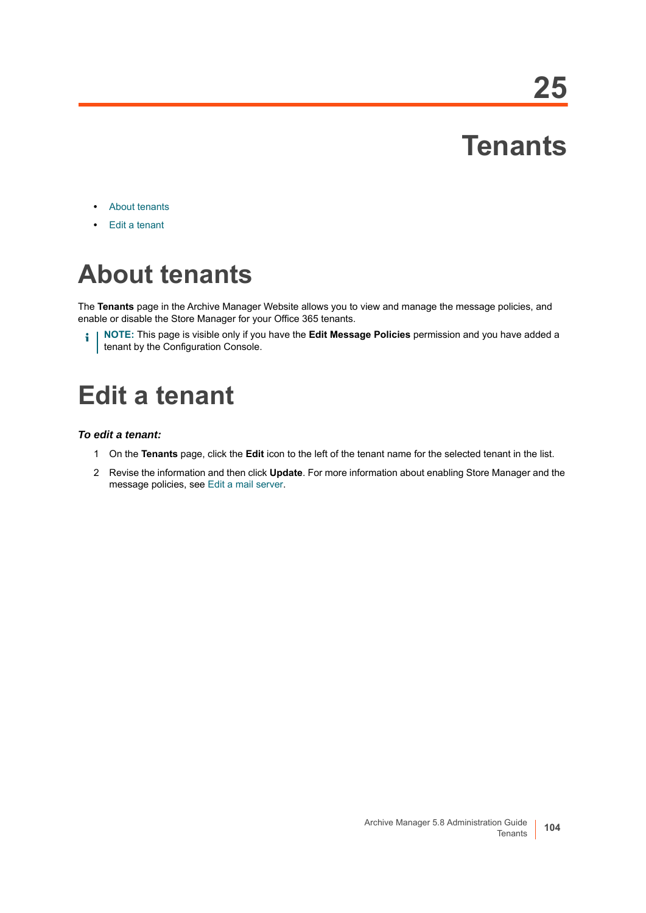# 25

# Tenants

- About tenants
- Edit a tenant

## About tenants

The **Tenants** page in the Archive Manager Website allows you to view and manage the message policies, and enable or disable the Store Manager for your Office 365 tenants.

> **NOTE:** This page is visible only if you have the **Edit Message Policies** permission and you have added a tenant by the Configuration Console.

## Edit a tenant

***To edit a tenant:***

1. On the **Tenants** page, click the **Edit** icon to the left of the tenant name for the selected tenant in the list.
2. Revise the information and then click **Update**. For more information about enabling Store Manager and the message policies, see Edit a mail server.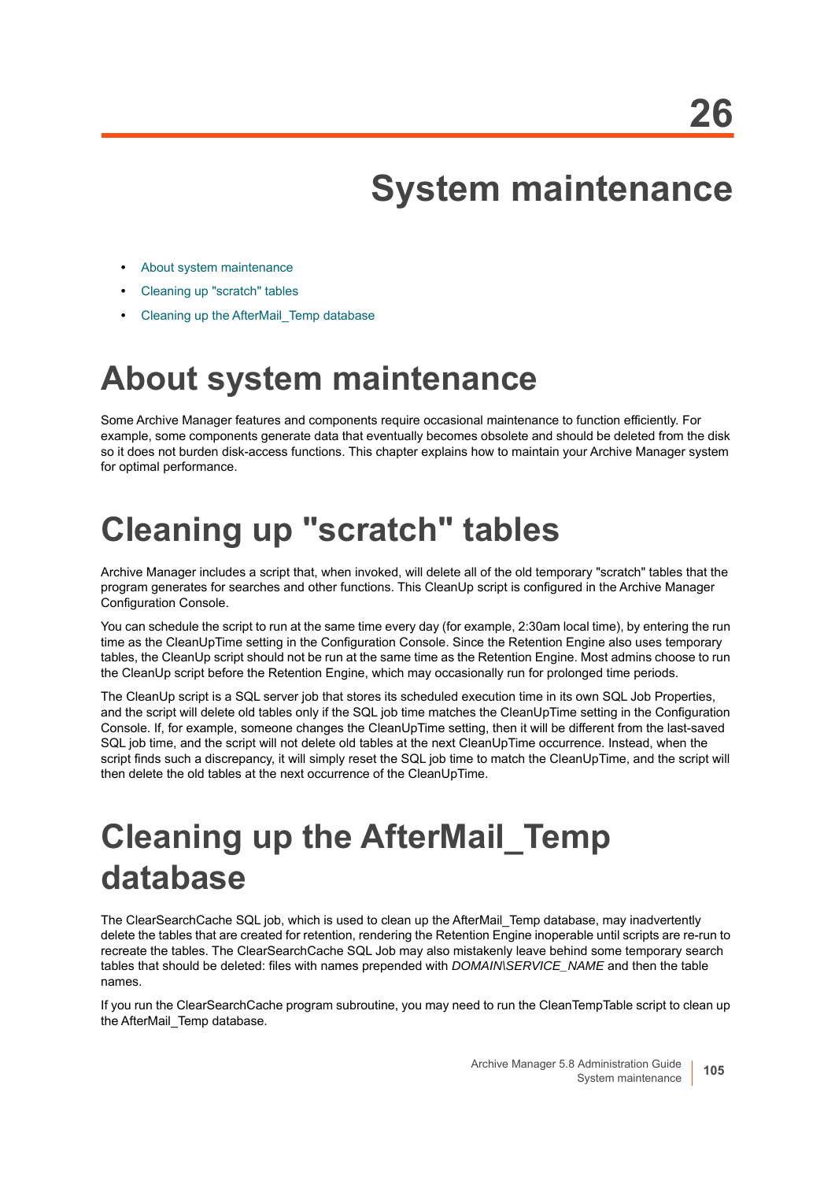# 26 System maintenance

- About system maintenance
- Cleaning up "scratch" tables
- Cleaning up the AfterMail_Temp database

## About system maintenance

Some Archive Manager features and components require occasional maintenance to function efficiently. For example, some components generate data that eventually becomes obsolete and should be deleted from the disk so it does not burden disk-access functions. This chapter explains how to maintain your Archive Manager system for optimal performance.

## Cleaning up "scratch" tables

Archive Manager includes a script that, when invoked, will delete all of the old temporary "scratch" tables that the program generates for searches and other functions. This CleanUp script is configured in the Archive Manager Configuration Console.

You can schedule the script to run at the same time every day (for example, 2:30am local time), by entering the run time as the CleanUpTime setting in the Configuration Console. Since the Retention Engine also uses temporary tables, the CleanUp script should not be run at the same time as the Retention Engine. Most admins choose to run the CleanUp script before the Retention Engine, which may occasionally run for prolonged time periods.

The CleanUp script is a SQL server job that stores its scheduled execution time in its own SQL Job Properties, and the script will delete old tables only if the SQL job time matches the CleanUpTime setting in the Configuration Console. If, for example, someone changes the CleanUpTime setting, then it will be different from the last-saved SQL job time, and the script will not delete old tables at the next CleanUpTime occurrence. Instead, when the script finds such a discrepancy, it will simply reset the SQL job time to match the CleanUpTime, and the script will then delete the old tables at the next occurrence of the CleanUpTime.

## Cleaning up the AfterMail_Temp database

The ClearSearchCache SQL job, which is used to clean up the AfterMail_Temp database, may inadvertently delete the tables that are created for retention, rendering the Retention Engine inoperable until scripts are re-run to recreate the tables. The ClearSearchCache SQL Job may also mistakenly leave behind some temporary search tables that should be deleted: files with names prepended with *DOMAIN\SERVICE_NAME* and then the table names.

If you run the ClearSearchCache program subroutine, you may need to run the CleanTempTable script to clean up the AfterMail_Temp database.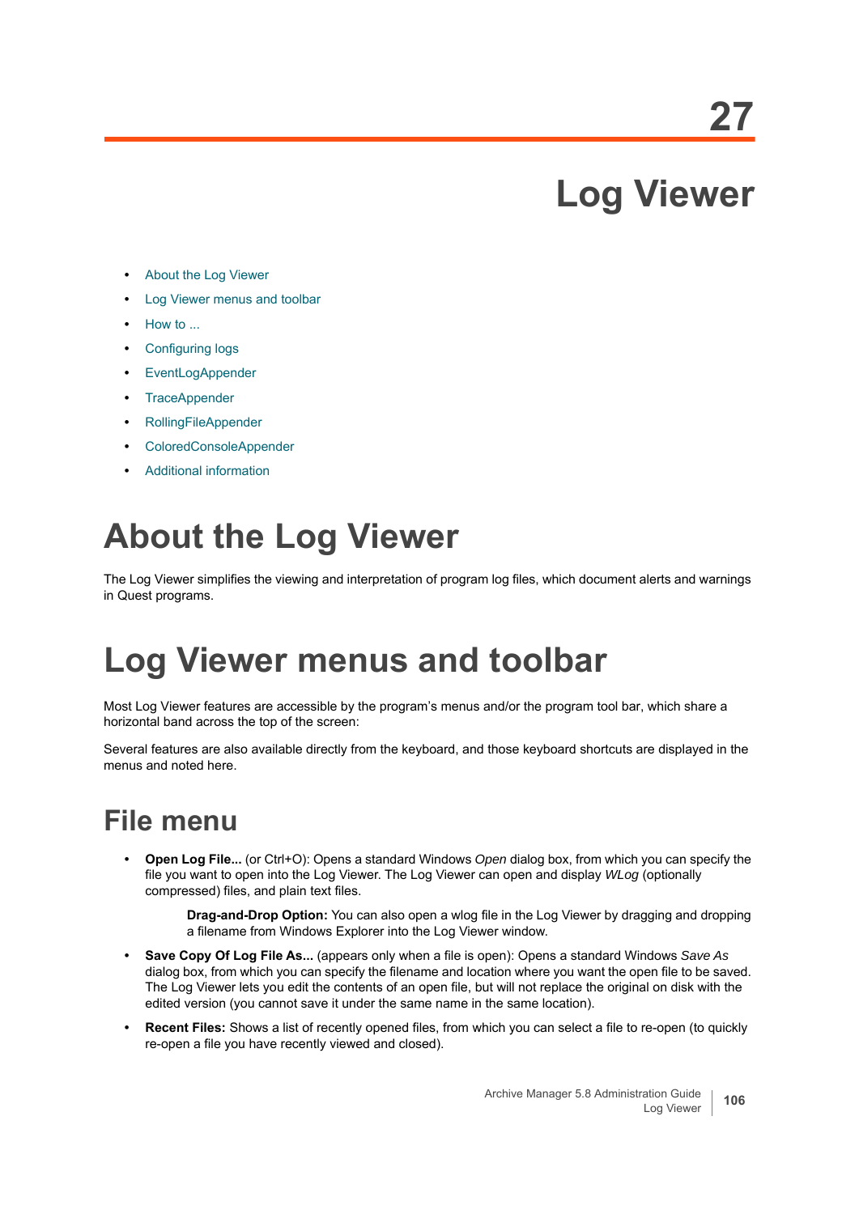# 27

# Log Viewer

- About the Log Viewer
- Log Viewer menus and toolbar
- How to ...
- Configuring logs
- EventLogAppender
- TraceAppender
- RollingFileAppender
- ColoredConsoleAppender
- Additional information

# About the Log Viewer

The Log Viewer simplifies the viewing and interpretation of program log files, which document alerts and warnings in Quest programs.

# Log Viewer menus and toolbar

Most Log Viewer features are accessible by the program's menus and/or the program tool bar, which share a horizontal band across the top of the screen:

Several features are also available directly from the keyboard, and those keyboard shortcuts are displayed in the menus and noted here.

## File menu

- **Open Log File...** (or Ctrl+O): Opens a standard Windows *Open* dialog box, from which you can specify the file you want to open into the Log Viewer. The Log Viewer can open and display *WLog* (optionally compressed) files, and plain text files.

  **Drag-and-Drop Option:** You can also open a wlog file in the Log Viewer by dragging and dropping a filename from Windows Explorer into the Log Viewer window.

- **Save Copy Of Log File As...** (appears only when a file is open): Opens a standard Windows *Save As* dialog box, from which you can specify the filename and location where you want the open file to be saved. The Log Viewer lets you edit the contents of an open file, but will not replace the original on disk with the edited version (you cannot save it under the same name in the same location).
- **Recent Files:** Shows a list of recently opened files, from which you can select a file to re-open (to quickly re-open a file you have recently viewed and closed).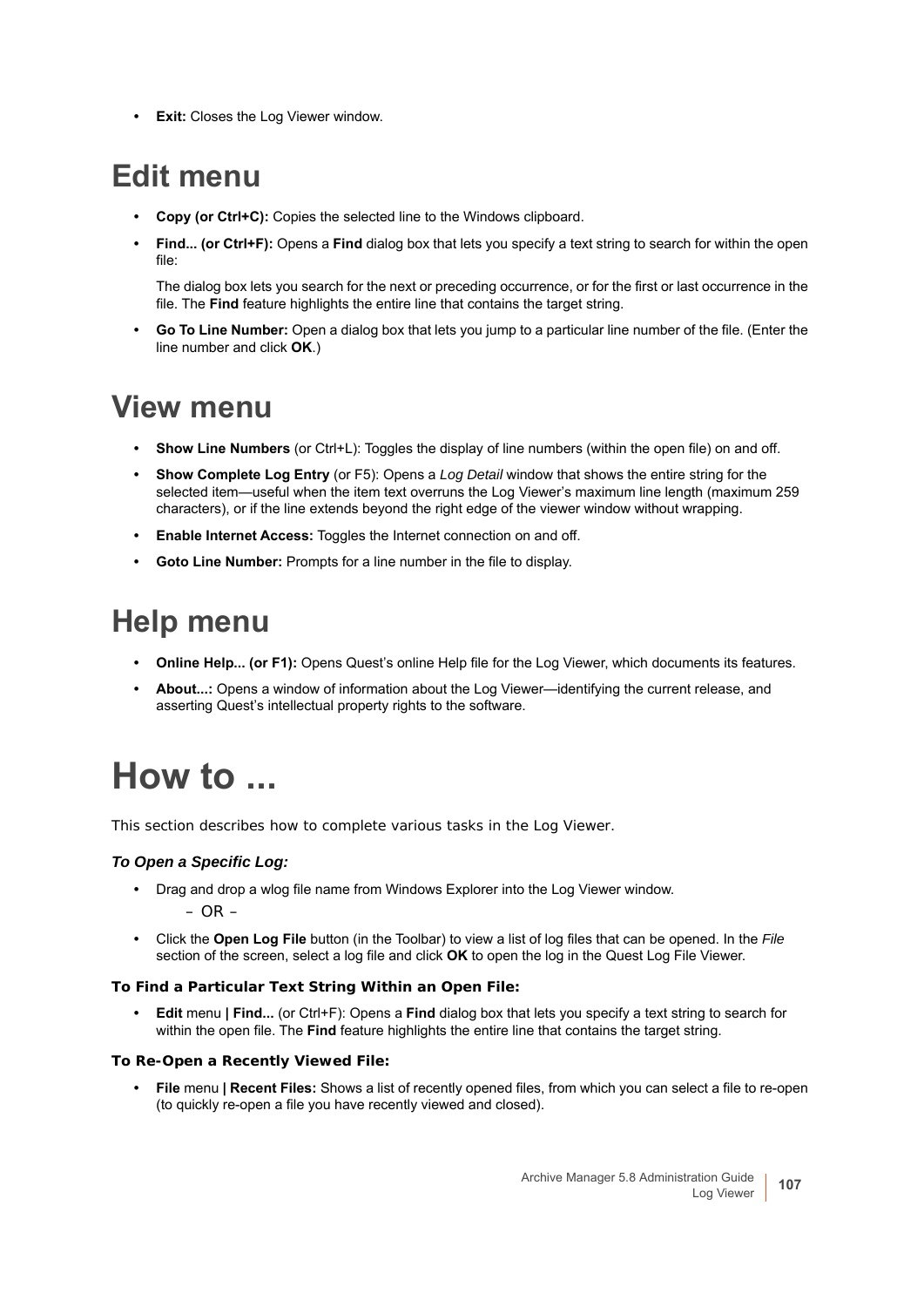- **Exit:** Closes the Log Viewer window.

## Edit menu

- **Copy (or Ctrl+C):** Copies the selected line to the Windows clipboard.
- **Find... (or Ctrl+F):** Opens a **Find** dialog box that lets you specify a text string to search for within the open file:

  The dialog box lets you search for the next or preceding occurrence, or for the first or last occurrence in the file. The **Find** feature highlights the entire line that contains the target string.
- **Go To Line Number:** Open a dialog box that lets you jump to a particular line number of the file. (Enter the line number and click **OK**.)

## View menu

- **Show Line Numbers** (or Ctrl+L): Toggles the display of line numbers (within the open file) on and off.
- **Show Complete Log Entry** (or F5): Opens a *Log Detail* window that shows the entire string for the selected item—useful when the item text overruns the Log Viewer's maximum line length (maximum 259 characters), or if the line extends beyond the right edge of the viewer window without wrapping.
- **Enable Internet Access:** Toggles the Internet connection on and off.
- **Goto Line Number:** Prompts for a line number in the file to display.

## Help menu

- **Online Help... (or F1):** Opens Quest's online Help file for the Log Viewer, which documents its features.
- **About...:** Opens a window of information about the Log Viewer—identifying the current release, and asserting Quest's intellectual property rights to the software.

# How to ...

This section describes how to complete various tasks in the Log Viewer.

### *To Open a Specific Log:*

- Drag and drop a wlog file name from Windows Explorer into the Log Viewer window.

  – OR –
- Click the **Open Log File** button (in the Toolbar) to view a list of log files that can be opened. In the *File* section of the screen, select a log file and click **OK** to open the log in the Quest Log File Viewer.

#### To Find a Particular Text String Within an Open File:

- **Edit** menu **| Find...** (or Ctrl+F): Opens a **Find** dialog box that lets you specify a text string to search for within the open file. The **Find** feature highlights the entire line that contains the target string.

#### To Re-Open a Recently Viewed File:

- **File** menu **| Recent Files:** Shows a list of recently opened files, from which you can select a file to re-open (to quickly re-open a file you have recently viewed and closed).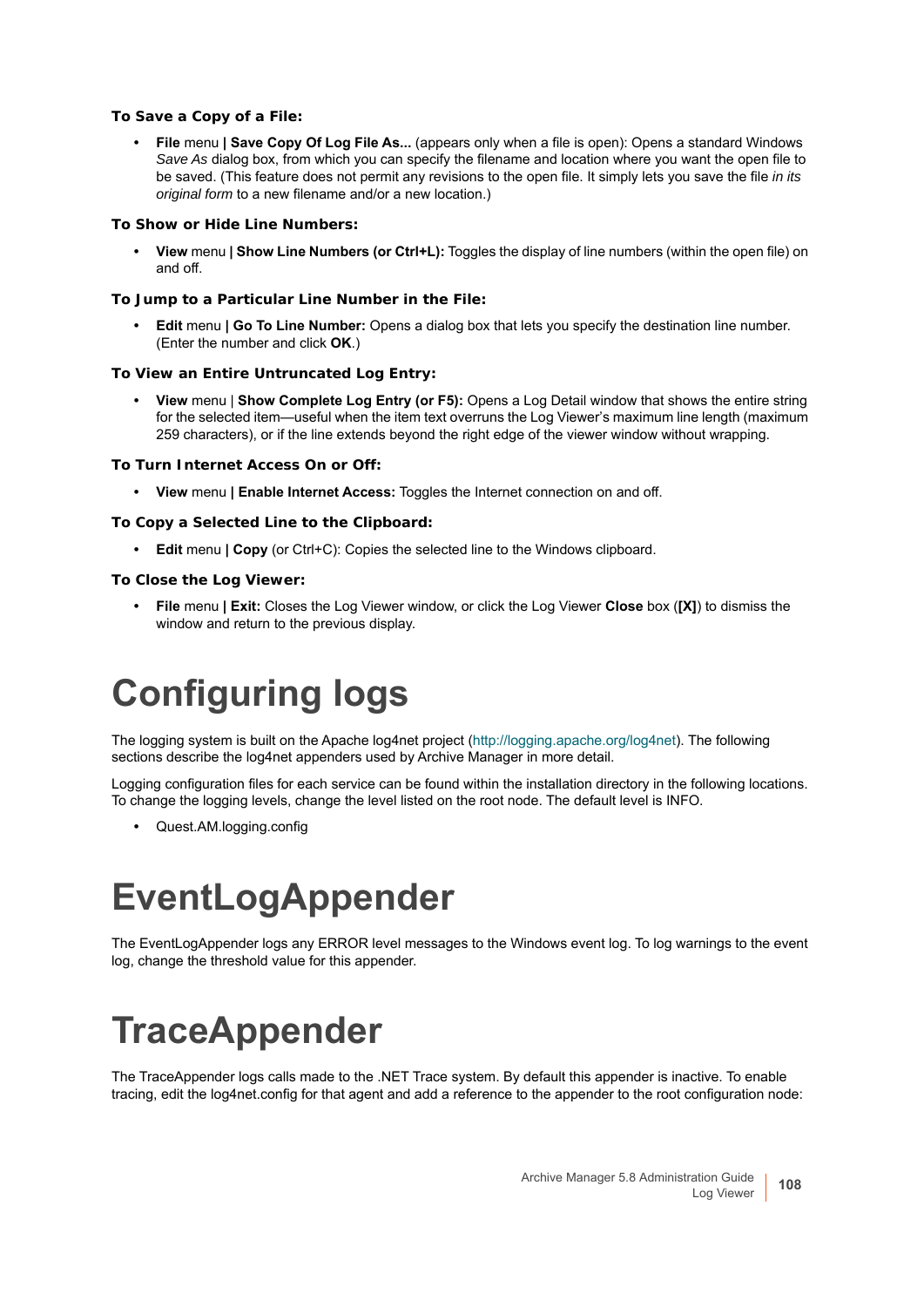**To Save a Copy of a File:**

- **File** menu **| Save Copy Of Log File As...** (appears only when a file is open): Opens a standard Windows *Save As* dialog box, from which you can specify the filename and location where you want the open file to be saved. (This feature does not permit any revisions to the open file. It simply lets you save the file *in its original form* to a new filename and/or a new location.)

**To Show or Hide Line Numbers:**

- **View** menu **| Show Line Numbers (or Ctrl+L):** Toggles the display of line numbers (within the open file) on and off.

**To Jump to a Particular Line Number in the File:**

- **Edit** menu **| Go To Line Number:** Opens a dialog box that lets you specify the destination line number. (Enter the number and click **OK**.)

**To View an Entire Untruncated Log Entry:**

- **View** menu | **Show Complete Log Entry (or F5):** Opens a Log Detail window that shows the entire string for the selected item—useful when the item text overruns the Log Viewer's maximum line length (maximum 259 characters), or if the line extends beyond the right edge of the viewer window without wrapping.

**To Turn Internet Access On or Off:**

- **View** menu **| Enable Internet Access:** Toggles the Internet connection on and off.

**To Copy a Selected Line to the Clipboard:**

- **Edit** menu **| Copy** (or Ctrl+C): Copies the selected line to the Windows clipboard.

**To Close the Log Viewer:**

- **File** menu **| Exit:** Closes the Log Viewer window, or click the Log Viewer **Close** box (**[X]**) to dismiss the window and return to the previous display.

# Configuring logs

The logging system is built on the Apache log4net project (http://logging.apache.org/log4net). The following sections describe the log4net appenders used by Archive Manager in more detail.

Logging configuration files for each service can be found within the installation directory in the following locations. To change the logging levels, change the level listed on the root node. The default level is INFO.

- Quest.AM.logging.config

# EventLogAppender

The EventLogAppender logs any ERROR level messages to the Windows event log. To log warnings to the event log, change the threshold value for this appender.

# TraceAppender

The TraceAppender logs calls made to the .NET Trace system. By default this appender is inactive. To enable tracing, edit the log4net.config for that agent and add a reference to the appender to the root configuration node: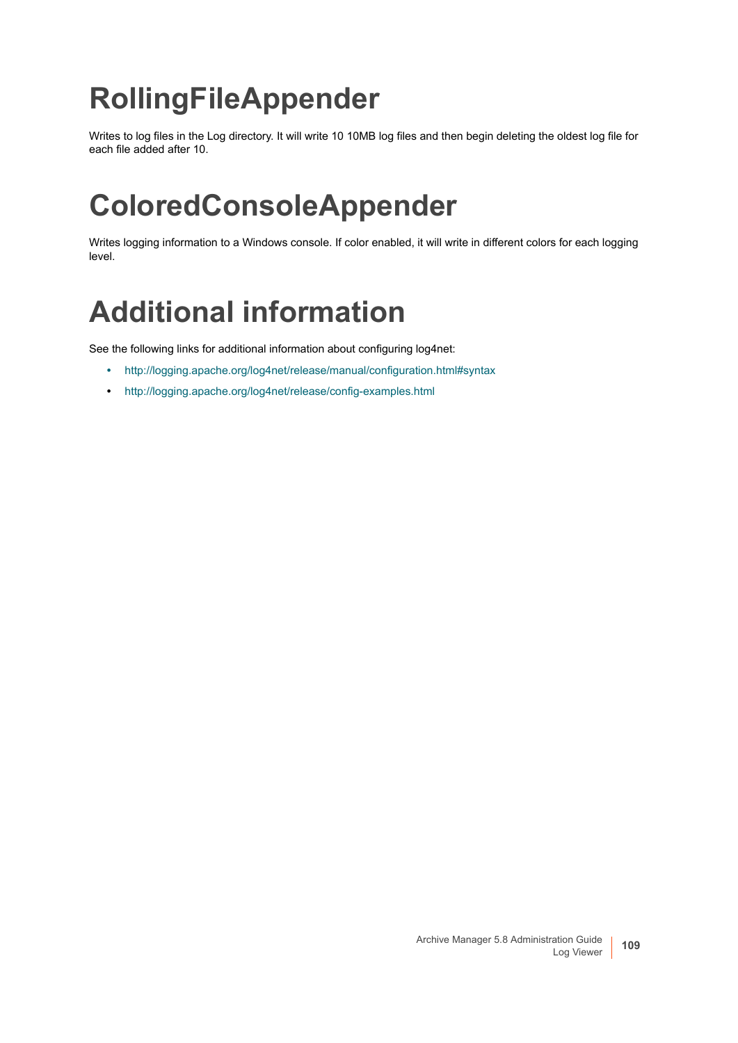# RollingFileAppender

Writes to log files in the Log directory. It will write 10 10MB log files and then begin deleting the oldest log file for each file added after 10.

# ColoredConsoleAppender

Writes logging information to a Windows console. If color enabled, it will write in different colors for each logging level.

# Additional information

See the following links for additional information about configuring log4net:

- http://logging.apache.org/log4net/release/manual/configuration.html#syntax
- http://logging.apache.org/log4net/release/config-examples.html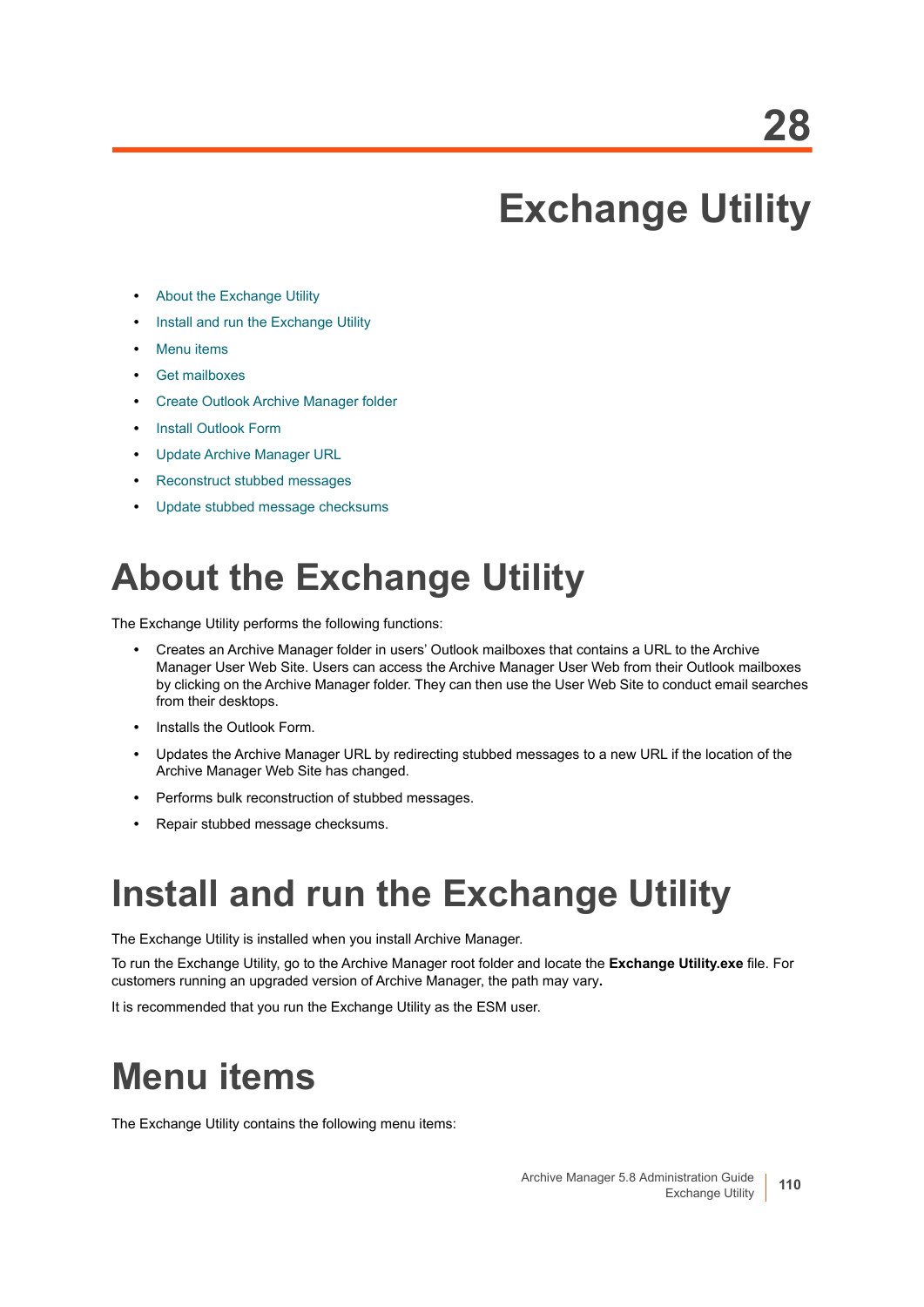# 28

# Exchange Utility

- About the Exchange Utility
- Install and run the Exchange Utility
- Menu items
- Get mailboxes
- Create Outlook Archive Manager folder
- Install Outlook Form
- Update Archive Manager URL
- Reconstruct stubbed messages
- Update stubbed message checksums

## About the Exchange Utility

The Exchange Utility performs the following functions:

- Creates an Archive Manager folder in users' Outlook mailboxes that contains a URL to the Archive Manager User Web Site. Users can access the Archive Manager User Web from their Outlook mailboxes by clicking on the Archive Manager folder. They can then use the User Web Site to conduct email searches from their desktops.
- Installs the Outlook Form.
- Updates the Archive Manager URL by redirecting stubbed messages to a new URL if the location of the Archive Manager Web Site has changed.
- Performs bulk reconstruction of stubbed messages.
- Repair stubbed message checksums.

## Install and run the Exchange Utility

The Exchange Utility is installed when you install Archive Manager.

To run the Exchange Utility, go to the Archive Manager root folder and locate the **Exchange Utility.exe** file. For customers running an upgraded version of Archive Manager, the path may vary**.**

It is recommended that you run the Exchange Utility as the ESM user.

## Menu items

The Exchange Utility contains the following menu items: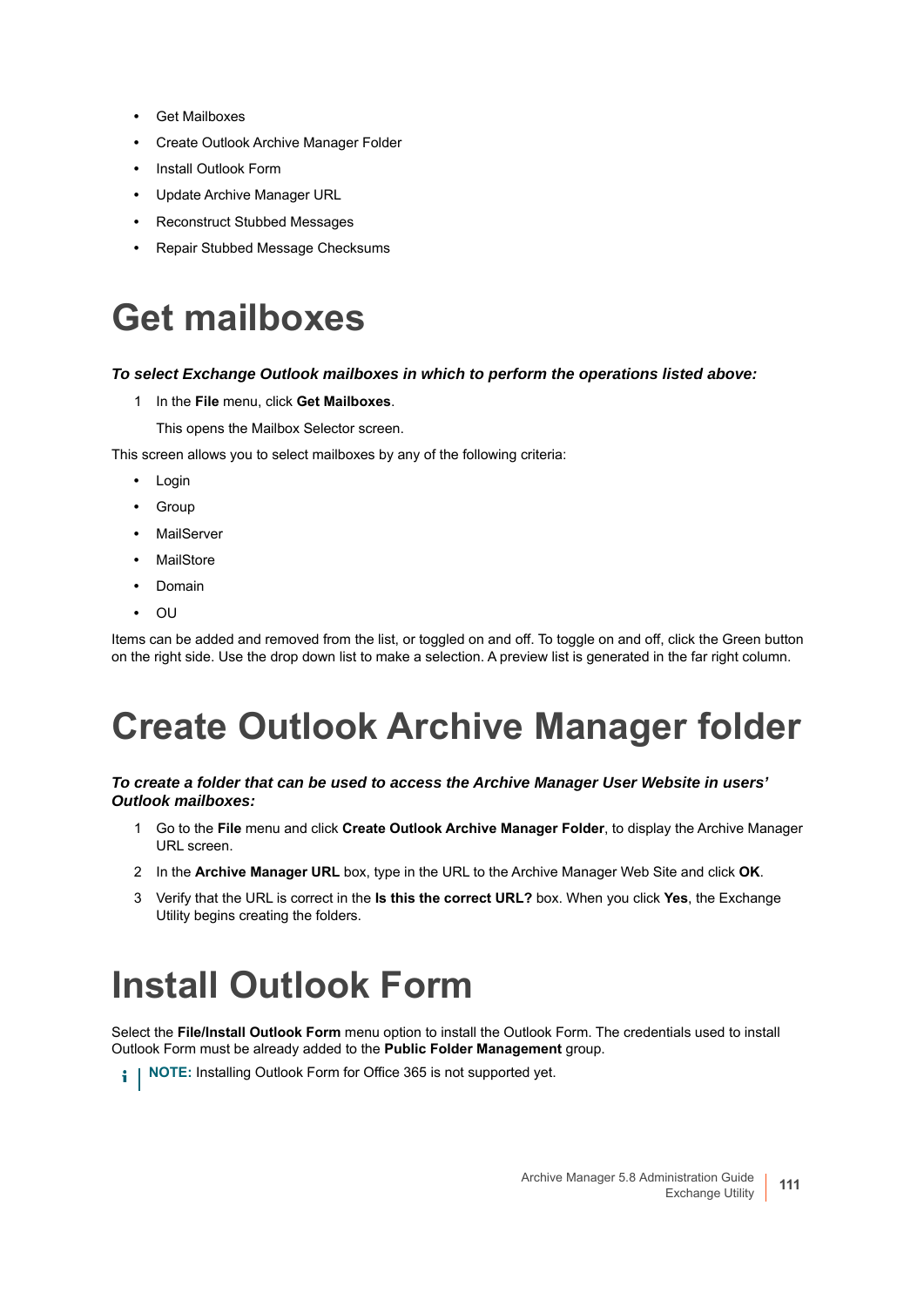- Get Mailboxes
- Create Outlook Archive Manager Folder
- Install Outlook Form
- Update Archive Manager URL
- Reconstruct Stubbed Messages
- Repair Stubbed Message Checksums

# Get mailboxes

***To select Exchange Outlook mailboxes in which to perform the operations listed above:***

1. In the **File** menu, click **Get Mailboxes**.

   This opens the Mailbox Selector screen.

This screen allows you to select mailboxes by any of the following criteria:

- Login
- Group
- MailServer
- MailStore
- Domain
- OU

Items can be added and removed from the list, or toggled on and off. To toggle on and off, click the Green button on the right side. Use the drop down list to make a selection. A preview list is generated in the far right column.

# Create Outlook Archive Manager folder

***To create a folder that can be used to access the Archive Manager User Website in users' Outlook mailboxes:***

1. Go to the **File** menu and click **Create Outlook Archive Manager Folder**, to display the Archive Manager URL screen.
2. In the **Archive Manager URL** box, type in the URL to the Archive Manager Web Site and click **OK**.
3. Verify that the URL is correct in the **Is this the correct URL?** box. When you click **Yes**, the Exchange Utility begins creating the folders.

# Install Outlook Form

Select the **File/Install Outlook Form** menu option to install the Outlook Form. The credentials used to install Outlook Form must be already added to the **Public Folder Management** group.

**NOTE:** Installing Outlook Form for Office 365 is not supported yet.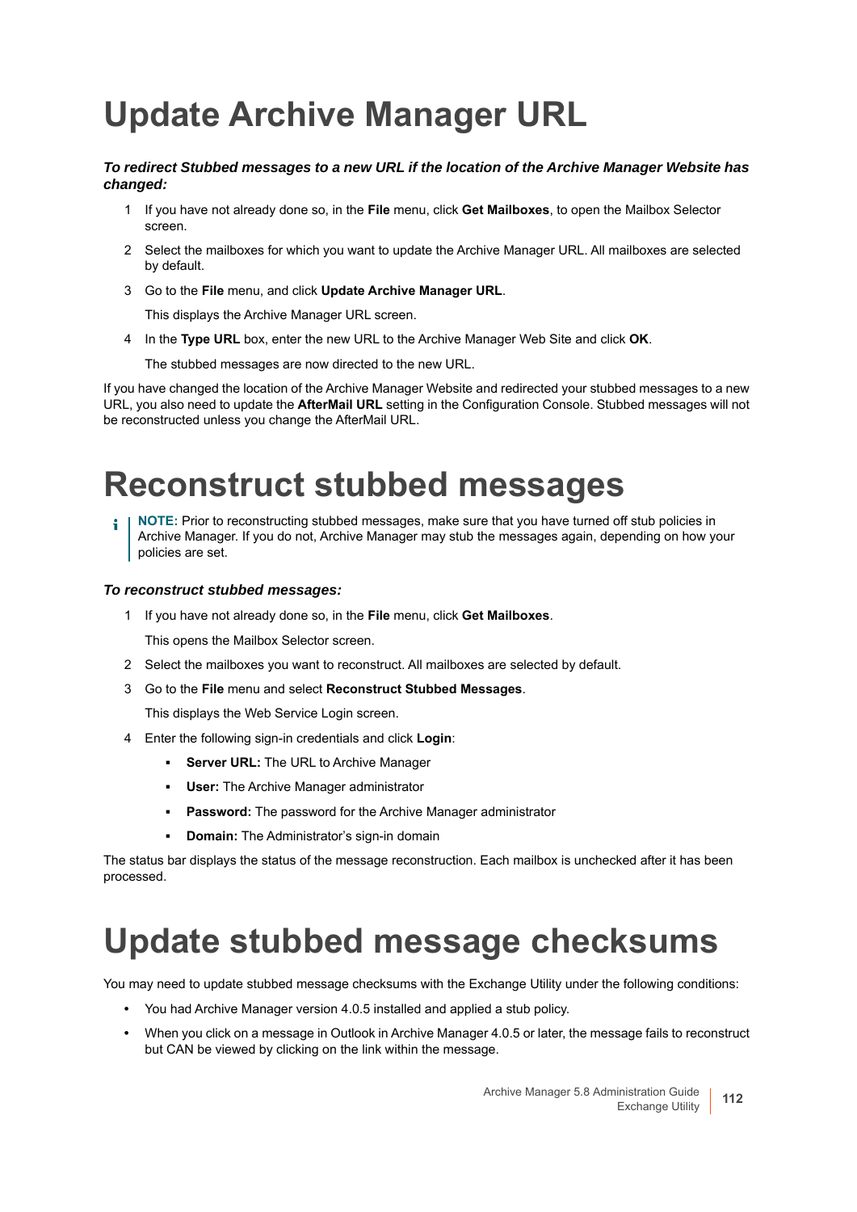# Update Archive Manager URL

***To redirect Stubbed messages to a new URL if the location of the Archive Manager Website has changed:***

1. If you have not already done so, in the **File** menu, click **Get Mailboxes**, to open the Mailbox Selector screen.
2. Select the mailboxes for which you want to update the Archive Manager URL. All mailboxes are selected by default.
3. Go to the **File** menu, and click **Update Archive Manager URL**.

   This displays the Archive Manager URL screen.
4. In the **Type URL** box, enter the new URL to the Archive Manager Web Site and click **OK**.

   The stubbed messages are now directed to the new URL.

If you have changed the location of the Archive Manager Website and redirected your stubbed messages to a new URL, you also need to update the **AfterMail URL** setting in the Configuration Console. Stubbed messages will not be reconstructed unless you change the AfterMail URL.

# Reconstruct stubbed messages

> **NOTE:** Prior to reconstructing stubbed messages, make sure that you have turned off stub policies in Archive Manager. If you do not, Archive Manager may stub the messages again, depending on how your policies are set.

***To reconstruct stubbed messages:***

1. If you have not already done so, in the **File** menu, click **Get Mailboxes**.

   This opens the Mailbox Selector screen.
2. Select the mailboxes you want to reconstruct. All mailboxes are selected by default.
3. Go to the **File** menu and select **Reconstruct Stubbed Messages**.

   This displays the Web Service Login screen.
4. Enter the following sign-in credentials and click **Login**:
   - **Server URL:** The URL to Archive Manager
   - **User:** The Archive Manager administrator
   - **Password:** The password for the Archive Manager administrator
   - **Domain:** The Administrator's sign-in domain

The status bar displays the status of the message reconstruction. Each mailbox is unchecked after it has been processed.

# Update stubbed message checksums

You may need to update stubbed message checksums with the Exchange Utility under the following conditions:

- You had Archive Manager version 4.0.5 installed and applied a stub policy.
- When you click on a message in Outlook in Archive Manager 4.0.5 or later, the message fails to reconstruct but CAN be viewed by clicking on the link within the message.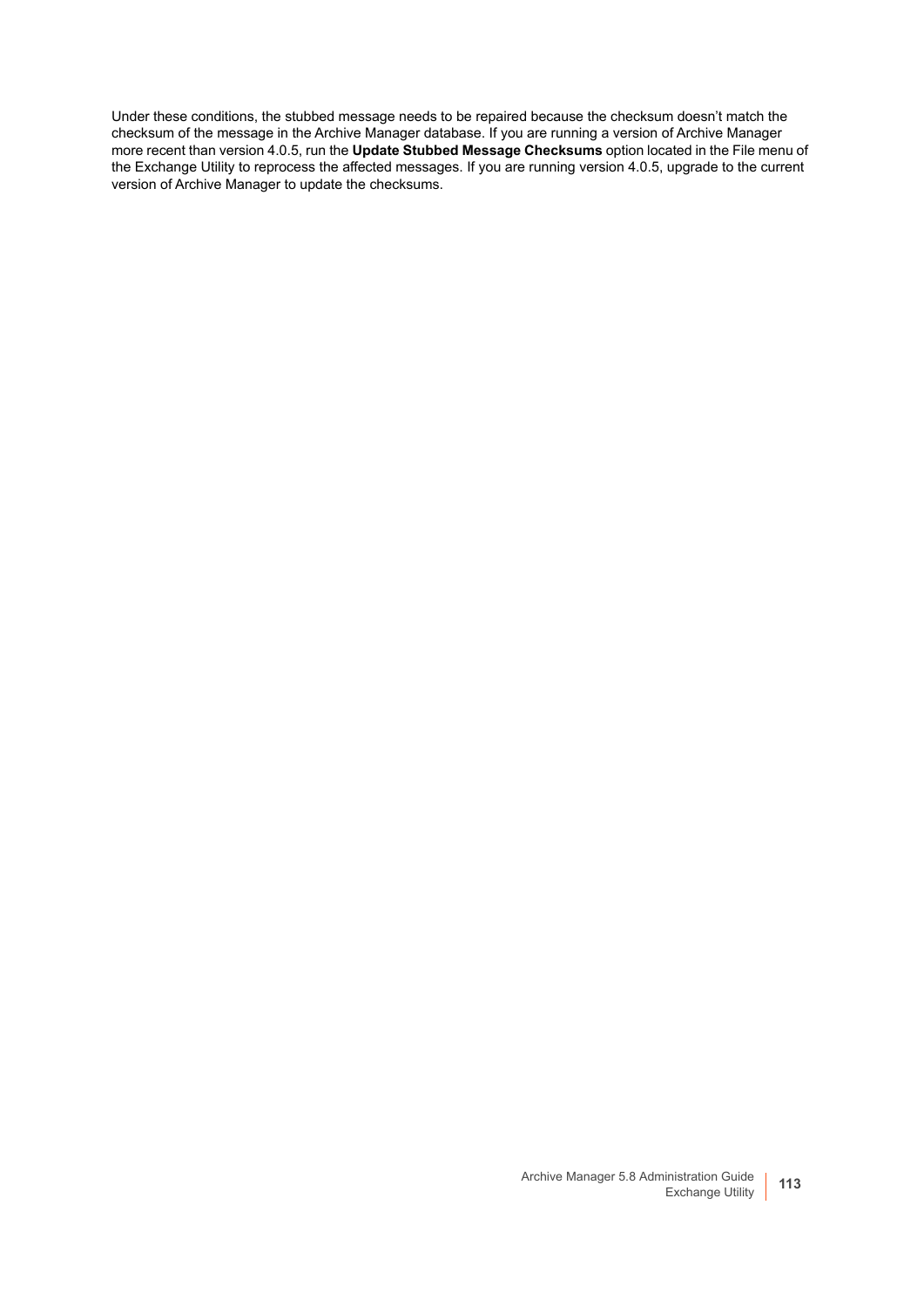Under these conditions, the stubbed message needs to be repaired because the checksum doesn't match the checksum of the message in the Archive Manager database. If you are running a version of Archive Manager more recent than version 4.0.5, run the **Update Stubbed Message Checksums** option located in the File menu of the Exchange Utility to reprocess the affected messages. If you are running version 4.0.5, upgrade to the current version of Archive Manager to update the checksums.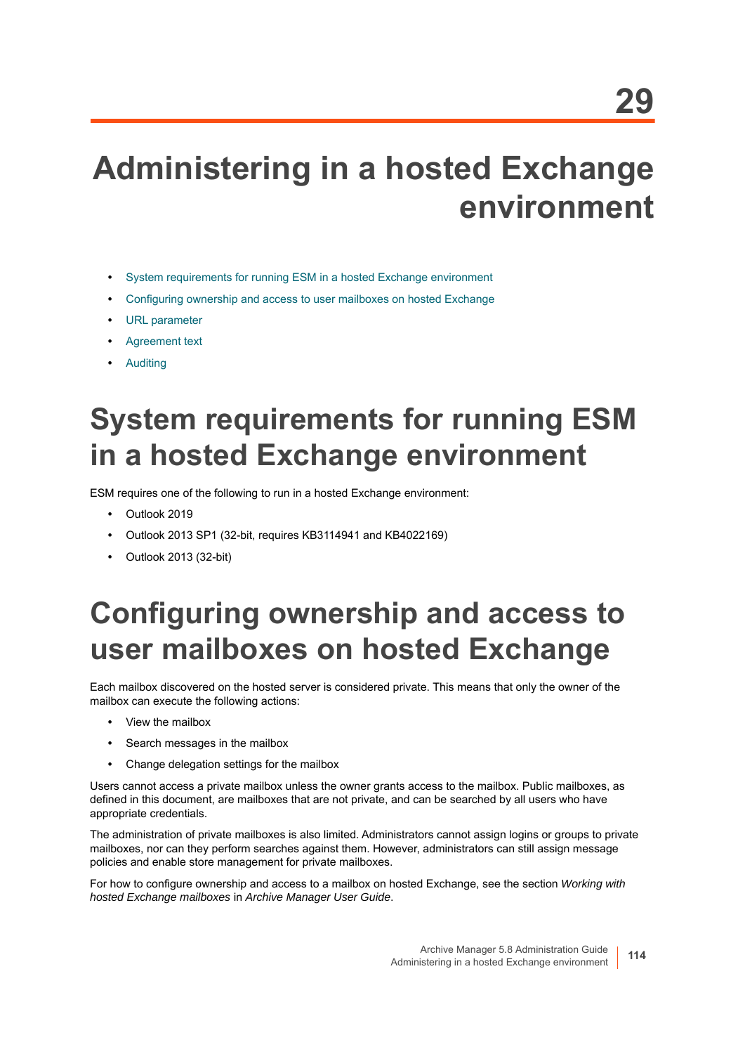# 29 Administering in a hosted Exchange environment

- System requirements for running ESM in a hosted Exchange environment
- Configuring ownership and access to user mailboxes on hosted Exchange
- URL parameter
- Agreement text
- Auditing

## System requirements for running ESM in a hosted Exchange environment

ESM requires one of the following to run in a hosted Exchange environment:

- Outlook 2019
- Outlook 2013 SP1 (32-bit, requires KB3114941 and KB4022169)
- Outlook 2013 (32-bit)

## Configuring ownership and access to user mailboxes on hosted Exchange

Each mailbox discovered on the hosted server is considered private. This means that only the owner of the mailbox can execute the following actions:

- View the mailbox
- Search messages in the mailbox
- Change delegation settings for the mailbox

Users cannot access a private mailbox unless the owner grants access to the mailbox. Public mailboxes, as defined in this document, are mailboxes that are not private, and can be searched by all users who have appropriate credentials.

The administration of private mailboxes is also limited. Administrators cannot assign logins or groups to private mailboxes, nor can they perform searches against them. However, administrators can still assign message policies and enable store management for private mailboxes.

For how to configure ownership and access to a mailbox on hosted Exchange, see the section *Working with hosted Exchange mailboxes* in *Archive Manager User Guide*.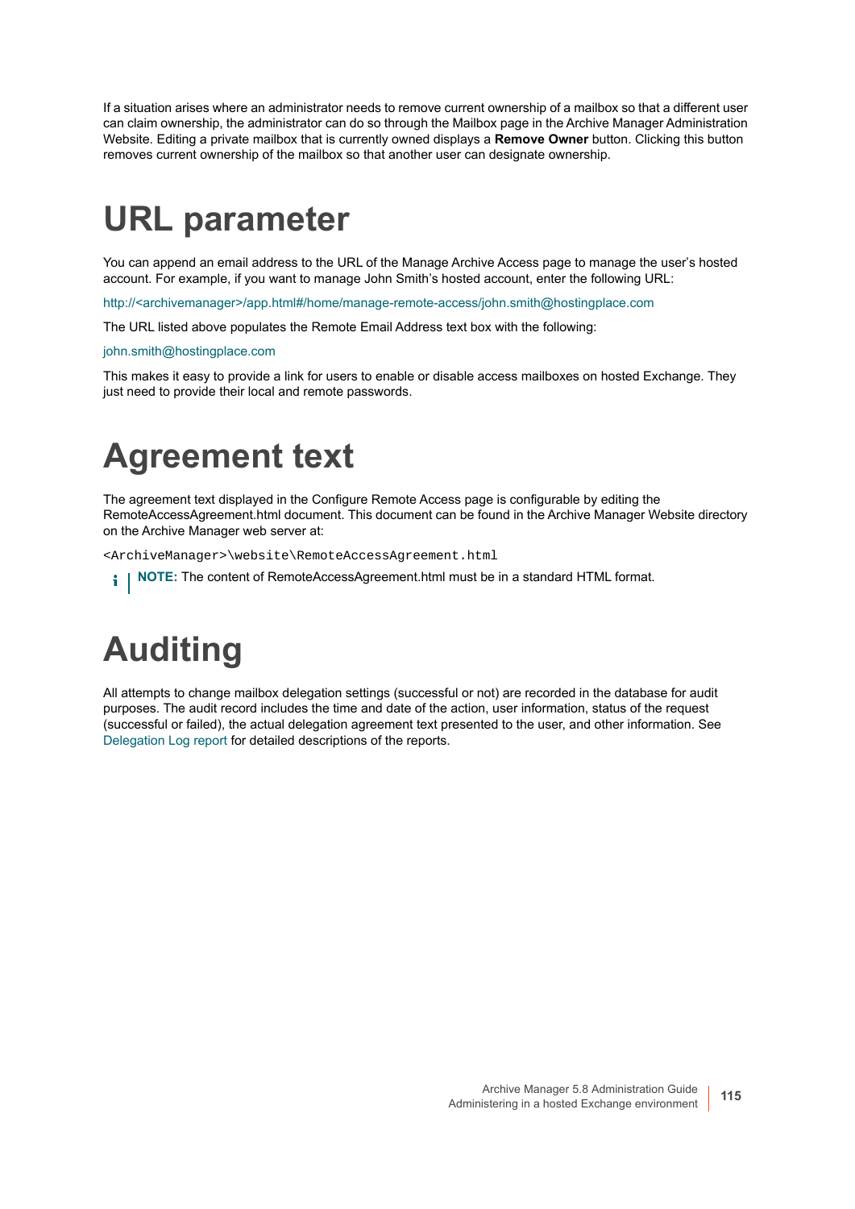If a situation arises where an administrator needs to remove current ownership of a mailbox so that a different user can claim ownership, the administrator can do so through the Mailbox page in the Archive Manager Administration Website. Editing a private mailbox that is currently owned displays a **Remove Owner** button. Clicking this button removes current ownership of the mailbox so that another user can designate ownership.

# URL parameter

You can append an email address to the URL of the Manage Archive Access page to manage the user's hosted account. For example, if you want to manage John Smith's hosted account, enter the following URL:

http://<archivemanager>/app.html#/home/manage-remote-access/john.smith@hostingplace.com

The URL listed above populates the Remote Email Address text box with the following:

john.smith@hostingplace.com

This makes it easy to provide a link for users to enable or disable access mailboxes on hosted Exchange. They just need to provide their local and remote passwords.

# Agreement text

The agreement text displayed in the Configure Remote Access page is configurable by editing the RemoteAccessAgreement.html document. This document can be found in the Archive Manager Website directory on the Archive Manager web server at:

```
<ArchiveManager>\website\RemoteAccessAgreement.html
```

**NOTE:** The content of RemoteAccessAgreement.html must be in a standard HTML format.

# Auditing

All attempts to change mailbox delegation settings (successful or not) are recorded in the database for audit purposes. The audit record includes the time and date of the action, user information, status of the request (successful or failed), the actual delegation agreement text presented to the user, and other information. See Delegation Log report for detailed descriptions of the reports.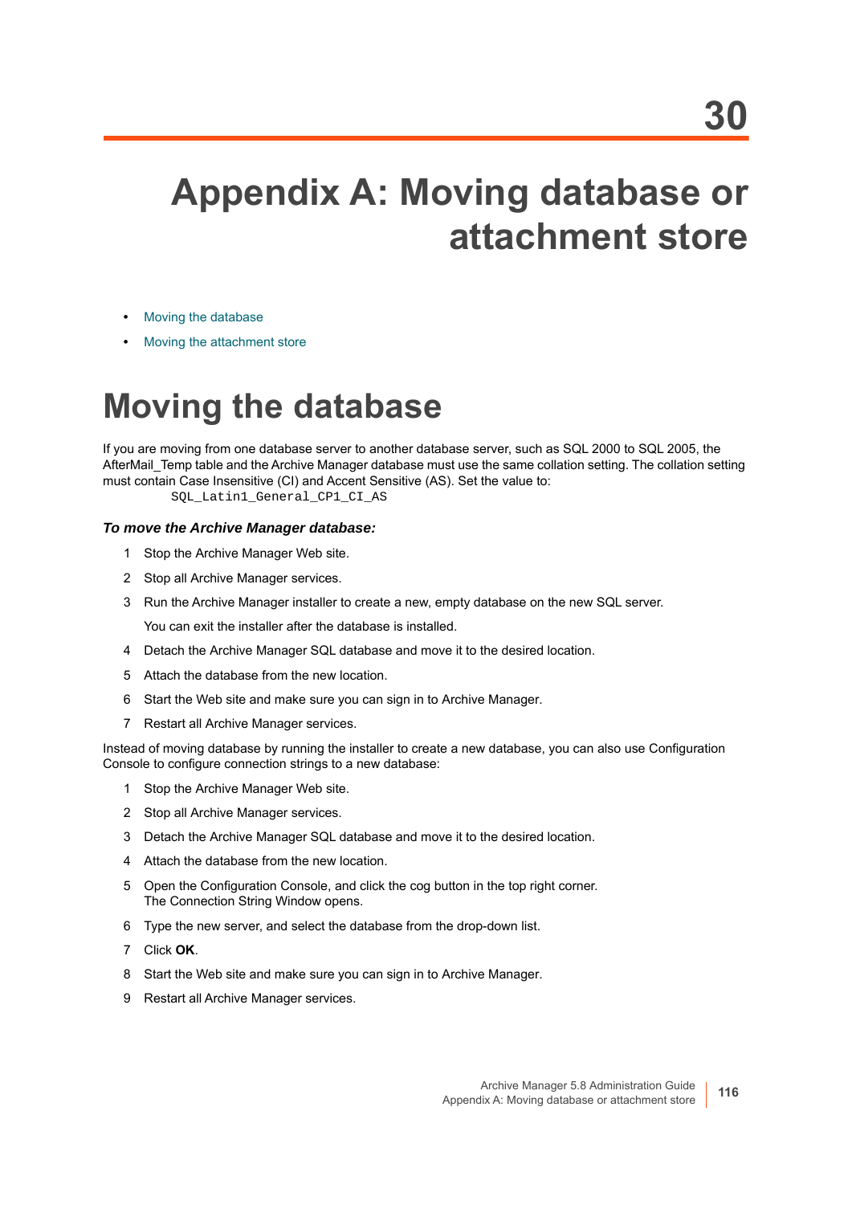# 30

# Appendix A: Moving database or attachment store

- Moving the database
- Moving the attachment store

## Moving the database

If you are moving from one database server to another database server, such as SQL 2000 to SQL 2005, the AfterMail_Temp table and the Archive Manager database must use the same collation setting. The collation setting must contain Case Insensitive (CI) and Accent Sensitive (AS). Set the value to:

```
SQL_Latin1_General_CP1_CI_AS
```

***To move the Archive Manager database:***

1. Stop the Archive Manager Web site.
2. Stop all Archive Manager services.
3. Run the Archive Manager installer to create a new, empty database on the new SQL server.

   You can exit the installer after the database is installed.
4. Detach the Archive Manager SQL database and move it to the desired location.
5. Attach the database from the new location.
6. Start the Web site and make sure you can sign in to Archive Manager.
7. Restart all Archive Manager services.

Instead of moving database by running the installer to create a new database, you can also use Configuration Console to configure connection strings to a new database:

1. Stop the Archive Manager Web site.
2. Stop all Archive Manager services.
3. Detach the Archive Manager SQL database and move it to the desired location.
4. Attach the database from the new location.
5. Open the Configuration Console, and click the cog button in the top right corner.
   The Connection String Window opens.
6. Type the new server, and select the database from the drop-down list.
7. Click **OK**.
8. Start the Web site and make sure you can sign in to Archive Manager.
9. Restart all Archive Manager services.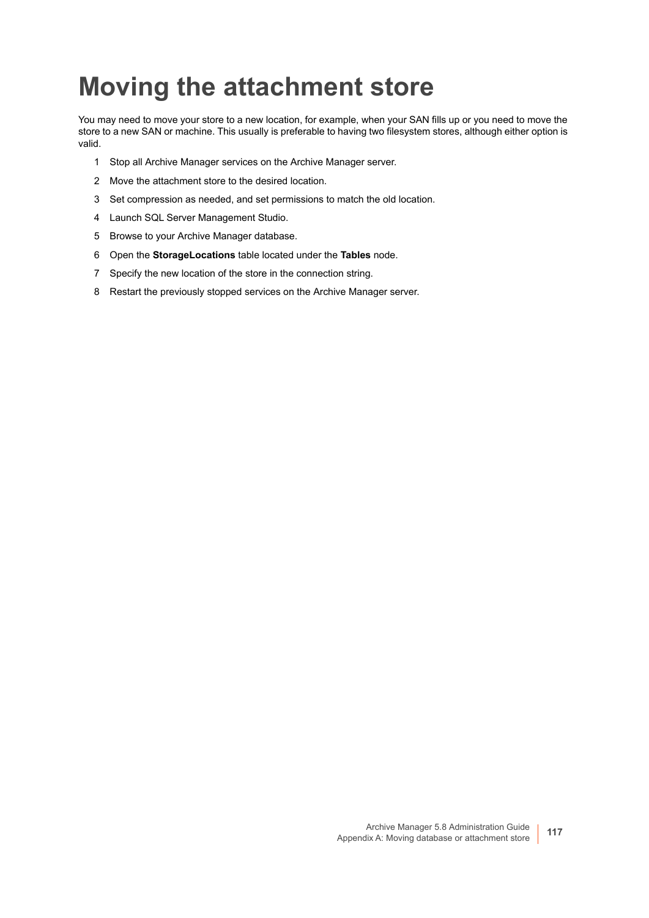# Moving the attachment store

You may need to move your store to a new location, for example, when your SAN fills up or you need to move the store to a new SAN or machine. This usually is preferable to having two filesystem stores, although either option is valid.

1. Stop all Archive Manager services on the Archive Manager server.
2. Move the attachment store to the desired location.
3. Set compression as needed, and set permissions to match the old location.
4. Launch SQL Server Management Studio.
5. Browse to your Archive Manager database.
6. Open the **StorageLocations** table located under the **Tables** node.
7. Specify the new location of the store in the connection string.
8. Restart the previously stopped services on the Archive Manager server.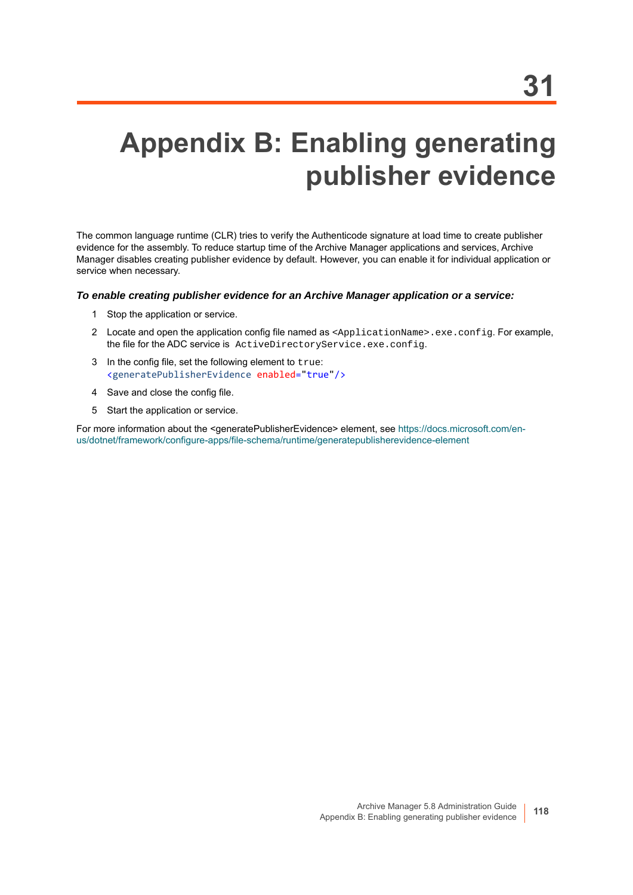# 31

# Appendix B: Enabling generating publisher evidence

The common language runtime (CLR) tries to verify the Authenticode signature at load time to create publisher evidence for the assembly. To reduce startup time of the Archive Manager applications and services, Archive Manager disables creating publisher evidence by default. However, you can enable it for individual application or service when necessary.

***To enable creating publisher evidence for an Archive Manager application or a service:***

1. Stop the application or service.
2. Locate and open the application config file named as `<ApplicationName>.exe.config`. For example, the file for the ADC service is `ActiveDirectoryService.exe.config`.
3. In the config file, set the following element to `true`:
   ```
   <generatePublisherEvidence enabled="true"/>
   ```
4. Save and close the config file.
5. Start the application or service.

For more information about the <generatePublisherEvidence> element, see https://docs.microsoft.com/en-us/dotnet/framework/configure-apps/file-schema/runtime/generatepublisherevidence-element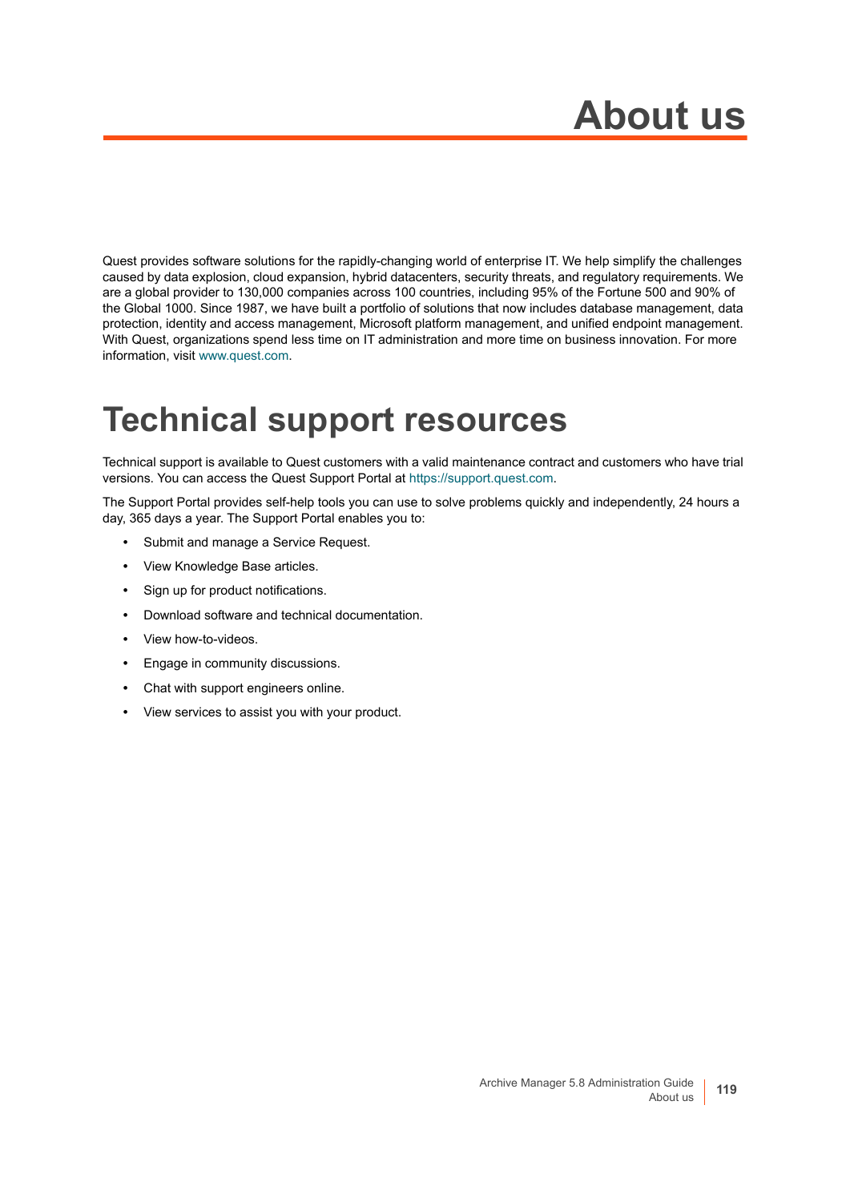# About us

Quest provides software solutions for the rapidly-changing world of enterprise IT. We help simplify the challenges caused by data explosion, cloud expansion, hybrid datacenters, security threats, and regulatory requirements. We are a global provider to 130,000 companies across 100 countries, including 95% of the Fortune 500 and 90% of the Global 1000. Since 1987, we have built a portfolio of solutions that now includes database management, data protection, identity and access management, Microsoft platform management, and unified endpoint management. With Quest, organizations spend less time on IT administration and more time on business innovation. For more information, visit www.quest.com.

# Technical support resources

Technical support is available to Quest customers with a valid maintenance contract and customers who have trial versions. You can access the Quest Support Portal at https://support.quest.com.

The Support Portal provides self-help tools you can use to solve problems quickly and independently, 24 hours a day, 365 days a year. The Support Portal enables you to:

- Submit and manage a Service Request.
- View Knowledge Base articles.
- Sign up for product notifications.
- Download software and technical documentation.
- View how-to-videos.
- Engage in community discussions.
- Chat with support engineers online.
- View services to assist you with your product.